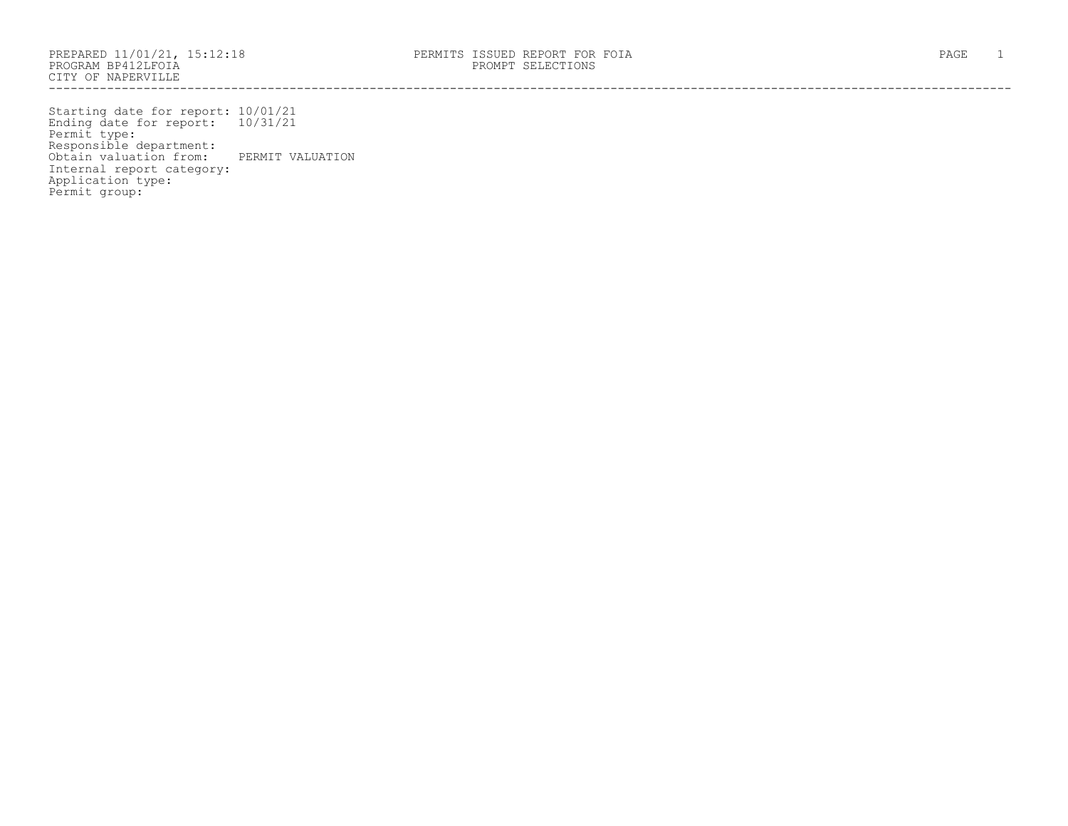PREPARED 11/01/21, 15:12:18
PROGRAM BP412LFOIA
CITY OF NAPERVILLE

PERMITS ISSUED REPORT FOR FOIA
PROMPT SELECTIONS

---

Starting date for report: 10/01/21
Ending date for report: 10/31/21
Permit type:
Responsible department:
Obtain valuation from: PERMIT VALUATION
Internal report category:
Application type:
Permit group: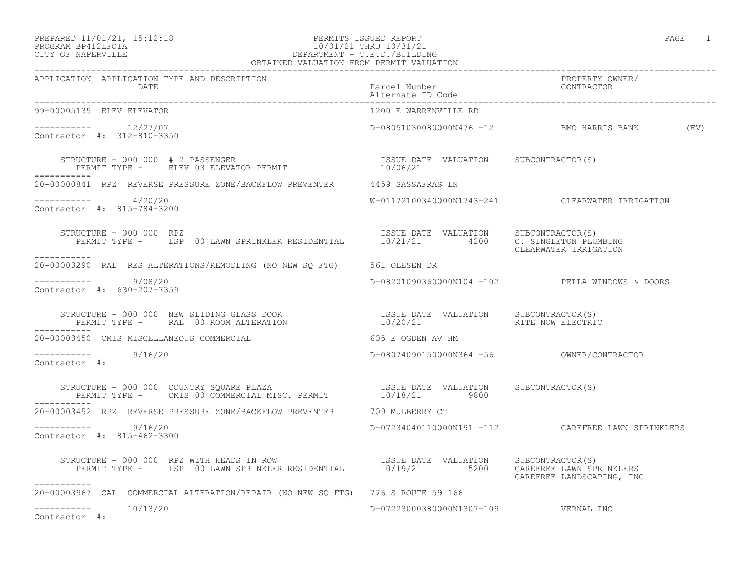PREPARED 11/01/21, 15:12:18
PROGRAM BP412LFOIA
CITY OF NAPERVILLE

PERMITS ISSUED REPORT
10/01/21 THRU 10/31/21
DEPARTMENT - T.E.D./BUILDING
OBTAINED VALUATION FROM PERMIT VALUATION

| APPLICATION | APPLICATION TYPE AND DESCRIPTION / DATE | Parcel Number / Alternate ID Code | PROPERTY OWNER/ CONTRACTOR |
|---|---|---|---|

**99-00005135 ELEV ELEVATOR** — 1200 E WARRENVILLE RD

----------- 12/27/07 — D-08051030080000N476 -12 — BMO HARRIS BANK (EV)

Contractor #: 312-810-3350

STRUCTURE - 000 000 # 2 PASSENGER
PERMIT TYPE - ELEV 03 ELEVATOR PERMIT

| ISSUE DATE | VALUATION | SUBCONTRACTOR(S) |
|---|---|---|
| 10/06/21 | | |

-----------

**20-00000841 RPZ REVERSE PRESSURE ZONE/BACKFLOW PREVENTER** — 4459 SASSAFRAS LN

----------- 4/20/20 — W-01172100340000N1743-241 — CLEARWATER IRRIGATION

Contractor #: 815-784-3200

STRUCTURE - 000 000 RPZ
PERMIT TYPE - LSP 00 LAWN SPRINKLER RESIDENTIAL

| ISSUE DATE | VALUATION | SUBCONTRACTOR(S) |
|---|---|---|
| 10/21/21 | 4200 | C. SINGLETON PLUMBING<br>CLEARWATER IRRIGATION |

-----------

**20-00003290 RAL RES ALTERATIONS/REMODLING (NO NEW SQ FTG)** — 561 OLESEN DR

----------- 9/08/20 — D-08201090360000N104 -102 — PELLA WINDOWS & DOORS

Contractor #: 630-207-7359

STRUCTURE - 000 000 NEW SLIDING GLASS DOOR
PERMIT TYPE - RAL 00 ROOM ALTERATION

| ISSUE DATE | VALUATION | SUBCONTRACTOR(S) |
|---|---|---|
| 10/20/21 | | RITE NOW ELECTRIC |

-----------

**20-00003450 CMIS MISCELLANEOUS COMMERCIAL** — 605 E OGDEN AV HM

----------- 9/16/20 — D-08074090150000N364 -56 — OWNER/CONTRACTOR

Contractor #:

STRUCTURE - 000 000 COUNTRY SQUARE PLAZA
PERMIT TYPE - CMIS 00 COMMERCIAL MISC. PERMIT

| ISSUE DATE | VALUATION | SUBCONTRACTOR(S) |
|---|---|---|
| 10/18/21 | 9800 | |

-----------

**20-00003452 RPZ REVERSE PRESSURE ZONE/BACKFLOW PREVENTER** — 709 MULBERRY CT

----------- 9/16/20 — D-07234040110000N191 -112 — CAREFREE LAWN SPRINKLERS

Contractor #: 815-462-3300

STRUCTURE - 000 000 RPZ WITH HEADS IN ROW
PERMIT TYPE - LSP 00 LAWN SPRINKLER RESIDENTIAL

| ISSUE DATE | VALUATION | SUBCONTRACTOR(S) |
|---|---|---|
| 10/19/21 | 5200 | CAREFREE LAWN SPRINKLERS<br>CAREFREE LANDSCAPING, INC |

-----------

**20-00003967 CAL COMMERCIAL ALTERATION/REPAIR (NO NEW SQ FTG)** — 776 S ROUTE 59 166

----------- 10/13/20 — D-07223000380000N1307-109 — VERNAL INC

Contractor #: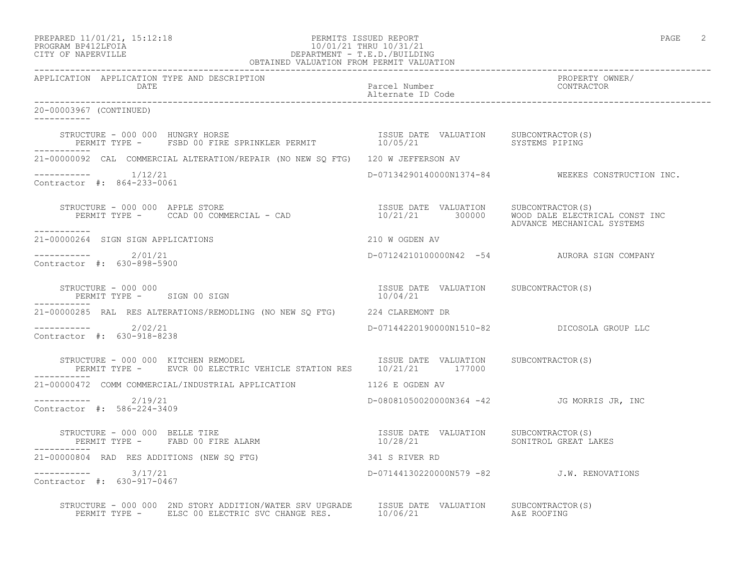PREPARED 11/01/21, 15:12:18
PROGRAM BP412LFOIA
CITY OF NAPERVILLE

PERMITS ISSUED REPORT
10/01/21 THRU 10/31/21
DEPARTMENT - T.E.D./BUILDING
OBTAINED VALUATION FROM PERMIT VALUATION

| APPLICATION | APPLICATION TYPE AND DESCRIPTION / DATE | Parcel Number / Alternate ID Code | PROPERTY OWNER/ CONTRACTOR |
|---|---|---|---|

20-00003967 (CONTINUED)

STRUCTURE - 000 000 HUNGRY HORSE
PERMIT TYPE - FSBD 00 FIRE SPRINKLER PERMIT
ISSUE DATE: 10/05/21 VALUATION: SUBCONTRACTOR(S): SYSTEMS PIPING

---

21-00000092 CAL COMMERCIAL ALTERATION/REPAIR (NO NEW SQ FTG) 120 W JEFFERSON AV

1/12/21 D-07134290140000N1374-84 WEEKES CONSTRUCTION INC.
Contractor #: 864-233-0061

STRUCTURE - 000 000 APPLE STORE
PERMIT TYPE - CCAD 00 COMMERCIAL - CAD
ISSUE DATE: 10/21/21 VALUATION: 300000 SUBCONTRACTOR(S): WOOD DALE ELECTRICAL CONST INC, ADVANCE MECHANICAL SYSTEMS

---

21-00000264 SIGN SIGN APPLICATIONS 210 W OGDEN AV

2/01/21 D-07124210100000N42 -54 AURORA SIGN COMPANY
Contractor #: 630-898-5900

STRUCTURE - 000 000
PERMIT TYPE - SIGN 00 SIGN
ISSUE DATE: 10/04/21 VALUATION: SUBCONTRACTOR(S):

---

21-00000285 RAL RES ALTERATIONS/REMODLING (NO NEW SQ FTG) 224 CLAREMONT DR

2/02/21 D-07144220190000N1510-82 DICOSOLA GROUP LLC
Contractor #: 630-918-8238

STRUCTURE - 000 000 KITCHEN REMODEL
PERMIT TYPE - EVCR 00 ELECTRIC VEHICLE STATION RES
ISSUE DATE: 10/21/21 VALUATION: 177000 SUBCONTRACTOR(S):

---

21-00000472 COMM COMMERCIAL/INDUSTRIAL APPLICATION 1126 E OGDEN AV

2/19/21 D-08081050020000N364 -42 JG MORRIS JR, INC
Contractor #: 586-224-3409

STRUCTURE - 000 000 BELLE TIRE
PERMIT TYPE - FABD 00 FIRE ALARM
ISSUE DATE: 10/28/21 VALUATION: SUBCONTRACTOR(S): SONITROL GREAT LAKES

---

21-00000804 RAD RES ADDITIONS (NEW SQ FTG) 341 S RIVER RD

3/17/21 D-07144130220000N579 -82 J.W. RENOVATIONS
Contractor #: 630-917-0467

STRUCTURE - 000 000 2ND STORY ADDITION/WATER SRV UPGRADE
PERMIT TYPE - ELSC 00 ELECTRIC SVC CHANGE RES.
ISSUE DATE: 10/06/21 VALUATION: SUBCONTRACTOR(S): A&E ROOFING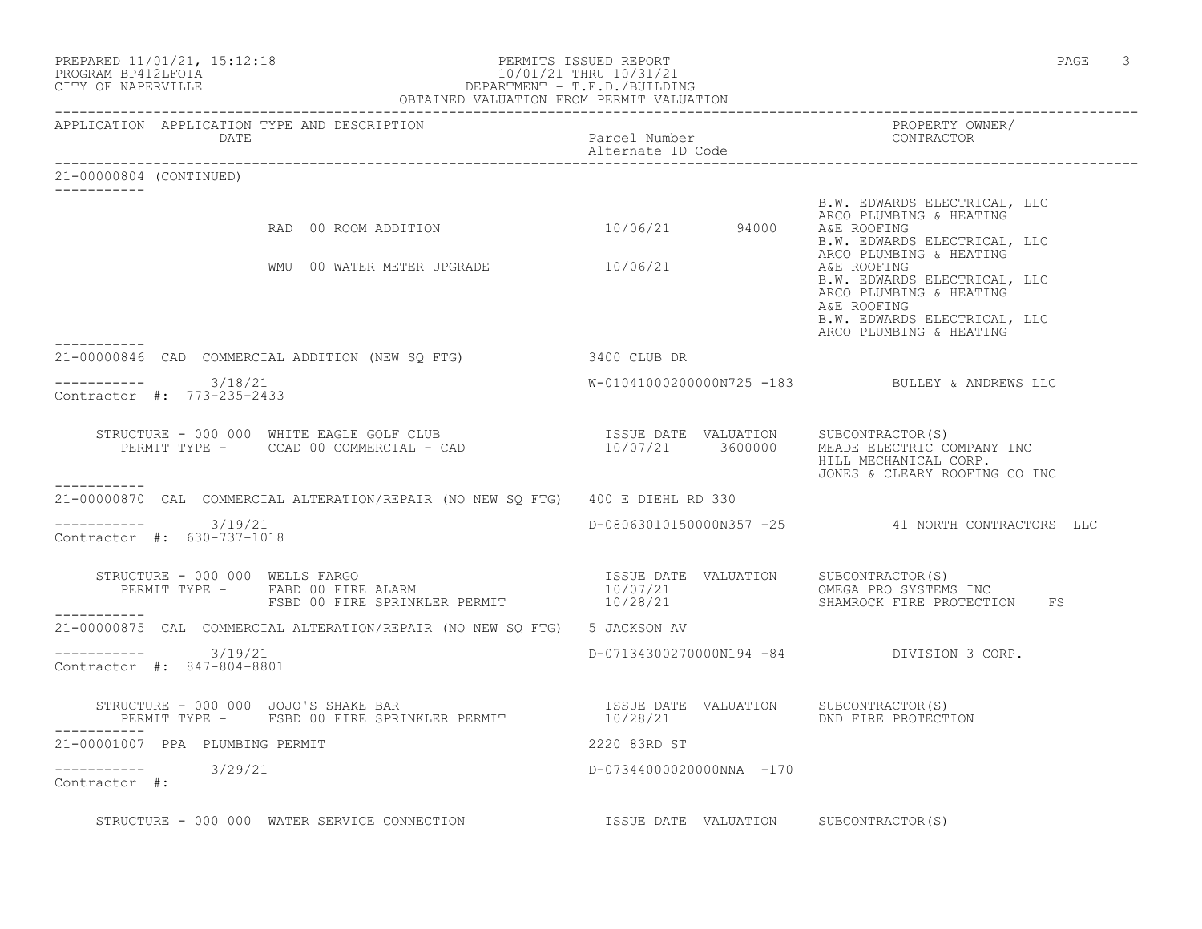PREPARED 11/01/21, 15:12:18
PROGRAM BP412LFOIA
CITY OF NAPERVILLE

PERMITS ISSUED REPORT
10/01/21 THRU 10/31/21
DEPARTMENT - T.E.D./BUILDING
OBTAINED VALUATION FROM PERMIT VALUATION

| APPLICATION | APPLICATION TYPE AND DESCRIPTION / DATE | Parcel Number / Alternate ID Code | | PROPERTY OWNER/ CONTRACTOR |
|---|---|---|---|---|
| 21-00000804 (CONTINUED) | | | | |
| | | | | B.W. EDWARDS ELECTRICAL, LLC |
| | | | | ARCO PLUMBING & HEATING |
| | RAD 00 ROOM ADDITION | 10/06/21 | 94000 | A&E ROOFING |
| | | | | B.W. EDWARDS ELECTRICAL, LLC |
| | | | | ARCO PLUMBING & HEATING |
| | WMU 00 WATER METER UPGRADE | 10/06/21 | | A&E ROOFING |
| | | | | B.W. EDWARDS ELECTRICAL, LLC |
| | | | | ARCO PLUMBING & HEATING |
| | | | | A&E ROOFING |
| | | | | B.W. EDWARDS ELECTRICAL, LLC |
| | | | | ARCO PLUMBING & HEATING |

21-00000846 CAD COMMERCIAL ADDITION (NEW SQ FTG) — 3400 CLUB DR
3/18/21 — W-01041000200000N725 -183 — BULLEY & ANDREWS LLC
Contractor #: 773-235-2433

| STRUCTURE / PERMIT TYPE | ISSUE DATE | VALUATION | SUBCONTRACTOR(S) |
|---|---|---|---|
| STRUCTURE - 000 000 WHITE EAGLE GOLF CLUB | | | |
| PERMIT TYPE - CCAD 00 COMMERCIAL - CAD | 10/07/21 | 3600000 | MEADE ELECTRIC COMPANY INC |
| | | | HILL MECHANICAL CORP. |
| | | | JONES & CLEARY ROOFING CO INC |

21-00000870 CAL COMMERCIAL ALTERATION/REPAIR (NO NEW SQ FTG) — 400 E DIEHL RD 330
3/19/21 — D-08063010150000N357 -25 — 41 NORTH CONTRACTORS LLC
Contractor #: 630-737-1018

| STRUCTURE / PERMIT TYPE | ISSUE DATE | VALUATION | SUBCONTRACTOR(S) |
|---|---|---|---|
| STRUCTURE - 000 000 WELLS FARGO | | | |
| PERMIT TYPE - FABD 00 FIRE ALARM | 10/07/21 | | OMEGA PRO SYSTEMS INC |
| FSBD 00 FIRE SPRINKLER PERMIT | 10/28/21 | | SHAMROCK FIRE PROTECTION FS |

21-00000875 CAL COMMERCIAL ALTERATION/REPAIR (NO NEW SQ FTG) — 5 JACKSON AV
3/19/21 — D-07134300270000N194 -84 — DIVISION 3 CORP.
Contractor #: 847-804-8801

| STRUCTURE / PERMIT TYPE | ISSUE DATE | VALUATION | SUBCONTRACTOR(S) |
|---|---|---|---|
| STRUCTURE - 000 000 JOJO'S SHAKE BAR | | | |
| PERMIT TYPE - FSBD 00 FIRE SPRINKLER PERMIT | 10/28/21 | | DND FIRE PROTECTION |

21-00001007 PPA PLUMBING PERMIT — 2220 83RD ST
3/29/21 — D-07344000020000NNA -170
Contractor #:

STRUCTURE - 000 000 WATER SERVICE CONNECTION — ISSUE DATE — VALUATION — SUBCONTRACTOR(S)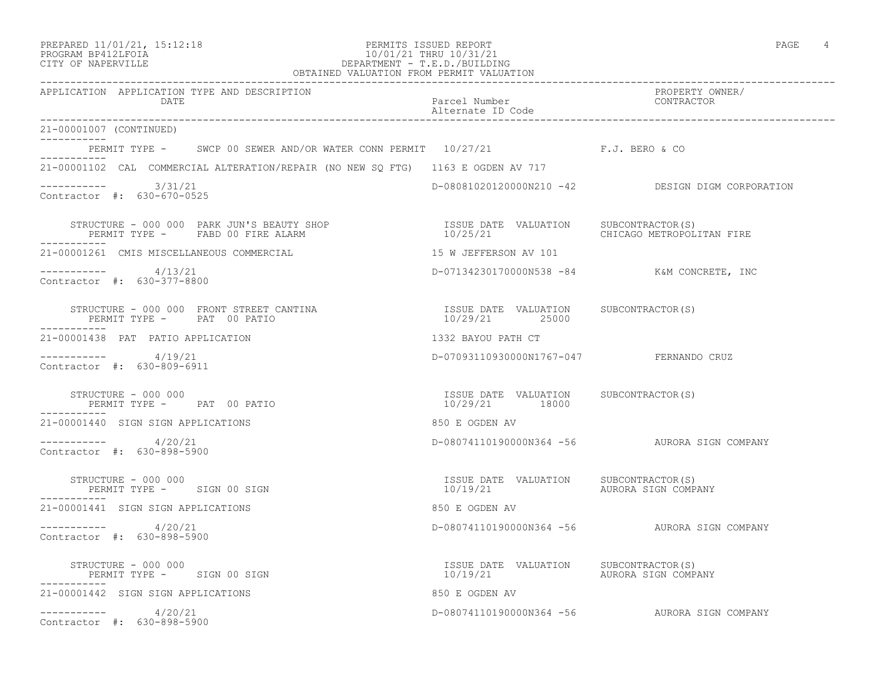PREPARED 11/01/21, 15:12:18
PROGRAM BP412LFOIA
CITY OF NAPERVILLE

PERMITS ISSUED REPORT
10/01/21 THRU 10/31/21
DEPARTMENT - T.E.D./BUILDING
OBTAINED VALUATION FROM PERMIT VALUATION

| APPLICATION | APPLICATION TYPE AND DESCRIPTION / DATE | Parcel Number / Alternate ID Code | PROPERTY OWNER/ CONTRACTOR |
|---|---|---|---|

**21-00001007 (CONTINUED)**

PERMIT TYPE - SWCP 00 SEWER AND/OR WATER CONN PERMIT 10/27/21 F.J. BERO & CO

---

**21-00001102** CAL COMMERCIAL ALTERATION/REPAIR (NO NEW SQ FTG) 1163 E OGDEN AV 717

3/31/21 — D-08081020120000N210 -42 — DESIGN DIGM CORPORATION
Contractor #: 630-670-0525

| STRUCTURE / PERMIT TYPE | ISSUE DATE | VALUATION | SUBCONTRACTOR(S) |
|---|---|---|---|
| STRUCTURE - 000 000 PARK JUN'S BEAUTY SHOP<br>PERMIT TYPE - FABD 00 FIRE ALARM | 10/25/21 | | CHICAGO METROPOLITAN FIRE |

---

**21-00001261** CMIS MISCELLANEOUS COMMERCIAL 15 W JEFFERSON AV 101

4/13/21 — D-07134230170000N538 -84 — K&M CONCRETE, INC
Contractor #: 630-377-8800

| STRUCTURE / PERMIT TYPE | ISSUE DATE | VALUATION | SUBCONTRACTOR(S) |
|---|---|---|---|
| STRUCTURE - 000 000 FRONT STREET CANTINA<br>PERMIT TYPE - PAT 00 PATIO | 10/29/21 | 25000 | |

---

**21-00001438** PAT PATIO APPLICATION 1332 BAYOU PATH CT

4/19/21 — D-07093110930000N1767-047 — FERNANDO CRUZ
Contractor #: 630-809-6911

| STRUCTURE / PERMIT TYPE | ISSUE DATE | VALUATION | SUBCONTRACTOR(S) |
|---|---|---|---|
| STRUCTURE - 000 000<br>PERMIT TYPE - PAT 00 PATIO | 10/29/21 | 18000 | |

---

**21-00001440** SIGN SIGN APPLICATIONS 850 E OGDEN AV

4/20/21 — D-08074110190000N364 -56 — AURORA SIGN COMPANY
Contractor #: 630-898-5900

| STRUCTURE / PERMIT TYPE | ISSUE DATE | VALUATION | SUBCONTRACTOR(S) |
|---|---|---|---|
| STRUCTURE - 000 000<br>PERMIT TYPE - SIGN 00 SIGN | 10/19/21 | | AURORA SIGN COMPANY |

---

**21-00001441** SIGN SIGN APPLICATIONS 850 E OGDEN AV

4/20/21 — D-08074110190000N364 -56 — AURORA SIGN COMPANY
Contractor #: 630-898-5900

| STRUCTURE / PERMIT TYPE | ISSUE DATE | VALUATION | SUBCONTRACTOR(S) |
|---|---|---|---|
| STRUCTURE - 000 000<br>PERMIT TYPE - SIGN 00 SIGN | 10/19/21 | | AURORA SIGN COMPANY |

---

**21-00001442** SIGN SIGN APPLICATIONS 850 E OGDEN AV

4/20/21 — D-08074110190000N364 -56 — AURORA SIGN COMPANY
Contractor #: 630-898-5900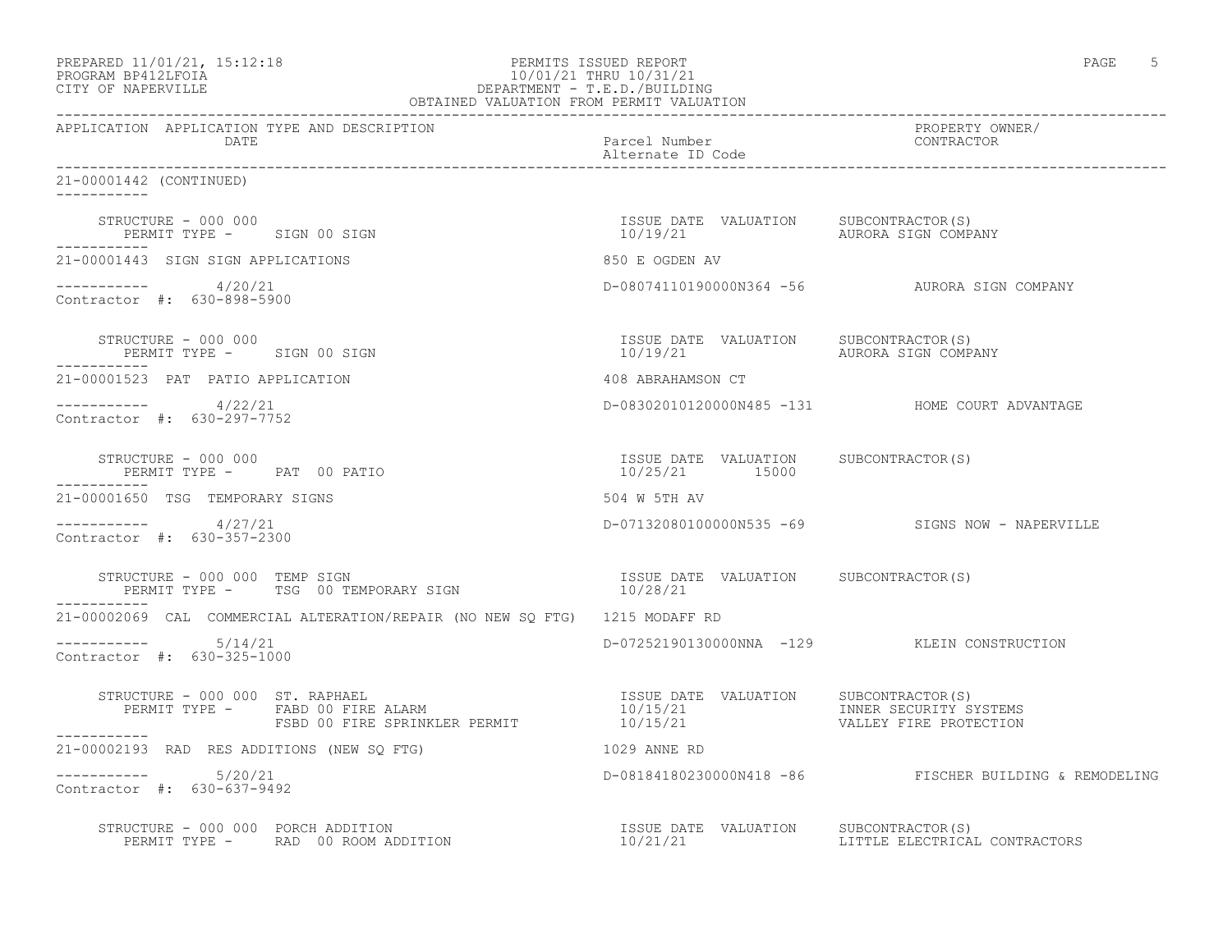PERMITS ISSUED REPORT
10/01/21 THRU 10/31/21
DEPARTMENT - T.E.D./BUILDING
OBTAINED VALUATION FROM PERMIT VALUATION

PREPARED 11/01/21, 15:12:18
PROGRAM BP412LFOIA
CITY OF NAPERVILLE

| APPLICATION | APPLICATION TYPE AND DESCRIPTION / DATE | Parcel Number / Alternate ID Code | PROPERTY OWNER/ CONTRACTOR |
|---|---|---|---|

21-00001442 (CONTINUED)

STRUCTURE - 000 000
PERMIT TYPE - SIGN 00 SIGN

| ISSUE DATE | VALUATION | SUBCONTRACTOR(S) |
|---|---|---|
| 10/19/21 | | AURORA SIGN COMPANY |

---

21-00001443 SIGN SIGN APPLICATIONS — 850 E OGDEN AV

4/20/21 — D-08074110190000N364 -56 — AURORA SIGN COMPANY

Contractor #: 630-898-5900

STRUCTURE - 000 000
PERMIT TYPE - SIGN 00 SIGN

| ISSUE DATE | VALUATION | SUBCONTRACTOR(S) |
|---|---|---|
| 10/19/21 | | AURORA SIGN COMPANY |

---

21-00001523 PAT PATIO APPLICATION — 408 ABRAHAMSON CT

4/22/21 — D-08302010120000N485 -131 — HOME COURT ADVANTAGE

Contractor #: 630-297-7752

STRUCTURE - 000 000
PERMIT TYPE - PAT 00 PATIO

| ISSUE DATE | VALUATION | SUBCONTRACTOR(S) |
|---|---|---|
| 10/25/21 | 15000 | |

---

21-00001650 TSG TEMPORARY SIGNS — 504 W 5TH AV

4/27/21 — D-07132080100000N535 -69 — SIGNS NOW - NAPERVILLE

Contractor #: 630-357-2300

STRUCTURE - 000 000 TEMP SIGN
PERMIT TYPE - TSG 00 TEMPORARY SIGN

| ISSUE DATE | VALUATION | SUBCONTRACTOR(S) |
|---|---|---|
| 10/28/21 | | |

---

21-00002069 CAL COMMERCIAL ALTERATION/REPAIR (NO NEW SQ FTG) — 1215 MODAFF RD

5/14/21 — D-07252190130000NNA -129 — KLEIN CONSTRUCTION

Contractor #: 630-325-1000

STRUCTURE - 000 000 ST. RAPHAEL

| PERMIT TYPE | ISSUE DATE | VALUATION | SUBCONTRACTOR(S) |
|---|---|---|---|
| FABD 00 FIRE ALARM | 10/15/21 | | INNER SECURITY SYSTEMS |
| FSBD 00 FIRE SPRINKLER PERMIT | 10/15/21 | | VALLEY FIRE PROTECTION |

---

21-00002193 RAD RES ADDITIONS (NEW SQ FTG) — 1029 ANNE RD

5/20/21 — D-08184180230000N418 -86 — FISCHER BUILDING & REMODELING

Contractor #: 630-637-9492

STRUCTURE - 000 000 PORCH ADDITION
PERMIT TYPE - RAD 00 ROOM ADDITION

| ISSUE DATE | VALUATION | SUBCONTRACTOR(S) |
|---|---|---|
| 10/21/21 | | LITTLE ELECTRICAL CONTRACTORS |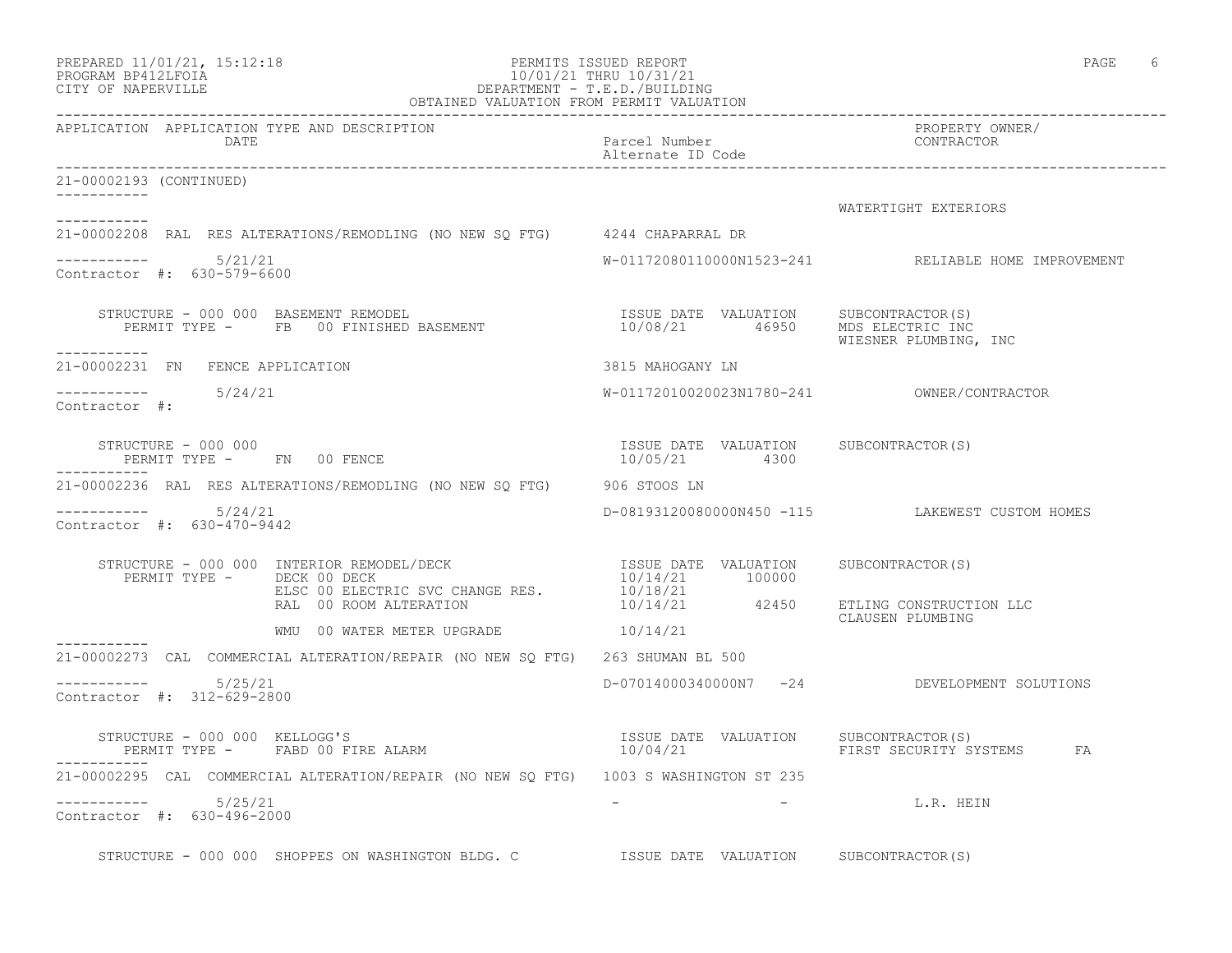APPLICATION APPLICATION TYPE AND DESCRIPTION DATE | Parcel Number / Alternate ID Code | PROPERTY OWNER/ CONTRACTOR

21-00002193 (CONTINUED)

WATERTIGHT EXTERIORS

---

**21-00002208 RAL RES ALTERATIONS/REMODLING (NO NEW SQ FTG)** 4244 CHAPARRAL DR

5/21/21 — W-01172080110000N1523-241 — RELIABLE HOME IMPROVEMENT

Contractor #: 630-579-6600

| STRUCTURE - 000 000 BASEMENT REMODEL | ISSUE DATE | VALUATION | SUBCONTRACTOR(S) |
|---|---|---|---|
| PERMIT TYPE - FB 00 FINISHED BASEMENT | 10/08/21 | 46950 | MDS ELECTRIC INC |
| | | | WIESNER PLUMBING, INC |

---

**21-00002231 FN FENCE APPLICATION** 3815 MAHOGANY LN

5/24/21 — W-01172010020023N1780-241 — OWNER/CONTRACTOR

Contractor #:

| STRUCTURE - 000 000 | ISSUE DATE | VALUATION | SUBCONTRACTOR(S) |
|---|---|---|---|
| PERMIT TYPE - FN 00 FENCE | 10/05/21 | 4300 | |

---

**21-00002236 RAL RES ALTERATIONS/REMODLING (NO NEW SQ FTG)** 906 STOOS LN

5/24/21 — D-08193120080000N450 -115 — LAKEWEST CUSTOM HOMES

Contractor #: 630-470-9442

| STRUCTURE - 000 000 INTERIOR REMODEL/DECK | ISSUE DATE | VALUATION | SUBCONTRACTOR(S) |
|---|---|---|---|
| PERMIT TYPE - DECK 00 DECK | 10/14/21 | 100000 | |
| ELSC 00 ELECTRIC SVC CHANGE RES. | 10/18/21 | | |
| RAL 00 ROOM ALTERATION | 10/14/21 | 42450 | ETLING CONSTRUCTION LLC |
| | | | CLAUSEN PLUMBING |
| WMU 00 WATER METER UPGRADE | 10/14/21 | | |

---

**21-00002273 CAL COMMERCIAL ALTERATION/REPAIR (NO NEW SQ FTG)** 263 SHUMAN BL 500

5/25/21 — D-07014000340000N7 -24 — DEVELOPMENT SOLUTIONS

Contractor #: 312-629-2800

| STRUCTURE - 000 000 KELLOGG'S | ISSUE DATE | VALUATION | SUBCONTRACTOR(S) |
|---|---|---|---|
| PERMIT TYPE - FABD 00 FIRE ALARM | 10/04/21 | | FIRST SECURITY SYSTEMS FA |

---

**21-00002295 CAL COMMERCIAL ALTERATION/REPAIR (NO NEW SQ FTG)** 1003 S WASHINGTON ST 235

5/25/21 — - - — L.R. HEIN

Contractor #: 630-496-2000

| STRUCTURE - 000 000 SHOPPES ON WASHINGTON BLDG. C | ISSUE DATE | VALUATION | SUBCONTRACTOR(S) |
|---|---|---|---|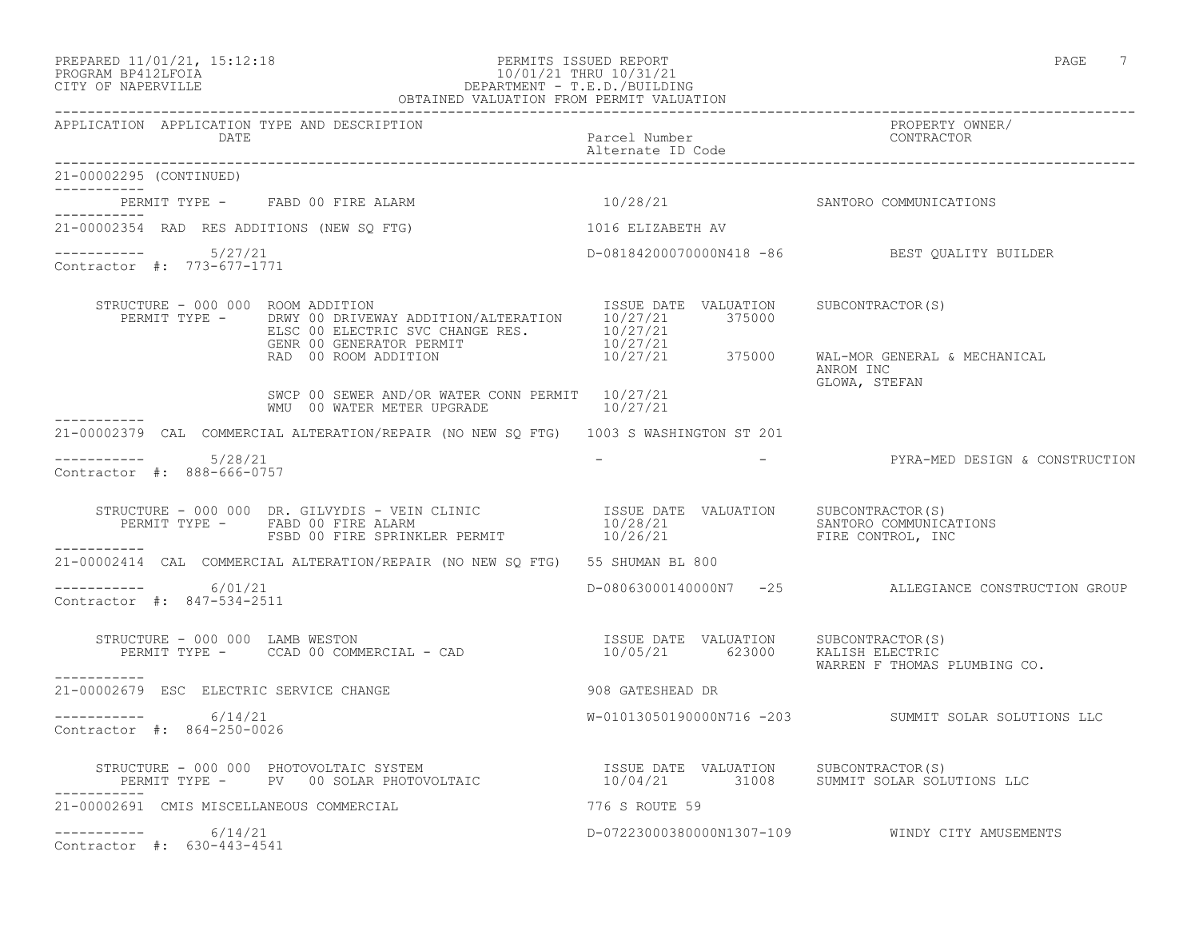PREPARED 11/01/21, 15:12:18 PERMITS ISSUED REPORT
PROGRAM BP412LFOIA 10/01/21 THRU 10/31/21
CITY OF NAPERVILLE DEPARTMENT - T.E.D./BUILDING
OBTAINED VALUATION FROM PERMIT VALUATION

| APPLICATION | APPLICATION TYPE AND DESCRIPTION / DATE | Parcel Number / Alternate ID Code | PROPERTY OWNER/ CONTRACTOR |
|---|---|---|---|

**21-00002295 (CONTINUED)**

PERMIT TYPE - FABD 00 FIRE ALARM — 10/28/21 — SANTORO COMMUNICATIONS

---

**21-00002354** RAD RES ADDITIONS (NEW SQ FTG) — 1016 ELIZABETH AV

5/27/21 — D-08184200070000N418 -86 — BEST QUALITY BUILDER

Contractor #: 773-677-1771

STRUCTURE - 000 000 ROOM ADDITION

| PERMIT TYPE | ISSUE DATE | VALUATION | SUBCONTRACTOR(S) |
|---|---|---|---|
| DRWY 00 DRIVEWAY ADDITION/ALTERATION | 10/27/21 | 375000 | |
| ELSC 00 ELECTRIC SVC CHANGE RES. | 10/27/21 | | |
| GENR 00 GENERATOR PERMIT | 10/27/21 | | |
| RAD 00 ROOM ADDITION | 10/27/21 | 375000 | WAL-MOR GENERAL & MECHANICAL; ANROM INC; GLOWA, STEFAN |
| SWCP 00 SEWER AND/OR WATER CONN PERMIT | 10/27/21 | | |
| WMU 00 WATER METER UPGRADE | 10/27/21 | | |

---

**21-00002379** CAL COMMERCIAL ALTERATION/REPAIR (NO NEW SQ FTG) — 1003 S WASHINGTON ST 201

5/28/21 — - - — PYRA-MED DESIGN & CONSTRUCTION

Contractor #: 888-666-0757

STRUCTURE - 000 000 DR. GILVYDIS - VEIN CLINIC

| PERMIT TYPE | ISSUE DATE | VALUATION | SUBCONTRACTOR(S) |
|---|---|---|---|
| FABD 00 FIRE ALARM | 10/28/21 | | SANTORO COMMUNICATIONS |
| FSBD 00 FIRE SPRINKLER PERMIT | 10/26/21 | | FIRE CONTROL, INC |

---

**21-00002414** CAL COMMERCIAL ALTERATION/REPAIR (NO NEW SQ FTG) — 55 SHUMAN BL 800

6/01/21 — D-08063000140000N7 -25 — ALLEGIANCE CONSTRUCTION GROUP

Contractor #: 847-534-2511

STRUCTURE - 000 000 LAMB WESTON

| PERMIT TYPE | ISSUE DATE | VALUATION | SUBCONTRACTOR(S) |
|---|---|---|---|
| CCAD 00 COMMERCIAL - CAD | 10/05/21 | 623000 | KALISH ELECTRIC; WARREN F THOMAS PLUMBING CO. |

---

**21-00002679** ESC ELECTRIC SERVICE CHANGE — 908 GATESHEAD DR

6/14/21 — W-01013050190000N716 -203 — SUMMIT SOLAR SOLUTIONS LLC

Contractor #: 864-250-0026

STRUCTURE - 000 000 PHOTOVOLTAIC SYSTEM

| PERMIT TYPE | ISSUE DATE | VALUATION | SUBCONTRACTOR(S) |
|---|---|---|---|
| PV 00 SOLAR PHOTOVOLTAIC | 10/04/21 | 31008 | SUMMIT SOLAR SOLUTIONS LLC |

---

**21-00002691** CMIS MISCELLANEOUS COMMERCIAL — 776 S ROUTE 59

6/14/21 — D-07223000380000N1307-109 — WINDY CITY AMUSEMENTS

Contractor #: 630-443-4541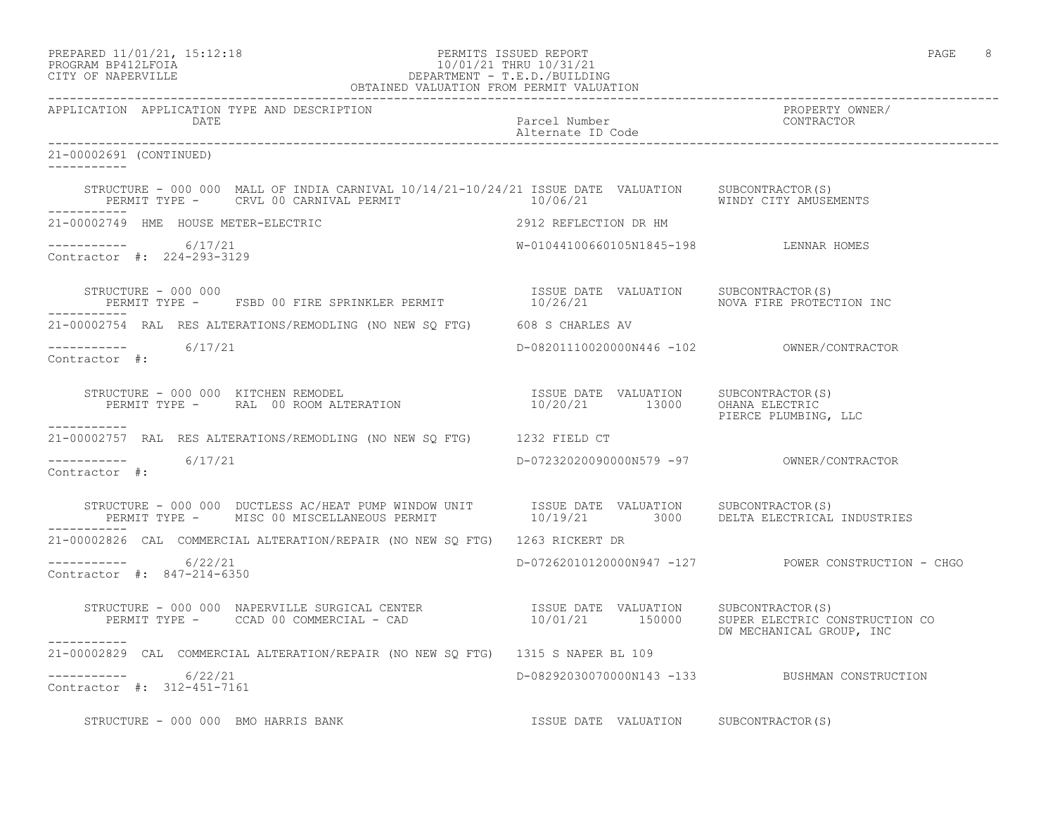PREPARED 11/01/21, 15:12:18 — PERMITS ISSUED REPORT
PROGRAM BP412LFOIA — 10/01/21 THRU 10/31/21
CITY OF NAPERVILLE — DEPARTMENT - T.E.D./BUILDING
OBTAINED VALUATION FROM PERMIT VALUATION

| APPLICATION | APPLICATION TYPE AND DESCRIPTION / DATE | Parcel Number / Alternate ID Code | PROPERTY OWNER/ CONTRACTOR |
|---|---|---|---|

**21-00002691 (CONTINUED)**

STRUCTURE - 000 000 MALL OF INDIA CARNIVAL 10/14/21-10/24/21
PERMIT TYPE - CRVL 00 CARNIVAL PERMIT
ISSUE DATE: 10/06/21 — VALUATION: — SUBCONTRACTOR(S): WINDY CITY AMUSEMENTS

---

**21-00002749** HME HOUSE METER-ELECTRIC — 2912 REFLECTION DR HM
Date: 6/17/21 — W-01044100660105N1845-198 — LENNAR HOMES
Contractor #: 224-293-3129

STRUCTURE - 000 000
PERMIT TYPE - FSBD 00 FIRE SPRINKLER PERMIT
ISSUE DATE: 10/26/21 — VALUATION: — SUBCONTRACTOR(S): NOVA FIRE PROTECTION INC

---

**21-00002754** RAL RES ALTERATIONS/REMODLING (NO NEW SQ FTG) — 608 S CHARLES AV
Date: 6/17/21 — D-08201110020000N446 -102 — OWNER/CONTRACTOR
Contractor #:

STRUCTURE - 000 000 KITCHEN REMODEL
PERMIT TYPE - RAL 00 ROOM ALTERATION
ISSUE DATE: 10/20/21 — VALUATION: 13000 — SUBCONTRACTOR(S): OHANA ELECTRIC, PIERCE PLUMBING, LLC

---

**21-00002757** RAL RES ALTERATIONS/REMODLING (NO NEW SQ FTG) — 1232 FIELD CT
Date: 6/17/21 — D-07232020090000N579 -97 — OWNER/CONTRACTOR
Contractor #:

STRUCTURE - 000 000 DUCTLESS AC/HEAT PUMP WINDOW UNIT
PERMIT TYPE - MISC 00 MISCELLANEOUS PERMIT
ISSUE DATE: 10/19/21 — VALUATION: 3000 — SUBCONTRACTOR(S): DELTA ELECTRICAL INDUSTRIES

---

**21-00002826** CAL COMMERCIAL ALTERATION/REPAIR (NO NEW SQ FTG) — 1263 RICKERT DR
Date: 6/22/21 — D-07262010120000N947 -127 — POWER CONSTRUCTION - CHGO
Contractor #: 847-214-6350

STRUCTURE - 000 000 NAPERVILLE SURGICAL CENTER
PERMIT TYPE - CCAD 00 COMMERCIAL - CAD
ISSUE DATE: 10/01/21 — VALUATION: 150000 — SUBCONTRACTOR(S): SUPER ELECTRIC CONSTRUCTION CO, DW MECHANICAL GROUP, INC

---

**21-00002829** CAL COMMERCIAL ALTERATION/REPAIR (NO NEW SQ FTG) — 1315 S NAPER BL 109
Date: 6/22/21 — D-08292030070000N143 -133 — BUSHMAN CONSTRUCTION
Contractor #: 312-451-7161

STRUCTURE - 000 000 BMO HARRIS BANK
ISSUE DATE — VALUATION — SUBCONTRACTOR(S)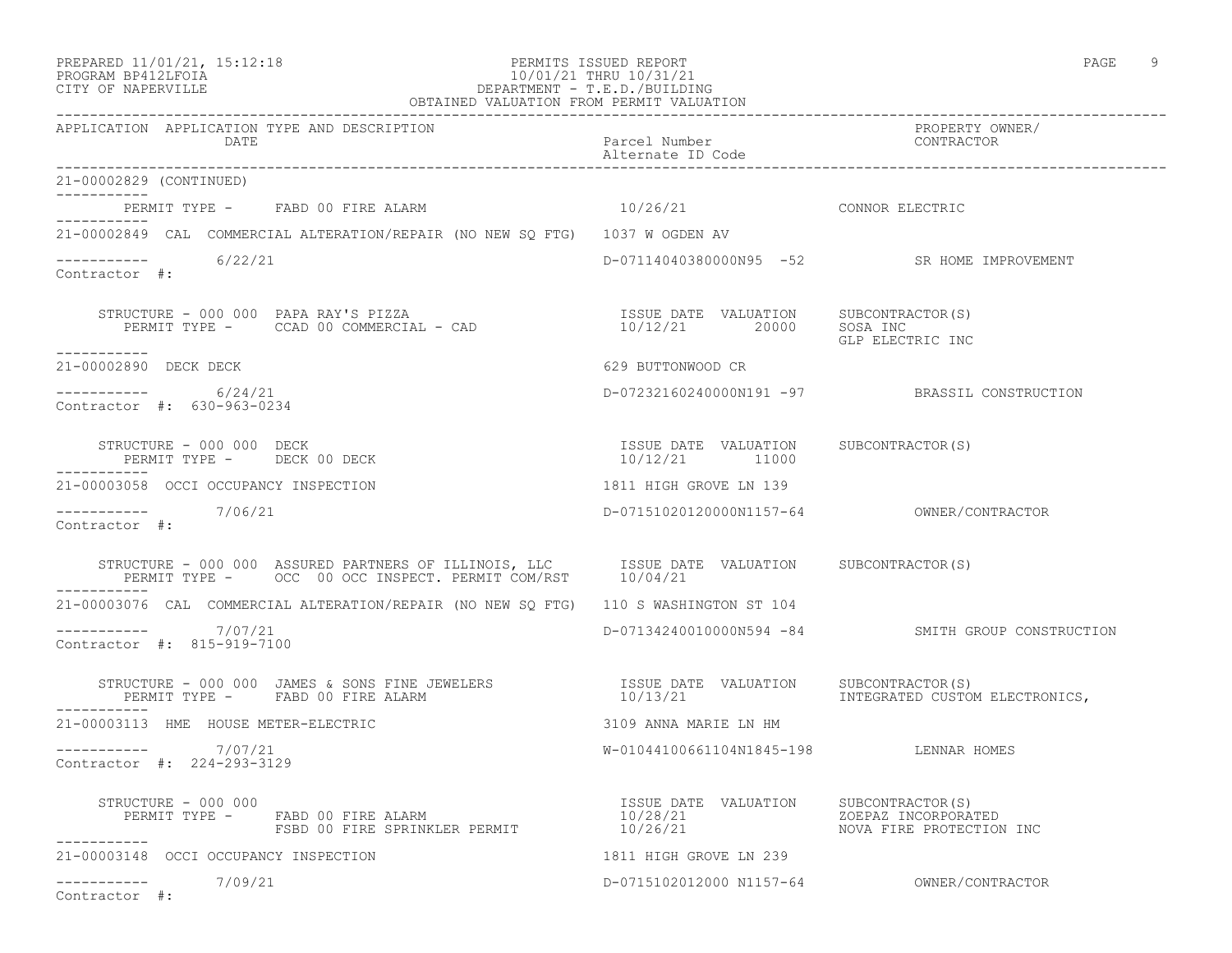PREPARED 11/01/21, 15:12:18
PROGRAM BP412LFOIA
CITY OF NAPERVILLE

PERMITS ISSUED REPORT
10/01/21 THRU 10/31/21
DEPARTMENT - T.E.D./BUILDING
OBTAINED VALUATION FROM PERMIT VALUATION

| APPLICATION | APPLICATION TYPE AND DESCRIPTION / DATE | Parcel Number / Alternate ID Code | PROPERTY OWNER/ CONTRACTOR |
|---|---|---|---|

**21-00002829 (CONTINUED)**

PERMIT TYPE - FABD 00 FIRE ALARM — 10/26/21 — CONNOR ELECTRIC

---

**21-00002849** CAL COMMERCIAL ALTERATION/REPAIR (NO NEW SQ FTG) — 1037 W OGDEN AV

6/22/21 — D-07114040380000N95 -52 — SR HOME IMPROVEMENT

Contractor #:

| STRUCTURE - 000 000 PAPA RAY'S PIZZA | ISSUE DATE | VALUATION | SUBCONTRACTOR(S) |
|---|---|---|---|
| PERMIT TYPE - CCAD 00 COMMERCIAL - CAD | 10/12/21 | 20000 | SOSA INC<br>GLP ELECTRIC INC |

---

**21-00002890** DECK DECK — 629 BUTTONWOOD CR

6/24/21 — D-07232160240000N191 -97 — BRASSIL CONSTRUCTION

Contractor #: 630-963-0234

| STRUCTURE - 000 000 DECK | ISSUE DATE | VALUATION | SUBCONTRACTOR(S) |
|---|---|---|---|
| PERMIT TYPE - DECK 00 DECK | 10/12/21 | 11000 | |

---

**21-00003058** OCCI OCCUPANCY INSPECTION — 1811 HIGH GROVE LN 139

7/06/21 — D-07151020120000N1157-64 — OWNER/CONTRACTOR

Contractor #:

| STRUCTURE - 000 000 ASSURED PARTNERS OF ILLINOIS, LLC | ISSUE DATE | VALUATION | SUBCONTRACTOR(S) |
|---|---|---|---|
| PERMIT TYPE - OCC 00 OCC INSPECT. PERMIT COM/RST | 10/04/21 | | |

---

**21-00003076** CAL COMMERCIAL ALTERATION/REPAIR (NO NEW SQ FTG) — 110 S WASHINGTON ST 104

7/07/21 — D-07134240010000N594 -84 — SMITH GROUP CONSTRUCTION

Contractor #: 815-919-7100

| STRUCTURE - 000 000 JAMES & SONS FINE JEWELERS | ISSUE DATE | VALUATION | SUBCONTRACTOR(S) |
|---|---|---|---|
| PERMIT TYPE - FABD 00 FIRE ALARM | 10/13/21 | | INTEGRATED CUSTOM ELECTRONICS, |

---

**21-00003113** HME HOUSE METER-ELECTRIC — 3109 ANNA MARIE LN HM

7/07/21 — W-01044100661104N1845-198 — LENNAR HOMES

Contractor #: 224-293-3129

| STRUCTURE - 000 000 | ISSUE DATE | VALUATION | SUBCONTRACTOR(S) |
|---|---|---|---|
| PERMIT TYPE - FABD 00 FIRE ALARM | 10/28/21 | | ZOEPAZ INCORPORATED |
| FSBD 00 FIRE SPRINKLER PERMIT | 10/26/21 | | NOVA FIRE PROTECTION INC |

---

**21-00003148** OCCI OCCUPANCY INSPECTION — 1811 HIGH GROVE LN 239

7/09/21 — D-0715102012000 N1157-64 — OWNER/CONTRACTOR

Contractor #: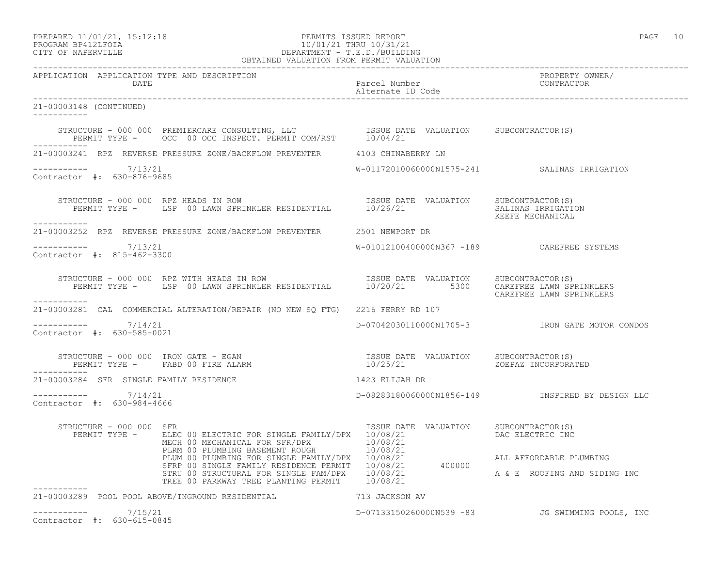PERMITS ISSUED REPORT
10/01/21 THRU 10/31/21
DEPARTMENT - T.E.D./BUILDING
OBTAINED VALUATION FROM PERMIT VALUATION

PREPARED 11/01/21, 15:12:18
PROGRAM BP412LFOIA
CITY OF NAPERVILLE

| APPLICATION | APPLICATION TYPE AND DESCRIPTION / DATE | Parcel Number / Alternate ID Code | PROPERTY OWNER/ CONTRACTOR |
|---|---|---|---|

**21-00003148 (CONTINUED)**

STRUCTURE - 000 000 PREMIERCARE CONSULTING, LLC
PERMIT TYPE - OCC 00 OCC INSPECT. PERMIT COM/RST

| ISSUE DATE | VALUATION | SUBCONTRACTOR(S) |
|---|---|---|
| 10/04/21 | | |

---

**21-00003241** RPZ REVERSE PRESSURE ZONE/BACKFLOW PREVENTER — 4103 CHINABERRY LN

7/13/21 — W-01172010060000N1575-241 — SALINAS IRRIGATION
Contractor #: 630-876-9685

STRUCTURE - 000 000 RPZ HEADS IN ROW
PERMIT TYPE - LSP 00 LAWN SPRINKLER RESIDENTIAL

| ISSUE DATE | VALUATION | SUBCONTRACTOR(S) |
|---|---|---|
| 10/26/21 | | SALINAS IRRIGATION |
| | | KEEFE MECHANICAL |

---

**21-00003252** RPZ REVERSE PRESSURE ZONE/BACKFLOW PREVENTER — 2501 NEWPORT DR

7/13/21 — W-01012100400000N367 -189 — CAREFREE SYSTEMS
Contractor #: 815-462-3300

STRUCTURE - 000 000 RPZ WITH HEADS IN ROW
PERMIT TYPE - LSP 00 LAWN SPRINKLER RESIDENTIAL

| ISSUE DATE | VALUATION | SUBCONTRACTOR(S) |
|---|---|---|
| 10/20/21 | 5300 | CAREFREE LAWN SPRINKLERS |
| | | CAREFREE LAWN SPRINKLERS |

---

**21-00003281** CAL COMMERCIAL ALTERATION/REPAIR (NO NEW SQ FTG) — 2216 FERRY RD 107

7/14/21 — D-07042030110000N1705-3 — IRON GATE MOTOR CONDOS
Contractor #: 630-585-0021

STRUCTURE - 000 000 IRON GATE - EGAN
PERMIT TYPE - FABD 00 FIRE ALARM

| ISSUE DATE | VALUATION | SUBCONTRACTOR(S) |
|---|---|---|
| 10/25/21 | | ZOEPAZ INCORPORATED |

---

**21-00003284** SFR SINGLE FAMILY RESIDENCE — 1423 ELIJAH DR

7/14/21 — D-08283180060000N1856-149 — INSPIRED BY DESIGN LLC
Contractor #: 630-984-4666

STRUCTURE - 000 000 SFR

| PERMIT TYPE | ISSUE DATE | VALUATION | SUBCONTRACTOR(S) |
|---|---|---|---|
| ELEC 00 ELECTRIC FOR SINGLE FAMILY/DPX | 10/08/21 | | DAC ELECTRIC INC |
| MECH 00 MECHANICAL FOR SFR/DPX | 10/08/21 | | |
| PLRM 00 PLUMBING BASEMENT ROUGH | 10/08/21 | | |
| PLUM 00 PLUMBING FOR SINGLE FAMILY/DPX | 10/08/21 | | ALL AFFORDABLE PLUMBING |
| SFRP 00 SINGLE FAMILY RESIDENCE PERMIT | 10/08/21 | 400000 | |
| STRU 00 STRUCTURAL FOR SINGLE FAM/DPX | 10/08/21 | | A & E ROOFING AND SIDING INC |
| TREE 00 PARKWAY TREE PLANTING PERMIT | 10/08/21 | | |

---

**21-00003289** POOL POOL ABOVE/INGROUND RESIDENTIAL — 713 JACKSON AV

7/15/21 — D-07133150260000N539 -83 — JG SWIMMING POOLS, INC
Contractor #: 630-615-0845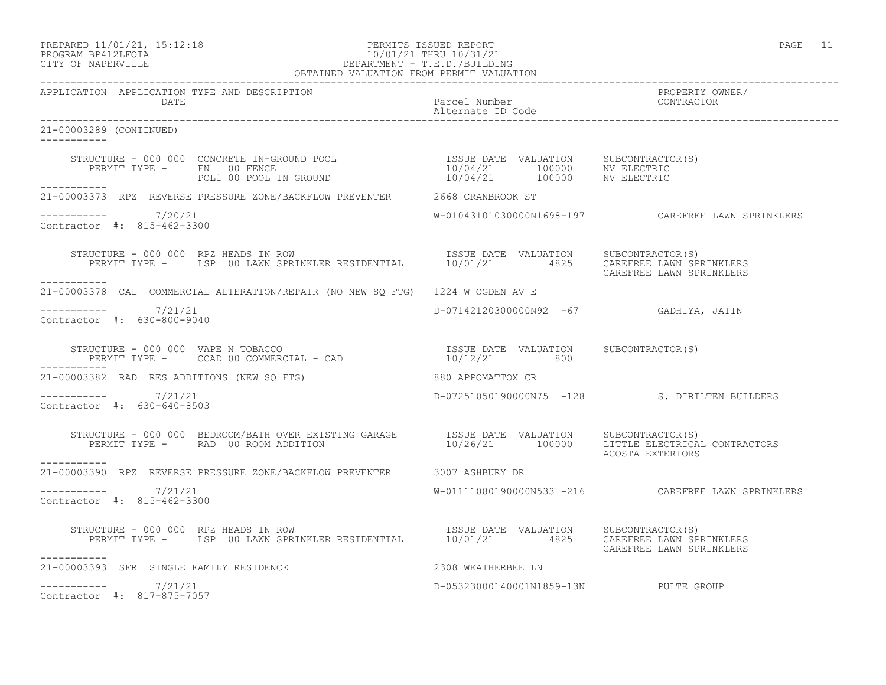PREPARED 11/01/21, 15:12:18
PROGRAM BP412LFOIA
CITY OF NAPERVILLE

PERMITS ISSUED REPORT
10/01/21 THRU 10/31/21
DEPARTMENT - T.E.D./BUILDING
OBTAINED VALUATION FROM PERMIT VALUATION

| APPLICATION | APPLICATION TYPE AND DESCRIPTION / DATE | Parcel Number / Alternate ID Code | PROPERTY OWNER/ CONTRACTOR |
|---|---|---|---|

**21-00003289 (CONTINUED)**

STRUCTURE - 000 000 CONCRETE IN-GROUND POOL

| PERMIT TYPE | ISSUE DATE | VALUATION | SUBCONTRACTOR(S) |
|---|---|---|---|
| FN 00 FENCE | 10/04/21 | 100000 | NV ELECTRIC |
| POL1 00 POOL IN GROUND | 10/04/21 | 100000 | NV ELECTRIC |

**21-00003373** RPZ REVERSE PRESSURE ZONE/BACKFLOW PREVENTER — 2668 CRANBROOK ST
7/20/21 — W-01043101030000N1698-197 — CAREFREE LAWN SPRINKLERS
Contractor #: 815-462-3300

STRUCTURE - 000 000 RPZ HEADS IN ROW

| PERMIT TYPE | ISSUE DATE | VALUATION | SUBCONTRACTOR(S) |
|---|---|---|---|
| LSP 00 LAWN SPRINKLER RESIDENTIAL | 10/01/21 | 4825 | CAREFREE LAWN SPRINKLERS<br>CAREFREE LAWN SPRINKLERS |

**21-00003378** CAL COMMERCIAL ALTERATION/REPAIR (NO NEW SQ FTG) — 1224 W OGDEN AV E
7/21/21 — D-07142120300000N92 -67 — GADHIYA, JATIN
Contractor #: 630-800-9040

STRUCTURE - 000 000 VAPE N TOBACCO

| PERMIT TYPE | ISSUE DATE | VALUATION | SUBCONTRACTOR(S) |
|---|---|---|---|
| CCAD 00 COMMERCIAL - CAD | 10/12/21 | 800 | |

**21-00003382** RAD RES ADDITIONS (NEW SQ FTG) — 880 APPOMATTOX CR
7/21/21 — D-07251050190000N75 -128 — S. DIRILTEN BUILDERS
Contractor #: 630-640-8503

STRUCTURE - 000 000 BEDROOM/BATH OVER EXISTING GARAGE

| PERMIT TYPE | ISSUE DATE | VALUATION | SUBCONTRACTOR(S) |
|---|---|---|---|
| RAD 00 ROOM ADDITION | 10/26/21 | 100000 | LITTLE ELECTRICAL CONTRACTORS<br>ACOSTA EXTERIORS |

**21-00003390** RPZ REVERSE PRESSURE ZONE/BACKFLOW PREVENTER — 3007 ASHBURY DR
7/21/21 — W-01111080190000N533 -216 — CAREFREE LAWN SPRINKLERS
Contractor #: 815-462-3300

STRUCTURE - 000 000 RPZ HEADS IN ROW

| PERMIT TYPE | ISSUE DATE | VALUATION | SUBCONTRACTOR(S) |
|---|---|---|---|
| LSP 00 LAWN SPRINKLER RESIDENTIAL | 10/01/21 | 4825 | CAREFREE LAWN SPRINKLERS<br>CAREFREE LAWN SPRINKLERS |

**21-00003393** SFR SINGLE FAMILY RESIDENCE — 2308 WEATHERBEE LN
7/21/21 — D-05323000140001N1859-13N — PULTE GROUP
Contractor #: 817-875-7057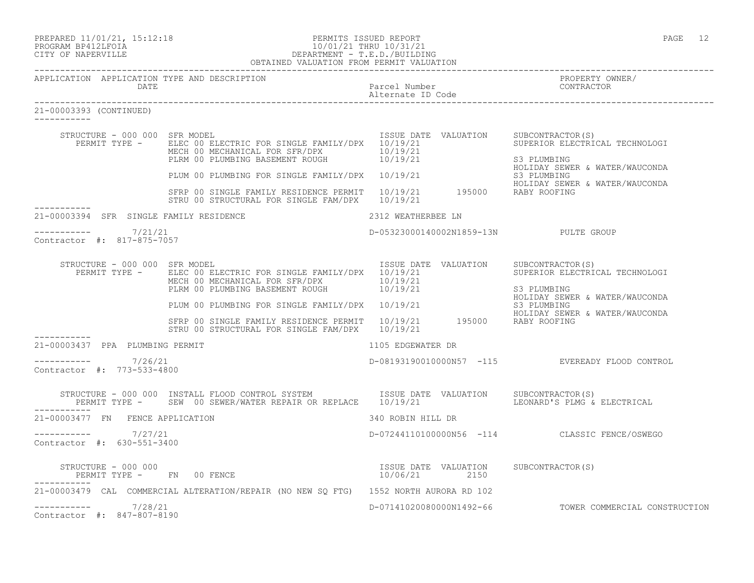PREPARED 11/01/21, 15:12:18
PROGRAM BP412LFOIA
CITY OF NAPERVILLE

PERMITS ISSUED REPORT
10/01/21 THRU 10/31/21
DEPARTMENT - T.E.D./BUILDING
OBTAINED VALUATION FROM PERMIT VALUATION

| APPLICATION | APPLICATION TYPE AND DESCRIPTION / DATE | Parcel Number / Alternate ID Code | PROPERTY OWNER/ CONTRACTOR |
|---|---|---|---|

**21-00003393 (CONTINUED)**

STRUCTURE - 000 000 SFR MODEL

| PERMIT TYPE | ISSUE DATE | VALUATION | SUBCONTRACTOR(S) |
|---|---|---|---|
| ELEC 00 ELECTRIC FOR SINGLE FAMILY/DPX | 10/19/21 | | SUPERIOR ELECTRICAL TECHNOLOGI |
| MECH 00 MECHANICAL FOR SFR/DPX | 10/19/21 | | |
| PLRM 00 PLUMBING BASEMENT ROUGH | 10/19/21 | | S3 PLUMBING; HOLIDAY SEWER & WATER/WAUCONDA |
| PLUM 00 PLUMBING FOR SINGLE FAMILY/DPX | 10/19/21 | | S3 PLUMBING; HOLIDAY SEWER & WATER/WAUCONDA |
| SFRP 00 SINGLE FAMILY RESIDENCE PERMIT | 10/19/21 | 195000 | RABY ROOFING |
| STRU 00 STRUCTURAL FOR SINGLE FAM/DPX | 10/19/21 | | |

**21-00003394 SFR SINGLE FAMILY RESIDENCE** — 2312 WEATHERBEE LN

Date: 7/21/21 — D-05323000140002N1859-13N — PULTE GROUP

Contractor #: 817-875-7057

STRUCTURE - 000 000 SFR MODEL

| PERMIT TYPE | ISSUE DATE | VALUATION | SUBCONTRACTOR(S) |
|---|---|---|---|
| ELEC 00 ELECTRIC FOR SINGLE FAMILY/DPX | 10/19/21 | | SUPERIOR ELECTRICAL TECHNOLOGI |
| MECH 00 MECHANICAL FOR SFR/DPX | 10/19/21 | | |
| PLRM 00 PLUMBING BASEMENT ROUGH | 10/19/21 | | S3 PLUMBING; HOLIDAY SEWER & WATER/WAUCONDA |
| PLUM 00 PLUMBING FOR SINGLE FAMILY/DPX | 10/19/21 | | S3 PLUMBING; HOLIDAY SEWER & WATER/WAUCONDA |
| SFRP 00 SINGLE FAMILY RESIDENCE PERMIT | 10/19/21 | 195000 | RABY ROOFING |
| STRU 00 STRUCTURAL FOR SINGLE FAM/DPX | 10/19/21 | | |

**21-00003437 PPA PLUMBING PERMIT** — 1105 EDGEWATER DR

Date: 7/26/21 — D-08193190010000N57 -115 — EVEREADY FLOOD CONTROL

Contractor #: 773-533-4800

STRUCTURE - 000 000 INSTALL FLOOD CONTROL SYSTEM

| PERMIT TYPE | ISSUE DATE | VALUATION | SUBCONTRACTOR(S) |
|---|---|---|---|
| SEW 00 SEWER/WATER REPAIR OR REPLACE | 10/19/21 | | LEONARD'S PLMG & ELECTRICAL |

**21-00003477 FN FENCE APPLICATION** — 340 ROBIN HILL DR

Date: 7/27/21 — D-07244110100000N56 -114 — CLASSIC FENCE/OSWEGO

Contractor #: 630-551-3400

STRUCTURE - 000 000

| PERMIT TYPE | ISSUE DATE | VALUATION | SUBCONTRACTOR(S) |
|---|---|---|---|
| FN 00 FENCE | 10/06/21 | 2150 | |

**21-00003479 CAL COMMERCIAL ALTERATION/REPAIR (NO NEW SQ FTG)** — 1552 NORTH AURORA RD 102

Date: 7/28/21 — D-07141020080000N1492-66 — TOWER COMMERCIAL CONSTRUCTION

Contractor #: 847-807-8190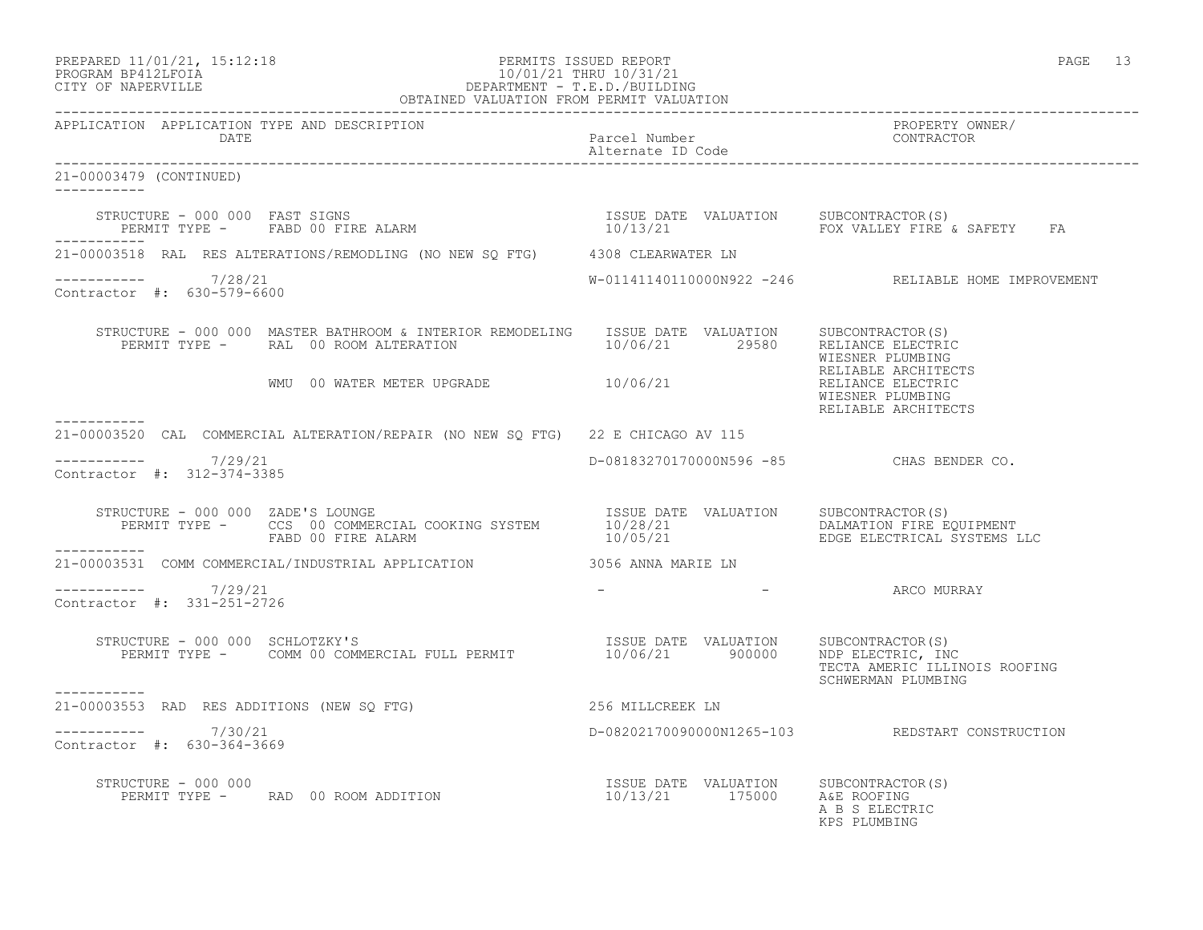PREPARED 11/01/21, 15:12:18 — PERMITS ISSUED REPORT
PROGRAM BP412LFOIA — 10/01/21 THRU 10/31/21
CITY OF NAPERVILLE — DEPARTMENT - T.E.D./BUILDING
OBTAINED VALUATION FROM PERMIT VALUATION

| APPLICATION | APPLICATION TYPE AND DESCRIPTION / DATE | Parcel Number / Alternate ID Code | PROPERTY OWNER/ CONTRACTOR |
|---|---|---|---|

**21-00003479 (CONTINUED)**

STRUCTURE - 000 000 FAST SIGNS
PERMIT TYPE - FABD 00 FIRE ALARM

| ISSUE DATE | VALUATION | SUBCONTRACTOR(S) |
|---|---|---|
| 10/13/21 | | FOX VALLEY FIRE & SAFETY FA |

---

**21-00003518 RAL RES ALTERATIONS/REMODLING (NO NEW SQ FTG)** — 4308 CLEARWATER LN

7/28/21 — W-01141140110000N922 -246 — RELIABLE HOME IMPROVEMENT
Contractor #: 630-579-6600

STRUCTURE - 000 000 MASTER BATHROOM & INTERIOR REMODELING

| PERMIT TYPE | ISSUE DATE | VALUATION | SUBCONTRACTOR(S) |
|---|---|---|---|
| RAL 00 ROOM ALTERATION | 10/06/21 | 29580 | RELIANCE ELECTRIC<br>WIESNER PLUMBING<br>RELIABLE ARCHITECTS |
| WMU 00 WATER METER UPGRADE | 10/06/21 | | RELIANCE ELECTRIC<br>WIESNER PLUMBING<br>RELIABLE ARCHITECTS |

---

**21-00003520 CAL COMMERCIAL ALTERATION/REPAIR (NO NEW SQ FTG)** — 22 E CHICAGO AV 115

7/29/21 — D-08183270170000N596 -85 — CHAS BENDER CO.
Contractor #: 312-374-3385

STRUCTURE - 000 000 ZADE'S LOUNGE

| PERMIT TYPE | ISSUE DATE | VALUATION | SUBCONTRACTOR(S) |
|---|---|---|---|
| CCS 00 COMMERCIAL COOKING SYSTEM | 10/28/21 | | DALMATION FIRE EQUIPMENT |
| FABD 00 FIRE ALARM | 10/05/21 | | EDGE ELECTRICAL SYSTEMS LLC |

---

**21-00003531 COMM COMMERCIAL/INDUSTRIAL APPLICATION** — 3056 ANNA MARIE LN

7/29/21 — - - — ARCO MURRAY
Contractor #: 331-251-2726

STRUCTURE - 000 000 SCHLOTZKY'S

| PERMIT TYPE | ISSUE DATE | VALUATION | SUBCONTRACTOR(S) |
|---|---|---|---|
| COMM 00 COMMERCIAL FULL PERMIT | 10/06/21 | 900000 | NDP ELECTRIC, INC<br>TECTA AMERIC ILLINOIS ROOFING<br>SCHWERMAN PLUMBING |

---

**21-00003553 RAD RES ADDITIONS (NEW SQ FTG)** — 256 MILLCREEK LN

7/30/21 — D-08202170090000N1265-103 — REDSTART CONSTRUCTION
Contractor #: 630-364-3669

STRUCTURE - 000 000

| PERMIT TYPE | ISSUE DATE | VALUATION | SUBCONTRACTOR(S) |
|---|---|---|---|
| RAD 00 ROOM ADDITION | 10/13/21 | 175000 | A&E ROOFING<br>A B S ELECTRIC<br>KPS PLUMBING |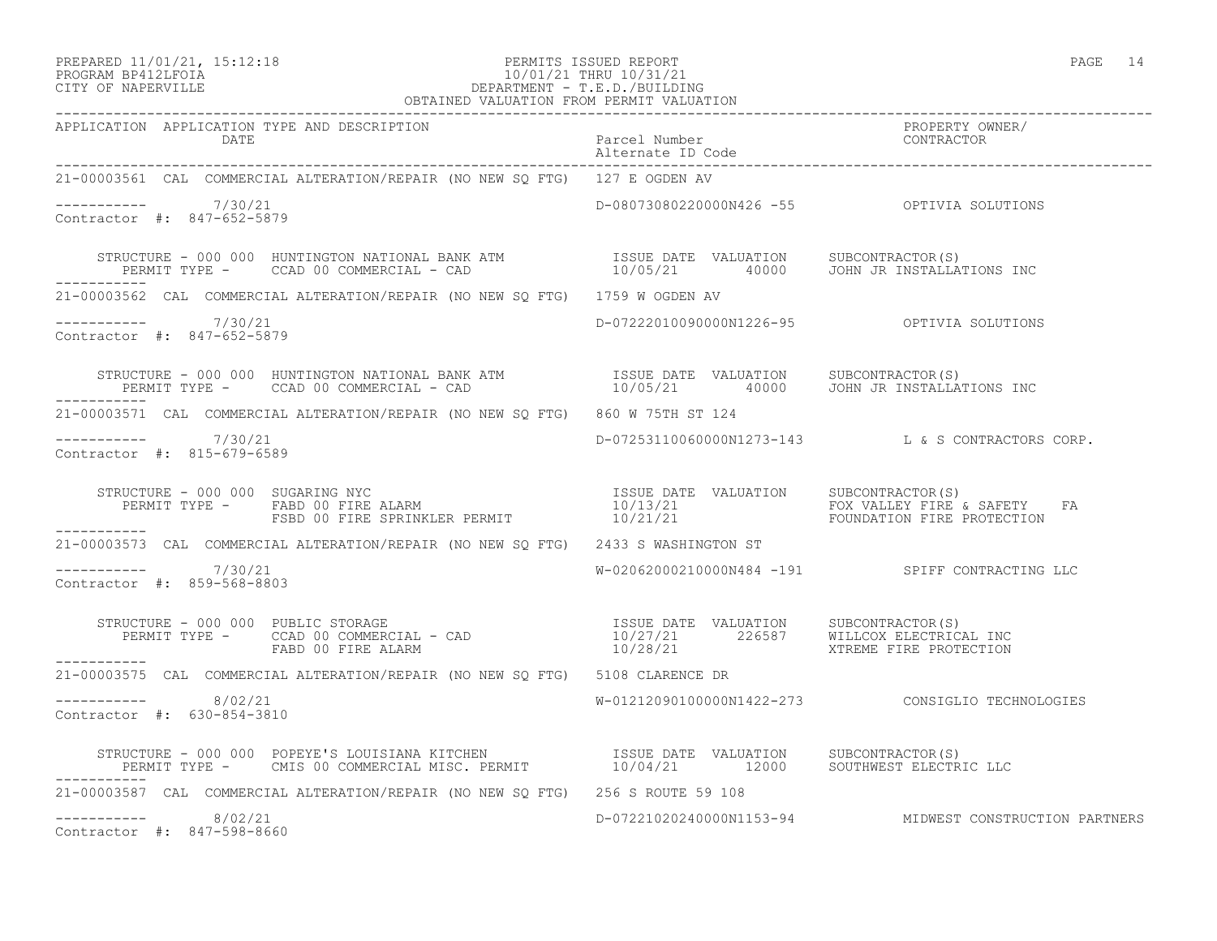PREPARED 11/01/21, 15:12:18 PERMITS ISSUED REPORT
PROGRAM BP412LFOIA 10/01/21 THRU 10/31/21
CITY OF NAPERVILLE DEPARTMENT - T.E.D./BUILDING
OBTAINED VALUATION FROM PERMIT VALUATION

| APPLICATION | APPLICATION TYPE AND DESCRIPTION / DATE | Parcel Number / Alternate ID Code | PROPERTY OWNER/ CONTRACTOR |
|---|---|---|---|

**21-00003561** CAL COMMERCIAL ALTERATION/REPAIR (NO NEW SQ FTG) 127 E OGDEN AV

----------- 7/30/21 D-08073080220000N426 -55 OPTIVIA SOLUTIONS
Contractor #: 847-652-5879

STRUCTURE - 000 000 HUNTINGTON NATIONAL BANK ATM

| PERMIT TYPE | ISSUE DATE | VALUATION | SUBCONTRACTOR(S) |
|---|---|---|---|
| CCAD 00 COMMERCIAL - CAD | 10/05/21 | 40000 | JOHN JR INSTALLATIONS INC |

**21-00003562** CAL COMMERCIAL ALTERATION/REPAIR (NO NEW SQ FTG) 1759 W OGDEN AV

----------- 7/30/21 D-07222010090000N1226-95 OPTIVIA SOLUTIONS
Contractor #: 847-652-5879

STRUCTURE - 000 000 HUNTINGTON NATIONAL BANK ATM

| PERMIT TYPE | ISSUE DATE | VALUATION | SUBCONTRACTOR(S) |
|---|---|---|---|
| CCAD 00 COMMERCIAL - CAD | 10/05/21 | 40000 | JOHN JR INSTALLATIONS INC |

**21-00003571** CAL COMMERCIAL ALTERATION/REPAIR (NO NEW SQ FTG) 860 W 75TH ST 124

----------- 7/30/21 D-07253110060000N1273-143 L & S CONTRACTORS CORP.
Contractor #: 815-679-6589

STRUCTURE - 000 000 SUGARING NYC

| PERMIT TYPE | ISSUE DATE | VALUATION | SUBCONTRACTOR(S) |
|---|---|---|---|
| FABD 00 FIRE ALARM | 10/13/21 | | FOX VALLEY FIRE & SAFETY FA |
| FSBD 00 FIRE SPRINKLER PERMIT | 10/21/21 | | FOUNDATION FIRE PROTECTION |

**21-00003573** CAL COMMERCIAL ALTERATION/REPAIR (NO NEW SQ FTG) 2433 S WASHINGTON ST

----------- 7/30/21 W-02062000210000N484 -191 SPIFF CONTRACTING LLC
Contractor #: 859-568-8803

STRUCTURE - 000 000 PUBLIC STORAGE

| PERMIT TYPE | ISSUE DATE | VALUATION | SUBCONTRACTOR(S) |
|---|---|---|---|
| CCAD 00 COMMERCIAL - CAD | 10/27/21 | 226587 | WILLCOX ELECTRICAL INC |
| FABD 00 FIRE ALARM | 10/28/21 | | XTREME FIRE PROTECTION |

**21-00003575** CAL COMMERCIAL ALTERATION/REPAIR (NO NEW SQ FTG) 5108 CLARENCE DR

----------- 8/02/21 W-01212090100000N1422-273 CONSIGLIO TECHNOLOGIES
Contractor #: 630-854-3810

STRUCTURE - 000 000 POPEYE'S LOUISIANA KITCHEN

| PERMIT TYPE | ISSUE DATE | VALUATION | SUBCONTRACTOR(S) |
|---|---|---|---|
| CMIS 00 COMMERCIAL MISC. PERMIT | 10/04/21 | 12000 | SOUTHWEST ELECTRIC LLC |

**21-00003587** CAL COMMERCIAL ALTERATION/REPAIR (NO NEW SQ FTG) 256 S ROUTE 59 108

----------- 8/02/21 D-07221020240000N1153-94 MIDWEST CONSTRUCTION PARTNERS
Contractor #: 847-598-8660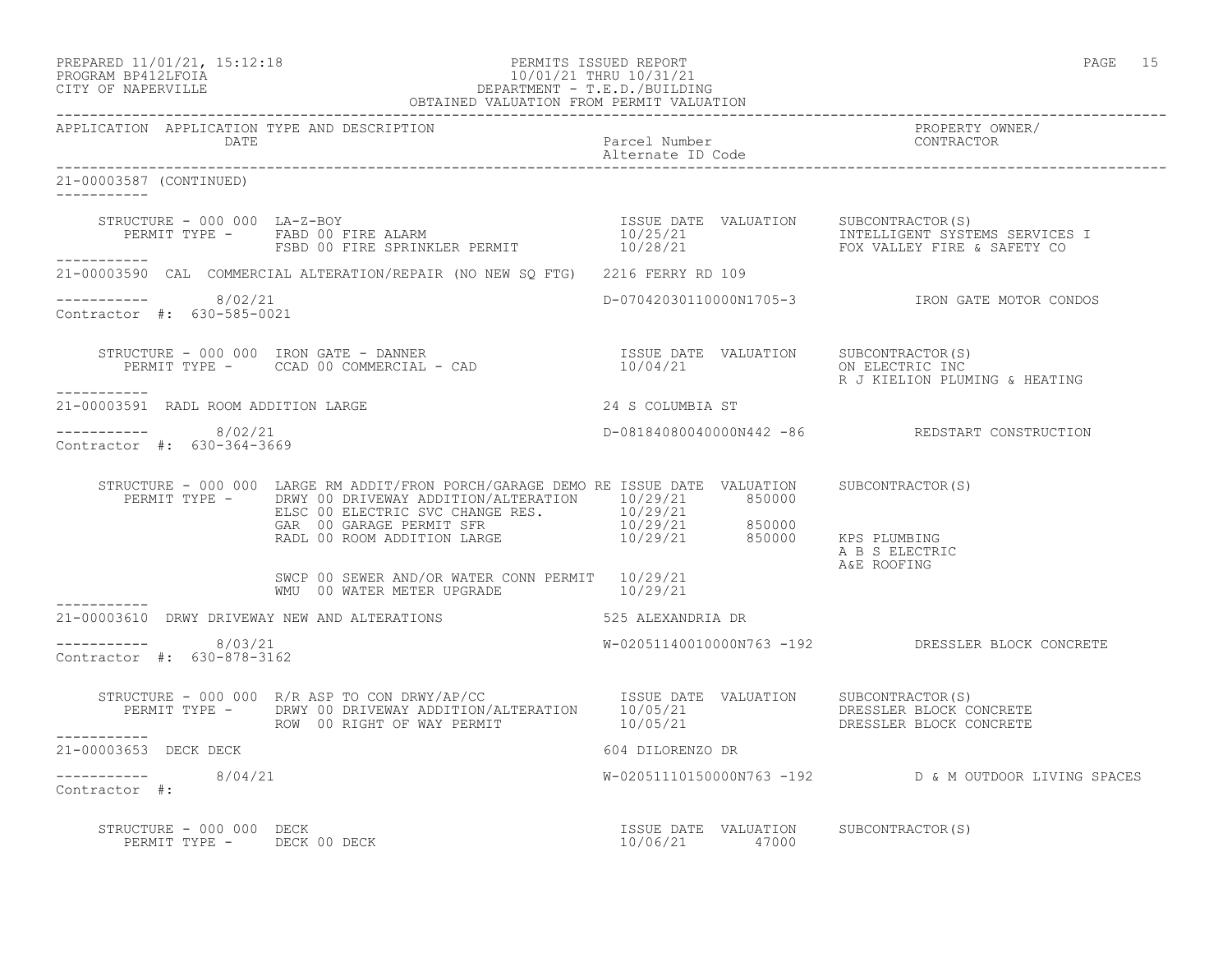| APPLICATION DATE | APPLICATION TYPE AND DESCRIPTION | Parcel Number / Alternate ID Code | PROPERTY OWNER/ CONTRACTOR |
|---|---|---|---|

21-00003587 (CONTINUED)

STRUCTURE - 000 000 LA-Z-BOY

| PERMIT TYPE | ISSUE DATE | VALUATION | SUBCONTRACTOR(S) |
|---|---|---|---|
| FABD 00 FIRE ALARM | 10/25/21 | | INTELLIGENT SYSTEMS SERVICES I |
| FSBD 00 FIRE SPRINKLER PERMIT | 10/28/21 | | FOX VALLEY FIRE & SAFETY CO |

---

21-00003590 CAL COMMERCIAL ALTERATION/REPAIR (NO NEW SQ FTG) 2216 FERRY RD 109

8/02/21 — D-07042030110000N1705-3 — IRON GATE MOTOR CONDOS

Contractor #: 630-585-0021

STRUCTURE - 000 000 IRON GATE - DANNER

| PERMIT TYPE | ISSUE DATE | VALUATION | SUBCONTRACTOR(S) |
|---|---|---|---|
| CCAD 00 COMMERCIAL - CAD | 10/04/21 | | ON ELECTRIC INC |
| | | | R J KIELION PLUMING & HEATING |

---

21-00003591 RADL ROOM ADDITION LARGE 24 S COLUMBIA ST

8/02/21 — D-08184080040000N442 -86 — REDSTART CONSTRUCTION

Contractor #: 630-364-3669

STRUCTURE - 000 000 LARGE RM ADDIT/FRON PORCH/GARAGE DEMO RE

| PERMIT TYPE | ISSUE DATE | VALUATION | SUBCONTRACTOR(S) |
|---|---|---|---|
| DRWY 00 DRIVEWAY ADDITION/ALTERATION | 10/29/21 | 850000 | |
| ELSC 00 ELECTRIC SVC CHANGE RES. | 10/29/21 | | |
| GAR 00 GARAGE PERMIT SFR | 10/29/21 | 850000 | |
| RADL 00 ROOM ADDITION LARGE | 10/29/21 | 850000 | KPS PLUMBING |
| | | | A B S ELECTRIC |
| | | | A&E ROOFING |
| SWCP 00 SEWER AND/OR WATER CONN PERMIT | 10/29/21 | | |
| WMU 00 WATER METER UPGRADE | 10/29/21 | | |

---

21-00003610 DRWY DRIVEWAY NEW AND ALTERATIONS 525 ALEXANDRIA DR

8/03/21 — W-02051140010000N763 -192 — DRESSLER BLOCK CONCRETE

Contractor #: 630-878-3162

STRUCTURE - 000 000 R/R ASP TO CON DRWY/AP/CC

| PERMIT TYPE | ISSUE DATE | VALUATION | SUBCONTRACTOR(S) |
|---|---|---|---|
| DRWY 00 DRIVEWAY ADDITION/ALTERATION | 10/05/21 | | DRESSLER BLOCK CONCRETE |
| ROW 00 RIGHT OF WAY PERMIT | 10/05/21 | | DRESSLER BLOCK CONCRETE |

---

21-00003653 DECK DECK 604 DILORENZO DR

8/04/21 — W-02051110150000N763 -192 — D & M OUTDOOR LIVING SPACES

Contractor #:

STRUCTURE - 000 000 DECK

| PERMIT TYPE | ISSUE DATE | VALUATION | SUBCONTRACTOR(S) |
|---|---|---|---|
| DECK 00 DECK | 10/06/21 | 47000 | |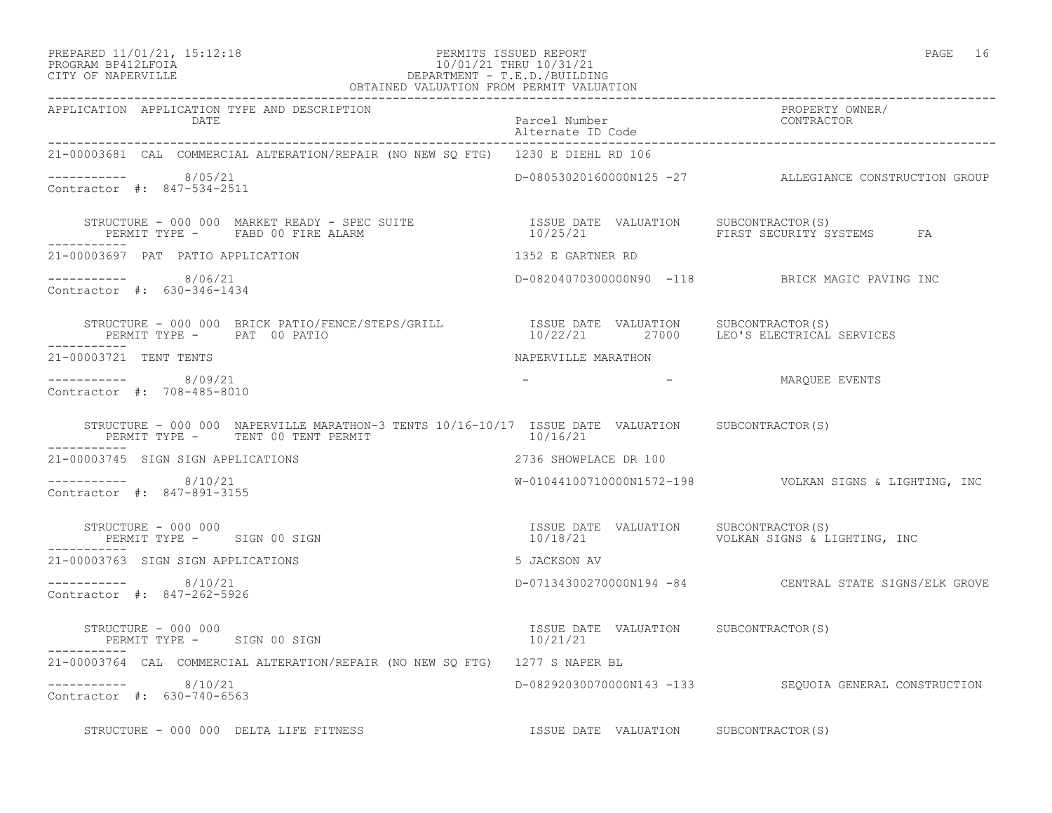PREPARED 11/01/21, 15:12:18
PROGRAM BP412LFOIA
CITY OF NAPERVILLE

PERMITS ISSUED REPORT
10/01/21 THRU 10/31/21
DEPARTMENT - T.E.D./BUILDING
OBTAINED VALUATION FROM PERMIT VALUATION

| APPLICATION | APPLICATION TYPE AND DESCRIPTION / DATE | Parcel Number / Alternate ID Code | PROPERTY OWNER/ CONTRACTOR |
|---|---|---|---|
| 21-00003681 | CAL COMMERCIAL ALTERATION/REPAIR (NO NEW SQ FTG) | 1230 E DIEHL RD 106 | |
| ----------- | 8/05/21 | D-08053020160000N125 -27 | ALLEGIANCE CONSTRUCTION GROUP |
| Contractor #: 847-534-2511 | | | |
| | STRUCTURE - 000 000 MARKET READY - SPEC SUITE / PERMIT TYPE - FABD 00 FIRE ALARM | ISSUE DATE 10/25/21 VALUATION | SUBCONTRACTOR(S) FIRST SECURITY SYSTEMS FA |
| 21-00003697 | PAT PATIO APPLICATION | 1352 E GARTNER RD | |
| ----------- | 8/06/21 | D-08204070300000N90 -118 | BRICK MAGIC PAVING INC |
| Contractor #: 630-346-1434 | | | |
| | STRUCTURE - 000 000 BRICK PATIO/FENCE/STEPS/GRILL / PERMIT TYPE - PAT 00 PATIO | ISSUE DATE 10/22/21 VALUATION 27000 | SUBCONTRACTOR(S) LEO'S ELECTRICAL SERVICES |
| 21-00003721 | TENT TENTS | NAPERVILLE MARATHON | |
| ----------- | 8/09/21 | - - | MARQUEE EVENTS |
| Contractor #: 708-485-8010 | | | |
| | STRUCTURE - 000 000 NAPERVILLE MARATHON-3 TENTS 10/16-10/17 / PERMIT TYPE - TENT 00 TENT PERMIT | ISSUE DATE 10/16/21 VALUATION | SUBCONTRACTOR(S) |
| 21-00003745 | SIGN SIGN APPLICATIONS | 2736 SHOWPLACE DR 100 | |
| ----------- | 8/10/21 | W-01044100710000N1572-198 | VOLKAN SIGNS & LIGHTING, INC |
| Contractor #: 847-891-3155 | | | |
| | STRUCTURE - 000 000 / PERMIT TYPE - SIGN 00 SIGN | ISSUE DATE 10/18/21 VALUATION | SUBCONTRACTOR(S) VOLKAN SIGNS & LIGHTING, INC |
| 21-00003763 | SIGN SIGN APPLICATIONS | 5 JACKSON AV | |
| ----------- | 8/10/21 | D-07134300270000N194 -84 | CENTRAL STATE SIGNS/ELK GROVE |
| Contractor #: 847-262-5926 | | | |
| | STRUCTURE - 000 000 / PERMIT TYPE - SIGN 00 SIGN | ISSUE DATE 10/21/21 VALUATION | SUBCONTRACTOR(S) |
| 21-00003764 | CAL COMMERCIAL ALTERATION/REPAIR (NO NEW SQ FTG) | 1277 S NAPER BL | |
| ----------- | 8/10/21 | D-08292030070000N143 -133 | SEQUOIA GENERAL CONSTRUCTION |
| Contractor #: 630-740-6563 | | | |
| | STRUCTURE - 000 000 DELTA LIFE FITNESS | ISSUE DATE VALUATION | SUBCONTRACTOR(S) |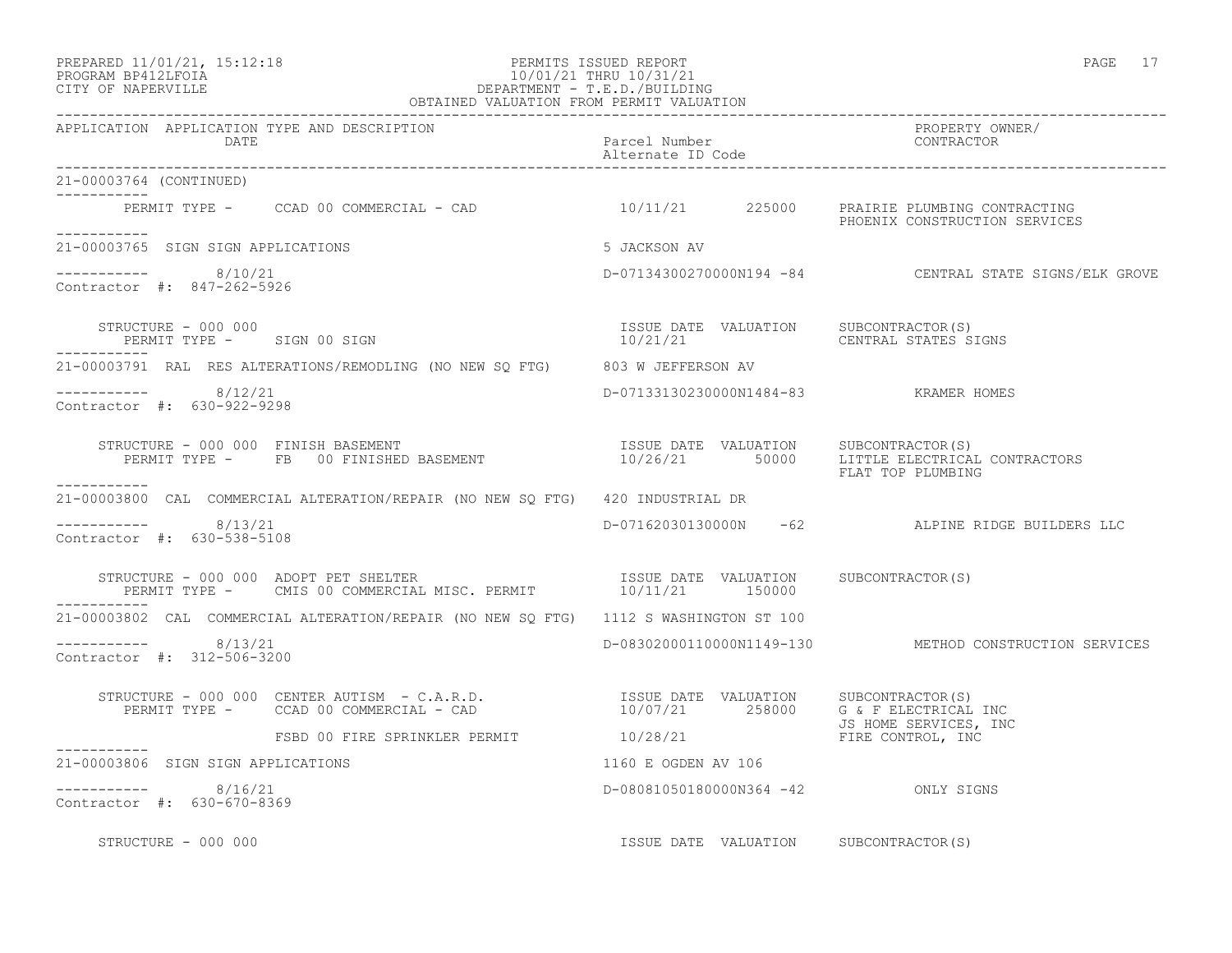PREPARED 11/01/21, 15:12:18
PROGRAM BP412LFOIA
CITY OF NAPERVILLE

PERMITS ISSUED REPORT
10/01/21 THRU 10/31/21
DEPARTMENT - T.E.D./BUILDING
OBTAINED VALUATION FROM PERMIT VALUATION

| APPLICATION | APPLICATION TYPE AND DESCRIPTION / DATE | Parcel Number / Alternate ID Code | PROPERTY OWNER/ CONTRACTOR |
|---|---|---|---|

**21-00003764 (CONTINUED)**

PERMIT TYPE - CCAD 00 COMMERCIAL - CAD — 10/11/21 — 225000 — PRAIRIE PLUMBING CONTRACTING; PHOENIX CONSTRUCTION SERVICES

---

**21-00003765 SIGN SIGN APPLICATIONS** — 5 JACKSON AV

8/10/21 — D-07134300270000N194 -84 — CENTRAL STATE SIGNS/ELK GROVE
Contractor #: 847-262-5926

| STRUCTURE - 000 000 | ISSUE DATE | VALUATION | SUBCONTRACTOR(S) |
|---|---|---|---|
| PERMIT TYPE - SIGN 00 SIGN | 10/21/21 | | CENTRAL STATES SIGNS |

---

**21-00003791 RAL RES ALTERATIONS/REMODLING (NO NEW SQ FTG)** — 803 W JEFFERSON AV

8/12/21 — D-07133130230000N1484-83 — KRAMER HOMES
Contractor #: 630-922-9298

| STRUCTURE - 000 000 FINISH BASEMENT | ISSUE DATE | VALUATION | SUBCONTRACTOR(S) |
|---|---|---|---|
| PERMIT TYPE - FB 00 FINISHED BASEMENT | 10/26/21 | 50000 | LITTLE ELECTRICAL CONTRACTORS; FLAT TOP PLUMBING |

---

**21-00003800 CAL COMMERCIAL ALTERATION/REPAIR (NO NEW SQ FTG)** — 420 INDUSTRIAL DR

8/13/21 — D-07162030130000N -62 — ALPINE RIDGE BUILDERS LLC
Contractor #: 630-538-5108

| STRUCTURE - 000 000 ADOPT PET SHELTER | ISSUE DATE | VALUATION | SUBCONTRACTOR(S) |
|---|---|---|---|
| PERMIT TYPE - CMIS 00 COMMERCIAL MISC. PERMIT | 10/11/21 | 150000 | |

---

**21-00003802 CAL COMMERCIAL ALTERATION/REPAIR (NO NEW SQ FTG)** — 1112 S WASHINGTON ST 100

8/13/21 — D-08302000110000N1149-130 — METHOD CONSTRUCTION SERVICES
Contractor #: 312-506-3200

| STRUCTURE - 000 000 CENTER AUTISM - C.A.R.D. | ISSUE DATE | VALUATION | SUBCONTRACTOR(S) |
|---|---|---|---|
| PERMIT TYPE - CCAD 00 COMMERCIAL - CAD | 10/07/21 | 258000 | G & F ELECTRICAL INC; JS HOME SERVICES, INC |
| FSBD 00 FIRE SPRINKLER PERMIT | 10/28/21 | | FIRE CONTROL, INC |

---

**21-00003806 SIGN SIGN APPLICATIONS** — 1160 E OGDEN AV 106

8/16/21 — D-08081050180000N364 -42 — ONLY SIGNS
Contractor #: 630-670-8369

| STRUCTURE - 000 000 | ISSUE DATE | VALUATION | SUBCONTRACTOR(S) |
|---|---|---|---|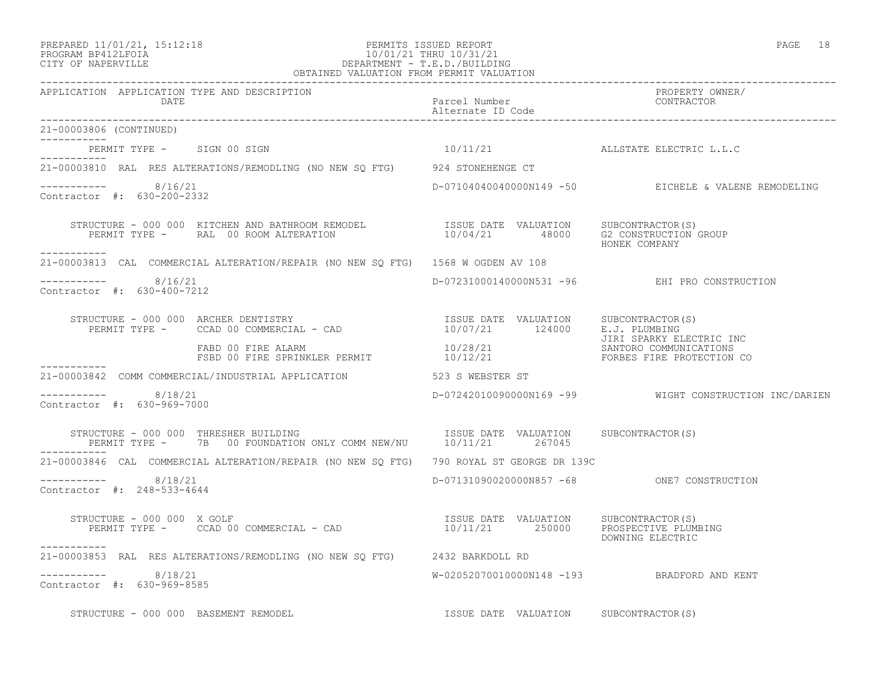PERMITS ISSUED REPORT
10/01/21 THRU 10/31/21
DEPARTMENT - T.E.D./BUILDING
OBTAINED VALUATION FROM PERMIT VALUATION

PREPARED 11/01/21, 15:12:18
PROGRAM BP412LFOIA
CITY OF NAPERVILLE

| APPLICATION | APPLICATION TYPE AND DESCRIPTION / DATE | Parcel Number / Alternate ID Code | PROPERTY OWNER/ CONTRACTOR |
|---|---|---|---|

21-00003806 (CONTINUED)

PERMIT TYPE - SIGN 00 SIGN — 10/11/21 — ALLSTATE ELECTRIC L.L.C

---

**21-00003810** RAL RES ALTERATIONS/REMODLING (NO NEW SQ FTG) — 924 STONEHENGE CT

8/16/21 — D-07104040040000N149 -50 — EICHELE & VALENE REMODELING
Contractor #: 630-200-2332

| STRUCTURE / PERMIT TYPE | ISSUE DATE | VALUATION | SUBCONTRACTOR(S) |
|---|---|---|---|
| STRUCTURE - 000 000 KITCHEN AND BATHROOM REMODEL | | | |
| PERMIT TYPE - RAL 00 ROOM ALTERATION | 10/04/21 | 48000 | G2 CONSTRUCTION GROUP |
| | | | HONEK COMPANY |

---

**21-00003813** CAL COMMERCIAL ALTERATION/REPAIR (NO NEW SQ FTG) — 1568 W OGDEN AV 108

8/16/21 — D-07231000140000N531 -96 — EHI PRO CONSTRUCTION
Contractor #: 630-400-7212

| STRUCTURE / PERMIT TYPE | ISSUE DATE | VALUATION | SUBCONTRACTOR(S) |
|---|---|---|---|
| STRUCTURE - 000 000 ARCHER DENTISTRY | | | |
| PERMIT TYPE - CCAD 00 COMMERCIAL - CAD | 10/07/21 | 124000 | E.J. PLUMBING |
| | | | JIRI SPARKY ELECTRIC INC |
| FABD 00 FIRE ALARM | 10/28/21 | | SANTORO COMMUNICATIONS |
| FSBD 00 FIRE SPRINKLER PERMIT | 10/12/21 | | FORBES FIRE PROTECTION CO |

---

**21-00003842** COMM COMMERCIAL/INDUSTRIAL APPLICATION — 523 S WEBSTER ST

8/18/21 — D-07242010090000N169 -99 — WIGHT CONSTRUCTION INC/DARIEN
Contractor #: 630-969-7000

| STRUCTURE / PERMIT TYPE | ISSUE DATE | VALUATION | SUBCONTRACTOR(S) |
|---|---|---|---|
| STRUCTURE - 000 000 THRESHER BUILDING | | | |
| PERMIT TYPE - 7B 00 FOUNDATION ONLY COMM NEW/NU | 10/11/21 | 267045 | |

---

**21-00003846** CAL COMMERCIAL ALTERATION/REPAIR (NO NEW SQ FTG) — 790 ROYAL ST GEORGE DR 139C

8/18/21 — D-07131090020000N857 -68 — ONE7 CONSTRUCTION
Contractor #: 248-533-4644

| STRUCTURE / PERMIT TYPE | ISSUE DATE | VALUATION | SUBCONTRACTOR(S) |
|---|---|---|---|
| STRUCTURE - 000 000 X GOLF | | | |
| PERMIT TYPE - CCAD 00 COMMERCIAL - CAD | 10/11/21 | 250000 | PROSPECTIVE PLUMBING |
| | | | DOWNING ELECTRIC |

---

**21-00003853** RAL RES ALTERATIONS/REMODLING (NO NEW SQ FTG) — 2432 BARKDOLL RD

8/18/21 — W-02052070010000N148 -193 — BRADFORD AND KENT
Contractor #: 630-969-8585

| STRUCTURE / PERMIT TYPE | ISSUE DATE | VALUATION | SUBCONTRACTOR(S) |
|---|---|---|---|
| STRUCTURE - 000 000 BASEMENT REMODEL | | | |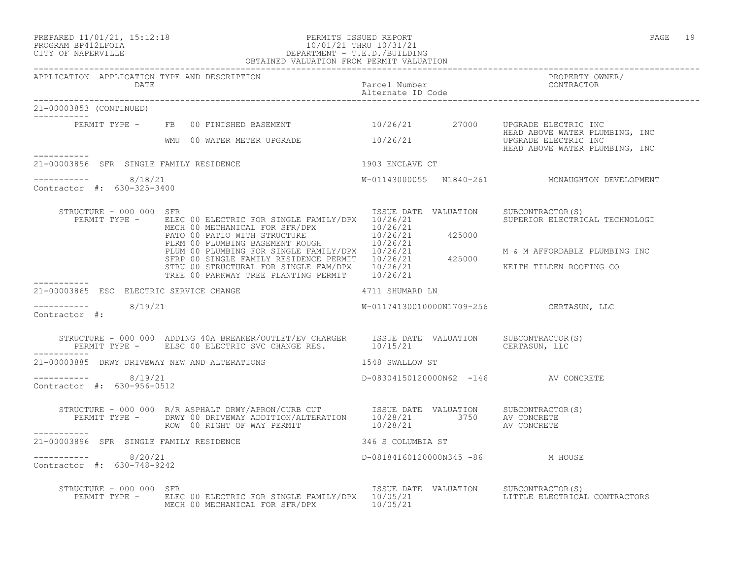PREPARED 11/01/21, 15:12:18
PROGRAM BP412LFOIA
CITY OF NAPERVILLE

PERMITS ISSUED REPORT
10/01/21 THRU 10/31/21
DEPARTMENT - T.E.D./BUILDING
OBTAINED VALUATION FROM PERMIT VALUATION

| APPLICATION | APPLICATION TYPE AND DESCRIPTION / DATE | Parcel Number / Alternate ID Code | PROPERTY OWNER/ CONTRACTOR |
|---|---|---|---|

**21-00003853 (CONTINUED)**

| PERMIT TYPE | DESCRIPTION | ISSUE DATE | VALUATION | SUBCONTRACTOR(S) |
|---|---|---|---|---|
| FB | 00 FINISHED BASEMENT | 10/26/21 | 27000 | UPGRADE ELECTRIC INC; HEAD ABOVE WATER PLUMBING, INC |
| WMU | 00 WATER METER UPGRADE | 10/26/21 | | UPGRADE ELECTRIC INC; HEAD ABOVE WATER PLUMBING, INC |

**21-00003856 SFR SINGLE FAMILY RESIDENCE** — 1903 ENCLAVE CT

8/18/21 — W-01143000055 N1840-261 — MCNAUGHTON DEVELOPMENT

Contractor #: 630-325-3400

STRUCTURE - 000 000 SFR

| PERMIT TYPE | DESCRIPTION | ISSUE DATE | VALUATION | SUBCONTRACTOR(S) |
|---|---|---|---|---|
| ELEC | 00 ELECTRIC FOR SINGLE FAMILY/DPX | 10/26/21 | | SUPERIOR ELECTRICAL TECHNOLOGI |
| MECH | 00 MECHANICAL FOR SFR/DPX | 10/26/21 | | |
| PATO | 00 PATIO WITH STRUCTURE | 10/26/21 | 425000 | |
| PLRM | 00 PLUMBING BASEMENT ROUGH | 10/26/21 | | |
| PLUM | 00 PLUMBING FOR SINGLE FAMILY/DPX | 10/26/21 | | M & M AFFORDABLE PLUMBING INC |
| SFRP | 00 SINGLE FAMILY RESIDENCE PERMIT | 10/26/21 | 425000 | |
| STRU | 00 STRUCTURAL FOR SINGLE FAM/DPX | 10/26/21 | | KEITH TILDEN ROOFING CO |
| TREE | 00 PARKWAY TREE PLANTING PERMIT | 10/26/21 | | |

**21-00003865 ESC ELECTRIC SERVICE CHANGE** — 4711 SHUMARD LN

8/19/21 — W-01174130010000N1709-256 — CERTASUN, LLC

Contractor #:

STRUCTURE - 000 000 ADDING 40A BREAKER/OUTLET/EV CHARGER

| PERMIT TYPE | DESCRIPTION | ISSUE DATE | VALUATION | SUBCONTRACTOR(S) |
|---|---|---|---|---|
| ELSC | 00 ELECTRIC SVC CHANGE RES. | 10/15/21 | | CERTASUN, LLC |

**21-00003885 DRWY DRIVEWAY NEW AND ALTERATIONS** — 1548 SWALLOW ST

8/19/21 — D-08304150120000N62 -146 — AV CONCRETE

Contractor #: 630-956-0512

STRUCTURE - 000 000 R/R ASPHALT DRWY/APRON/CURB CUT

| PERMIT TYPE | DESCRIPTION | ISSUE DATE | VALUATION | SUBCONTRACTOR(S) |
|---|---|---|---|---|
| DRWY | 00 DRIVEWAY ADDITION/ALTERATION | 10/28/21 | 3750 | AV CONCRETE |
| ROW | 00 RIGHT OF WAY PERMIT | 10/28/21 | | AV CONCRETE |

**21-00003896 SFR SINGLE FAMILY RESIDENCE** — 346 S COLUMBIA ST

8/20/21 — D-08184160120000N345 -86 — M HOUSE

Contractor #: 630-748-9242

STRUCTURE - 000 000 SFR

| PERMIT TYPE | DESCRIPTION | ISSUE DATE | VALUATION | SUBCONTRACTOR(S) |
|---|---|---|---|---|
| ELEC | 00 ELECTRIC FOR SINGLE FAMILY/DPX | 10/05/21 | | LITTLE ELECTRICAL CONTRACTORS |
| MECH | 00 MECHANICAL FOR SFR/DPX | 10/05/21 | | |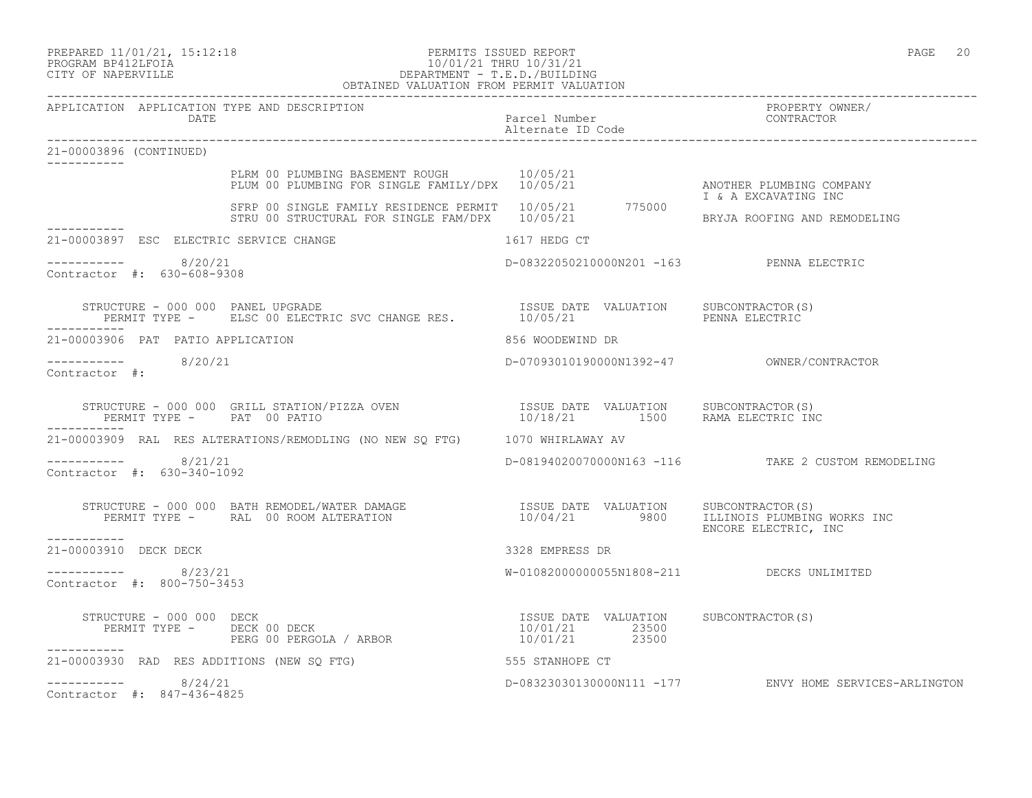PERMITS ISSUED REPORT
10/01/21 THRU 10/31/21
DEPARTMENT - T.E.D./BUILDING
OBTAINED VALUATION FROM PERMIT VALUATION

PREPARED 11/01/21, 15:12:18
PROGRAM BP412LFOIA
CITY OF NAPERVILLE

| APPLICATION | APPLICATION TYPE AND DESCRIPTION / DATE | Parcel Number / Alternate ID Code | PROPERTY OWNER/ CONTRACTOR |
|---|---|---|---|

**21-00003896 (CONTINUED)**

```
                PLRM 00 PLUMBING BASEMENT ROUGH          10/05/21
                PLUM 00 PLUMBING FOR SINGLE FAMILY/DPX   10/05/21              ANOTHER PLUMBING COMPANY
                                                                               I & A EXCAVATING INC
                SFRP 00 SINGLE FAMILY RESIDENCE PERMIT   10/05/21     775000
                STRU 00 STRUCTURAL FOR SINGLE FAM/DPX    10/05/21              BRYJA ROOFING AND REMODELING
```

**21-00003897 ESC ELECTRIC SERVICE CHANGE** — 1617 HEDG CT

8/20/21 — D-08322050210000N201 -163 — PENNA ELECTRIC
Contractor #: 630-608-9308

```
STRUCTURE - 000 000  PANEL UPGRADE                    ISSUE DATE  VALUATION    SUBCONTRACTOR(S)
  PERMIT TYPE -      ELSC 00 ELECTRIC SVC CHANGE RES.  10/05/21                 PENNA ELECTRIC
```

**21-00003906 PAT PATIO APPLICATION** — 856 WOODEWIND DR

8/20/21 — D-07093010190000N1392-47 — OWNER/CONTRACTOR
Contractor #:

```
STRUCTURE - 000 000  GRILL STATION/PIZZA OVEN         ISSUE DATE  VALUATION    SUBCONTRACTOR(S)
  PERMIT TYPE -      PAT  00 PATIO                    10/18/21        1500     RAMA ELECTRIC INC
```

**21-00003909 RAL RES ALTERATIONS/REMODLING (NO NEW SQ FTG)** — 1070 WHIRLAWAY AV

8/21/21 — D-08194020070000N163 -116 — TAKE 2 CUSTOM REMODELING
Contractor #: 630-340-1092

```
STRUCTURE - 000 000  BATH REMODEL/WATER DAMAGE        ISSUE DATE  VALUATION    SUBCONTRACTOR(S)
  PERMIT TYPE -      RAL  00 ROOM ALTERATION          10/04/21        9800     ILLINOIS PLUMBING WORKS INC
                                                                               ENCORE ELECTRIC, INC
```

**21-00003910 DECK DECK** — 3328 EMPRESS DR

8/23/21 — W-01082000000055N1808-211 — DECKS UNLIMITED
Contractor #: 800-750-3453

```
STRUCTURE - 000 000  DECK                             ISSUE DATE  VALUATION    SUBCONTRACTOR(S)
  PERMIT TYPE -      DECK 00 DECK                     10/01/21       23500
                     PERG 00 PERGOLA / ARBOR          10/01/21       23500
```

**21-00003930 RAD RES ADDITIONS (NEW SQ FTG)** — 555 STANHOPE CT

8/24/21 — D-08323030130000N111 -177 — ENVY HOME SERVICES-ARLINGTON
Contractor #: 847-436-4825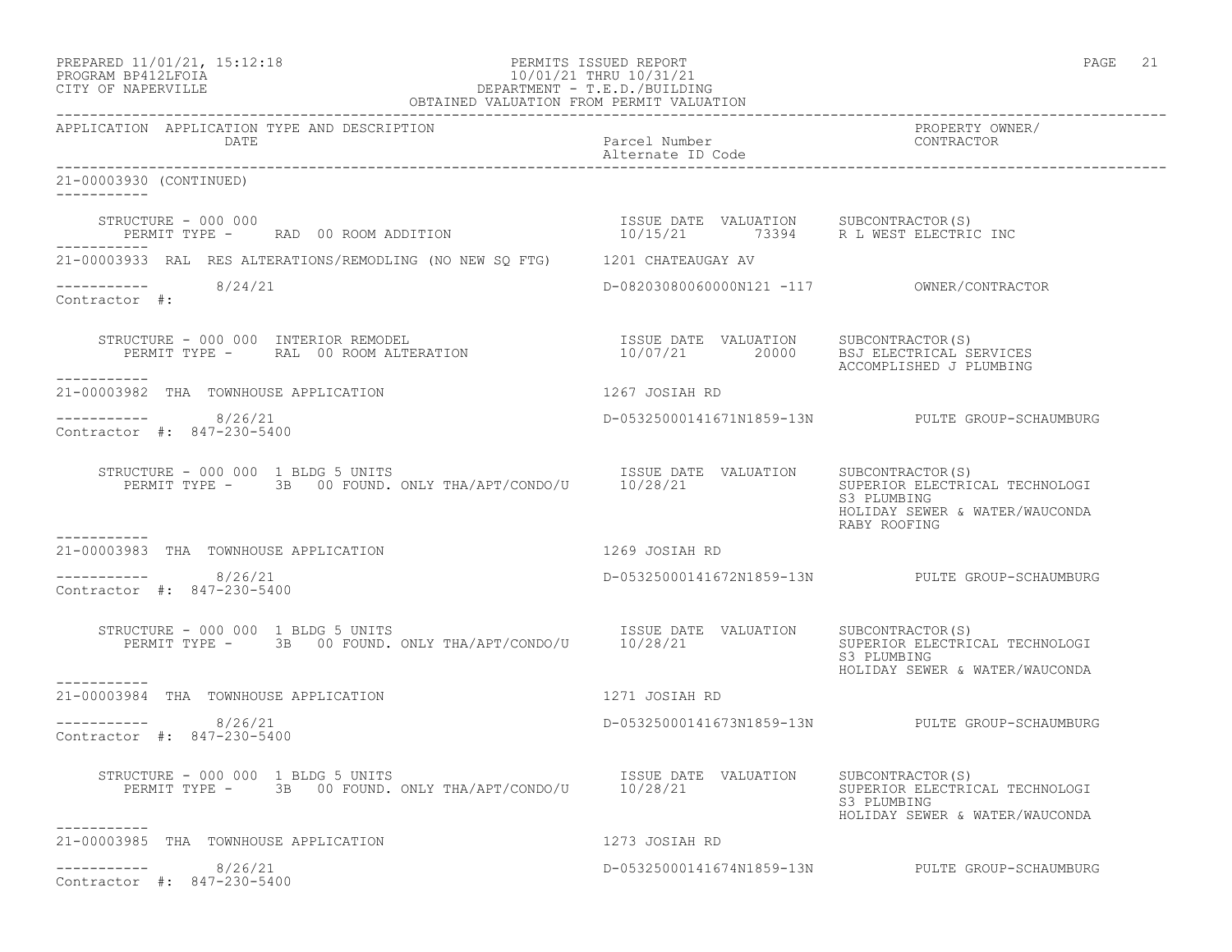PREPARED 11/01/21, 15:12:18 PERMITS ISSUED REPORT
PROGRAM BP412LFOIA 10/01/21 THRU 10/31/21
CITY OF NAPERVILLE DEPARTMENT - T.E.D./BUILDING
OBTAINED VALUATION FROM PERMIT VALUATION

| APPLICATION | APPLICATION TYPE AND DESCRIPTION / DATE | Parcel Number / Alternate ID Code | PROPERTY OWNER/ CONTRACTOR |
|---|---|---|---|

**21-00003930 (CONTINUED)**

STRUCTURE - 000 000
PERMIT TYPE - RAD 00 ROOM ADDITION
ISSUE DATE 10/15/21 VALUATION 73394 SUBCONTRACTOR(S) R L WEST ELECTRIC INC

---

**21-00003933 RAL RES ALTERATIONS/REMODLING (NO NEW SQ FTG)** 1201 CHATEAUGAY AV

8/24/21 D-08203080060000N121 -117 OWNER/CONTRACTOR
Contractor #:

STRUCTURE - 000 000 INTERIOR REMODEL
PERMIT TYPE - RAL 00 ROOM ALTERATION
ISSUE DATE 10/07/21 VALUATION 20000 SUBCONTRACTOR(S) BSJ ELECTRICAL SERVICES, ACCOMPLISHED J PLUMBING

---

**21-00003982 THA TOWNHOUSE APPLICATION** 1267 JOSIAH RD

8/26/21 D-05325000141671N1859-13N PULTE GROUP-SCHAUMBURG
Contractor #: 847-230-5400

STRUCTURE - 000 000 1 BLDG 5 UNITS
PERMIT TYPE - 3B 00 FOUND. ONLY THA/APT/CONDO/U
ISSUE DATE 10/28/21 VALUATION SUBCONTRACTOR(S) SUPERIOR ELECTRICAL TECHNOLOGI, S3 PLUMBING, HOLIDAY SEWER & WATER/WAUCONDA, RABY ROOFING

---

**21-00003983 THA TOWNHOUSE APPLICATION** 1269 JOSIAH RD

8/26/21 D-05325000141672N1859-13N PULTE GROUP-SCHAUMBURG
Contractor #: 847-230-5400

STRUCTURE - 000 000 1 BLDG 5 UNITS
PERMIT TYPE - 3B 00 FOUND. ONLY THA/APT/CONDO/U
ISSUE DATE 10/28/21 VALUATION SUBCONTRACTOR(S) SUPERIOR ELECTRICAL TECHNOLOGI, S3 PLUMBING, HOLIDAY SEWER & WATER/WAUCONDA

---

**21-00003984 THA TOWNHOUSE APPLICATION** 1271 JOSIAH RD

8/26/21 D-05325000141673N1859-13N PULTE GROUP-SCHAUMBURG
Contractor #: 847-230-5400

STRUCTURE - 000 000 1 BLDG 5 UNITS
PERMIT TYPE - 3B 00 FOUND. ONLY THA/APT/CONDO/U
ISSUE DATE 10/28/21 VALUATION SUBCONTRACTOR(S) SUPERIOR ELECTRICAL TECHNOLOGI, S3 PLUMBING, HOLIDAY SEWER & WATER/WAUCONDA

---

**21-00003985 THA TOWNHOUSE APPLICATION** 1273 JOSIAH RD

8/26/21 D-05325000141674N1859-13N PULTE GROUP-SCHAUMBURG
Contractor #: 847-230-5400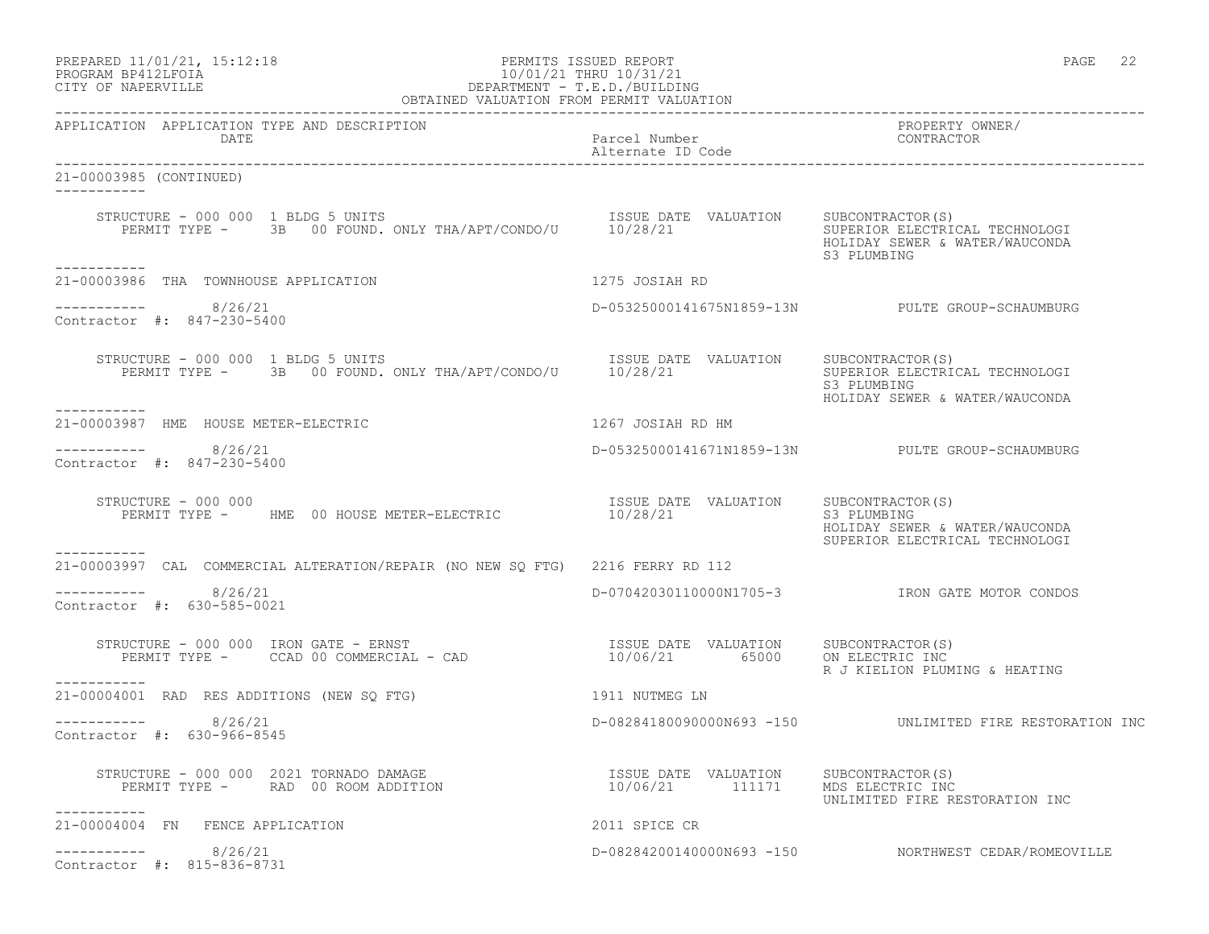PREPARED 11/01/21, 15:12:18
PROGRAM BP412LFOIA
CITY OF NAPERVILLE

PERMITS ISSUED REPORT
10/01/21 THRU 10/31/21
DEPARTMENT - T.E.D./BUILDING
OBTAINED VALUATION FROM PERMIT VALUATION

| APPLICATION | APPLICATION TYPE AND DESCRIPTION / DATE | Parcel Number / Alternate ID Code | PROPERTY OWNER/ CONTRACTOR |
|---|---|---|---|

**21-00003985 (CONTINUED)**

STRUCTURE - 000 000 1 BLDG 5 UNITS
PERMIT TYPE - 3B 00 FOUND. ONLY THA/APT/CONDO/U
ISSUE DATE: 10/28/21 VALUATION:
SUBCONTRACTOR(S): SUPERIOR ELECTRICAL TECHNOLOGI; HOLIDAY SEWER & WATER/WAUCONDA; S3 PLUMBING

---

**21-00003986 THA TOWNHOUSE APPLICATION** — 1275 JOSIAH RD
8/26/21 — D-05325000141675N1859-13N — PULTE GROUP-SCHAUMBURG
Contractor #: 847-230-5400

STRUCTURE - 000 000 1 BLDG 5 UNITS
PERMIT TYPE - 3B 00 FOUND. ONLY THA/APT/CONDO/U
ISSUE DATE: 10/28/21 VALUATION:
SUBCONTRACTOR(S): SUPERIOR ELECTRICAL TECHNOLOGI; S3 PLUMBING; HOLIDAY SEWER & WATER/WAUCONDA

---

**21-00003987 HME HOUSE METER-ELECTRIC** — 1267 JOSIAH RD HM
8/26/21 — D-05325000141671N1859-13N — PULTE GROUP-SCHAUMBURG
Contractor #: 847-230-5400

STRUCTURE - 000 000
PERMIT TYPE - HME 00 HOUSE METER-ELECTRIC
ISSUE DATE: 10/28/21 VALUATION:
SUBCONTRACTOR(S): S3 PLUMBING; HOLIDAY SEWER & WATER/WAUCONDA; SUPERIOR ELECTRICAL TECHNOLOGI

---

**21-00003997 CAL COMMERCIAL ALTERATION/REPAIR (NO NEW SQ FTG)** — 2216 FERRY RD 112
8/26/21 — D-07042030110000N1705-3 — IRON GATE MOTOR CONDOS
Contractor #: 630-585-0021

STRUCTURE - 000 000 IRON GATE - ERNST
PERMIT TYPE - CCAD 00 COMMERCIAL - CAD
ISSUE DATE: 10/06/21 VALUATION: 65000
SUBCONTRACTOR(S): ON ELECTRIC INC; R J KIELION PLUMING & HEATING

---

**21-00004001 RAD RES ADDITIONS (NEW SQ FTG)** — 1911 NUTMEG LN
8/26/21 — D-08284180090000N693 -150 — UNLIMITED FIRE RESTORATION INC
Contractor #: 630-966-8545

STRUCTURE - 000 000 2021 TORNADO DAMAGE
PERMIT TYPE - RAD 00 ROOM ADDITION
ISSUE DATE: 10/06/21 VALUATION: 111171
SUBCONTRACTOR(S): MDS ELECTRIC INC; UNLIMITED FIRE RESTORATION INC

---

**21-00004004 FN FENCE APPLICATION** — 2011 SPICE CR
8/26/21 — D-08284200140000N693 -150 — NORTHWEST CEDAR/ROMEOVILLE
Contractor #: 815-836-8731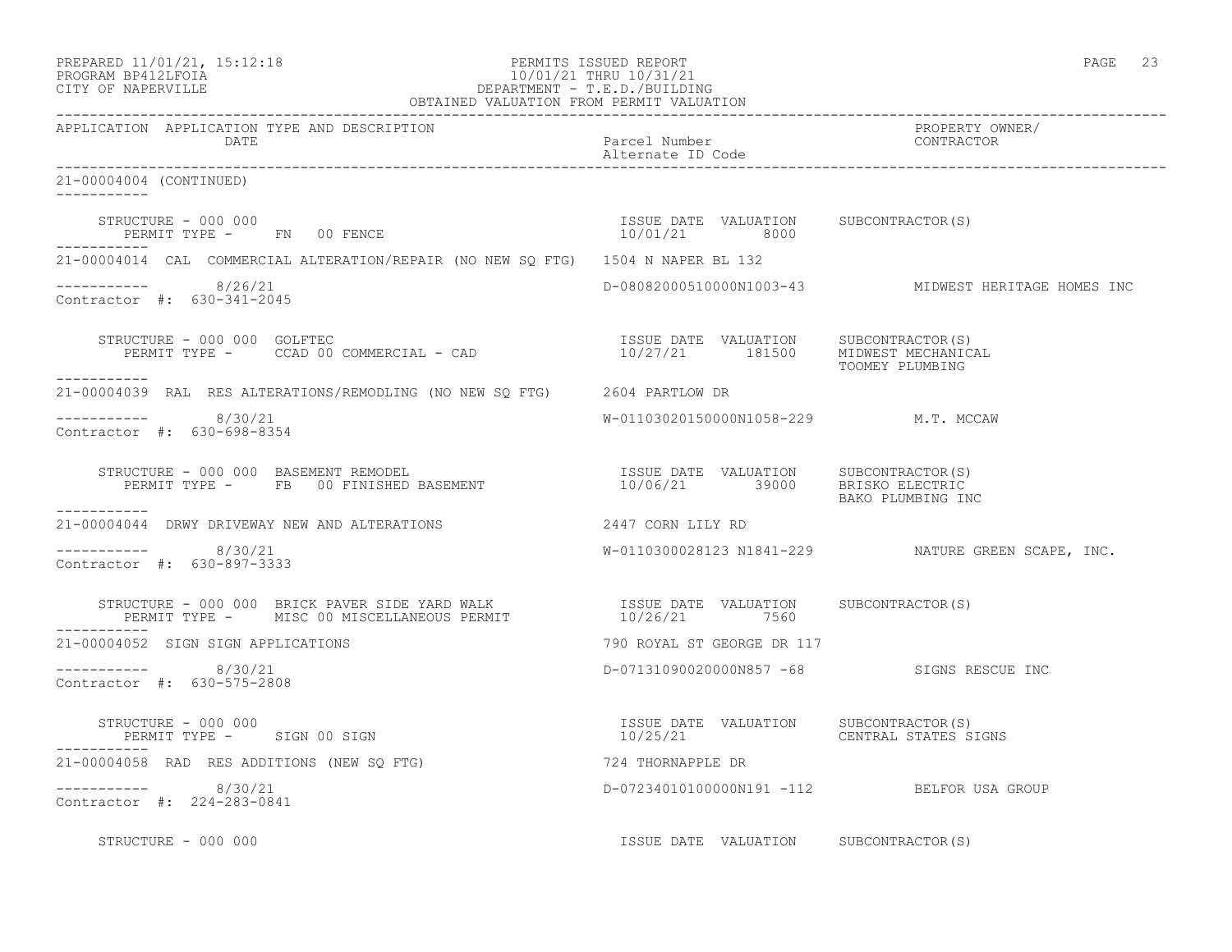PREPARED 11/01/21, 15:12:18
PROGRAM BP412LFOIA
CITY OF NAPERVILLE

PERMITS ISSUED REPORT
10/01/21 THRU 10/31/21
DEPARTMENT - T.E.D./BUILDING
OBTAINED VALUATION FROM PERMIT VALUATION

| APPLICATION | APPLICATION TYPE AND DESCRIPTION / DATE | Parcel Number / Alternate ID Code | PROPERTY OWNER/ CONTRACTOR |
|---|---|---|---|

21-00004004 (CONTINUED)

STRUCTURE - 000 000
PERMIT TYPE - FN 00 FENCE
ISSUE DATE 10/01/21 VALUATION 8000 SUBCONTRACTOR(S)

---

21-00004014 CAL COMMERCIAL ALTERATION/REPAIR (NO NEW SQ FTG) 1504 N NAPER BL 132

8/26/21 D-08082000510000N1003-43 MIDWEST HERITAGE HOMES INC
Contractor #: 630-341-2045

STRUCTURE - 000 000 GOLFTEC
PERMIT TYPE - CCAD 00 COMMERCIAL - CAD
ISSUE DATE 10/27/21 VALUATION 181500 SUBCONTRACTOR(S) MIDWEST MECHANICAL, TOOMEY PLUMBING

---

21-00004039 RAL RES ALTERATIONS/REMODLING (NO NEW SQ FTG) 2604 PARTLOW DR

8/30/21 W-01103020150000N1058-229 M.T. MCCAW
Contractor #: 630-698-8354

STRUCTURE - 000 000 BASEMENT REMODEL
PERMIT TYPE - FB 00 FINISHED BASEMENT
ISSUE DATE 10/06/21 VALUATION 39000 SUBCONTRACTOR(S) BRISKO ELECTRIC, BAKO PLUMBING INC

---

21-00004044 DRWY DRIVEWAY NEW AND ALTERATIONS 2447 CORN LILY RD

8/30/21 W-0110300028123 N1841-229 NATURE GREEN SCAPE, INC.
Contractor #: 630-897-3333

STRUCTURE - 000 000 BRICK PAVER SIDE YARD WALK
PERMIT TYPE - MISC 00 MISCELLANEOUS PERMIT
ISSUE DATE 10/26/21 VALUATION 7560 SUBCONTRACTOR(S)

---

21-00004052 SIGN SIGN APPLICATIONS 790 ROYAL ST GEORGE DR 117

8/30/21 D-07131090020000N857 -68 SIGNS RESCUE INC
Contractor #: 630-575-2808

STRUCTURE - 000 000
PERMIT TYPE - SIGN 00 SIGN
ISSUE DATE 10/25/21 VALUATION SUBCONTRACTOR(S) CENTRAL STATES SIGNS

---

21-00004058 RAD RES ADDITIONS (NEW SQ FTG) 724 THORNAPPLE DR

8/30/21 D-07234010100000N191 -112 BELFOR USA GROUP
Contractor #: 224-283-0841

STRUCTURE - 000 000
ISSUE DATE VALUATION SUBCONTRACTOR(S)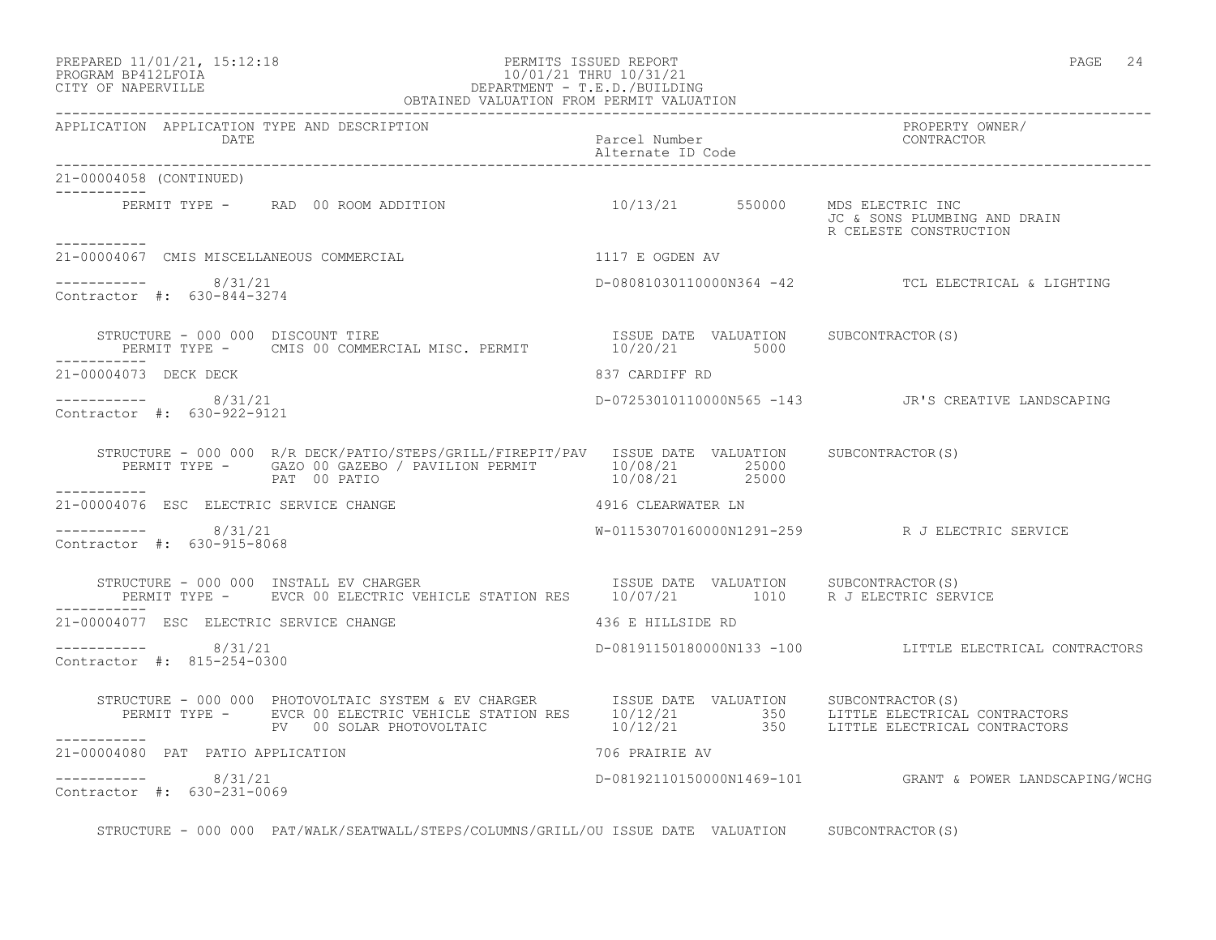PREPARED 11/01/21, 15:12:18
PROGRAM BP412LFOIA
CITY OF NAPERVILLE

PERMITS ISSUED REPORT
10/01/21 THRU 10/31/21
DEPARTMENT - T.E.D./BUILDING
OBTAINED VALUATION FROM PERMIT VALUATION

| APPLICATION | APPLICATION TYPE AND DESCRIPTION / DATE | Parcel Number / Alternate ID Code | PROPERTY OWNER/ CONTRACTOR |
|---|---|---|---|

**21-00004058 (CONTINUED)**

PERMIT TYPE - RAD 00 ROOM ADDITION — 10/13/21 — 550000 — MDS ELECTRIC INC; JC & SONS PLUMBING AND DRAIN; R CELESTE CONSTRUCTION

---

**21-00004067 CMIS MISCELLANEOUS COMMERCIAL** — 1117 E OGDEN AV

8/31/21 — D-08081030110000N364 -42 — TCL ELECTRICAL & LIGHTING

Contractor #: 630-844-3274

| STRUCTURE - 000 000 DISCOUNT TIRE | ISSUE DATE | VALUATION | SUBCONTRACTOR(S) |
|---|---|---|---|
| PERMIT TYPE - CMIS 00 COMMERCIAL MISC. PERMIT | 10/20/21 | 5000 | |

---

**21-00004073 DECK DECK** — 837 CARDIFF RD

8/31/21 — D-07253010110000N565 -143 — JR'S CREATIVE LANDSCAPING

Contractor #: 630-922-9121

| STRUCTURE - 000 000 R/R DECK/PATIO/STEPS/GRILL/FIREPIT/PAV | ISSUE DATE | VALUATION | SUBCONTRACTOR(S) |
|---|---|---|---|
| PERMIT TYPE - GAZO 00 GAZEBO / PAVILION PERMIT | 10/08/21 | 25000 | |
| PAT 00 PATIO | 10/08/21 | 25000 | |

---

**21-00004076 ESC ELECTRIC SERVICE CHANGE** — 4916 CLEARWATER LN

8/31/21 — W-01153070160000N1291-259 — R J ELECTRIC SERVICE

Contractor #: 630-915-8068

| STRUCTURE - 000 000 INSTALL EV CHARGER | ISSUE DATE | VALUATION | SUBCONTRACTOR(S) |
|---|---|---|---|
| PERMIT TYPE - EVCR 00 ELECTRIC VEHICLE STATION RES | 10/07/21 | 1010 | R J ELECTRIC SERVICE |

---

**21-00004077 ESC ELECTRIC SERVICE CHANGE** — 436 E HILLSIDE RD

8/31/21 — D-08191150180000N133 -100 — LITTLE ELECTRICAL CONTRACTORS

Contractor #: 815-254-0300

| STRUCTURE - 000 000 PHOTOVOLTAIC SYSTEM & EV CHARGER | ISSUE DATE | VALUATION | SUBCONTRACTOR(S) |
|---|---|---|---|
| PERMIT TYPE - EVCR 00 ELECTRIC VEHICLE STATION RES | 10/12/21 | 350 | LITTLE ELECTRICAL CONTRACTORS |
| PV 00 SOLAR PHOTOVOLTAIC | 10/12/21 | 350 | LITTLE ELECTRICAL CONTRACTORS |

---

**21-00004080 PAT PATIO APPLICATION** — 706 PRAIRIE AV

8/31/21 — D-08192110150000N1469-101 — GRANT & POWER LANDSCAPING/WCHG

Contractor #: 630-231-0069

| STRUCTURE - 000 000 PAT/WALK/SEATWALL/STEPS/COLUMNS/GRILL/OU | ISSUE DATE | VALUATION | SUBCONTRACTOR(S) |
|---|---|---|---|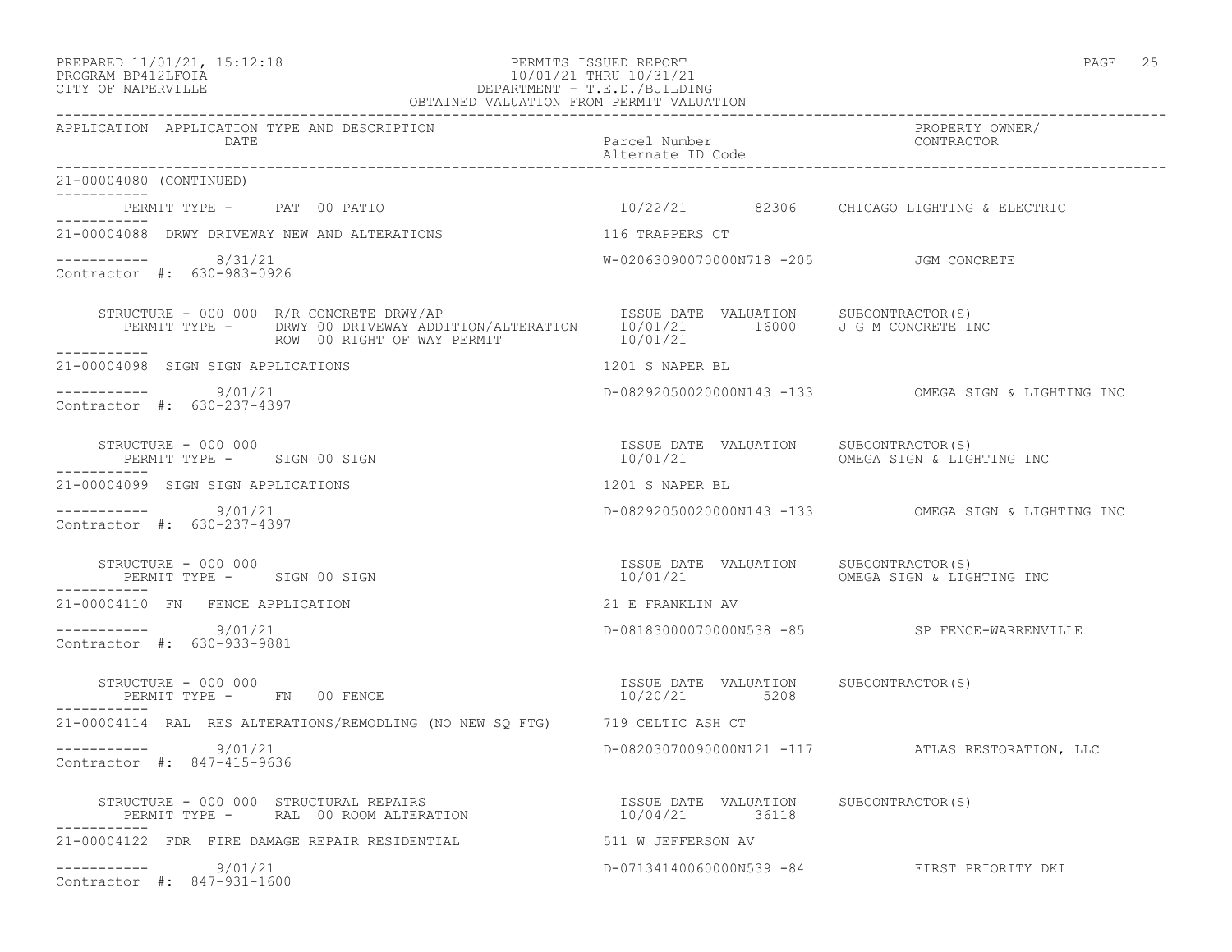| APPLICATION | APPLICATION TYPE AND DESCRIPTION DATE | Parcel Number Alternate ID Code | PROPERTY OWNER/ CONTRACTOR |
|---|---|---|---|

21-00004080 (CONTINUED)

| PERMIT TYPE - | PAT 00 PATIO | 10/22/21 | 82306 | CHICAGO LIGHTING & ELECTRIC |
|---|---|---|---|---|

21-00004088 DRWY DRIVEWAY NEW AND ALTERATIONS — 116 TRAPPERS CT

8/31/21 — W-02063090070000N718 -205 — JGM CONCRETE

Contractor #: 630-983-0926

| STRUCTURE - 000 000 R/R CONCRETE DRWY/AP | ISSUE DATE | VALUATION | SUBCONTRACTOR(S) |
|---|---|---|---|
| PERMIT TYPE - DRWY 00 DRIVEWAY ADDITION/ALTERATION | 10/01/21 | 16000 | J G M CONCRETE INC |
| ROW 00 RIGHT OF WAY PERMIT | 10/01/21 | | |

21-00004098 SIGN SIGN APPLICATIONS — 1201 S NAPER BL

9/01/21 — D-08292050020000N143 -133 — OMEGA SIGN & LIGHTING INC

Contractor #: 630-237-4397

| STRUCTURE - 000 000 | ISSUE DATE | VALUATION | SUBCONTRACTOR(S) |
|---|---|---|---|
| PERMIT TYPE - SIGN 00 SIGN | 10/01/21 | | OMEGA SIGN & LIGHTING INC |

21-00004099 SIGN SIGN APPLICATIONS — 1201 S NAPER BL

9/01/21 — D-08292050020000N143 -133 — OMEGA SIGN & LIGHTING INC

Contractor #: 630-237-4397

| STRUCTURE - 000 000 | ISSUE DATE | VALUATION | SUBCONTRACTOR(S) |
|---|---|---|---|
| PERMIT TYPE - SIGN 00 SIGN | 10/01/21 | | OMEGA SIGN & LIGHTING INC |

21-00004110 FN FENCE APPLICATION — 21 E FRANKLIN AV

9/01/21 — D-08183000070000N538 -85 — SP FENCE-WARRENVILLE

Contractor #: 630-933-9881

| STRUCTURE - 000 000 | ISSUE DATE | VALUATION | SUBCONTRACTOR(S) |
|---|---|---|---|
| PERMIT TYPE - FN 00 FENCE | 10/20/21 | 5208 | |

21-00004114 RAL RES ALTERATIONS/REMODLING (NO NEW SQ FTG) — 719 CELTIC ASH CT

9/01/21 — D-08203070090000N121 -117 — ATLAS RESTORATION, LLC

Contractor #: 847-415-9636

| STRUCTURE - 000 000 STRUCTURAL REPAIRS | ISSUE DATE | VALUATION | SUBCONTRACTOR(S) |
|---|---|---|---|
| PERMIT TYPE - RAL 00 ROOM ALTERATION | 10/04/21 | 36118 | |

21-00004122 FDR FIRE DAMAGE REPAIR RESIDENTIAL — 511 W JEFFERSON AV

9/01/21 — D-07134140060000N539 -84 — FIRST PRIORITY DKI

Contractor #: 847-931-1600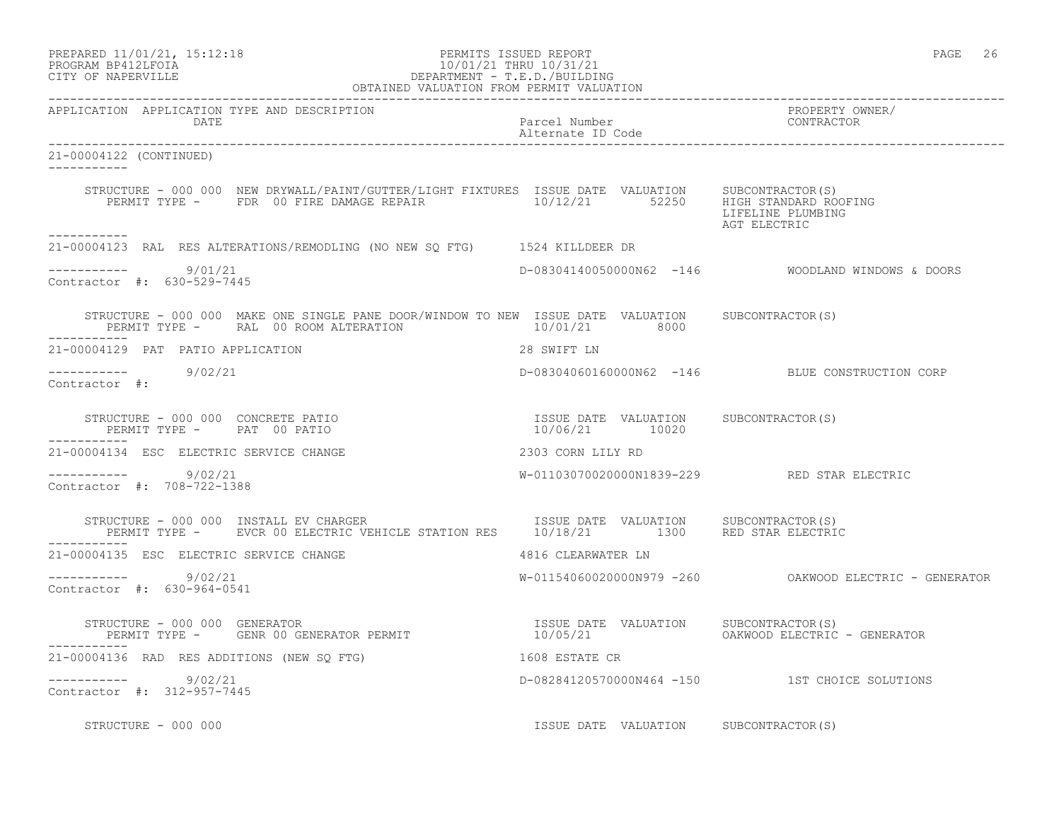APPLICATION APPLICATION TYPE AND DESCRIPTION | Parcel Number / Alternate ID Code | PROPERTY OWNER/ CONTRACTOR
DATE

21-00004122 (CONTINUED)

STRUCTURE - 000 000 NEW DRYWALL/PAINT/GUTTER/LIGHT FIXTURES ISSUE DATE VALUATION SUBCONTRACTOR(S)
PERMIT TYPE - FDR 00 FIRE DAMAGE REPAIR 10/12/21 52250 HIGH STANDARD ROOFING
LIFELINE PLUMBING
AGT ELECTRIC

21-00004123 RAL RES ALTERATIONS/REMODLING (NO NEW SQ FTG) 1524 KILLDEER DR

9/01/21 D-08304140050000N62 -146 WOODLAND WINDOWS & DOORS
Contractor #: 630-529-7445

STRUCTURE - 000 000 MAKE ONE SINGLE PANE DOOR/WINDOW TO NEW ISSUE DATE VALUATION SUBCONTRACTOR(S)
PERMIT TYPE - RAL 00 ROOM ALTERATION 10/01/21 8000

21-00004129 PAT PATIO APPLICATION 28 SWIFT LN

9/02/21 D-08304060160000N62 -146 BLUE CONSTRUCTION CORP
Contractor #:

STRUCTURE - 000 000 CONCRETE PATIO ISSUE DATE VALUATION SUBCONTRACTOR(S)
PERMIT TYPE - PAT 00 PATIO 10/06/21 10020

21-00004134 ESC ELECTRIC SERVICE CHANGE 2303 CORN LILY RD

9/02/21 W-01103070020000N1839-229 RED STAR ELECTRIC
Contractor #: 708-722-1388

STRUCTURE - 000 000 INSTALL EV CHARGER ISSUE DATE VALUATION SUBCONTRACTOR(S)
PERMIT TYPE - EVCR 00 ELECTRIC VEHICLE STATION RES 10/18/21 1300 RED STAR ELECTRIC

21-00004135 ESC ELECTRIC SERVICE CHANGE 4816 CLEARWATER LN

9/02/21 W-01154060020000N979 -260 OAKWOOD ELECTRIC - GENERATOR
Contractor #: 630-964-0541

STRUCTURE - 000 000 GENERATOR ISSUE DATE VALUATION SUBCONTRACTOR(S)
PERMIT TYPE - GENR 00 GENERATOR PERMIT 10/05/21 OAKWOOD ELECTRIC - GENERATOR

21-00004136 RAD RES ADDITIONS (NEW SQ FTG) 1608 ESTATE CR

9/02/21 D-08284120570000N464 -150 1ST CHOICE SOLUTIONS
Contractor #: 312-957-7445

STRUCTURE - 000 000 ISSUE DATE VALUATION SUBCONTRACTOR(S)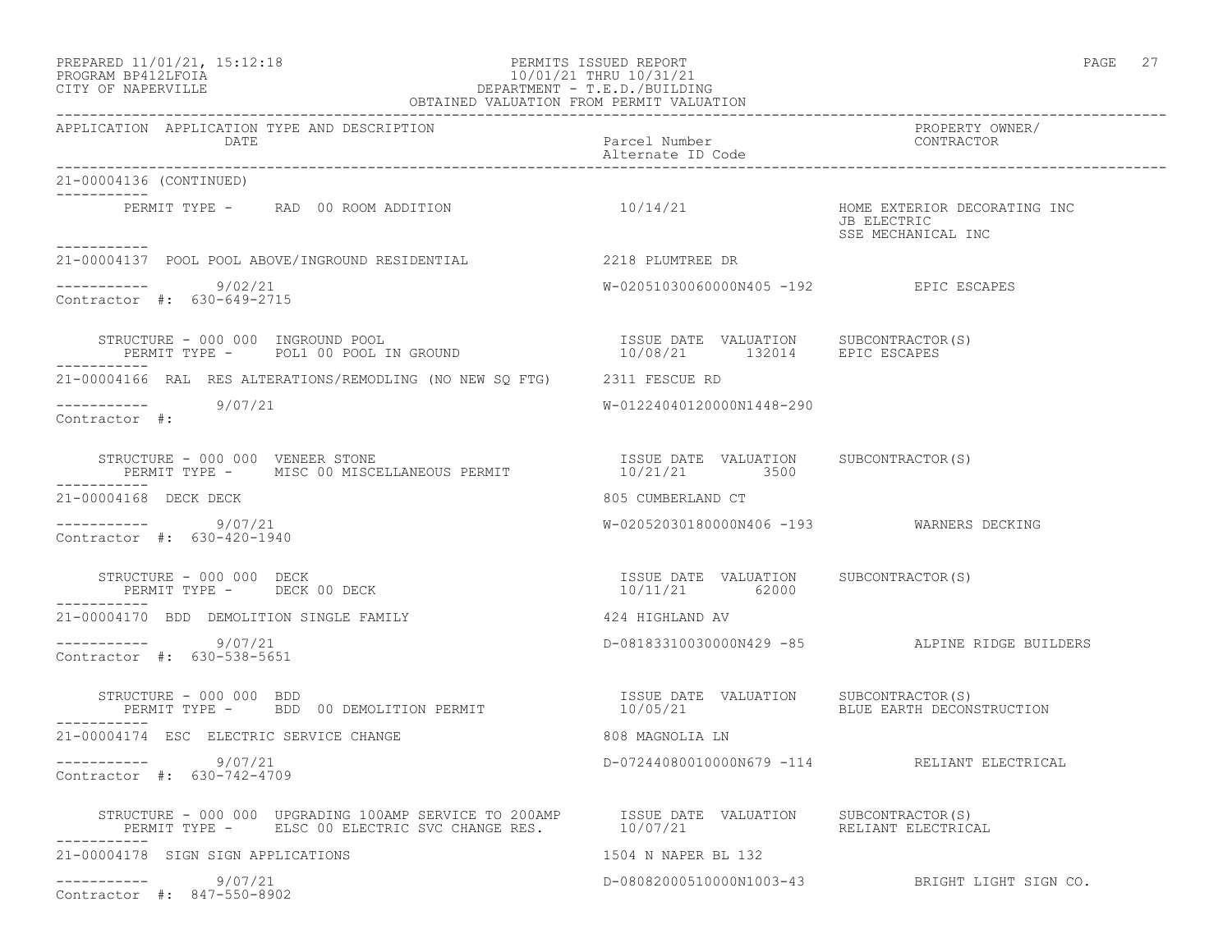PREPARED 11/01/21, 15:12:18
PROGRAM BP412LFOIA
CITY OF NAPERVILLE

PERMITS ISSUED REPORT
10/01/21 THRU 10/31/21
DEPARTMENT - T.E.D./BUILDING
OBTAINED VALUATION FROM PERMIT VALUATION

| APPLICATION | APPLICATION TYPE AND DESCRIPTION DATE | Parcel Number Alternate ID Code | PROPERTY OWNER/ CONTRACTOR |
|---|---|---|---|

21-00004136 (CONTINUED)

PERMIT TYPE - RAD 00 ROOM ADDITION — 10/14/21 — HOME EXTERIOR DECORATING INC, JB ELECTRIC, SSE MECHANICAL INC

---

**21-00004137** POOL POOL ABOVE/INGROUND RESIDENTIAL — 2218 PLUMTREE DR

9/02/21 — W-02051030060000N405 -192 — EPIC ESCAPES

Contractor #: 630-649-2715

| STRUCTURE - 000 000 INGROUND POOL | ISSUE DATE | VALUATION | SUBCONTRACTOR(S) |
|---|---|---|---|
| PERMIT TYPE - POL1 00 POOL IN GROUND | 10/08/21 | 132014 | EPIC ESCAPES |

---

**21-00004166** RAL RES ALTERATIONS/REMODLING (NO NEW SQ FTG) — 2311 FESCUE RD

9/07/21 — W-01224040120000N1448-290

Contractor #:

| STRUCTURE - 000 000 VENEER STONE | ISSUE DATE | VALUATION | SUBCONTRACTOR(S) |
|---|---|---|---|
| PERMIT TYPE - MISC 00 MISCELLANEOUS PERMIT | 10/21/21 | 3500 | |

---

**21-00004168** DECK DECK — 805 CUMBERLAND CT

9/07/21 — W-02052030180000N406 -193 — WARNERS DECKING

Contractor #: 630-420-1940

| STRUCTURE - 000 000 DECK | ISSUE DATE | VALUATION | SUBCONTRACTOR(S) |
|---|---|---|---|
| PERMIT TYPE - DECK 00 DECK | 10/11/21 | 62000 | |

---

**21-00004170** BDD DEMOLITION SINGLE FAMILY — 424 HIGHLAND AV

9/07/21 — D-08183310030000N429 -85 — ALPINE RIDGE BUILDERS

Contractor #: 630-538-5651

| STRUCTURE - 000 000 BDD | ISSUE DATE | VALUATION | SUBCONTRACTOR(S) |
|---|---|---|---|
| PERMIT TYPE - BDD 00 DEMOLITION PERMIT | 10/05/21 | | BLUE EARTH DECONSTRUCTION |

---

**21-00004174** ESC ELECTRIC SERVICE CHANGE — 808 MAGNOLIA LN

9/07/21 — D-07244080010000N679 -114 — RELIANT ELECTRICAL

Contractor #: 630-742-4709

| STRUCTURE - 000 000 UPGRADING 100AMP SERVICE TO 200AMP | ISSUE DATE | VALUATION | SUBCONTRACTOR(S) |
|---|---|---|---|
| PERMIT TYPE - ELSC 00 ELECTRIC SVC CHANGE RES. | 10/07/21 | | RELIANT ELECTRICAL |

---

**21-00004178** SIGN SIGN APPLICATIONS — 1504 N NAPER BL 132

9/07/21 — D-08082000510000N1003-43 — BRIGHT LIGHT SIGN CO.

Contractor #: 847-550-8902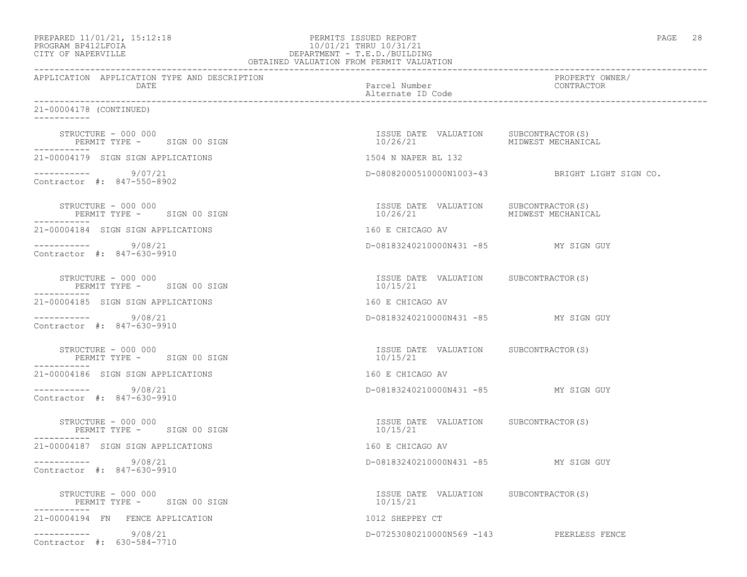OBTAINED VALUATION FROM PERMIT VALUATION

| APPLICATION | APPLICATION TYPE AND DESCRIPTION / DATE | Parcel Number / Alternate ID Code | PROPERTY OWNER/ CONTRACTOR |
|---|---|---|---|

21-00004178 (CONTINUED)

```
    STRUCTURE - 000 000                                        ISSUE DATE  VALUATION     SUBCONTRACTOR(S)
       PERMIT TYPE -     SIGN 00 SIGN                          10/26/21                  MIDWEST MECHANICAL
-----------
21-00004179  SIGN SIGN APPLICATIONS                            1504 N NAPER BL 132

-----------        9/07/21                                     D-08082000510000N1003-43           BRIGHT LIGHT SIGN CO.
Contractor  #:  847-550-8902

    STRUCTURE - 000 000                                        ISSUE DATE  VALUATION     SUBCONTRACTOR(S)
       PERMIT TYPE -     SIGN 00 SIGN                          10/26/21                  MIDWEST MECHANICAL
-----------
21-00004184  SIGN SIGN APPLICATIONS                            160 E CHICAGO AV

-----------        9/08/21                                     D-08183240210000N431 -85           MY SIGN GUY
Contractor  #:  847-630-9910

    STRUCTURE - 000 000                                        ISSUE DATE  VALUATION     SUBCONTRACTOR(S)
       PERMIT TYPE -     SIGN 00 SIGN                          10/15/21
-----------
21-00004185  SIGN SIGN APPLICATIONS                            160 E CHICAGO AV

-----------        9/08/21                                     D-08183240210000N431 -85           MY SIGN GUY
Contractor  #:  847-630-9910

    STRUCTURE - 000 000                                        ISSUE DATE  VALUATION     SUBCONTRACTOR(S)
       PERMIT TYPE -     SIGN 00 SIGN                          10/15/21
-----------
21-00004186  SIGN SIGN APPLICATIONS                            160 E CHICAGO AV

-----------        9/08/21                                     D-08183240210000N431 -85           MY SIGN GUY
Contractor  #:  847-630-9910

    STRUCTURE - 000 000                                        ISSUE DATE  VALUATION     SUBCONTRACTOR(S)
       PERMIT TYPE -     SIGN 00 SIGN                          10/15/21
-----------
21-00004187  SIGN SIGN APPLICATIONS                            160 E CHICAGO AV

-----------        9/08/21                                     D-08183240210000N431 -85           MY SIGN GUY
Contractor  #:  847-630-9910

    STRUCTURE - 000 000                                        ISSUE DATE  VALUATION     SUBCONTRACTOR(S)
       PERMIT TYPE -     SIGN 00 SIGN                          10/15/21
-----------
21-00004194  FN   FENCE APPLICATION                            1012 SHEPPEY CT

-----------        9/08/21                                     D-07253080210000N569 -143          PEERLESS FENCE
Contractor  #:  630-584-7710
```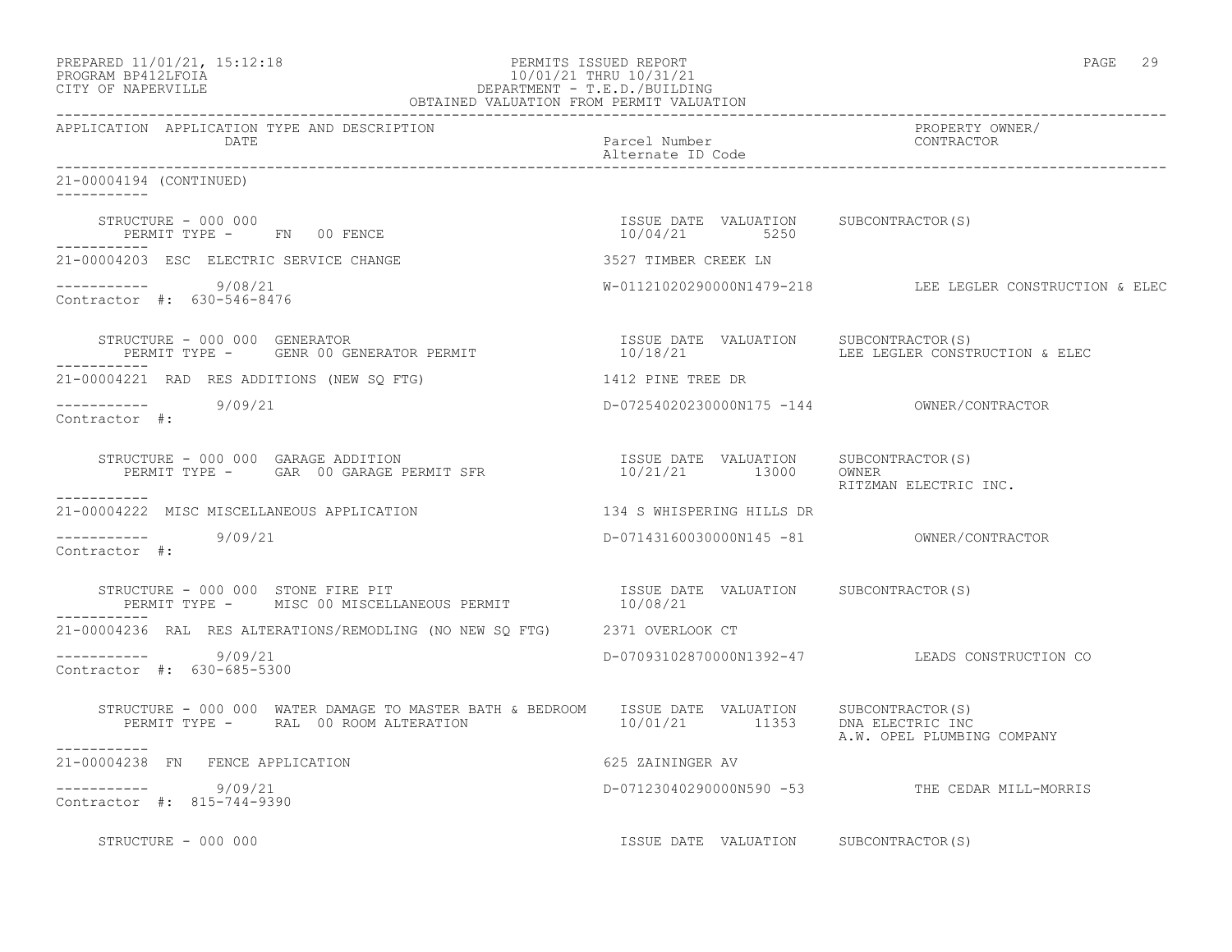PREPARED 11/01/21, 15:12:18
PROGRAM BP412LFOIA
CITY OF NAPERVILLE

PERMITS ISSUED REPORT
10/01/21 THRU 10/31/21
DEPARTMENT - T.E.D./BUILDING
OBTAINED VALUATION FROM PERMIT VALUATION

| APPLICATION | APPLICATION TYPE AND DESCRIPTION DATE | Parcel Number / Alternate ID Code | PROPERTY OWNER/ CONTRACTOR |
|---|---|---|---|

21-00004194 (CONTINUED)

STRUCTURE - 000 000
PERMIT TYPE - FN 00 FENCE
ISSUE DATE 10/04/21 VALUATION 5250 SUBCONTRACTOR(S)

21-00004203 ESC ELECTRIC SERVICE CHANGE — 3527 TIMBER CREEK LN
9/08/21 — W-01121020290000N1479-218 — LEE LEGLER CONSTRUCTION & ELEC
Contractor #: 630-546-8476

STRUCTURE - 000 000 GENERATOR
PERMIT TYPE - GENR 00 GENERATOR PERMIT
ISSUE DATE 10/18/21 VALUATION SUBCONTRACTOR(S) LEE LEGLER CONSTRUCTION & ELEC

21-00004221 RAD RES ADDITIONS (NEW SQ FTG) — 1412 PINE TREE DR
9/09/21 — D-07254020230000N175 -144 — OWNER/CONTRACTOR
Contractor #:

STRUCTURE - 000 000 GARAGE ADDITION
PERMIT TYPE - GAR 00 GARAGE PERMIT SFR
ISSUE DATE 10/21/21 VALUATION 13000 SUBCONTRACTOR(S) OWNER, RITZMAN ELECTRIC INC.

21-00004222 MISC MISCELLANEOUS APPLICATION — 134 S WHISPERING HILLS DR
9/09/21 — D-07143160030000N145 -81 — OWNER/CONTRACTOR
Contractor #:

STRUCTURE - 000 000 STONE FIRE PIT
PERMIT TYPE - MISC 00 MISCELLANEOUS PERMIT
ISSUE DATE 10/08/21 VALUATION SUBCONTRACTOR(S)

21-00004236 RAL RES ALTERATIONS/REMODLING (NO NEW SQ FTG) — 2371 OVERLOOK CT
9/09/21 — D-07093102870000N1392-47 — LEADS CONSTRUCTION CO
Contractor #: 630-685-5300

STRUCTURE - 000 000 WATER DAMAGE TO MASTER BATH & BEDROOM
PERMIT TYPE - RAL 00 ROOM ALTERATION
ISSUE DATE 10/01/21 VALUATION 11353 SUBCONTRACTOR(S) DNA ELECTRIC INC, A.W. OPEL PLUMBING COMPANY

21-00004238 FN FENCE APPLICATION — 625 ZAININGER AV
9/09/21 — D-07123040290000N590 -53 — THE CEDAR MILL-MORRIS
Contractor #: 815-744-9390

STRUCTURE - 000 000
ISSUE DATE VALUATION SUBCONTRACTOR(S)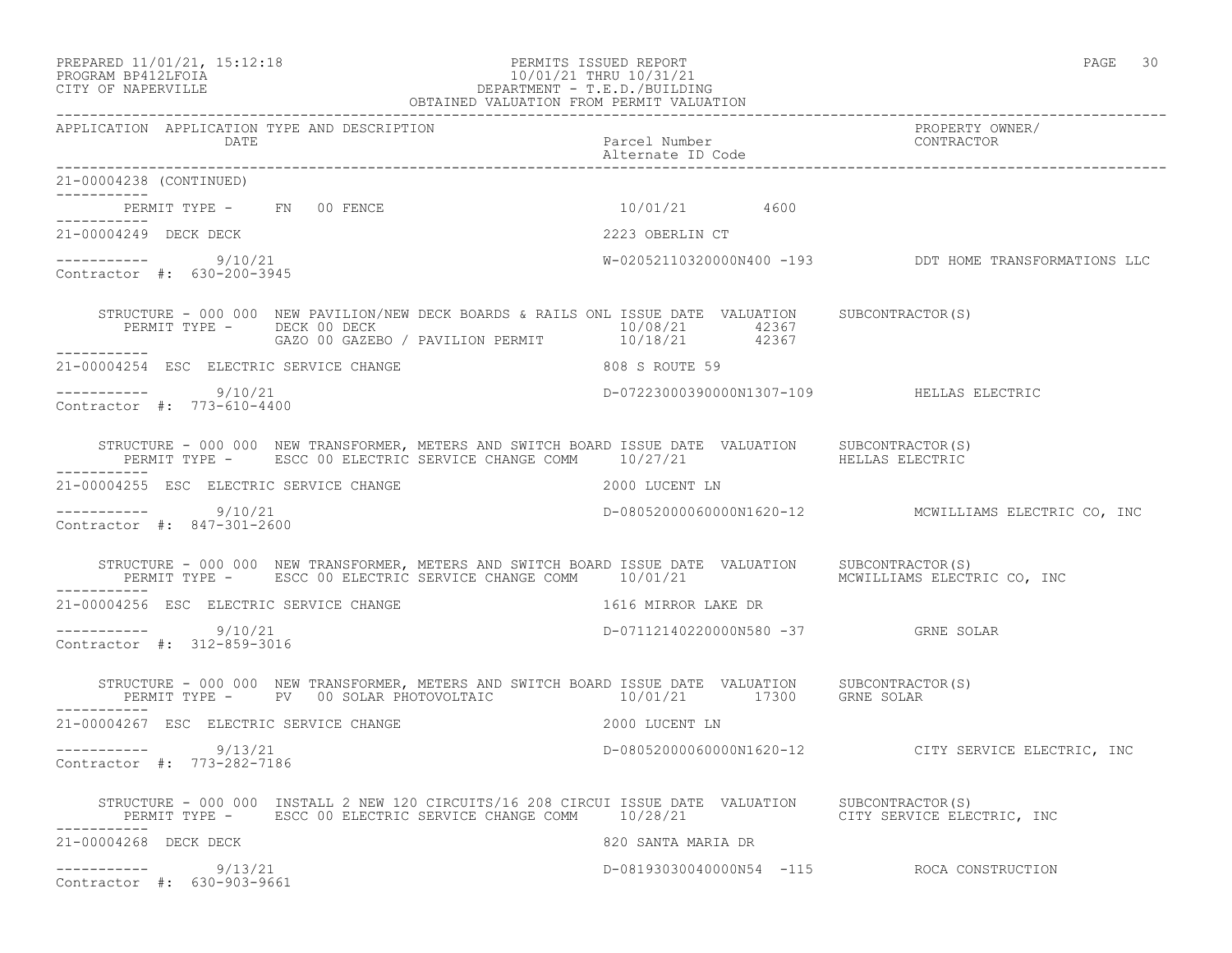PREPARED 11/01/21, 15:12:18 PERMITS ISSUED REPORT
PROGRAM BP412LFOIA 10/01/21 THRU 10/31/21
CITY OF NAPERVILLE DEPARTMENT - T.E.D./BUILDING
OBTAINED VALUATION FROM PERMIT VALUATION

| APPLICATION | APPLICATION TYPE AND DESCRIPTION DATE | Parcel Number Alternate ID Code | PROPERTY OWNER/ CONTRACTOR |
|---|---|---|---|

21-00004238 (CONTINUED)

PERMIT TYPE - FN 00 FENCE 10/01/21 4600

---

21-00004249 DECK DECK 2223 OBERLIN CT

9/10/21 W-02052110320000N400 -193 DDT HOME TRANSFORMATIONS LLC
Contractor #: 630-200-3945

STRUCTURE - 000 000 NEW PAVILION/NEW DECK BOARDS & RAILS ONL ISSUE DATE VALUATION SUBCONTRACTOR(S)

| PERMIT TYPE | ISSUE DATE | VALUATION | SUBCONTRACTOR(S) |
|---|---|---|---|
| DECK 00 DECK | 10/08/21 | 42367 | |
| GAZO 00 GAZEBO / PAVILION PERMIT | 10/18/21 | 42367 | |

---

21-00004254 ESC ELECTRIC SERVICE CHANGE 808 S ROUTE 59

9/10/21 D-07223000390000N1307-109 HELLAS ELECTRIC
Contractor #: 773-610-4400

STRUCTURE - 000 000 NEW TRANSFORMER, METERS AND SWITCH BOARD ISSUE DATE VALUATION SUBCONTRACTOR(S)

| PERMIT TYPE | ISSUE DATE | VALUATION | SUBCONTRACTOR(S) |
|---|---|---|---|
| ESCC 00 ELECTRIC SERVICE CHANGE COMM | 10/27/21 | | HELLAS ELECTRIC |

---

21-00004255 ESC ELECTRIC SERVICE CHANGE 2000 LUCENT LN

9/10/21 D-08052000060000N1620-12 MCWILLIAMS ELECTRIC CO, INC
Contractor #: 847-301-2600

STRUCTURE - 000 000 NEW TRANSFORMER, METERS AND SWITCH BOARD ISSUE DATE VALUATION SUBCONTRACTOR(S)

| PERMIT TYPE | ISSUE DATE | VALUATION | SUBCONTRACTOR(S) |
|---|---|---|---|
| ESCC 00 ELECTRIC SERVICE CHANGE COMM | 10/01/21 | | MCWILLIAMS ELECTRIC CO, INC |

---

21-00004256 ESC ELECTRIC SERVICE CHANGE 1616 MIRROR LAKE DR

9/10/21 D-07112140220000N580 -37 GRNE SOLAR
Contractor #: 312-859-3016

STRUCTURE - 000 000 NEW TRANSFORMER, METERS AND SWITCH BOARD ISSUE DATE VALUATION SUBCONTRACTOR(S)

| PERMIT TYPE | ISSUE DATE | VALUATION | SUBCONTRACTOR(S) |
|---|---|---|---|
| PV 00 SOLAR PHOTOVOLTAIC | 10/01/21 | 17300 | GRNE SOLAR |

---

21-00004267 ESC ELECTRIC SERVICE CHANGE 2000 LUCENT LN

9/13/21 D-08052000060000N1620-12 CITY SERVICE ELECTRIC, INC
Contractor #: 773-282-7186

STRUCTURE - 000 000 INSTALL 2 NEW 120 CIRCUITS/16 208 CIRCUI ISSUE DATE VALUATION SUBCONTRACTOR(S)

| PERMIT TYPE | ISSUE DATE | VALUATION | SUBCONTRACTOR(S) |
|---|---|---|---|
| ESCC 00 ELECTRIC SERVICE CHANGE COMM | 10/28/21 | | CITY SERVICE ELECTRIC, INC |

---

21-00004268 DECK DECK 820 SANTA MARIA DR

9/13/21 D-08193030040000N54 -115 ROCA CONSTRUCTION
Contractor #: 630-903-9661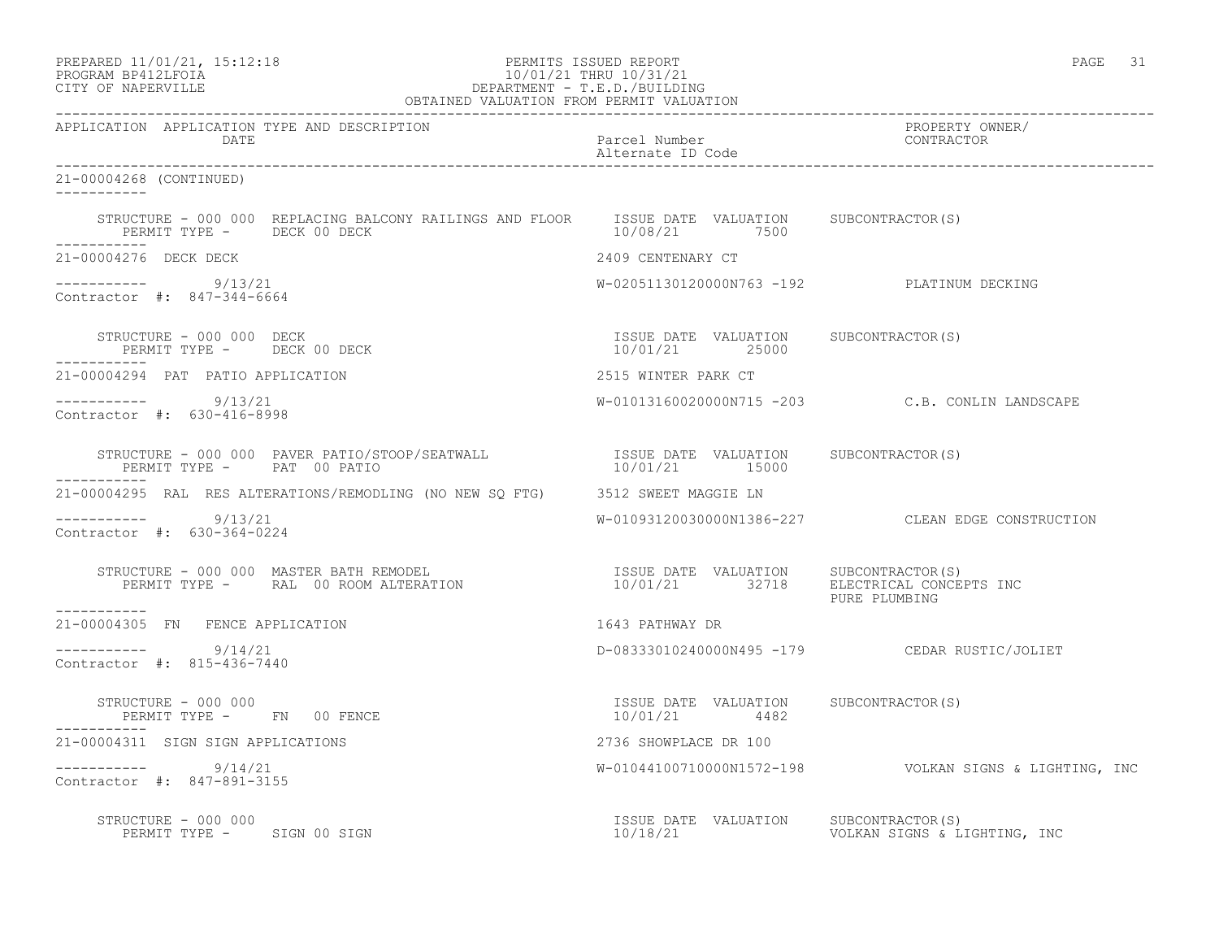PERMITS ISSUED REPORT
10/01/21 THRU 10/31/21
DEPARTMENT - T.E.D./BUILDING
OBTAINED VALUATION FROM PERMIT VALUATION

PREPARED 11/01/21, 15:12:18
PROGRAM BP412LFOIA
CITY OF NAPERVILLE

| APPLICATION | APPLICATION TYPE AND DESCRIPTION / DATE | Parcel Number / Alternate ID Code | PROPERTY OWNER/ CONTRACTOR |
|---|---|---|---|

**21-00004268 (CONTINUED)**

STRUCTURE - 000 000 REPLACING BALCONY RAILINGS AND FLOOR
PERMIT TYPE - DECK 00 DECK
ISSUE DATE 10/08/21 VALUATION 7500 SUBCONTRACTOR(S)

**21-00004276 DECK DECK** — 2409 CENTENARY CT
9/13/21 — W-02051130120000N763 -192 — PLATINUM DECKING
Contractor #: 847-344-6664

STRUCTURE - 000 000 DECK
PERMIT TYPE - DECK 00 DECK
ISSUE DATE 10/01/21 VALUATION 25000 SUBCONTRACTOR(S)

**21-00004294 PAT PATIO APPLICATION** — 2515 WINTER PARK CT
9/13/21 — W-01013160020000N715 -203 — C.B. CONLIN LANDSCAPE
Contractor #: 630-416-8998

STRUCTURE - 000 000 PAVER PATIO/STOOP/SEATWALL
PERMIT TYPE - PAT 00 PATIO
ISSUE DATE 10/01/21 VALUATION 15000 SUBCONTRACTOR(S)

**21-00004295 RAL RES ALTERATIONS/REMODLING (NO NEW SQ FTG)** — 3512 SWEET MAGGIE LN
9/13/21 — W-01093120030000N1386-227 — CLEAN EDGE CONSTRUCTION
Contractor #: 630-364-0224

STRUCTURE - 000 000 MASTER BATH REMODEL
PERMIT TYPE - RAL 00 ROOM ALTERATION
ISSUE DATE 10/01/21 VALUATION 32718 SUBCONTRACTOR(S) ELECTRICAL CONCEPTS INC, PURE PLUMBING

**21-00004305 FN FENCE APPLICATION** — 1643 PATHWAY DR
9/14/21 — D-08333010240000N495 -179 — CEDAR RUSTIC/JOLIET
Contractor #: 815-436-7440

STRUCTURE - 000 000
PERMIT TYPE - FN 00 FENCE
ISSUE DATE 10/01/21 VALUATION 4482 SUBCONTRACTOR(S)

**21-00004311 SIGN SIGN APPLICATIONS** — 2736 SHOWPLACE DR 100
9/14/21 — W-01044100710000N1572-198 — VOLKAN SIGNS & LIGHTING, INC
Contractor #: 847-891-3155

STRUCTURE - 000 000
PERMIT TYPE - SIGN 00 SIGN
ISSUE DATE 10/18/21 VALUATION SUBCONTRACTOR(S) VOLKAN SIGNS & LIGHTING, INC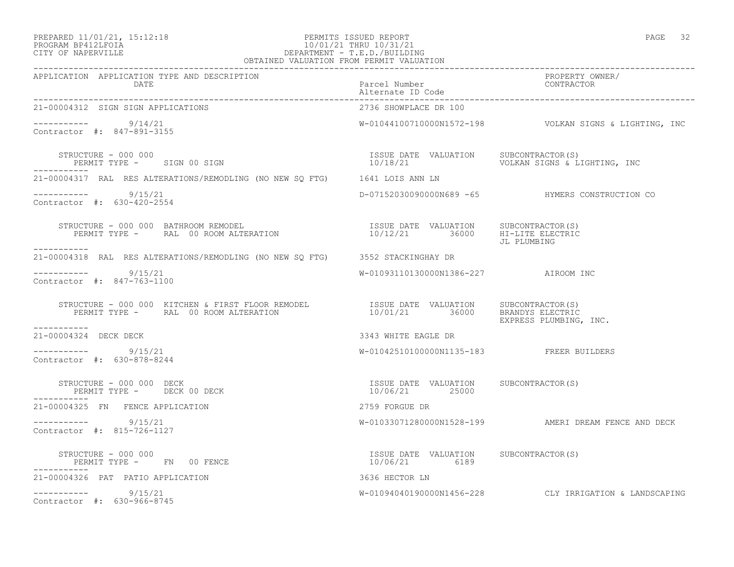PREPARED 11/01/21, 15:12:18 PERMITS ISSUED REPORT
PROGRAM BP412LFOIA 10/01/21 THRU 10/31/21
CITY OF NAPERVILLE DEPARTMENT - T.E.D./BUILDING
OBTAINED VALUATION FROM PERMIT VALUATION

| APPLICATION APPLICATION TYPE AND DESCRIPTION DATE | Parcel Number / Alternate ID Code | PROPERTY OWNER/ CONTRACTOR |
|---|---|---|
| 21-00004312 SIGN SIGN APPLICATIONS | 2736 SHOWPLACE DR 100 | |
| ----------- 9/14/21 Contractor #: 847-891-3155 | W-01044100710000N1572-198 | VOLKAN SIGNS & LIGHTING, INC |
| STRUCTURE - 000 000 PERMIT TYPE - SIGN 00 SIGN | ISSUE DATE 10/18/21 VALUATION | SUBCONTRACTOR(S) VOLKAN SIGNS & LIGHTING, INC |
| 21-00004317 RAL RES ALTERATIONS/REMODLING (NO NEW SQ FTG) | 1641 LOIS ANN LN | |
| ----------- 9/15/21 Contractor #: 630-420-2554 | D-07152030090000N689 -65 | HYMERS CONSTRUCTION CO |
| STRUCTURE - 000 000 BATHROOM REMODEL PERMIT TYPE - RAL 00 ROOM ALTERATION | ISSUE DATE 10/12/21 VALUATION 36000 | SUBCONTRACTOR(S) HI-LITE ELECTRIC JL PLUMBING |
| 21-00004318 RAL RES ALTERATIONS/REMODLING (NO NEW SQ FTG) | 3552 STACKINGHAY DR | |
| ----------- 9/15/21 Contractor #: 847-763-1100 | W-01093110130000N1386-227 | AIROOM INC |
| STRUCTURE - 000 000 KITCHEN & FIRST FLOOR REMODEL PERMIT TYPE - RAL 00 ROOM ALTERATION | ISSUE DATE 10/01/21 VALUATION 36000 | SUBCONTRACTOR(S) BRANDYS ELECTRIC EXPRESS PLUMBING, INC. |
| 21-00004324 DECK DECK | 3343 WHITE EAGLE DR | |
| ----------- 9/15/21 Contractor #: 630-878-8244 | W-01042510100000N1135-183 | FREER BUILDERS |
| STRUCTURE - 000 000 DECK PERMIT TYPE - DECK 00 DECK | ISSUE DATE 10/06/21 VALUATION 25000 | SUBCONTRACTOR(S) |
| 21-00004325 FN FENCE APPLICATION | 2759 FORGUE DR | |
| ----------- 9/15/21 Contractor #: 815-726-1127 | W-01033071280000N1528-199 | AMERI DREAM FENCE AND DECK |
| STRUCTURE - 000 000 PERMIT TYPE - FN 00 FENCE | ISSUE DATE 10/06/21 VALUATION 6189 | SUBCONTRACTOR(S) |
| 21-00004326 PAT PATIO APPLICATION | 3636 HECTOR LN | |
| ----------- 9/15/21 Contractor #: 630-966-8745 | W-01094040190000N1456-228 | CLY IRRIGATION & LANDSCAPING |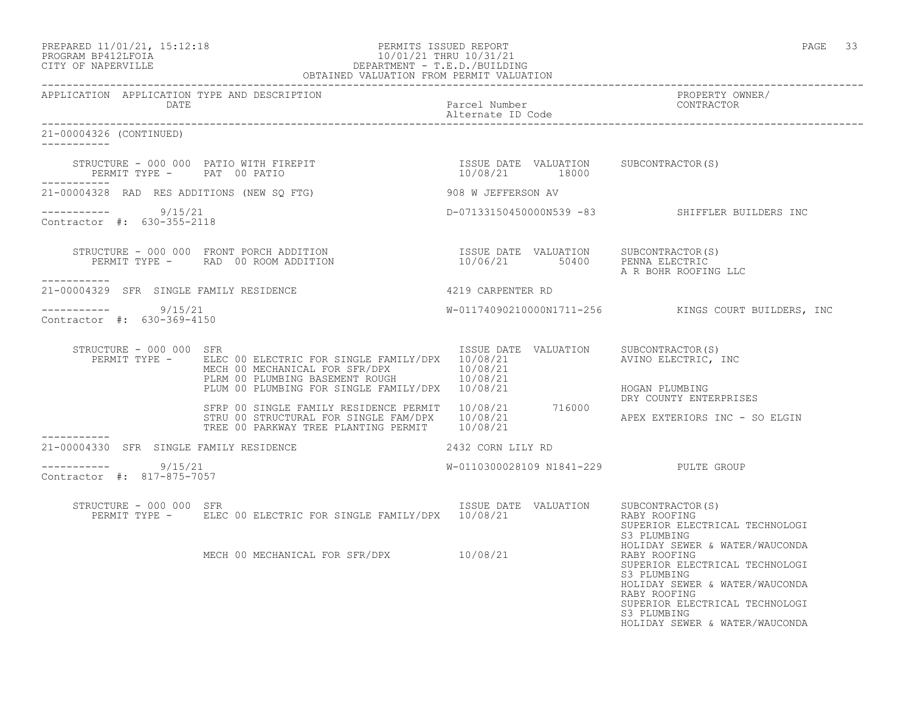PREPARED 11/01/21, 15:12:18
PROGRAM BP412LFOIA
CITY OF NAPERVILLE

PERMITS ISSUED REPORT
10/01/21 THRU 10/31/21
DEPARTMENT - T.E.D./BUILDING
OBTAINED VALUATION FROM PERMIT VALUATION

| APPLICATION | APPLICATION TYPE AND DESCRIPTION / DATE | Parcel Number / Alternate ID Code | PROPERTY OWNER/ CONTRACTOR |
|---|---|---|---|

**21-00004326 (CONTINUED)**

STRUCTURE - 000 000 PATIO WITH FIREPIT
PERMIT TYPE - PAT 00 PATIO

| ISSUE DATE | VALUATION | SUBCONTRACTOR(S) |
|---|---|---|
| 10/08/21 | 18000 | |

---

**21-00004328 RAD RES ADDITIONS (NEW SQ FTG)** — 908 W JEFFERSON AV

9/15/21 — D-07133150450000N539 -83 — SHIFFLER BUILDERS INC

Contractor #: 630-355-2118

STRUCTURE - 000 000 FRONT PORCH ADDITION
PERMIT TYPE - RAD 00 ROOM ADDITION

| ISSUE DATE | VALUATION | SUBCONTRACTOR(S) |
|---|---|---|
| 10/06/21 | 50400 | PENNA ELECTRIC |
| | | A R BOHR ROOFING LLC |

---

**21-00004329 SFR SINGLE FAMILY RESIDENCE** — 4219 CARPENTER RD

9/15/21 — W-01174090210000N1711-256 — KINGS COURT BUILDERS, INC

Contractor #: 630-369-4150

STRUCTURE - 000 000 SFR

| PERMIT TYPE | ISSUE DATE | VALUATION | SUBCONTRACTOR(S) |
|---|---|---|---|
| ELEC 00 ELECTRIC FOR SINGLE FAMILY/DPX | 10/08/21 | | AVINO ELECTRIC, INC |
| MECH 00 MECHANICAL FOR SFR/DPX | 10/08/21 | | |
| PLRM 00 PLUMBING BASEMENT ROUGH | 10/08/21 | | |
| PLUM 00 PLUMBING FOR SINGLE FAMILY/DPX | 10/08/21 | | HOGAN PLUMBING |
| | | | DRY COUNTY ENTERPRISES |
| SFRP 00 SINGLE FAMILY RESIDENCE PERMIT | 10/08/21 | 716000 | |
| STRU 00 STRUCTURAL FOR SINGLE FAM/DPX | 10/08/21 | | APEX EXTERIORS INC - SO ELGIN |
| TREE 00 PARKWAY TREE PLANTING PERMIT | 10/08/21 | | |

---

**21-00004330 SFR SINGLE FAMILY RESIDENCE** — 2432 CORN LILY RD

9/15/21 — W-0110300028109 N1841-229 — PULTE GROUP

Contractor #: 817-875-7057

STRUCTURE - 000 000 SFR

| PERMIT TYPE | ISSUE DATE | VALUATION | SUBCONTRACTOR(S) |
|---|---|---|---|
| ELEC 00 ELECTRIC FOR SINGLE FAMILY/DPX | 10/08/21 | | RABY ROOFING |
| | | | SUPERIOR ELECTRICAL TECHNOLOGI |
| | | | S3 PLUMBING |
| | | | HOLIDAY SEWER & WATER/WAUCONDA |
| MECH 00 MECHANICAL FOR SFR/DPX | 10/08/21 | | RABY ROOFING |
| | | | SUPERIOR ELECTRICAL TECHNOLOGI |
| | | | S3 PLUMBING |
| | | | HOLIDAY SEWER & WATER/WAUCONDA |
| | | | RABY ROOFING |
| | | | SUPERIOR ELECTRICAL TECHNOLOGI |
| | | | S3 PLUMBING |
| | | | HOLIDAY SEWER & WATER/WAUCONDA |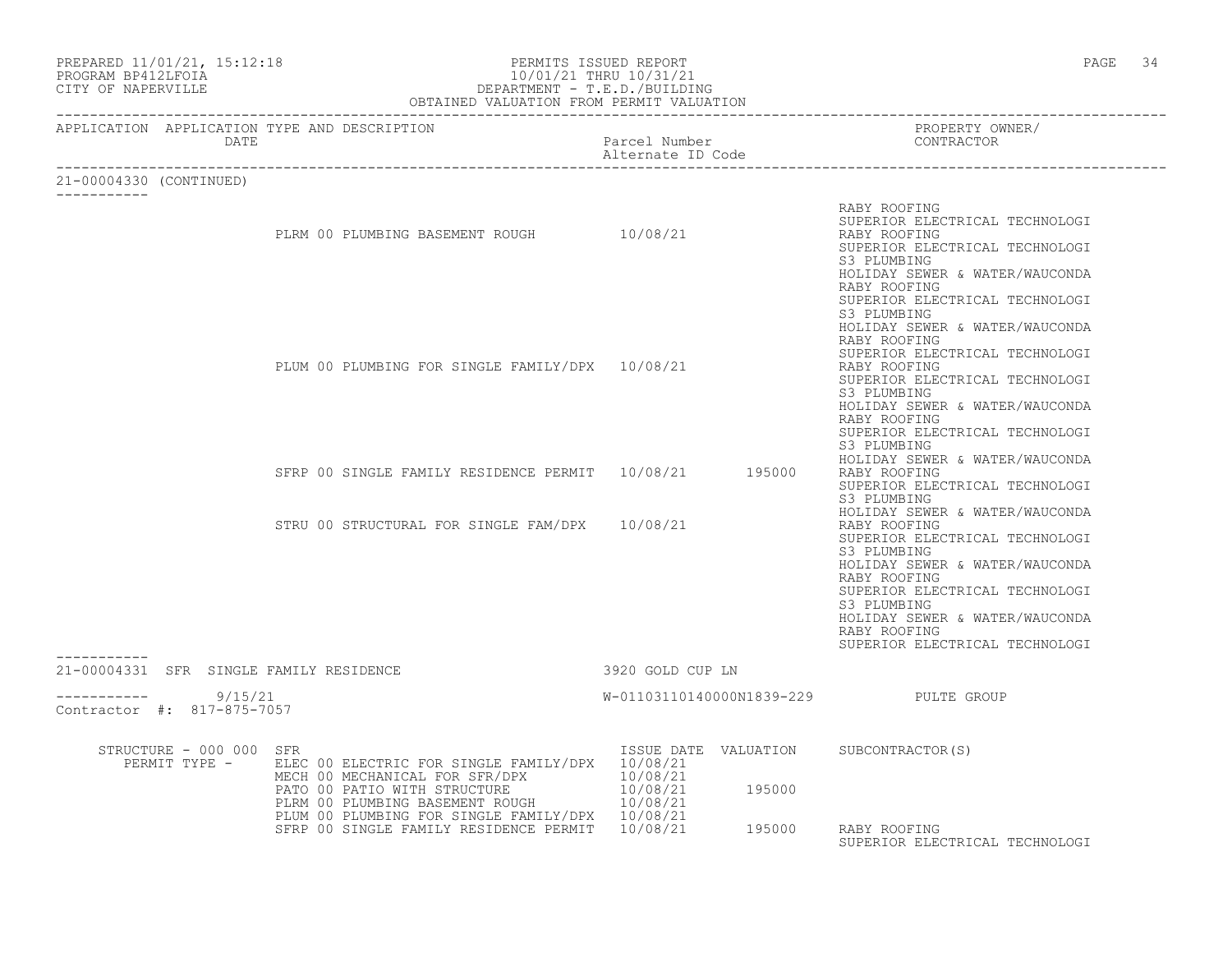PERMITS ISSUED REPORT
10/01/21 THRU 10/31/21
DEPARTMENT - T.E.D./BUILDING
OBTAINED VALUATION FROM PERMIT VALUATION

PREPARED 11/01/21, 15:12:18
PROGRAM BP412LFOIA
CITY OF NAPERVILLE

| APPLICATION | APPLICATION TYPE AND DESCRIPTION DATE | Parcel Number Alternate ID Code | PROPERTY OWNER/ CONTRACTOR |
|---|---|---|---|

21-00004330 (CONTINUED)

| Permit Type | Issue Date | Valuation | Subcontractor(s) |
|---|---|---|---|
| | | | RABY ROOFING |
| | | | SUPERIOR ELECTRICAL TECHNOLOGI |
| PLRM 00 PLUMBING BASEMENT ROUGH | 10/08/21 | | RABY ROOFING |
| | | | SUPERIOR ELECTRICAL TECHNOLOGI |
| | | | S3 PLUMBING |
| | | | HOLIDAY SEWER & WATER/WAUCONDA |
| | | | RABY ROOFING |
| | | | SUPERIOR ELECTRICAL TECHNOLOGI |
| | | | S3 PLUMBING |
| | | | HOLIDAY SEWER & WATER/WAUCONDA |
| | | | RABY ROOFING |
| | | | SUPERIOR ELECTRICAL TECHNOLOGI |
| PLUM 00 PLUMBING FOR SINGLE FAMILY/DPX | 10/08/21 | | RABY ROOFING |
| | | | SUPERIOR ELECTRICAL TECHNOLOGI |
| | | | S3 PLUMBING |
| | | | HOLIDAY SEWER & WATER/WAUCONDA |
| | | | RABY ROOFING |
| | | | SUPERIOR ELECTRICAL TECHNOLOGI |
| | | | S3 PLUMBING |
| | | | HOLIDAY SEWER & WATER/WAUCONDA |
| SFRP 00 SINGLE FAMILY RESIDENCE PERMIT | 10/08/21 | 195000 | RABY ROOFING |
| | | | SUPERIOR ELECTRICAL TECHNOLOGI |
| | | | S3 PLUMBING |
| | | | HOLIDAY SEWER & WATER/WAUCONDA |
| STRU 00 STRUCTURAL FOR SINGLE FAM/DPX | 10/08/21 | | RABY ROOFING |
| | | | SUPERIOR ELECTRICAL TECHNOLOGI |
| | | | S3 PLUMBING |
| | | | HOLIDAY SEWER & WATER/WAUCONDA |
| | | | RABY ROOFING |
| | | | SUPERIOR ELECTRICAL TECHNOLOGI |
| | | | S3 PLUMBING |
| | | | HOLIDAY SEWER & WATER/WAUCONDA |
| | | | RABY ROOFING |
| | | | SUPERIOR ELECTRICAL TECHNOLOGI |

---

21-00004331 SFR SINGLE FAMILY RESIDENCE — 3920 GOLD CUP LN

9/15/21 — W-01103110140000N1839-229 — PULTE GROUP

Contractor #: 817-875-7057

STRUCTURE - 000 000 SFR

| PERMIT TYPE - | ISSUE DATE | VALUATION | SUBCONTRACTOR(S) |
|---|---|---|---|
| ELEC 00 ELECTRIC FOR SINGLE FAMILY/DPX | 10/08/21 | | |
| MECH 00 MECHANICAL FOR SFR/DPX | 10/08/21 | | |
| PATO 00 PATIO WITH STRUCTURE | 10/08/21 | 195000 | |
| PLRM 00 PLUMBING BASEMENT ROUGH | 10/08/21 | | |
| PLUM 00 PLUMBING FOR SINGLE FAMILY/DPX | 10/08/21 | | |
| SFRP 00 SINGLE FAMILY RESIDENCE PERMIT | 10/08/21 | 195000 | RABY ROOFING |
| | | | SUPERIOR ELECTRICAL TECHNOLOGI |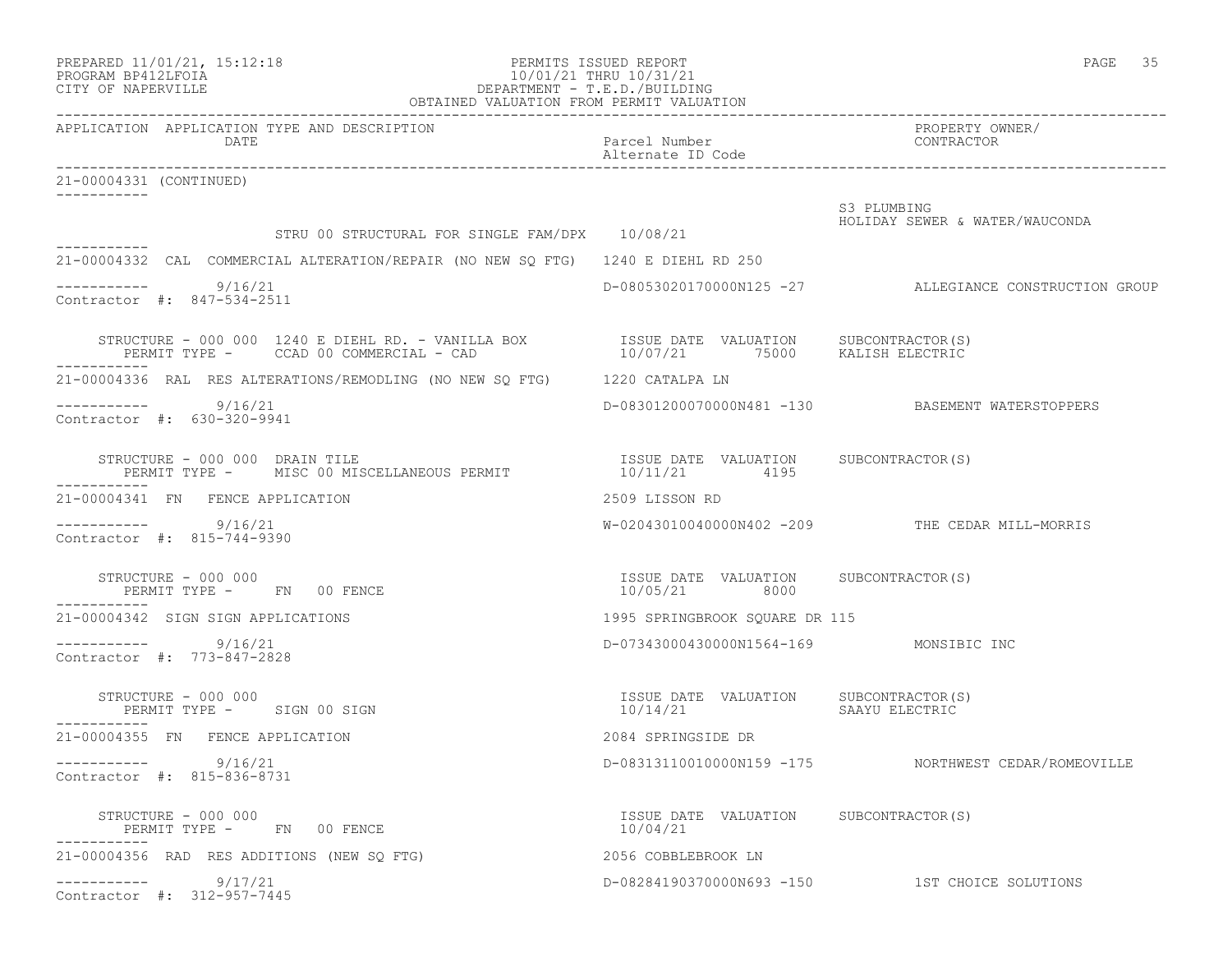| APPLICATION | APPLICATION TYPE AND DESCRIPTION DATE | Parcel Number Alternate ID Code | PROPERTY OWNER/ CONTRACTOR |
|---|---|---|---|

21-00004331 (CONTINUED)

S3 PLUMBING
HOLIDAY SEWER & WATER/WAUCONDA

STRU 00 STRUCTURAL FOR SINGLE FAM/DPX 10/08/21

---

21-00004332 CAL COMMERCIAL ALTERATION/REPAIR (NO NEW SQ FTG) 1240 E DIEHL RD 250

9/16/21 — D-08053020170000N125 -27 — ALLEGIANCE CONSTRUCTION GROUP
Contractor #: 847-534-2511

| STRUCTURE - 000 000 1240 E DIEHL RD. - VANILLA BOX | ISSUE DATE | VALUATION | SUBCONTRACTOR(S) |
|---|---|---|---|
| PERMIT TYPE - CCAD 00 COMMERCIAL - CAD | 10/07/21 | 75000 | KALISH ELECTRIC |

---

21-00004336 RAL RES ALTERATIONS/REMODLING (NO NEW SQ FTG) 1220 CATALPA LN

9/16/21 — D-08301200070000N481 -130 — BASEMENT WATERSTOPPERS
Contractor #: 630-320-9941

| STRUCTURE - 000 000 DRAIN TILE | ISSUE DATE | VALUATION | SUBCONTRACTOR(S) |
|---|---|---|---|
| PERMIT TYPE - MISC 00 MISCELLANEOUS PERMIT | 10/11/21 | 4195 | |

---

21-00004341 FN FENCE APPLICATION 2509 LISSON RD

9/16/21 — W-02043010040000N402 -209 — THE CEDAR MILL-MORRIS
Contractor #: 815-744-9390

| STRUCTURE - 000 000 | ISSUE DATE | VALUATION | SUBCONTRACTOR(S) |
|---|---|---|---|
| PERMIT TYPE - FN 00 FENCE | 10/05/21 | 8000 | |

---

21-00004342 SIGN SIGN APPLICATIONS 1995 SPRINGBROOK SQUARE DR 115

9/16/21 — D-07343000430000N1564-169 — MONSIBIC INC
Contractor #: 773-847-2828

| STRUCTURE - 000 000 | ISSUE DATE | VALUATION | SUBCONTRACTOR(S) |
|---|---|---|---|
| PERMIT TYPE - SIGN 00 SIGN | 10/14/21 | | SAAYU ELECTRIC |

---

21-00004355 FN FENCE APPLICATION 2084 SPRINGSIDE DR

9/16/21 — D-08313110010000N159 -175 — NORTHWEST CEDAR/ROMEOVILLE
Contractor #: 815-836-8731

| STRUCTURE - 000 000 | ISSUE DATE | VALUATION | SUBCONTRACTOR(S) |
|---|---|---|---|
| PERMIT TYPE - FN 00 FENCE | 10/04/21 | | |

---

21-00004356 RAD RES ADDITIONS (NEW SQ FTG) 2056 COBBLEBROOK LN

9/17/21 — D-08284190370000N693 -150 — 1ST CHOICE SOLUTIONS
Contractor #: 312-957-7445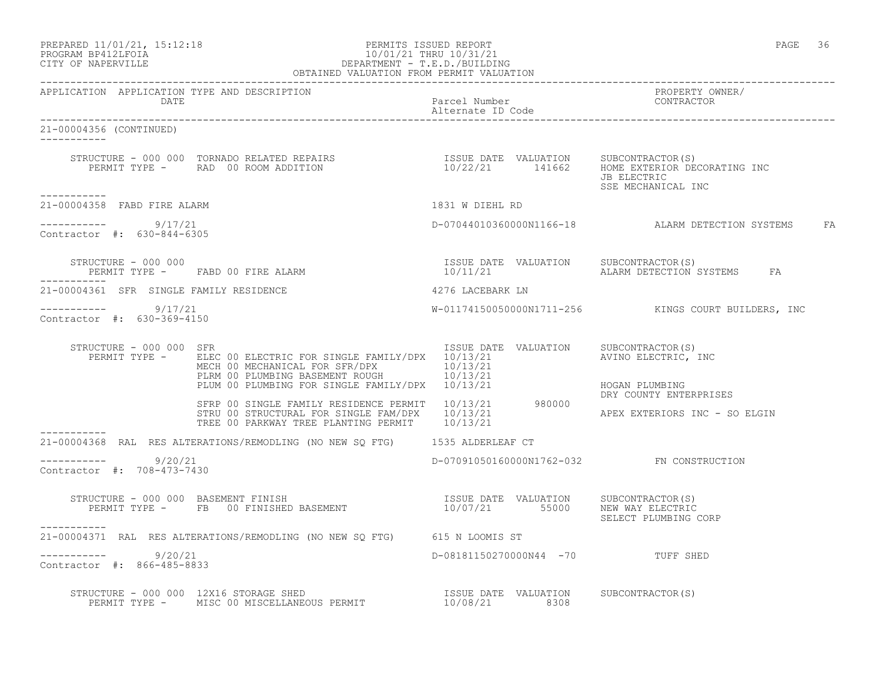APPLICATION APPLICATION TYPE AND DESCRIPTION DATE | Parcel Number Alternate ID Code | PROPERTY OWNER/ CONTRACTOR

21-00004356 (CONTINUED)

STRUCTURE - 000 000 TORNADO RELATED REPAIRS
PERMIT TYPE - RAD 00 ROOM ADDITION

| ISSUE DATE | VALUATION | SUBCONTRACTOR(S) |
|---|---|---|
| 10/22/21 | 141662 | HOME EXTERIOR DECORATING INC |
| | | JB ELECTRIC |
| | | SSE MECHANICAL INC |

---

21-00004358 FABD FIRE ALARM — 1831 W DIEHL RD

9/17/21 — D-07044010360000N1166-18 — ALARM DETECTION SYSTEMS FA

Contractor #: 630-844-6305

STRUCTURE - 000 000
PERMIT TYPE - FABD 00 FIRE ALARM

| ISSUE DATE | VALUATION | SUBCONTRACTOR(S) |
|---|---|---|
| 10/11/21 | | ALARM DETECTION SYSTEMS FA |

---

21-00004361 SFR SINGLE FAMILY RESIDENCE — 4276 LACEBARK LN

9/17/21 — W-01174150050000N1711-256 — KINGS COURT BUILDERS, INC

Contractor #: 630-369-4150

STRUCTURE - 000 000 SFR

| PERMIT TYPE | ISSUE DATE | VALUATION | SUBCONTRACTOR(S) |
|---|---|---|---|
| ELEC 00 ELECTRIC FOR SINGLE FAMILY/DPX | 10/13/21 | | AVINO ELECTRIC, INC |
| MECH 00 MECHANICAL FOR SFR/DPX | 10/13/21 | | |
| PLRM 00 PLUMBING BASEMENT ROUGH | 10/13/21 | | |
| PLUM 00 PLUMBING FOR SINGLE FAMILY/DPX | 10/13/21 | | HOGAN PLUMBING |
| | | | DRY COUNTY ENTERPRISES |
| SFRP 00 SINGLE FAMILY RESIDENCE PERMIT | 10/13/21 | 980000 | |
| STRU 00 STRUCTURAL FOR SINGLE FAM/DPX | 10/13/21 | | APEX EXTERIORS INC - SO ELGIN |
| TREE 00 PARKWAY TREE PLANTING PERMIT | 10/13/21 | | |

---

21-00004368 RAL RES ALTERATIONS/REMODLING (NO NEW SQ FTG) — 1535 ALDERLEAF CT

9/20/21 — D-07091050160000N1762-032 — FN CONSTRUCTION

Contractor #: 708-473-7430

STRUCTURE - 000 000 BASEMENT FINISH
PERMIT TYPE - FB 00 FINISHED BASEMENT

| ISSUE DATE | VALUATION | SUBCONTRACTOR(S) |
|---|---|---|
| 10/07/21 | 55000 | NEW WAY ELECTRIC |
| | | SELECT PLUMBING CORP |

---

21-00004371 RAL RES ALTERATIONS/REMODLING (NO NEW SQ FTG) — 615 N LOOMIS ST

9/20/21 — D-08181150270000N44 -70 — TUFF SHED

Contractor #: 866-485-8833

STRUCTURE - 000 000 12X16 STORAGE SHED
PERMIT TYPE - MISC 00 MISCELLANEOUS PERMIT

| ISSUE DATE | VALUATION | SUBCONTRACTOR(S) |
|---|---|---|
| 10/08/21 | 8308 | |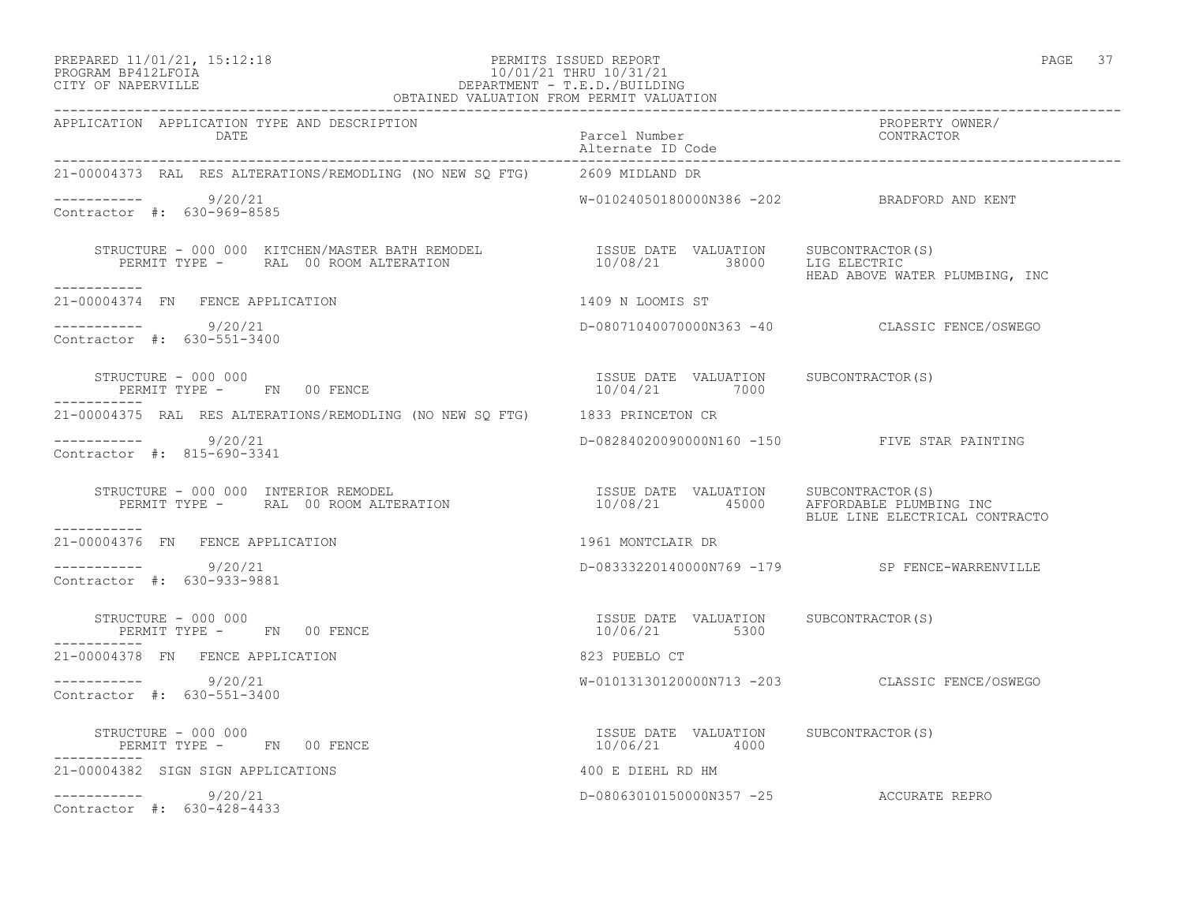PREPARED 11/01/21, 15:12:18 — PERMITS ISSUED REPORT — 10/01/21 THRU 10/31/21
PROGRAM BP412LFOIA — DEPARTMENT - T.E.D./BUILDING
CITY OF NAPERVILLE — OBTAINED VALUATION FROM PERMIT VALUATION

| APPLICATION | APPLICATION TYPE AND DESCRIPTION / DATE | Parcel Number / Alternate ID Code | PROPERTY OWNER/ CONTRACTOR |
|---|---|---|---|

**21-00004373 RAL RES ALTERATIONS/REMODLING (NO NEW SQ FTG)** — 2609 MIDLAND DR

----------- 9/20/21 — W-01024050180000N386 -202 — BRADFORD AND KENT
Contractor #: 630-969-8585

STRUCTURE - 000 000 KITCHEN/MASTER BATH REMODEL
PERMIT TYPE - RAL 00 ROOM ALTERATION

| ISSUE DATE | VALUATION | SUBCONTRACTOR(S) |
|---|---|---|
| 10/08/21 | 38000 | LIG ELECTRIC<br>HEAD ABOVE WATER PLUMBING, INC |

-----------

**21-00004374 FN FENCE APPLICATION** — 1409 N LOOMIS ST

----------- 9/20/21 — D-08071040070000N363 -40 — CLASSIC FENCE/OSWEGO
Contractor #: 630-551-3400

STRUCTURE - 000 000
PERMIT TYPE - FN 00 FENCE

| ISSUE DATE | VALUATION | SUBCONTRACTOR(S) |
|---|---|---|
| 10/04/21 | 7000 | |

-----------

**21-00004375 RAL RES ALTERATIONS/REMODLING (NO NEW SQ FTG)** — 1833 PRINCETON CR

----------- 9/20/21 — D-08284020090000N160 -150 — FIVE STAR PAINTING
Contractor #: 815-690-3341

STRUCTURE - 000 000 INTERIOR REMODEL
PERMIT TYPE - RAL 00 ROOM ALTERATION

| ISSUE DATE | VALUATION | SUBCONTRACTOR(S) |
|---|---|---|
| 10/08/21 | 45000 | AFFORDABLE PLUMBING INC<br>BLUE LINE ELECTRICAL CONTRACTO |

-----------

**21-00004376 FN FENCE APPLICATION** — 1961 MONTCLAIR DR

----------- 9/20/21 — D-08333220140000N769 -179 — SP FENCE-WARRENVILLE
Contractor #: 630-933-9881

STRUCTURE - 000 000
PERMIT TYPE - FN 00 FENCE

| ISSUE DATE | VALUATION | SUBCONTRACTOR(S) |
|---|---|---|
| 10/06/21 | 5300 | |

-----------

**21-00004378 FN FENCE APPLICATION** — 823 PUEBLO CT

----------- 9/20/21 — W-01013130120000N713 -203 — CLASSIC FENCE/OSWEGO
Contractor #: 630-551-3400

STRUCTURE - 000 000
PERMIT TYPE - FN 00 FENCE

| ISSUE DATE | VALUATION | SUBCONTRACTOR(S) |
|---|---|---|
| 10/06/21 | 4000 | |

-----------

**21-00004382 SIGN SIGN APPLICATIONS** — 400 E DIEHL RD HM

----------- 9/20/21 — D-08063010150000N357 -25 — ACCURATE REPRO
Contractor #: 630-428-4433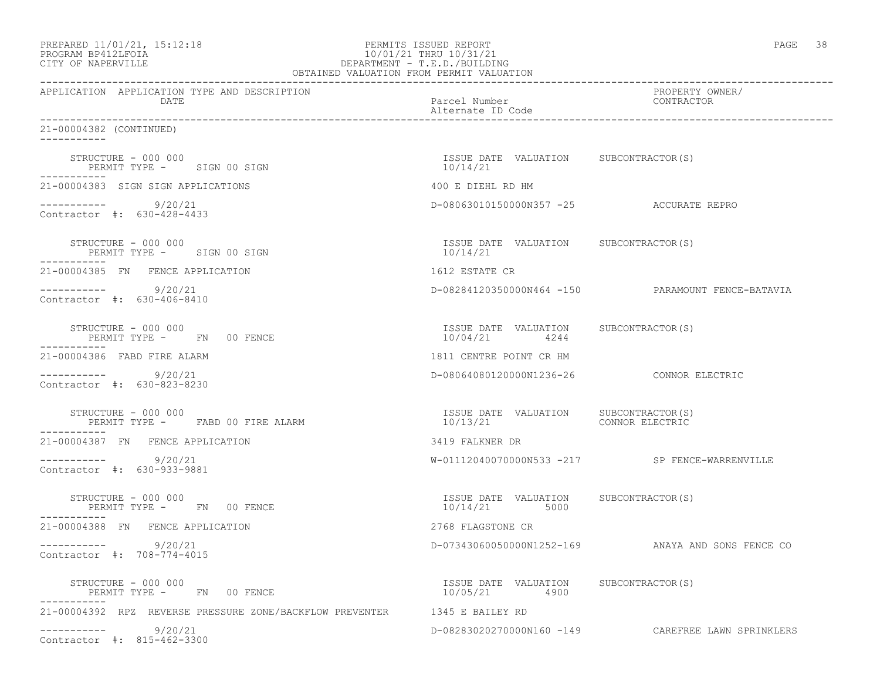PREPARED 11/01/21, 15:12:18
PROGRAM BP412LFOIA
CITY OF NAPERVILLE

PERMITS ISSUED REPORT
10/01/21 THRU 10/31/21
DEPARTMENT - T.E.D./BUILDING
OBTAINED VALUATION FROM PERMIT VALUATION

| APPLICATION | APPLICATION TYPE AND DESCRIPTION / DATE | Parcel Number / Alternate ID Code | PROPERTY OWNER/ CONTRACTOR |
|---|---|---|---|

21-00004382 (CONTINUED)

STRUCTURE - 000 000 — PERMIT TYPE - SIGN 00 SIGN
ISSUE DATE: 10/14/21 | VALUATION: | SUBCONTRACTOR(S):

---

21-00004383 SIGN SIGN APPLICATIONS — 400 E DIEHL RD HM
9/20/21 — D-08063010150000N357 -25 — ACCURATE REPRO
Contractor #: 630-428-4433

STRUCTURE - 000 000 — PERMIT TYPE - SIGN 00 SIGN
ISSUE DATE: 10/14/21 | VALUATION: | SUBCONTRACTOR(S):

---

21-00004385 FN FENCE APPLICATION — 1612 ESTATE CR
9/20/21 — D-08284120350000N464 -150 — PARAMOUNT FENCE-BATAVIA
Contractor #: 630-406-8410

STRUCTURE - 000 000 — PERMIT TYPE - FN 00 FENCE
ISSUE DATE: 10/04/21 | VALUATION: 4244 | SUBCONTRACTOR(S):

---

21-00004386 FABD FIRE ALARM — 1811 CENTRE POINT CR HM
9/20/21 — D-08064080120000N1236-26 — CONNOR ELECTRIC
Contractor #: 630-823-8230

STRUCTURE - 000 000 — PERMIT TYPE - FABD 00 FIRE ALARM
ISSUE DATE: 10/13/21 | VALUATION: | SUBCONTRACTOR(S): CONNOR ELECTRIC

---

21-00004387 FN FENCE APPLICATION — 3419 FALKNER DR
9/20/21 — W-01112040070000N533 -217 — SP FENCE-WARRENVILLE
Contractor #: 630-933-9881

STRUCTURE - 000 000 — PERMIT TYPE - FN 00 FENCE
ISSUE DATE: 10/14/21 | VALUATION: 5000 | SUBCONTRACTOR(S):

---

21-00004388 FN FENCE APPLICATION — 2768 FLAGSTONE CR
9/20/21 — D-07343060050000N1252-169 — ANAYA AND SONS FENCE CO
Contractor #: 708-774-4015

STRUCTURE - 000 000 — PERMIT TYPE - FN 00 FENCE
ISSUE DATE: 10/05/21 | VALUATION: 4900 | SUBCONTRACTOR(S):

---

21-00004392 RPZ REVERSE PRESSURE ZONE/BACKFLOW PREVENTER — 1345 E BAILEY RD
9/20/21 — D-08283020270000N160 -149 — CAREFREE LAWN SPRINKLERS
Contractor #: 815-462-3300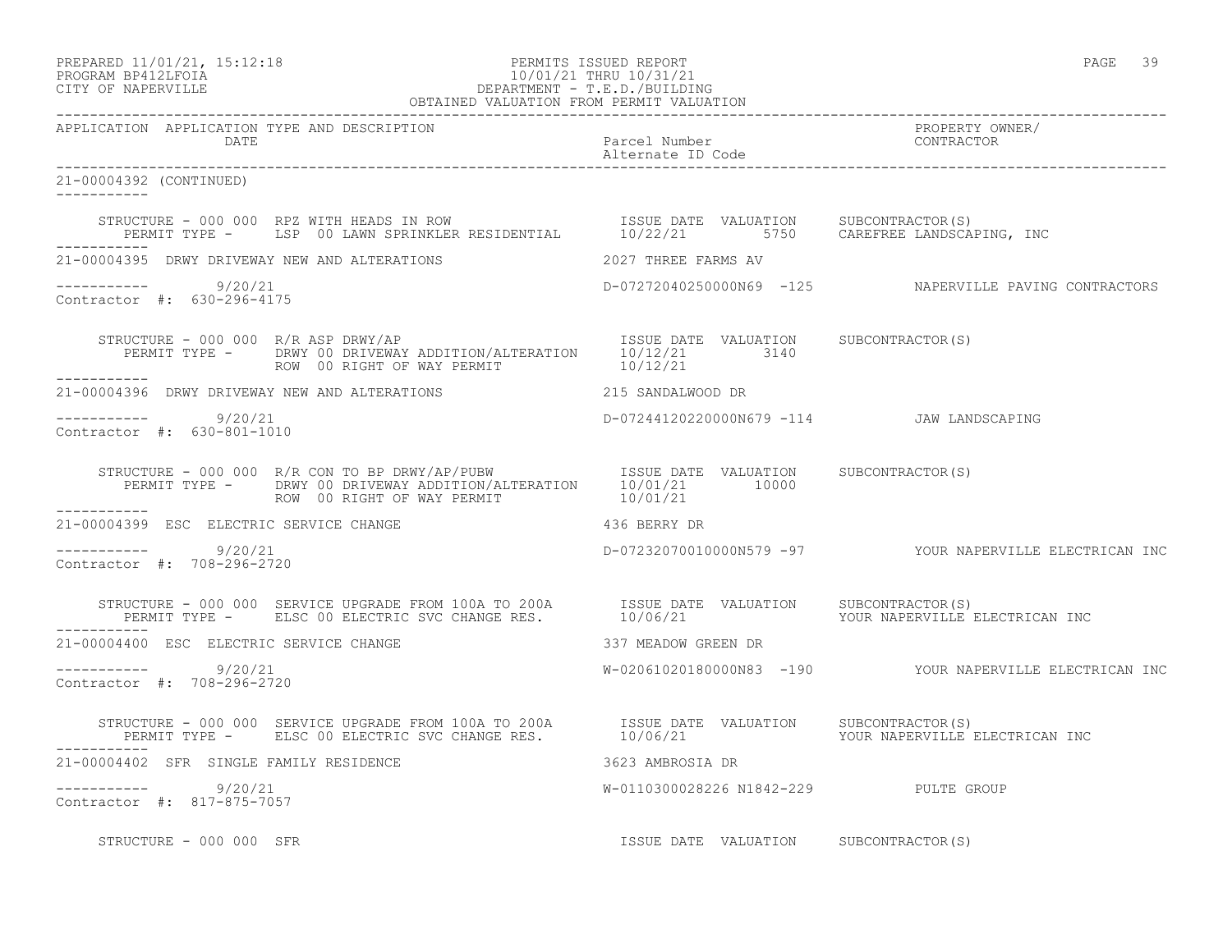PREPARED 11/01/21, 15:12:18 PERMITS ISSUED REPORT
PROGRAM BP412LFOIA 10/01/21 THRU 10/31/21
CITY OF NAPERVILLE DEPARTMENT - T.E.D./BUILDING
OBTAINED VALUATION FROM PERMIT VALUATION

| APPLICATION | APPLICATION TYPE AND DESCRIPTION DATE | Parcel Number / Alternate ID Code | PROPERTY OWNER/ CONTRACTOR |
|---|---|---|---|

21-00004392 (CONTINUED)

STRUCTURE - 000 000 RPZ WITH HEADS IN ROW — ISSUE DATE 10/22/21 — VALUATION 5750 — SUBCONTRACTOR(S): CAREFREE LANDSCAPING, INC
PERMIT TYPE - LSP 00 LAWN SPRINKLER RESIDENTIAL

---

21-00004395 DRWY DRIVEWAY NEW AND ALTERATIONS — 2027 THREE FARMS AV
9/20/21 — D-07272040250000N69 -125 — NAPERVILLE PAVING CONTRACTORS
Contractor #: 630-296-4175

STRUCTURE - 000 000 R/R ASP DRWY/AP — ISSUE DATE / VALUATION / SUBCONTRACTOR(S)
PERMIT TYPE - DRWY 00 DRIVEWAY ADDITION/ALTERATION — 10/12/21 — 3140
ROW 00 RIGHT OF WAY PERMIT — 10/12/21

---

21-00004396 DRWY DRIVEWAY NEW AND ALTERATIONS — 215 SANDALWOOD DR
9/20/21 — D-07244120220000N679 -114 — JAW LANDSCAPING
Contractor #: 630-801-1010

STRUCTURE - 000 000 R/R CON TO BP DRWY/AP/PUBW — ISSUE DATE / VALUATION / SUBCONTRACTOR(S)
PERMIT TYPE - DRWY 00 DRIVEWAY ADDITION/ALTERATION — 10/01/21 — 10000
ROW 00 RIGHT OF WAY PERMIT — 10/01/21

---

21-00004399 ESC ELECTRIC SERVICE CHANGE — 436 BERRY DR
9/20/21 — D-07232070010000N579 -97 — YOUR NAPERVILLE ELECTRICAN INC
Contractor #: 708-296-2720

STRUCTURE - 000 000 SERVICE UPGRADE FROM 100A TO 200A — ISSUE DATE 10/06/21 — VALUATION — SUBCONTRACTOR(S): YOUR NAPERVILLE ELECTRICAN INC
PERMIT TYPE - ELSC 00 ELECTRIC SVC CHANGE RES.

---

21-00004400 ESC ELECTRIC SERVICE CHANGE — 337 MEADOW GREEN DR
9/20/21 — W-02061020180000N83 -190 — YOUR NAPERVILLE ELECTRICAN INC
Contractor #: 708-296-2720

STRUCTURE - 000 000 SERVICE UPGRADE FROM 100A TO 200A — ISSUE DATE 10/06/21 — VALUATION — SUBCONTRACTOR(S): YOUR NAPERVILLE ELECTRICAN INC
PERMIT TYPE - ELSC 00 ELECTRIC SVC CHANGE RES.

---

21-00004402 SFR SINGLE FAMILY RESIDENCE — 3623 AMBROSIA DR
9/20/21 — W-0110300028226 N1842-229 — PULTE GROUP
Contractor #: 817-875-7057

STRUCTURE - 000 000 SFR — ISSUE DATE / VALUATION / SUBCONTRACTOR(S)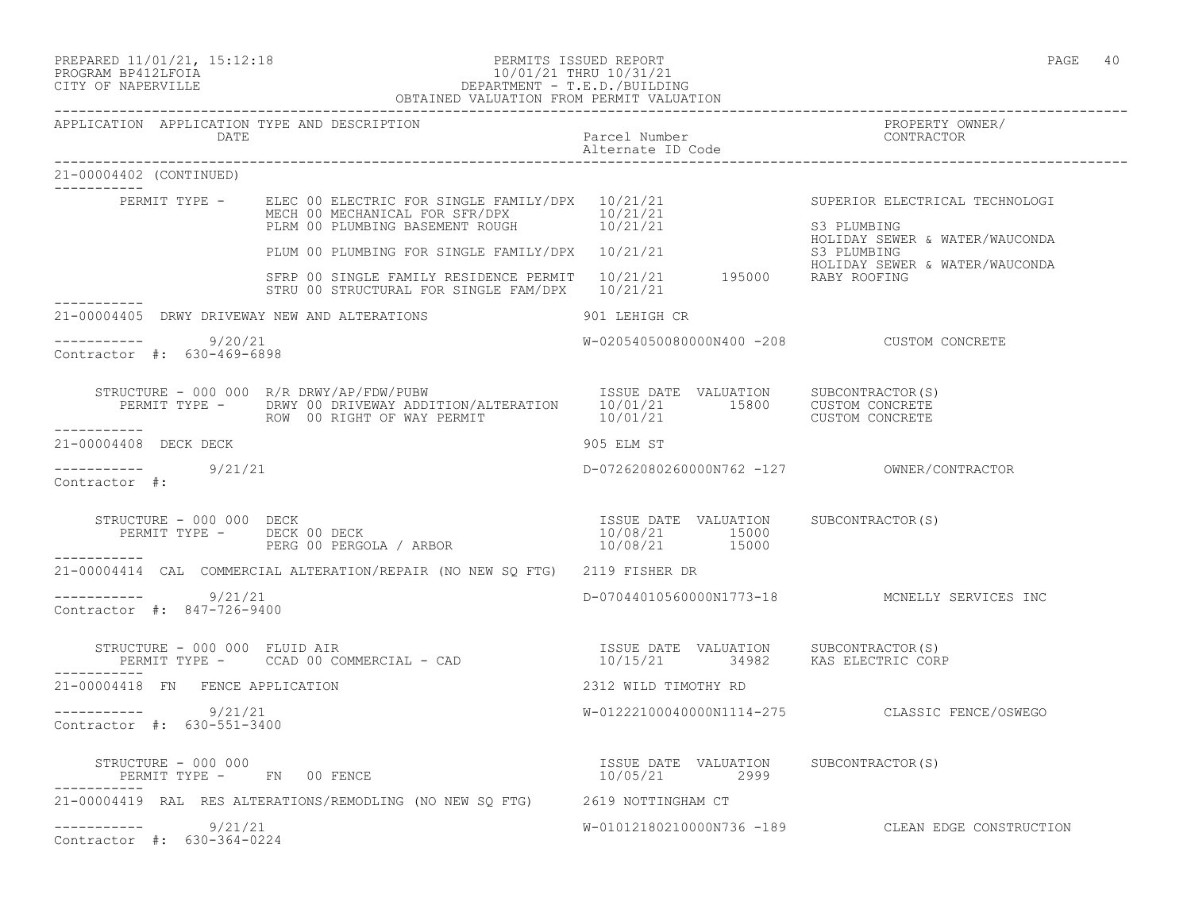PERMITS ISSUED REPORT
10/01/21 THRU 10/31/21
DEPARTMENT - T.E.D./BUILDING
OBTAINED VALUATION FROM PERMIT VALUATION

PREPARED 11/01/21, 15:12:18
PROGRAM BP412LFOIA
CITY OF NAPERVILLE

| APPLICATION | APPLICATION TYPE AND DESCRIPTION / DATE | Parcel Number / Alternate ID Code | PROPERTY OWNER/ CONTRACTOR |
|---|---|---|---|

**21-00004402 (CONTINUED)**

| PERMIT TYPE | DESCRIPTION | ISSUE DATE | VALUATION | SUBCONTRACTOR(S) |
|---|---|---|---|---|
| ELEC 00 | ELECTRIC FOR SINGLE FAMILY/DPX | 10/21/21 | | SUPERIOR ELECTRICAL TECHNOLOGI |
| MECH 00 | MECHANICAL FOR SFR/DPX | 10/21/21 | | |
| PLRM 00 | PLUMBING BASEMENT ROUGH | 10/21/21 | | S3 PLUMBING; HOLIDAY SEWER & WATER/WAUCONDA |
| PLUM 00 | PLUMBING FOR SINGLE FAMILY/DPX | 10/21/21 | | S3 PLUMBING; HOLIDAY SEWER & WATER/WAUCONDA |
| SFRP 00 | SINGLE FAMILY RESIDENCE PERMIT | 10/21/21 | 195000 | RABY ROOFING |
| STRU 00 | STRUCTURAL FOR SINGLE FAM/DPX | 10/21/21 | | |

**21-00004405 DRWY DRIVEWAY NEW AND ALTERATIONS** — 901 LEHIGH CR
Date: 9/20/21 — W-02054050080000N400 -208 — CUSTOM CONCRETE
Contractor #: 630-469-6898

STRUCTURE - 000 000 R/R DRWY/AP/FDW/PUBW

| PERMIT TYPE | DESCRIPTION | ISSUE DATE | VALUATION | SUBCONTRACTOR(S) |
|---|---|---|---|---|
| DRWY 00 | DRIVEWAY ADDITION/ALTERATION | 10/01/21 | 15800 | CUSTOM CONCRETE |
| ROW 00 | RIGHT OF WAY PERMIT | 10/01/21 | | CUSTOM CONCRETE |

**21-00004408 DECK DECK** — 905 ELM ST
Date: 9/21/21 — D-07262080260000N762 -127 — OWNER/CONTRACTOR
Contractor #:

STRUCTURE - 000 000 DECK

| PERMIT TYPE | DESCRIPTION | ISSUE DATE | VALUATION | SUBCONTRACTOR(S) |
|---|---|---|---|---|
| DECK 00 | DECK | 10/08/21 | 15000 | |
| PERG 00 | PERGOLA / ARBOR | 10/08/21 | 15000 | |

**21-00004414 CAL COMMERCIAL ALTERATION/REPAIR (NO NEW SQ FTG)** — 2119 FISHER DR
Date: 9/21/21 — D-07044010560000N1773-18 — MCNELLY SERVICES INC
Contractor #: 847-726-9400

STRUCTURE - 000 000 FLUID AIR

| PERMIT TYPE | DESCRIPTION | ISSUE DATE | VALUATION | SUBCONTRACTOR(S) |
|---|---|---|---|---|
| CCAD 00 | COMMERCIAL - CAD | 10/15/21 | 34982 | KAS ELECTRIC CORP |

**21-00004418 FN FENCE APPLICATION** — 2312 WILD TIMOTHY RD
Date: 9/21/21 — W-01222100040000N1114-275 — CLASSIC FENCE/OSWEGO
Contractor #: 630-551-3400

STRUCTURE - 000 000

| PERMIT TYPE | DESCRIPTION | ISSUE DATE | VALUATION | SUBCONTRACTOR(S) |
|---|---|---|---|---|
| FN 00 | FENCE | 10/05/21 | 2999 | |

**21-00004419 RAL RES ALTERATIONS/REMODLING (NO NEW SQ FTG)** — 2619 NOTTINGHAM CT
Date: 9/21/21 — W-01012180210000N736 -189 — CLEAN EDGE CONSTRUCTION
Contractor #: 630-364-0224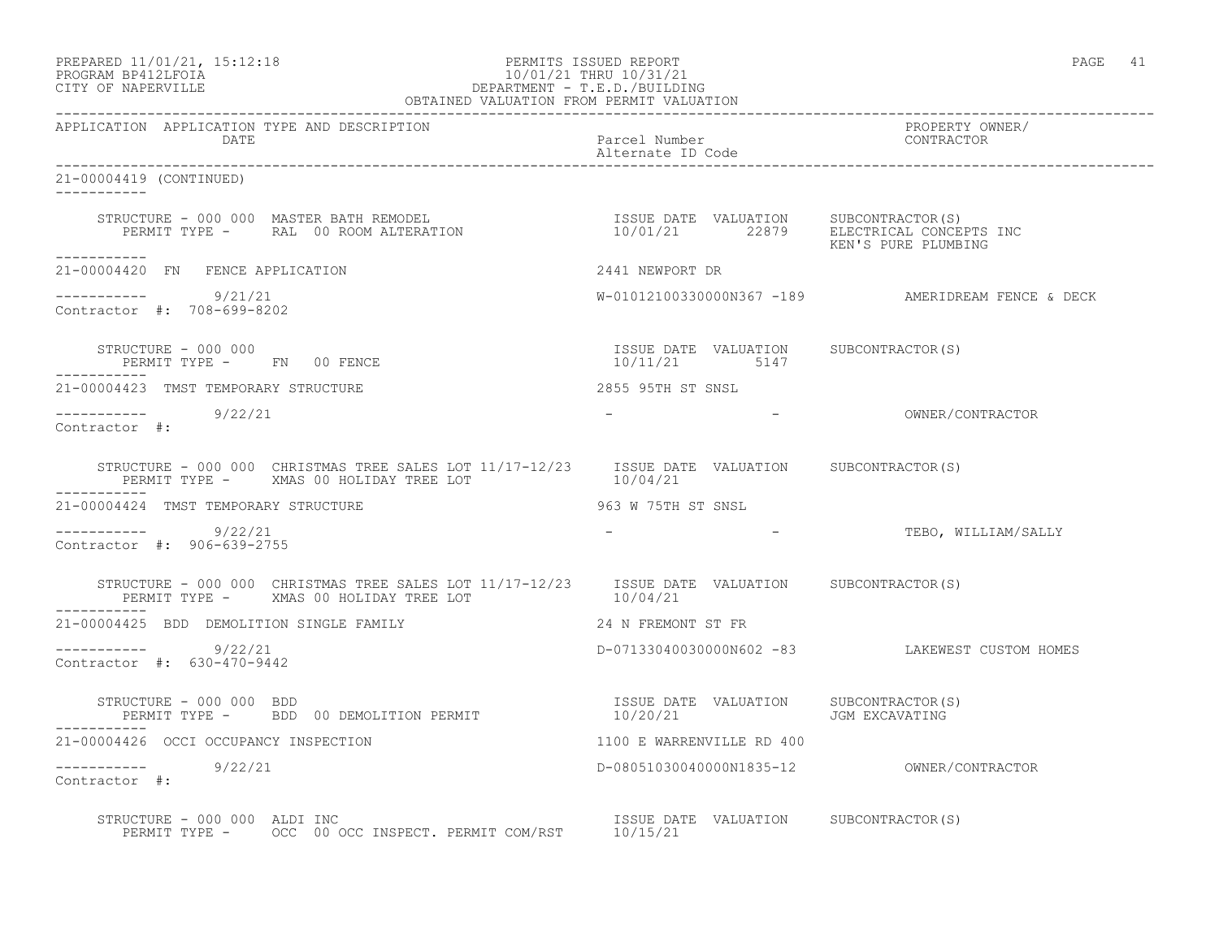PREPARED 11/01/21, 15:12:18 — PERMITS ISSUED REPORT — 10/01/21 THRU 10/31/21
PROGRAM BP412LFOIA — DEPARTMENT - T.E.D./BUILDING
CITY OF NAPERVILLE — OBTAINED VALUATION FROM PERMIT VALUATION

| APPLICATION | APPLICATION TYPE AND DESCRIPTION / DATE | Parcel Number / Alternate ID Code | PROPERTY OWNER/ CONTRACTOR |
|---|---|---|---|

**21-00004419 (CONTINUED)**

STRUCTURE - 000 000 MASTER BATH REMODEL
PERMIT TYPE - RAL 00 ROOM ALTERATION
ISSUE DATE: 10/01/21 — VALUATION: 22879
SUBCONTRACTOR(S): ELECTRICAL CONCEPTS INC; KEN'S PURE PLUMBING

---

**21-00004420 FN FENCE APPLICATION** — 2441 NEWPORT DR
Date: 9/21/21 — W-01012100330000N367 -189 — AMERIDREAM FENCE & DECK
Contractor #: 708-699-8202

STRUCTURE - 000 000
PERMIT TYPE - FN 00 FENCE
ISSUE DATE: 10/11/21 — VALUATION: 5147
SUBCONTRACTOR(S):

---

**21-00004423 TMST TEMPORARY STRUCTURE** — 2855 95TH ST SNSL
Date: 9/22/21 — - - — OWNER/CONTRACTOR
Contractor #:

STRUCTURE - 000 000 CHRISTMAS TREE SALES LOT 11/17-12/23
PERMIT TYPE - XMAS 00 HOLIDAY TREE LOT
ISSUE DATE: 10/04/21 — VALUATION:
SUBCONTRACTOR(S):

---

**21-00004424 TMST TEMPORARY STRUCTURE** — 963 W 75TH ST SNSL
Date: 9/22/21 — - - — TEBO, WILLIAM/SALLY
Contractor #: 906-639-2755

STRUCTURE - 000 000 CHRISTMAS TREE SALES LOT 11/17-12/23
PERMIT TYPE - XMAS 00 HOLIDAY TREE LOT
ISSUE DATE: 10/04/21 — VALUATION:
SUBCONTRACTOR(S):

---

**21-00004425 BDD DEMOLITION SINGLE FAMILY** — 24 N FREMONT ST FR
Date: 9/22/21 — D-07133040030000N602 -83 — LAKEWEST CUSTOM HOMES
Contractor #: 630-470-9442

STRUCTURE - 000 000 BDD
PERMIT TYPE - BDD 00 DEMOLITION PERMIT
ISSUE DATE: 10/20/21 — VALUATION:
SUBCONTRACTOR(S): JGM EXCAVATING

---

**21-00004426 OCCI OCCUPANCY INSPECTION** — 1100 E WARRENVILLE RD 400
Date: 9/22/21 — D-08051030040000N1835-12 — OWNER/CONTRACTOR
Contractor #:

STRUCTURE - 000 000 ALDI INC
PERMIT TYPE - OCC 00 OCC INSPECT. PERMIT COM/RST
ISSUE DATE: 10/15/21 — VALUATION:
SUBCONTRACTOR(S):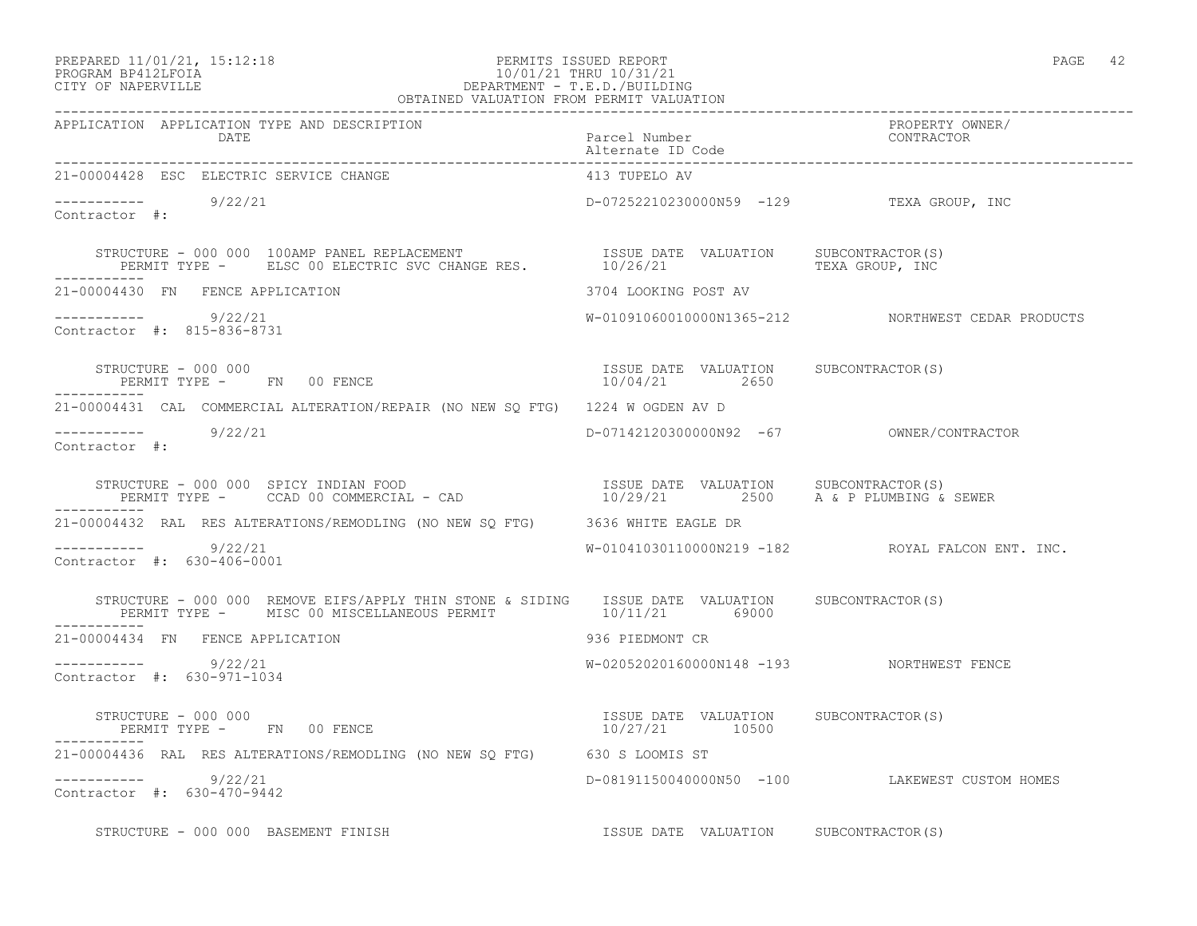PREPARED 11/01/21, 15:12:18
PROGRAM BP412LFOIA
CITY OF NAPERVILLE

PERMITS ISSUED REPORT
10/01/21 THRU 10/31/21
DEPARTMENT - T.E.D./BUILDING
OBTAINED VALUATION FROM PERMIT VALUATION

| APPLICATION | APPLICATION TYPE AND DESCRIPTION / DATE | Parcel Number / Alternate ID Code | PROPERTY OWNER/ CONTRACTOR |
|---|---|---|---|

**21-00004428 ESC ELECTRIC SERVICE CHANGE** — 413 TUPELO AV
----------- 9/22/21 — D-07252210230000N59 -129 — TEXA GROUP, INC
Contractor #:

STRUCTURE - 000 000 100AMP PANEL REPLACEMENT — ISSUE DATE 10/26/21 — VALUATION — SUBCONTRACTOR(S) TEXA GROUP, INC
PERMIT TYPE - ELSC 00 ELECTRIC SVC CHANGE RES.

**21-00004430 FN FENCE APPLICATION** — 3704 LOOKING POST AV
----------- 9/22/21 — W-01091060010000N1365-212 — NORTHWEST CEDAR PRODUCTS
Contractor #: 815-836-8731

STRUCTURE - 000 000 — ISSUE DATE 10/04/21 — VALUATION 2650 — SUBCONTRACTOR(S)
PERMIT TYPE - FN 00 FENCE

**21-00004431 CAL COMMERCIAL ALTERATION/REPAIR (NO NEW SQ FTG)** — 1224 W OGDEN AV D
----------- 9/22/21 — D-07142120300000N92 -67 — OWNER/CONTRACTOR
Contractor #:

STRUCTURE - 000 000 SPICY INDIAN FOOD — ISSUE DATE 10/29/21 — VALUATION 2500 — SUBCONTRACTOR(S) A & P PLUMBING & SEWER
PERMIT TYPE - CCAD 00 COMMERCIAL - CAD

**21-00004432 RAL RES ALTERATIONS/REMODLING (NO NEW SQ FTG)** — 3636 WHITE EAGLE DR
----------- 9/22/21 — W-01041030110000N219 -182 — ROYAL FALCON ENT. INC.
Contractor #: 630-406-0001

STRUCTURE - 000 000 REMOVE EIFS/APPLY THIN STONE & SIDING — ISSUE DATE 10/11/21 — VALUATION 69000 — SUBCONTRACTOR(S)
PERMIT TYPE - MISC 00 MISCELLANEOUS PERMIT

**21-00004434 FN FENCE APPLICATION** — 936 PIEDMONT CR
----------- 9/22/21 — W-02052020160000N148 -193 — NORTHWEST FENCE
Contractor #: 630-971-1034

STRUCTURE - 000 000 — ISSUE DATE 10/27/21 — VALUATION 10500 — SUBCONTRACTOR(S)
PERMIT TYPE - FN 00 FENCE

**21-00004436 RAL RES ALTERATIONS/REMODLING (NO NEW SQ FTG)** — 630 S LOOMIS ST
----------- 9/22/21 — D-08191150040000N50 -100 — LAKEWEST CUSTOM HOMES
Contractor #: 630-470-9442

STRUCTURE - 000 000 BASEMENT FINISH — ISSUE DATE — VALUATION — SUBCONTRACTOR(S)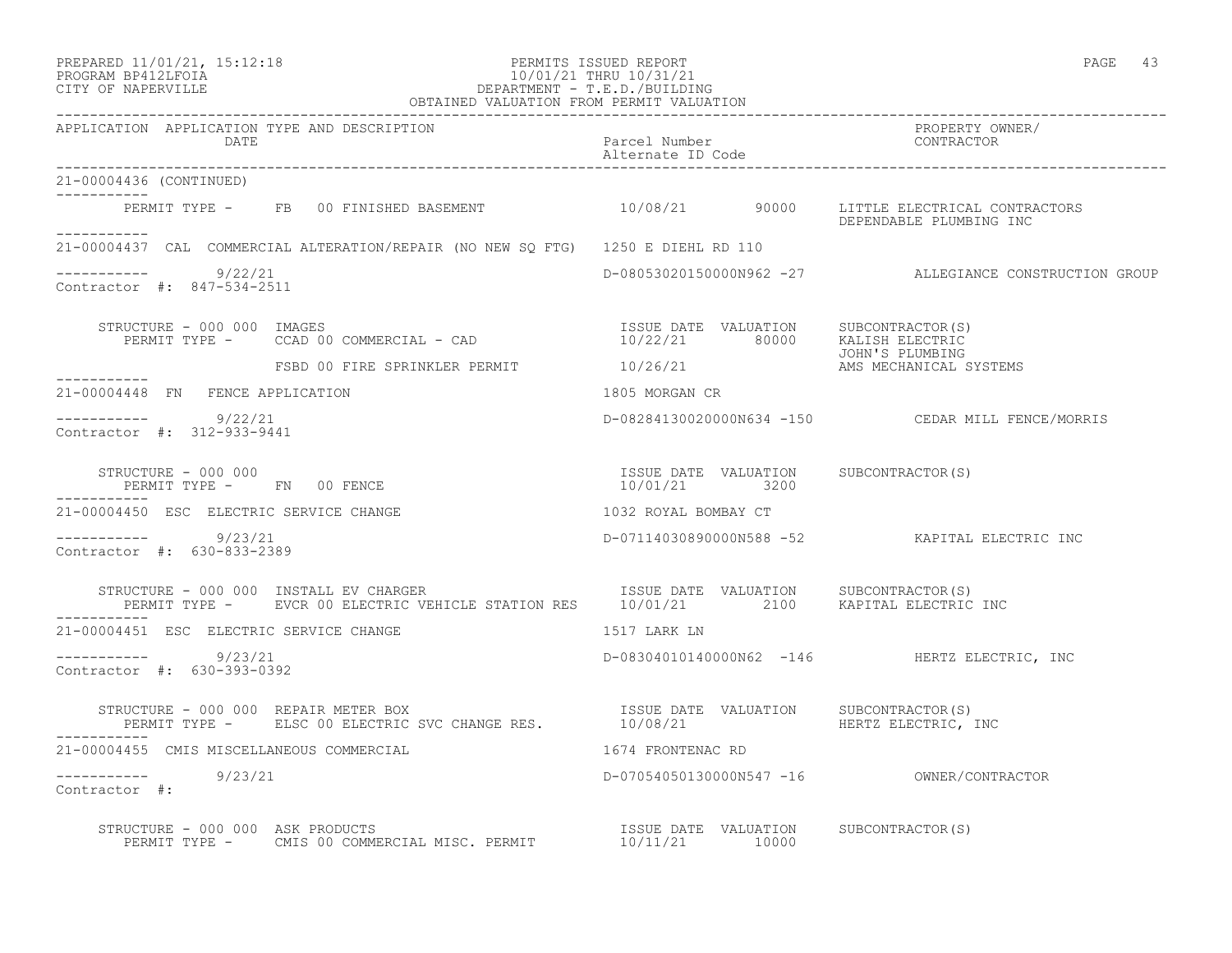PREPARED 11/01/21, 15:12:18
PROGRAM BP412LFOIA
CITY OF NAPERVILLE

PERMITS ISSUED REPORT
10/01/21 THRU 10/31/21
DEPARTMENT - T.E.D./BUILDING
OBTAINED VALUATION FROM PERMIT VALUATION

| APPLICATION | APPLICATION TYPE AND DESCRIPTION / DATE | Parcel Number / Alternate ID Code | PROPERTY OWNER/ CONTRACTOR |
|---|---|---|---|

**21-00004436 (CONTINUED)**

PERMIT TYPE - FB 00 FINISHED BASEMENT — 10/08/21 — 90000 — LITTLE ELECTRICAL CONTRACTORS; DEPENDABLE PLUMBING INC

---

**21-00004437 CAL COMMERCIAL ALTERATION/REPAIR (NO NEW SQ FTG)** — 1250 E DIEHL RD 110

9/22/21 — D-08053020150000N962 -27 — ALLEGIANCE CONSTRUCTION GROUP
Contractor #: 847-534-2511

STRUCTURE - 000 000 IMAGES

| PERMIT TYPE | ISSUE DATE | VALUATION | SUBCONTRACTOR(S) |
|---|---|---|---|
| CCAD 00 COMMERCIAL - CAD | 10/22/21 | 80000 | KALISH ELECTRIC; JOHN'S PLUMBING |
| FSBD 00 FIRE SPRINKLER PERMIT | 10/26/21 | | AMS MECHANICAL SYSTEMS |

---

**21-00004448 FN FENCE APPLICATION** — 1805 MORGAN CR

9/22/21 — D-08284130020000N634 -150 — CEDAR MILL FENCE/MORRIS
Contractor #: 312-933-9441

STRUCTURE - 000 000

| PERMIT TYPE | ISSUE DATE | VALUATION | SUBCONTRACTOR(S) |
|---|---|---|---|
| FN 00 FENCE | 10/01/21 | 3200 | |

---

**21-00004450 ESC ELECTRIC SERVICE CHANGE** — 1032 ROYAL BOMBAY CT

9/23/21 — D-07114030890000N588 -52 — KAPITAL ELECTRIC INC
Contractor #: 630-833-2389

STRUCTURE - 000 000 INSTALL EV CHARGER

| PERMIT TYPE | ISSUE DATE | VALUATION | SUBCONTRACTOR(S) |
|---|---|---|---|
| EVCR 00 ELECTRIC VEHICLE STATION RES | 10/01/21 | 2100 | KAPITAL ELECTRIC INC |

---

**21-00004451 ESC ELECTRIC SERVICE CHANGE** — 1517 LARK LN

9/23/21 — D-08304010140000N62 -146 — HERTZ ELECTRIC, INC
Contractor #: 630-393-0392

STRUCTURE - 000 000 REPAIR METER BOX

| PERMIT TYPE | ISSUE DATE | VALUATION | SUBCONTRACTOR(S) |
|---|---|---|---|
| ELSC 00 ELECTRIC SVC CHANGE RES. | 10/08/21 | | HERTZ ELECTRIC, INC |

---

**21-00004455 CMIS MISCELLANEOUS COMMERCIAL** — 1674 FRONTENAC RD

9/23/21 — D-07054050130000N547 -16 — OWNER/CONTRACTOR
Contractor #:

STRUCTURE - 000 000 ASK PRODUCTS

| PERMIT TYPE | ISSUE DATE | VALUATION | SUBCONTRACTOR(S) |
|---|---|---|---|
| CMIS 00 COMMERCIAL MISC. PERMIT | 10/11/21 | 10000 | |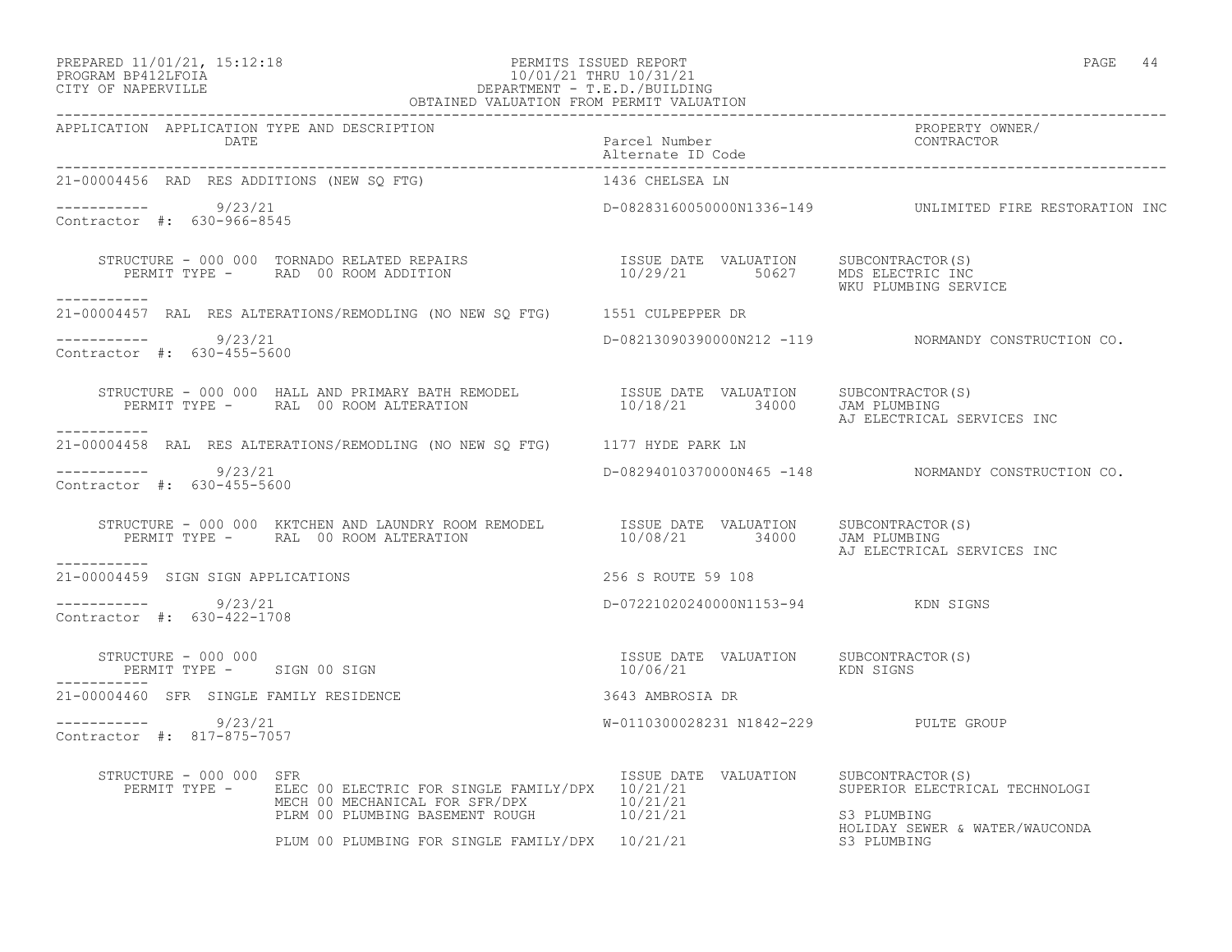PREPARED 11/01/21, 15:12:18 PERMITS ISSUED REPORT
PROGRAM BP412LFOIA 10/01/21 THRU 10/31/21
CITY OF NAPERVILLE DEPARTMENT - T.E.D./BUILDING
OBTAINED VALUATION FROM PERMIT VALUATION

| APPLICATION | APPLICATION TYPE AND DESCRIPTION / DATE | Parcel Number / Alternate ID Code | PROPERTY OWNER/ CONTRACTOR |
|---|---|---|---|
| 21-00004456 | RAD RES ADDITIONS (NEW SQ FTG) | 1436 CHELSEA LN | |
| ----------- | 9/23/21 | D-08283160050000N1336-149 | UNLIMITED FIRE RESTORATION INC |
| Contractor #: 630-966-8545 | | | |

STRUCTURE - 000 000 TORNADO RELATED REPAIRS
PERMIT TYPE - RAD 00 ROOM ADDITION

| ISSUE DATE | VALUATION | SUBCONTRACTOR(S) |
|---|---|---|
| 10/29/21 | 50627 | MDS ELECTRIC INC |
| | | WKU PLUMBING SERVICE |

| APPLICATION | APPLICATION TYPE AND DESCRIPTION / DATE | Parcel Number / Alternate ID Code | PROPERTY OWNER/ CONTRACTOR |
|---|---|---|---|
| 21-00004457 | RAL RES ALTERATIONS/REMODLING (NO NEW SQ FTG) | 1551 CULPEPPER DR | |
| ----------- | 9/23/21 | D-08213090390000N212 -119 | NORMANDY CONSTRUCTION CO. |
| Contractor #: 630-455-5600 | | | |

STRUCTURE - 000 000 HALL AND PRIMARY BATH REMODEL
PERMIT TYPE - RAL 00 ROOM ALTERATION

| ISSUE DATE | VALUATION | SUBCONTRACTOR(S) |
|---|---|---|
| 10/18/21 | 34000 | JAM PLUMBING |
| | | AJ ELECTRICAL SERVICES INC |

| APPLICATION | APPLICATION TYPE AND DESCRIPTION / DATE | Parcel Number / Alternate ID Code | PROPERTY OWNER/ CONTRACTOR |
|---|---|---|---|
| 21-00004458 | RAL RES ALTERATIONS/REMODLING (NO NEW SQ FTG) | 1177 HYDE PARK LN | |
| ----------- | 9/23/21 | D-08294010370000N465 -148 | NORMANDY CONSTRUCTION CO. |
| Contractor #: 630-455-5600 | | | |

STRUCTURE - 000 000 KKTCHEN AND LAUNDRY ROOM REMODEL
PERMIT TYPE - RAL 00 ROOM ALTERATION

| ISSUE DATE | VALUATION | SUBCONTRACTOR(S) |
|---|---|---|
| 10/08/21 | 34000 | JAM PLUMBING |
| | | AJ ELECTRICAL SERVICES INC |

| APPLICATION | APPLICATION TYPE AND DESCRIPTION / DATE | Parcel Number / Alternate ID Code | PROPERTY OWNER/ CONTRACTOR |
|---|---|---|---|
| 21-00004459 | SIGN SIGN APPLICATIONS | 256 S ROUTE 59 108 | |
| ----------- | 9/23/21 | D-07221020240000N1153-94 | KDN SIGNS |
| Contractor #: 630-422-1708 | | | |

STRUCTURE - 000 000
PERMIT TYPE - SIGN 00 SIGN

| ISSUE DATE | VALUATION | SUBCONTRACTOR(S) |
|---|---|---|
| 10/06/21 | | KDN SIGNS |

| APPLICATION | APPLICATION TYPE AND DESCRIPTION / DATE | Parcel Number / Alternate ID Code | PROPERTY OWNER/ CONTRACTOR |
|---|---|---|---|
| 21-00004460 | SFR SINGLE FAMILY RESIDENCE | 3643 AMBROSIA DR | |
| ----------- | 9/23/21 | W-0110300028231 N1842-229 | PULTE GROUP |
| Contractor #: 817-875-7057 | | | |

STRUCTURE - 000 000 SFR

| PERMIT TYPE | ISSUE DATE | VALUATION | SUBCONTRACTOR(S) |
|---|---|---|---|
| ELEC 00 ELECTRIC FOR SINGLE FAMILY/DPX | 10/21/21 | | SUPERIOR ELECTRICAL TECHNOLOGI |
| MECH 00 MECHANICAL FOR SFR/DPX | 10/21/21 | | |
| PLRM 00 PLUMBING BASEMENT ROUGH | 10/21/21 | | S3 PLUMBING |
| | | | HOLIDAY SEWER & WATER/WAUCONDA |
| PLUM 00 PLUMBING FOR SINGLE FAMILY/DPX | 10/21/21 | | S3 PLUMBING |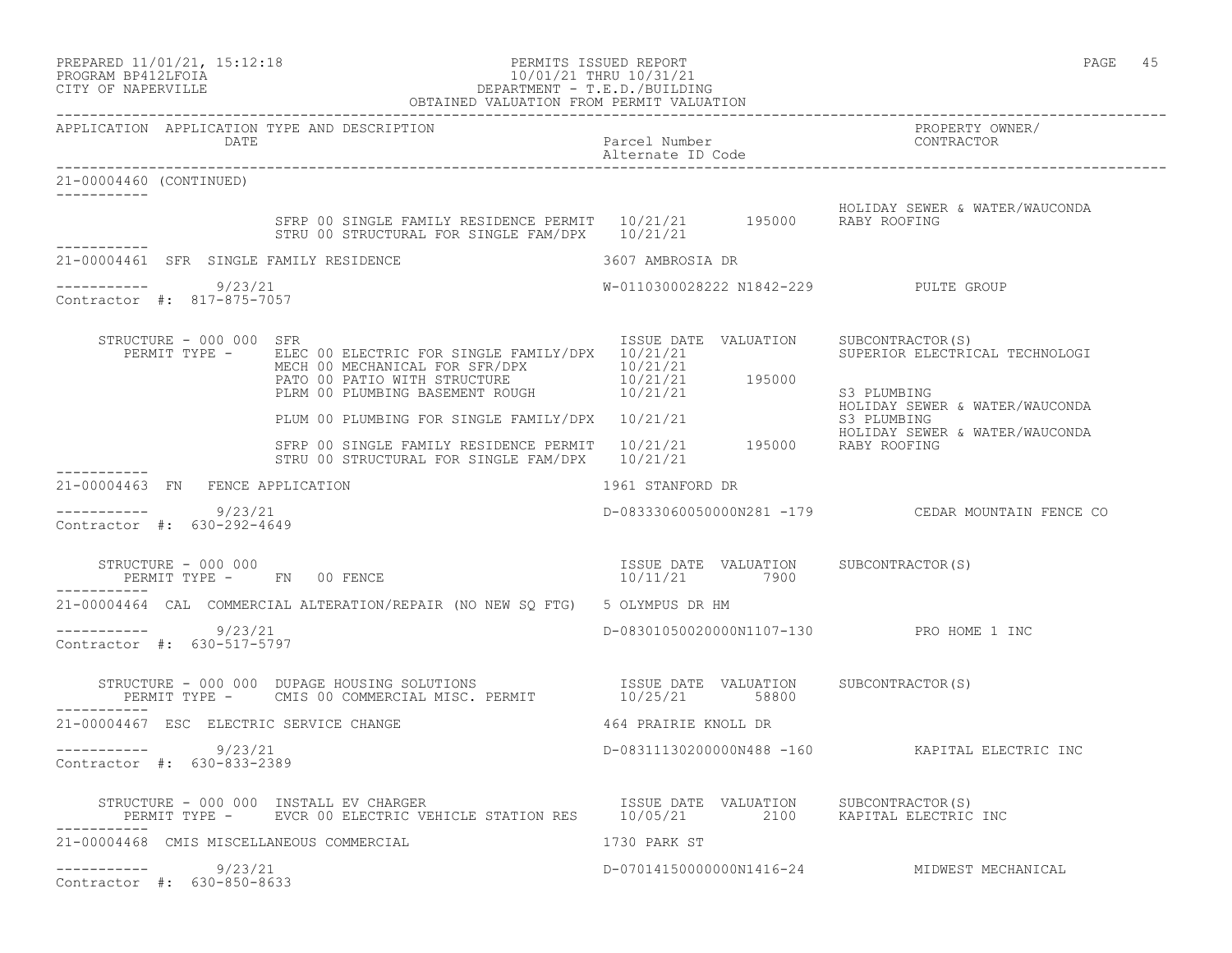PREPARED 11/01/21, 15:12:18
PROGRAM BP412LFOIA
CITY OF NAPERVILLE

PERMITS ISSUED REPORT
10/01/21 THRU 10/31/21
DEPARTMENT - T.E.D./BUILDING
OBTAINED VALUATION FROM PERMIT VALUATION

```
APPLICATION  APPLICATION TYPE AND DESCRIPTION                                                        PROPERTY OWNER/
             DATE                                                    Parcel Number                   CONTRACTOR
                                                                     Alternate ID Code
-----------------------------------------------------------------------------------------------------------------------------
21-00004460 (CONTINUED)
-----------
                                                                                              HOLIDAY SEWER & WATER/WAUCONDA
                    SFRP 00 SINGLE FAMILY RESIDENCE PERMIT   10/21/21       195000     RABY ROOFING
                    STRU 00 STRUCTURAL FOR SINGLE FAM/DPX    10/21/21
-----------
21-00004461  SFR  SINGLE FAMILY RESIDENCE                          3607 AMBROSIA DR

-----------        9/23/21                                         W-0110300028222 N1842-229          PULTE GROUP
Contractor #:  817-875-7057

    STRUCTURE - 000 000  SFR                                        ISSUE DATE  VALUATION     SUBCONTRACTOR(S)
      PERMIT TYPE -     ELEC 00 ELECTRIC FOR SINGLE FAMILY/DPX    10/21/21                   SUPERIOR ELECTRICAL TECHNOLOGI
                        MECH 00 MECHANICAL FOR SFR/DPX             10/21/21
                        PATO 00 PATIO WITH STRUCTURE               10/21/21       195000
                        PLRM 00 PLUMBING BASEMENT ROUGH            10/21/21                   S3 PLUMBING
                                                                                              HOLIDAY SEWER & WATER/WAUCONDA
                        PLUM 00 PLUMBING FOR SINGLE FAMILY/DPX    10/21/21                   S3 PLUMBING
                                                                                              HOLIDAY SEWER & WATER/WAUCONDA
                        SFRP 00 SINGLE FAMILY RESIDENCE PERMIT    10/21/21       195000     RABY ROOFING
                        STRU 00 STRUCTURAL FOR SINGLE FAM/DPX     10/21/21
-----------
21-00004463  FN   FENCE APPLICATION                                1961 STANFORD DR

-----------        9/23/21                                         D-08333060050000N281 -179          CEDAR MOUNTAIN FENCE CO
Contractor #:  630-292-4649

    STRUCTURE - 000 000                                             ISSUE DATE  VALUATION     SUBCONTRACTOR(S)
      PERMIT TYPE -     FN   00 FENCE                               10/11/21         7900
-----------
21-00004464  CAL  COMMERCIAL ALTERATION/REPAIR (NO NEW SQ FTG)     5 OLYMPUS DR HM

-----------        9/23/21                                         D-08301050020000N1107-130          PRO HOME 1 INC
Contractor #:  630-517-5797

    STRUCTURE - 000 000  DUPAGE HOUSING SOLUTIONS                   ISSUE DATE  VALUATION     SUBCONTRACTOR(S)
      PERMIT TYPE -     CMIS 00 COMMERCIAL MISC. PERMIT             10/25/21        58800
-----------
21-00004467  ESC  ELECTRIC SERVICE CHANGE                          464 PRAIRIE KNOLL DR

-----------        9/23/21                                         D-08311130200000N488 -160          KAPITAL ELECTRIC INC
Contractor #:  630-833-2389

    STRUCTURE - 000 000  INSTALL EV CHARGER                         ISSUE DATE  VALUATION     SUBCONTRACTOR(S)
      PERMIT TYPE -     EVCR 00 ELECTRIC VEHICLE STATION RES       10/05/21         2100     KAPITAL ELECTRIC INC
-----------
21-00004468  CMIS MISCELLANEOUS COMMERCIAL                         1730 PARK ST

-----------        9/23/21                                         D-07014150000000N1416-24           MIDWEST MECHANICAL
Contractor #:  630-850-8633
```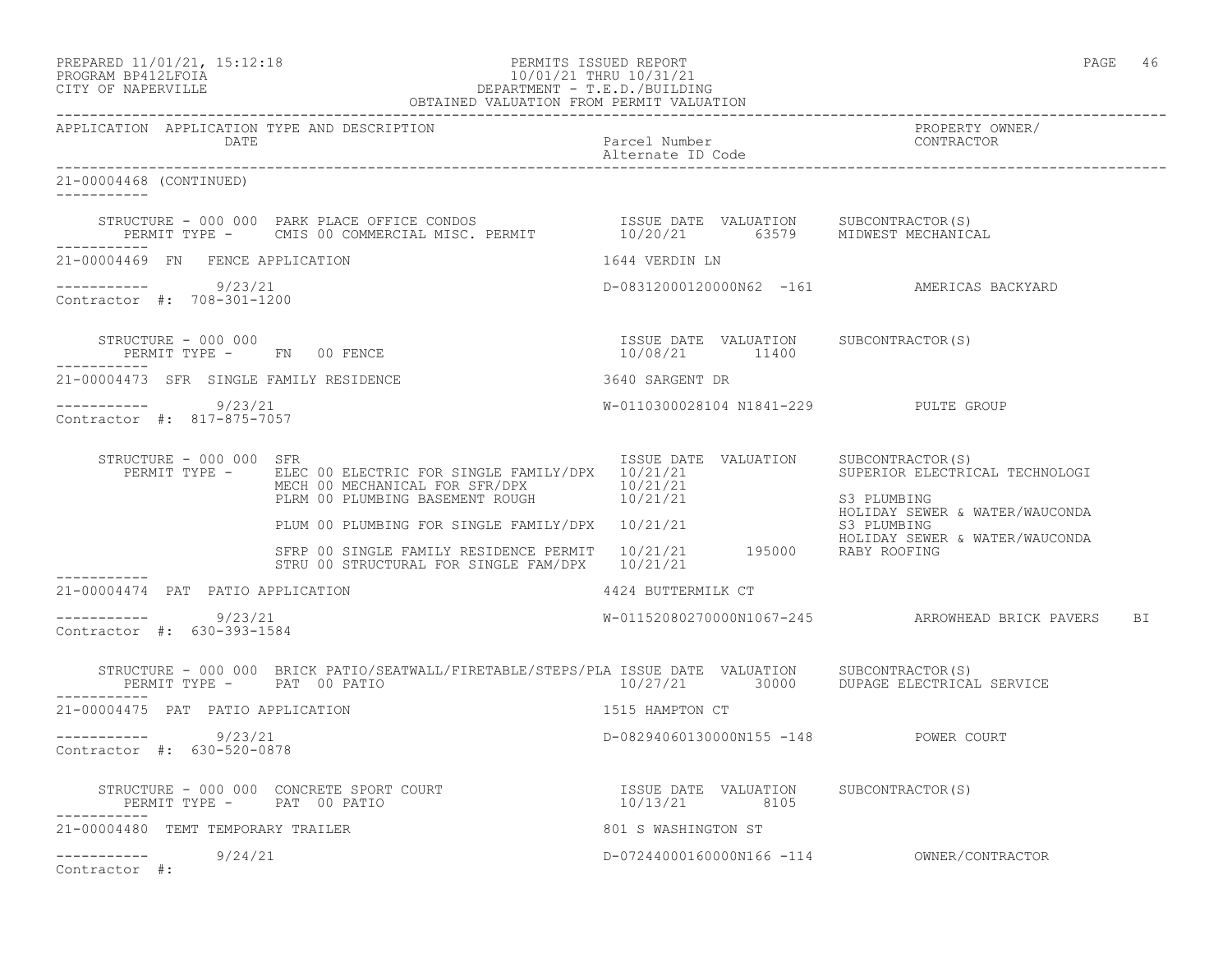PREPARED 11/01/21, 15:12:18 PERMITS ISSUED REPORT
PROGRAM BP412LFOIA 10/01/21 THRU 10/31/21
CITY OF NAPERVILLE DEPARTMENT - T.E.D./BUILDING
OBTAINED VALUATION FROM PERMIT VALUATION

| APPLICATION | APPLICATION TYPE AND DESCRIPTION / DATE | Parcel Number / Alternate ID Code | PROPERTY OWNER/ CONTRACTOR |
|---|---|---|---|

**21-00004468 (CONTINUED)**

STRUCTURE - 000 000 PARK PLACE OFFICE CONDOS — ISSUE DATE 10/20/21 — VALUATION 63579 — SUBCONTRACTOR(S): MIDWEST MECHANICAL
PERMIT TYPE - CMIS 00 COMMERCIAL MISC. PERMIT

---

**21-00004469 FN FENCE APPLICATION** — 1644 VERDIN LN
9/23/21 — D-08312000120000N62 -161 — AMERICAS BACKYARD
Contractor #: 708-301-1200

STRUCTURE - 000 000 — ISSUE DATE 10/08/21 — VALUATION 11400 — SUBCONTRACTOR(S)
PERMIT TYPE - FN 00 FENCE

---

**21-00004473 SFR SINGLE FAMILY RESIDENCE** — 3640 SARGENT DR
9/23/21 — W-0110300028104 N1841-229 — PULTE GROUP
Contractor #: 817-875-7057

STRUCTURE - 000 000 SFR

| PERMIT TYPE | ISSUE DATE | VALUATION | SUBCONTRACTOR(S) |
|---|---|---|---|
| ELEC 00 ELECTRIC FOR SINGLE FAMILY/DPX | 10/21/21 | | SUPERIOR ELECTRICAL TECHNOLOGI |
| MECH 00 MECHANICAL FOR SFR/DPX | 10/21/21 | | |
| PLRM 00 PLUMBING BASEMENT ROUGH | 10/21/21 | | S3 PLUMBING; HOLIDAY SEWER & WATER/WAUCONDA |
| PLUM 00 PLUMBING FOR SINGLE FAMILY/DPX | 10/21/21 | | S3 PLUMBING; HOLIDAY SEWER & WATER/WAUCONDA |
| SFRP 00 SINGLE FAMILY RESIDENCE PERMIT | 10/21/21 | 195000 | RABY ROOFING |
| STRU 00 STRUCTURAL FOR SINGLE FAM/DPX | 10/21/21 | | |

---

**21-00004474 PAT PATIO APPLICATION** — 4424 BUTTERMILK CT
9/23/21 — W-01152080270000N1067-245 — ARROWHEAD BRICK PAVERS BI
Contractor #: 630-393-1584

STRUCTURE - 000 000 BRICK PATIO/SEATWALL/FIRETABLE/STEPS/PLA — ISSUE DATE 10/27/21 — VALUATION 30000 — SUBCONTRACTOR(S): DUPAGE ELECTRICAL SERVICE
PERMIT TYPE - PAT 00 PATIO

---

**21-00004475 PAT PATIO APPLICATION** — 1515 HAMPTON CT
9/23/21 — D-08294060130000N155 -148 — POWER COURT
Contractor #: 630-520-0878

STRUCTURE - 000 000 CONCRETE SPORT COURT — ISSUE DATE 10/13/21 — VALUATION 8105 — SUBCONTRACTOR(S)
PERMIT TYPE - PAT 00 PATIO

---

**21-00004480 TEMT TEMPORARY TRAILER** — 801 S WASHINGTON ST
9/24/21 — D-07244000160000N166 -114 — OWNER/CONTRACTOR
Contractor #: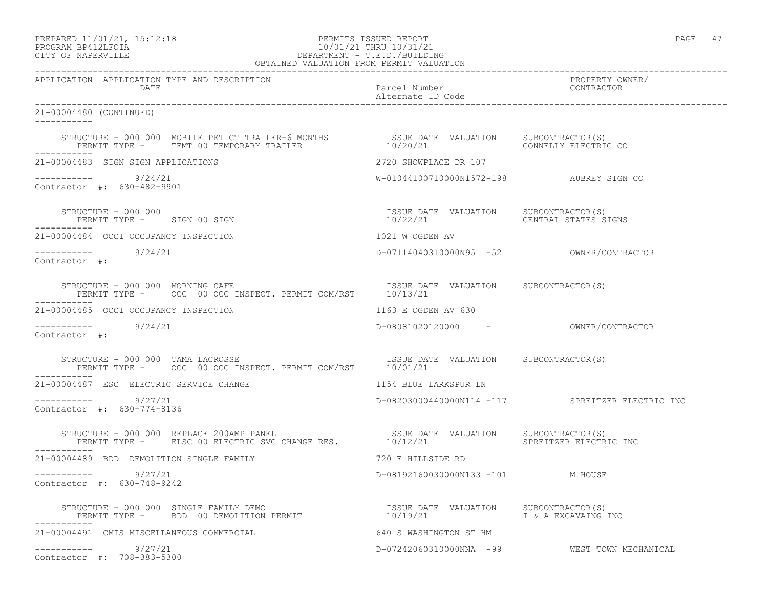PREPARED 11/01/21, 15:12:18 PERMITS ISSUED REPORT
PROGRAM BP412LFOIA 10/01/21 THRU 10/31/21
CITY OF NAPERVILLE DEPARTMENT - T.E.D./BUILDING
OBTAINED VALUATION FROM PERMIT VALUATION

| APPLICATION | APPLICATION TYPE AND DESCRIPTION / DATE | Parcel Number / Alternate ID Code | PROPERTY OWNER/ CONTRACTOR |
|---|---|---|---|

21-00004480 (CONTINUED)

STRUCTURE - 000 000 MOBILE PET CT TRAILER-6 MONTHS — ISSUE DATE 10/20/21 — VALUATION — SUBCONTRACTOR(S): CONNELLY ELECTRIC CO
PERMIT TYPE - TEMT 00 TEMPORARY TRAILER

---

21-00004483 SIGN SIGN APPLICATIONS — 2720 SHOWPLACE DR 107
9/24/21 — W-01044100710000N1572-198 — AUBREY SIGN CO
Contractor #: 630-482-9901

STRUCTURE - 000 000 — ISSUE DATE 10/22/21 — VALUATION — SUBCONTRACTOR(S): CENTRAL STATES SIGNS
PERMIT TYPE - SIGN 00 SIGN

---

21-00004484 OCCI OCCUPANCY INSPECTION — 1021 W OGDEN AV
9/24/21 — D-07114040310000N95 -52 — OWNER/CONTRACTOR
Contractor #:

STRUCTURE - 000 000 MORNING CAFE — ISSUE DATE 10/13/21 — VALUATION — SUBCONTRACTOR(S)
PERMIT TYPE - OCC 00 OCC INSPECT. PERMIT COM/RST

---

21-00004485 OCCI OCCUPANCY INSPECTION — 1163 E OGDEN AV 630
9/24/21 — D-08081020120000 - — OWNER/CONTRACTOR
Contractor #:

STRUCTURE - 000 000 TAMA LACROSSE — ISSUE DATE 10/01/21 — VALUATION — SUBCONTRACTOR(S)
PERMIT TYPE - OCC 00 OCC INSPECT. PERMIT COM/RST

---

21-00004487 ESC ELECTRIC SERVICE CHANGE — 1154 BLUE LARKSPUR LN
9/27/21 — D-08203000440000N114 -117 — SPREITZER ELECTRIC INC
Contractor #: 630-774-8136

STRUCTURE - 000 000 REPLACE 200AMP PANEL — ISSUE DATE 10/12/21 — VALUATION — SUBCONTRACTOR(S): SPREITZER ELECTRIC INC
PERMIT TYPE - ELSC 00 ELECTRIC SVC CHANGE RES.

---

21-00004489 BDD DEMOLITION SINGLE FAMILY — 720 E HILLSIDE RD
9/27/21 — D-08192160030000N133 -101 — M HOUSE
Contractor #: 630-748-9242

STRUCTURE - 000 000 SINGLE FAMILY DEMO — ISSUE DATE 10/19/21 — VALUATION — SUBCONTRACTOR(S): I & A EXCAVAING INC
PERMIT TYPE - BDD 00 DEMOLITION PERMIT

---

21-00004491 CMIS MISCELLANEOUS COMMERCIAL — 640 S WASHINGTON ST HM
9/27/21 — D-07242060310000NNA -99 — WEST TOWN MECHANICAL
Contractor #: 708-383-5300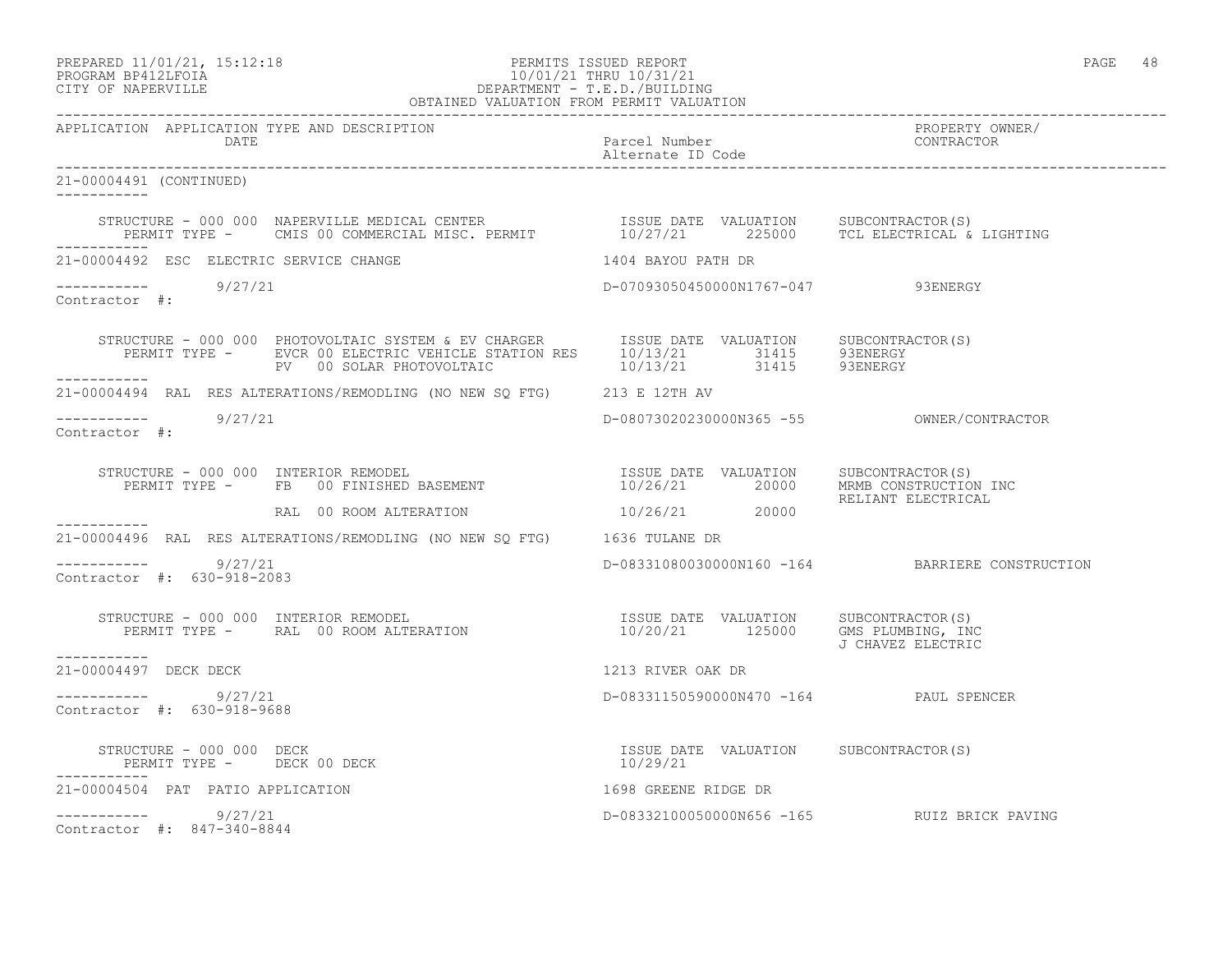PREPARED 11/01/21, 15:12:18
PROGRAM BP412LFOIA
CITY OF NAPERVILLE

PERMITS ISSUED REPORT
10/01/21 THRU 10/31/21
DEPARTMENT - T.E.D./BUILDING
OBTAINED VALUATION FROM PERMIT VALUATION

| APPLICATION | APPLICATION TYPE AND DESCRIPTION / DATE | Parcel Number / Alternate ID Code | PROPERTY OWNER/ CONTRACTOR |
|---|---|---|---|

**21-00004491 (CONTINUED)**

STRUCTURE - 000 000 NAPERVILLE MEDICAL CENTER

| PERMIT TYPE | ISSUE DATE | VALUATION | SUBCONTRACTOR(S) |
|---|---|---|---|
| CMIS 00 COMMERCIAL MISC. PERMIT | 10/27/21 | 225000 | TCL ELECTRICAL & LIGHTING |

**21-00004492 ESC ELECTRIC SERVICE CHANGE** — 1404 BAYOU PATH DR

9/27/21 — D-07093050450000N1767-047 — 93ENERGY

Contractor #:

STRUCTURE - 000 000 PHOTOVOLTAIC SYSTEM & EV CHARGER

| PERMIT TYPE | ISSUE DATE | VALUATION | SUBCONTRACTOR(S) |
|---|---|---|---|
| EVCR 00 ELECTRIC VEHICLE STATION RES | 10/13/21 | 31415 | 93ENERGY |
| PV 00 SOLAR PHOTOVOLTAIC | 10/13/21 | 31415 | 93ENERGY |

**21-00004494 RAL RES ALTERATIONS/REMODLING (NO NEW SQ FTG)** — 213 E 12TH AV

9/27/21 — D-08073020230000N365 -55 — OWNER/CONTRACTOR

Contractor #:

STRUCTURE - 000 000 INTERIOR REMODEL

| PERMIT TYPE | ISSUE DATE | VALUATION | SUBCONTRACTOR(S) |
|---|---|---|---|
| FB 00 FINISHED BASEMENT | 10/26/21 | 20000 | MRMB CONSTRUCTION INC |
| | | | RELIANT ELECTRICAL |
| RAL 00 ROOM ALTERATION | 10/26/21 | 20000 | |

**21-00004496 RAL RES ALTERATIONS/REMODLING (NO NEW SQ FTG)** — 1636 TULANE DR

9/27/21 — D-08331080030000N160 -164 — BARRIERE CONSTRUCTION

Contractor #: 630-918-2083

STRUCTURE - 000 000 INTERIOR REMODEL

| PERMIT TYPE | ISSUE DATE | VALUATION | SUBCONTRACTOR(S) |
|---|---|---|---|
| RAL 00 ROOM ALTERATION | 10/20/21 | 125000 | GMS PLUMBING, INC |
| | | | J CHAVEZ ELECTRIC |

**21-00004497 DECK DECK** — 1213 RIVER OAK DR

9/27/21 — D-08331150590000N470 -164 — PAUL SPENCER

Contractor #: 630-918-9688

STRUCTURE - 000 000 DECK

| PERMIT TYPE | ISSUE DATE | VALUATION | SUBCONTRACTOR(S) |
|---|---|---|---|
| DECK 00 DECK | 10/29/21 | | |

**21-00004504 PAT PATIO APPLICATION** — 1698 GREENE RIDGE DR

9/27/21 — D-08332100050000N656 -165 — RUIZ BRICK PAVING

Contractor #: 847-340-8844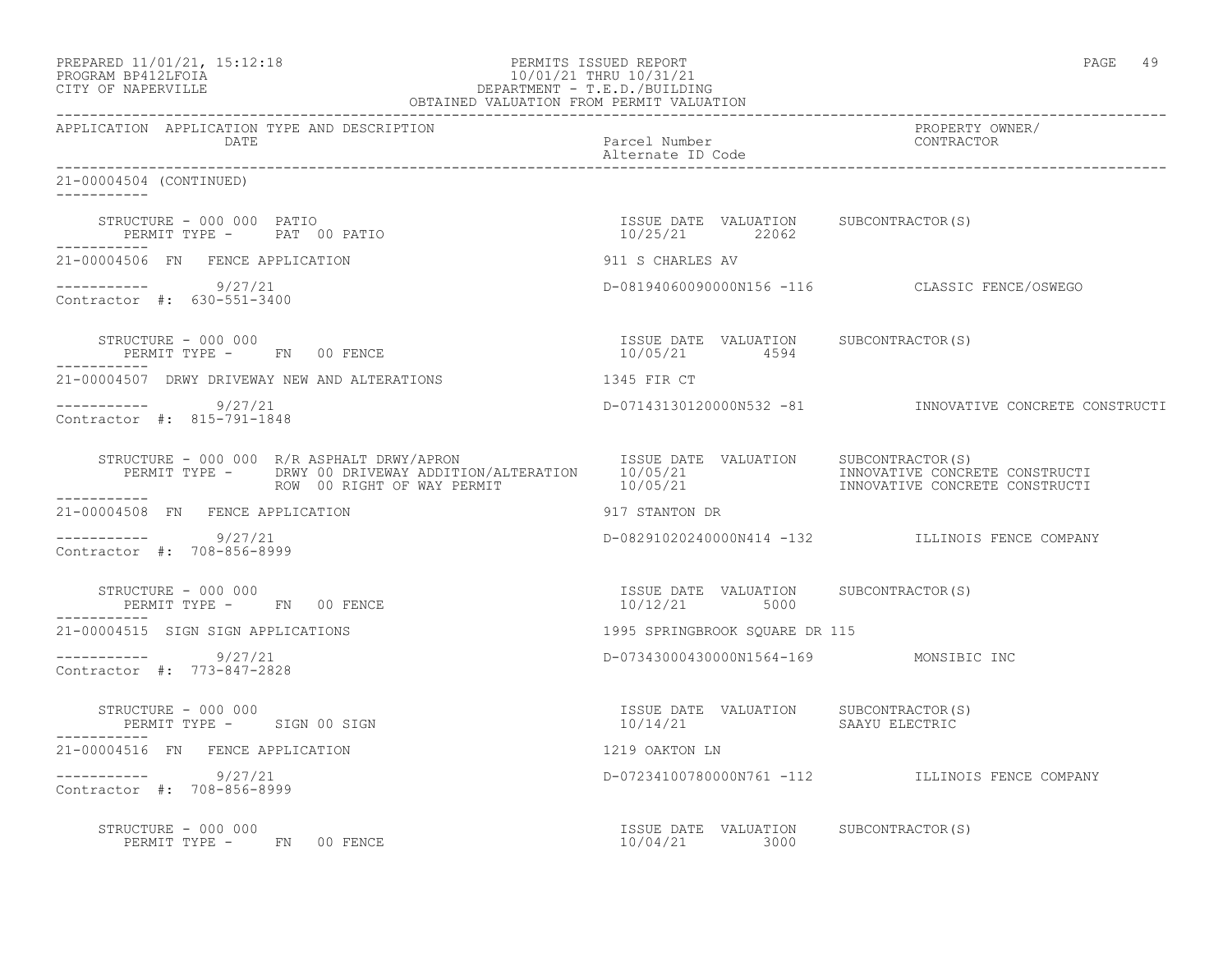PREPARED 11/01/21, 15:12:18 — PERMITS ISSUED REPORT — PROGRAM BP412LFOIA — 10/01/21 THRU 10/31/21 — CITY OF NAPERVILLE — DEPARTMENT - T.E.D./BUILDING — OBTAINED VALUATION FROM PERMIT VALUATION

| APPLICATION | APPLICATION TYPE AND DESCRIPTION / DATE | Parcel Number / Alternate ID Code | PROPERTY OWNER/ CONTRACTOR |
|---|---|---|---|

**21-00004504 (CONTINUED)**

STRUCTURE - 000 000 PATIO
PERMIT TYPE - PAT 00 PATIO
ISSUE DATE 10/25/21 VALUATION 22062 SUBCONTRACTOR(S)

---

**21-00004506 FN FENCE APPLICATION** — 911 S CHARLES AV
9/27/21 — D-08194060090000N156 -116 — CLASSIC FENCE/OSWEGO
Contractor #: 630-551-3400

STRUCTURE - 000 000
PERMIT TYPE - FN 00 FENCE
ISSUE DATE 10/05/21 VALUATION 4594 SUBCONTRACTOR(S)

---

**21-00004507 DRWY DRIVEWAY NEW AND ALTERATIONS** — 1345 FIR CT
9/27/21 — D-07143130120000N532 -81 — INNOVATIVE CONCRETE CONSTRUCTI
Contractor #: 815-791-1848

STRUCTURE - 000 000 R/R ASPHALT DRWY/APRON

| PERMIT TYPE | ISSUE DATE | VALUATION | SUBCONTRACTOR(S) |
|---|---|---|---|
| DRWY 00 DRIVEWAY ADDITION/ALTERATION | 10/05/21 | | INNOVATIVE CONCRETE CONSTRUCTI |
| ROW 00 RIGHT OF WAY PERMIT | 10/05/21 | | INNOVATIVE CONCRETE CONSTRUCTI |

---

**21-00004508 FN FENCE APPLICATION** — 917 STANTON DR
9/27/21 — D-08291020240000N414 -132 — ILLINOIS FENCE COMPANY
Contractor #: 708-856-8999

STRUCTURE - 000 000
PERMIT TYPE - FN 00 FENCE
ISSUE DATE 10/12/21 VALUATION 5000 SUBCONTRACTOR(S)

---

**21-00004515 SIGN SIGN APPLICATIONS** — 1995 SPRINGBROOK SQUARE DR 115
9/27/21 — D-07343000430000N1564-169 — MONSIBIC INC
Contractor #: 773-847-2828

STRUCTURE - 000 000
PERMIT TYPE - SIGN 00 SIGN
ISSUE DATE 10/14/21 VALUATION SUBCONTRACTOR(S) SAAYU ELECTRIC

---

**21-00004516 FN FENCE APPLICATION** — 1219 OAKTON LN
9/27/21 — D-07234100780000N761 -112 — ILLINOIS FENCE COMPANY
Contractor #: 708-856-8999

STRUCTURE - 000 000
PERMIT TYPE - FN 00 FENCE
ISSUE DATE 10/04/21 VALUATION 3000 SUBCONTRACTOR(S)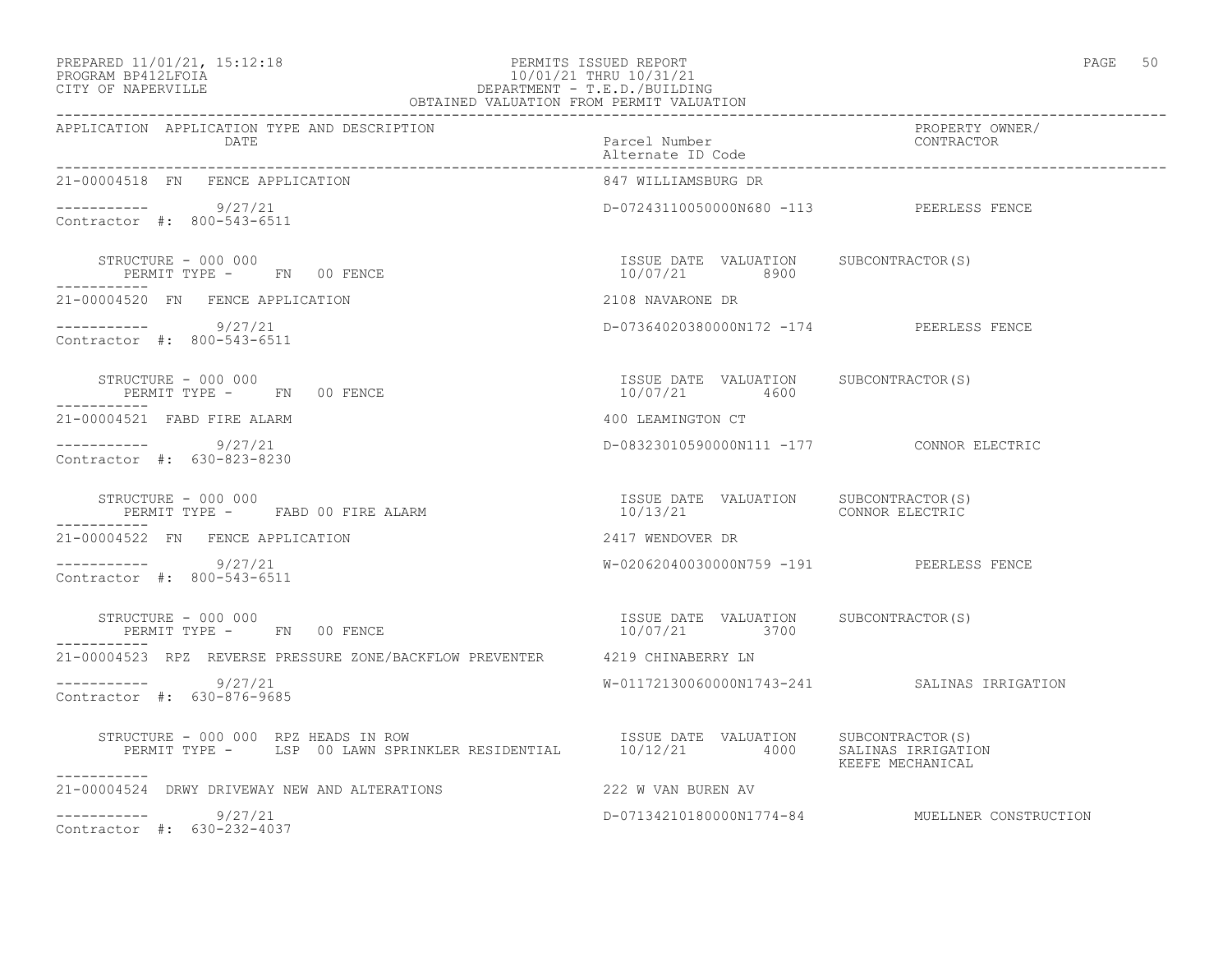PREPARED 11/01/21, 15:12:18
PROGRAM BP412LFOIA
CITY OF NAPERVILLE

PERMITS ISSUED REPORT
10/01/21 THRU 10/31/21
DEPARTMENT - T.E.D./BUILDING
OBTAINED VALUATION FROM PERMIT VALUATION

| APPLICATION APPLICATION TYPE AND DESCRIPTION DATE | Parcel Number Alternate ID Code | PROPERTY OWNER/ CONTRACTOR |
|---|---|---|
| 21-00004518 FN FENCE APPLICATION | 847 WILLIAMSBURG DR | |
| ----------- 9/27/21 Contractor #: 800-543-6511 | D-07243110050000N680 -113 | PEERLESS FENCE |
| STRUCTURE - 000 000 PERMIT TYPE - FN 00 FENCE | ISSUE DATE 10/07/21 VALUATION 8900 | SUBCONTRACTOR(S) |
| 21-00004520 FN FENCE APPLICATION | 2108 NAVARONE DR | |
| ----------- 9/27/21 Contractor #: 800-543-6511 | D-07364020380000N172 -174 | PEERLESS FENCE |
| STRUCTURE - 000 000 PERMIT TYPE - FN 00 FENCE | ISSUE DATE 10/07/21 VALUATION 4600 | SUBCONTRACTOR(S) |
| 21-00004521 FABD FIRE ALARM | 400 LEAMINGTON CT | |
| ----------- 9/27/21 Contractor #: 630-823-8230 | D-08323010590000N111 -177 | CONNOR ELECTRIC |
| STRUCTURE - 000 000 PERMIT TYPE - FABD 00 FIRE ALARM | ISSUE DATE 10/13/21 VALUATION | SUBCONTRACTOR(S) CONNOR ELECTRIC |
| 21-00004522 FN FENCE APPLICATION | 2417 WENDOVER DR | |
| ----------- 9/27/21 Contractor #: 800-543-6511 | W-02062040030000N759 -191 | PEERLESS FENCE |
| STRUCTURE - 000 000 PERMIT TYPE - FN 00 FENCE | ISSUE DATE 10/07/21 VALUATION 3700 | SUBCONTRACTOR(S) |
| 21-00004523 RPZ REVERSE PRESSURE ZONE/BACKFLOW PREVENTER | 4219 CHINABERRY LN | |
| ----------- 9/27/21 Contractor #: 630-876-9685 | W-01172130060000N1743-241 | SALINAS IRRIGATION |
| STRUCTURE - 000 000 RPZ HEADS IN ROW PERMIT TYPE - LSP 00 LAWN SPRINKLER RESIDENTIAL | ISSUE DATE 10/12/21 VALUATION 4000 | SUBCONTRACTOR(S) SALINAS IRRIGATION KEEFE MECHANICAL |
| 21-00004524 DRWY DRIVEWAY NEW AND ALTERATIONS | 222 W VAN BUREN AV | |
| ----------- 9/27/21 Contractor #: 630-232-4037 | D-07134210180000N1774-84 | MUELLNER CONSTRUCTION |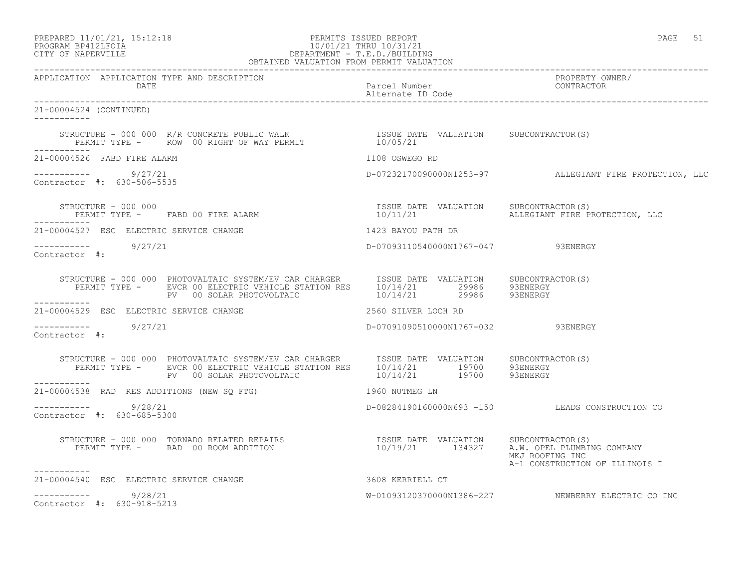PREPARED 11/01/21, 15:12:18
PROGRAM BP412LFOIA
CITY OF NAPERVILLE

PERMITS ISSUED REPORT
10/01/21 THRU 10/31/21
DEPARTMENT - T.E.D./BUILDING
OBTAINED VALUATION FROM PERMIT VALUATION

| APPLICATION | APPLICATION TYPE AND DESCRIPTION DATE | Parcel Number Alternate ID Code | PROPERTY OWNER/ CONTRACTOR |
|---|---|---|---|

**21-00004524 (CONTINUED)**

STRUCTURE - 000 000 R/R CONCRETE PUBLIC WALK
PERMIT TYPE - ROW 00 RIGHT OF WAY PERMIT

| ISSUE DATE | VALUATION | SUBCONTRACTOR(S) |
|---|---|---|
| 10/05/21 | | |

---

**21-00004526 FABD FIRE ALARM** — 1108 OSWEGO RD
9/27/21 — D-07232170090000N1253-97 — ALLEGIANT FIRE PROTECTION, LLC
Contractor #: 630-506-5535

STRUCTURE - 000 000
PERMIT TYPE - FABD 00 FIRE ALARM

| ISSUE DATE | VALUATION | SUBCONTRACTOR(S) |
|---|---|---|
| 10/11/21 | | ALLEGIANT FIRE PROTECTION, LLC |

---

**21-00004527 ESC ELECTRIC SERVICE CHANGE** — 1423 BAYOU PATH DR
9/27/21 — D-07093110540000N1767-047 — 93ENERGY
Contractor #:

STRUCTURE - 000 000 PHOTOVALTAIC SYSTEM/EV CAR CHARGER

| PERMIT TYPE | ISSUE DATE | VALUATION | SUBCONTRACTOR(S) |
|---|---|---|---|
| EVCR 00 ELECTRIC VEHICLE STATION RES | 10/14/21 | 29986 | 93ENERGY |
| PV 00 SOLAR PHOTOVOLTAIC | 10/14/21 | 29986 | 93ENERGY |

---

**21-00004529 ESC ELECTRIC SERVICE CHANGE** — 2560 SILVER LOCH RD
9/27/21 — D-07091090510000N1767-032 — 93ENERGY
Contractor #:

STRUCTURE - 000 000 PHOTOVALTAIC SYSTEM/EV CAR CHARGER

| PERMIT TYPE | ISSUE DATE | VALUATION | SUBCONTRACTOR(S) |
|---|---|---|---|
| EVCR 00 ELECTRIC VEHICLE STATION RES | 10/14/21 | 19700 | 93ENERGY |
| PV 00 SOLAR PHOTOVOLTAIC | 10/14/21 | 19700 | 93ENERGY |

---

**21-00004538 RAD RES ADDITIONS (NEW SQ FTG)** — 1960 NUTMEG LN
9/28/21 — D-08284190160000N693 -150 — LEADS CONSTRUCTION CO
Contractor #: 630-685-5300

STRUCTURE - 000 000 TORNADO RELATED REPAIRS
PERMIT TYPE - RAD 00 ROOM ADDITION

| ISSUE DATE | VALUATION | SUBCONTRACTOR(S) |
|---|---|---|
| 10/19/21 | 134327 | A.W. OPEL PLUMBING COMPANY |
| | | MKJ ROOFING INC |
| | | A-1 CONSTRUCTION OF ILLINOIS I |

---

**21-00004540 ESC ELECTRIC SERVICE CHANGE** — 3608 KERRIELL CT
9/28/21 — W-01093120370000N1386-227 — NEWBERRY ELECTRIC CO INC
Contractor #: 630-918-5213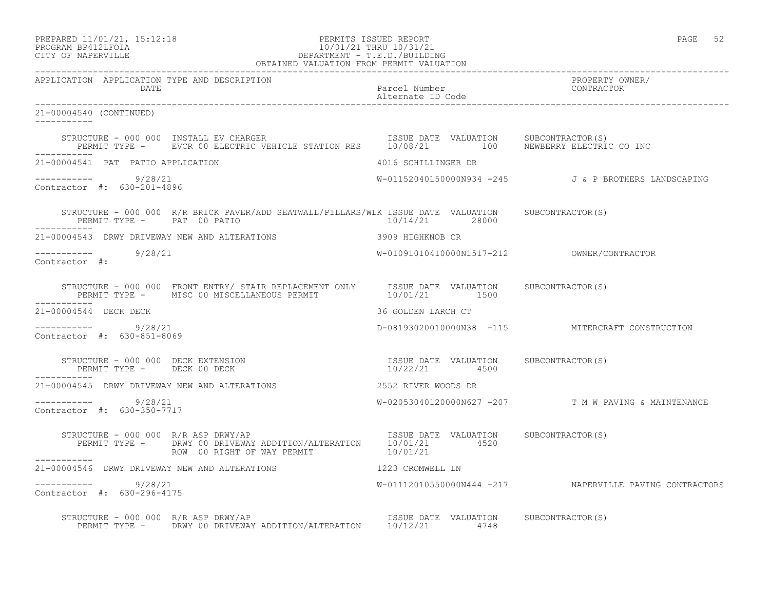PREPARED 11/01/21, 15:12:18 — PERMITS ISSUED REPORT
PROGRAM BP412LFOIA — 10/01/21 THRU 10/31/21
CITY OF NAPERVILLE — DEPARTMENT - T.E.D./BUILDING
OBTAINED VALUATION FROM PERMIT VALUATION

| APPLICATION | APPLICATION TYPE AND DESCRIPTION / DATE | Parcel Number / Alternate ID Code | PROPERTY OWNER/ CONTRACTOR |
|---|---|---|---|

**21-00004540 (CONTINUED)**

STRUCTURE - 000 000 INSTALL EV CHARGER — ISSUE DATE 10/08/21, VALUATION 100, SUBCONTRACTOR(S): NEWBERRY ELECTRIC CO INC
PERMIT TYPE - EVCR 00 ELECTRIC VEHICLE STATION RES

---

**21-00004541 PAT PATIO APPLICATION** — 4016 SCHILLINGER DR
Date: 9/28/21 — W-01152040150000N934 -245 — J & P BROTHERS LANDSCAPING
Contractor #: 630-201-4896

STRUCTURE - 000 000 R/R BRICK PAVER/ADD SEATWALL/PILLARS/WLK — ISSUE DATE 10/14/21, VALUATION 28000, SUBCONTRACTOR(S)
PERMIT TYPE - PAT 00 PATIO

---

**21-00004543 DRWY DRIVEWAY NEW AND ALTERATIONS** — 3909 HIGHKNOB CR
Date: 9/28/21 — W-01091010410000N1517-212 — OWNER/CONTRACTOR
Contractor #:

STRUCTURE - 000 000 FRONT ENTRY/ STAIR REPLACEMENT ONLY — ISSUE DATE 10/01/21, VALUATION 1500, SUBCONTRACTOR(S)
PERMIT TYPE - MISC 00 MISCELLANEOUS PERMIT

---

**21-00004544 DECK DECK** — 36 GOLDEN LARCH CT
Date: 9/28/21 — D-08193020010000N38 -115 — MITERCRAFT CONSTRUCTION
Contractor #: 630-851-8069

STRUCTURE - 000 000 DECK EXTENSION — ISSUE DATE 10/22/21, VALUATION 4500, SUBCONTRACTOR(S)
PERMIT TYPE - DECK 00 DECK

---

**21-00004545 DRWY DRIVEWAY NEW AND ALTERATIONS** — 2552 RIVER WOODS DR
Date: 9/28/21 — W-02053040120000N627 -207 — T M W PAVING & MAINTENANCE
Contractor #: 630-350-7717

STRUCTURE - 000 000 R/R ASP DRWY/AP — ISSUE DATE 10/01/21, VALUATION 4520, SUBCONTRACTOR(S)
PERMIT TYPE - DRWY 00 DRIVEWAY ADDITION/ALTERATION — 10/01/21
ROW 00 RIGHT OF WAY PERMIT — 10/01/21

---

**21-00004546 DRWY DRIVEWAY NEW AND ALTERATIONS** — 1223 CROMWELL LN
Date: 9/28/21 — W-01112010550000N444 -217 — NAPERVILLE PAVING CONTRACTORS
Contractor #: 630-296-4175

STRUCTURE - 000 000 R/R ASP DRWY/AP — ISSUE DATE 10/12/21, VALUATION 4748, SUBCONTRACTOR(S)
PERMIT TYPE - DRWY 00 DRIVEWAY ADDITION/ALTERATION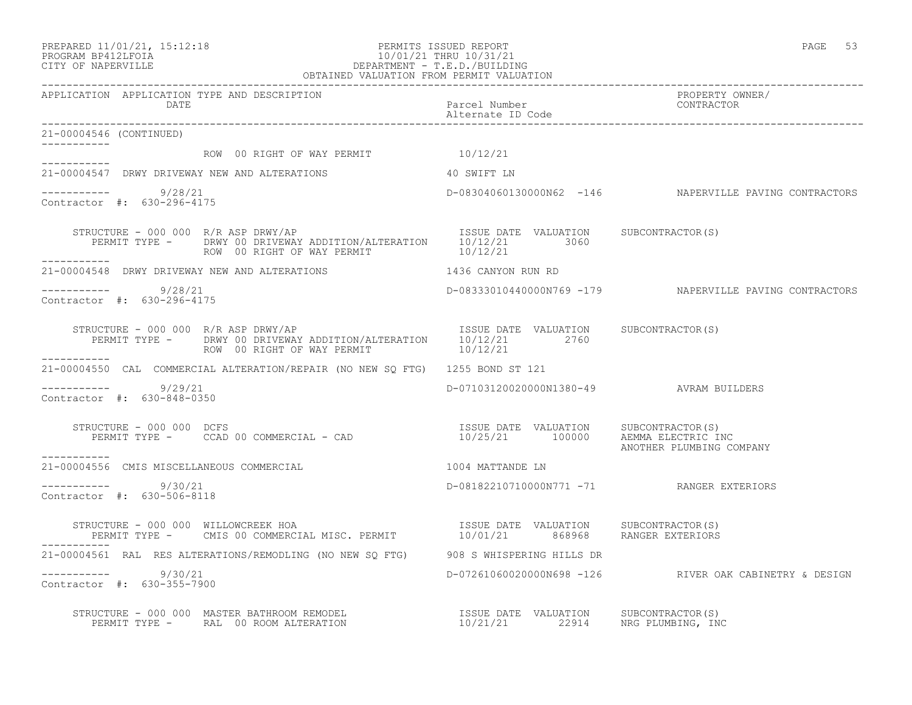PERMITS ISSUED REPORT
10/01/21 THRU 10/31/21
DEPARTMENT - T.E.D./BUILDING
OBTAINED VALUATION FROM PERMIT VALUATION

PREPARED 11/01/21, 15:12:18
PROGRAM BP412LFOIA
CITY OF NAPERVILLE

| APPLICATION | APPLICATION TYPE AND DESCRIPTION / DATE | Parcel Number / Alternate ID Code | PROPERTY OWNER/ CONTRACTOR |
|---|---|---|---|

21-00004546 (CONTINUED)

ROW 00 RIGHT OF WAY PERMIT 10/12/21

---

21-00004547 DRWY DRIVEWAY NEW AND ALTERATIONS — 40 SWIFT LN

9/28/21 — D-08304060130000N62 -146 — NAPERVILLE PAVING CONTRACTORS

Contractor #: 630-296-4175

STRUCTURE - 000 000 R/R ASP DRWY/AP

| PERMIT TYPE | ISSUE DATE | VALUATION | SUBCONTRACTOR(S) |
|---|---|---|---|
| DRWY 00 DRIVEWAY ADDITION/ALTERATION | 10/12/21 | 3060 | |
| ROW 00 RIGHT OF WAY PERMIT | 10/12/21 | | |

---

21-00004548 DRWY DRIVEWAY NEW AND ALTERATIONS — 1436 CANYON RUN RD

9/28/21 — D-08333010440000N769 -179 — NAPERVILLE PAVING CONTRACTORS

Contractor #: 630-296-4175

STRUCTURE - 000 000 R/R ASP DRWY/AP

| PERMIT TYPE | ISSUE DATE | VALUATION | SUBCONTRACTOR(S) |
|---|---|---|---|
| DRWY 00 DRIVEWAY ADDITION/ALTERATION | 10/12/21 | 2760 | |
| ROW 00 RIGHT OF WAY PERMIT | 10/12/21 | | |

---

21-00004550 CAL COMMERCIAL ALTERATION/REPAIR (NO NEW SQ FTG) — 1255 BOND ST 121

9/29/21 — D-07103120020000N1380-49 — AVRAM BUILDERS

Contractor #: 630-848-0350

STRUCTURE - 000 000 DCFS

| PERMIT TYPE | ISSUE DATE | VALUATION | SUBCONTRACTOR(S) |
|---|---|---|---|
| CCAD 00 COMMERCIAL - CAD | 10/25/21 | 100000 | AEMMA ELECTRIC INC<br>ANOTHER PLUMBING COMPANY |

---

21-00004556 CMIS MISCELLANEOUS COMMERCIAL — 1004 MATTANDE LN

9/30/21 — D-08182210710000N771 -71 — RANGER EXTERIORS

Contractor #: 630-506-8118

STRUCTURE - 000 000 WILLOWCREEK HOA

| PERMIT TYPE | ISSUE DATE | VALUATION | SUBCONTRACTOR(S) |
|---|---|---|---|
| CMIS 00 COMMERCIAL MISC. PERMIT | 10/01/21 | 868968 | RANGER EXTERIORS |

---

21-00004561 RAL RES ALTERATIONS/REMODLING (NO NEW SQ FTG) — 908 S WHISPERING HILLS DR

9/30/21 — D-07261060020000N698 -126 — RIVER OAK CABINETRY & DESIGN

Contractor #: 630-355-7900

STRUCTURE - 000 000 MASTER BATHROOM REMODEL

| PERMIT TYPE | ISSUE DATE | VALUATION | SUBCONTRACTOR(S) |
|---|---|---|---|
| RAL 00 ROOM ALTERATION | 10/21/21 | 22914 | NRG PLUMBING, INC |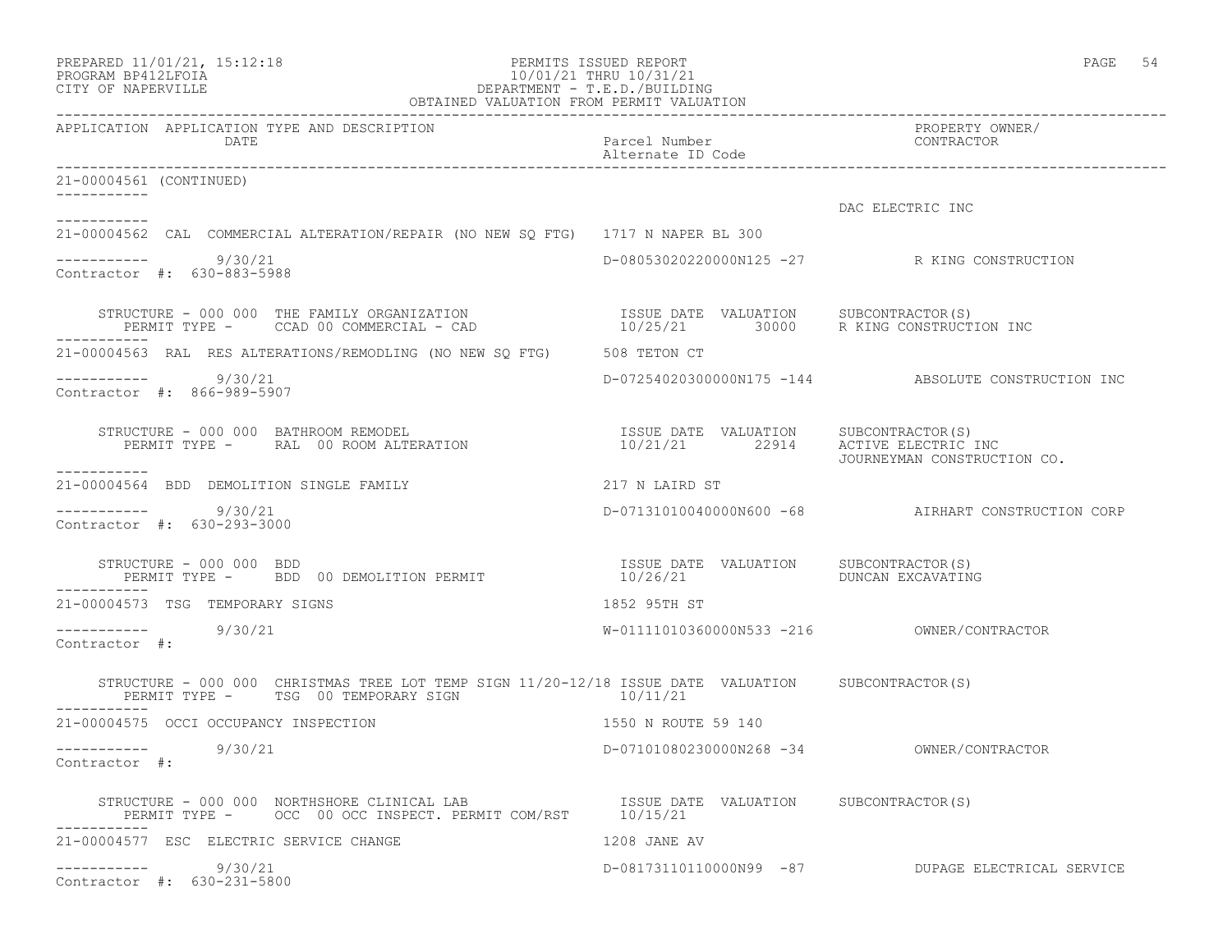PREPARED 11/01/21, 15:12:18
PROGRAM BP412LFOIA
CITY OF NAPERVILLE

PERMITS ISSUED REPORT
10/01/21 THRU 10/31/21
DEPARTMENT - T.E.D./BUILDING
OBTAINED VALUATION FROM PERMIT VALUATION

| APPLICATION | APPLICATION TYPE AND DESCRIPTION / DATE | Parcel Number / Alternate ID Code | PROPERTY OWNER/ CONTRACTOR |
|---|---|---|---|

21-00004561 (CONTINUED)

DAC ELECTRIC INC

---

21-00004562 CAL COMMERCIAL ALTERATION/REPAIR (NO NEW SQ FTG) 1717 N NAPER BL 300

9/30/21 — D-08053020220000N125 -27 — R KING CONSTRUCTION
Contractor #: 630-883-5988

STRUCTURE - 000 000 THE FAMILY ORGANIZATION
PERMIT TYPE - CCAD 00 COMMERCIAL - CAD
ISSUE DATE 10/25/21 VALUATION 30000 SUBCONTRACTOR(S) R KING CONSTRUCTION INC

---

21-00004563 RAL RES ALTERATIONS/REMODLING (NO NEW SQ FTG) 508 TETON CT

9/30/21 — D-07254020300000N175 -144 — ABSOLUTE CONSTRUCTION INC
Contractor #: 866-989-5907

STRUCTURE - 000 000 BATHROOM REMODEL
PERMIT TYPE - RAL 00 ROOM ALTERATION
ISSUE DATE 10/21/21 VALUATION 22914 SUBCONTRACTOR(S) ACTIVE ELECTRIC INC, JOURNEYMAN CONSTRUCTION CO.

---

21-00004564 BDD DEMOLITION SINGLE FAMILY 217 N LAIRD ST

9/30/21 — D-07131010040000N600 -68 — AIRHART CONSTRUCTION CORP
Contractor #: 630-293-3000

STRUCTURE - 000 000 BDD
PERMIT TYPE - BDD 00 DEMOLITION PERMIT
ISSUE DATE 10/26/21 VALUATION SUBCONTRACTOR(S) DUNCAN EXCAVATING

---

21-00004573 TSG TEMPORARY SIGNS 1852 95TH ST

9/30/21 — W-01111010360000N533 -216 — OWNER/CONTRACTOR
Contractor #:

STRUCTURE - 000 000 CHRISTMAS TREE LOT TEMP SIGN 11/20-12/18
PERMIT TYPE - TSG 00 TEMPORARY SIGN
ISSUE DATE 10/11/21 VALUATION SUBCONTRACTOR(S)

---

21-00004575 OCCI OCCUPANCY INSPECTION 1550 N ROUTE 59 140

9/30/21 — D-07101080230000N268 -34 — OWNER/CONTRACTOR
Contractor #:

STRUCTURE - 000 000 NORTHSHORE CLINICAL LAB
PERMIT TYPE - OCC 00 OCC INSPECT. PERMIT COM/RST
ISSUE DATE 10/15/21 VALUATION SUBCONTRACTOR(S)

---

21-00004577 ESC ELECTRIC SERVICE CHANGE 1208 JANE AV

9/30/21 — D-08173110110000N99 -87 — DUPAGE ELECTRICAL SERVICE
Contractor #: 630-231-5800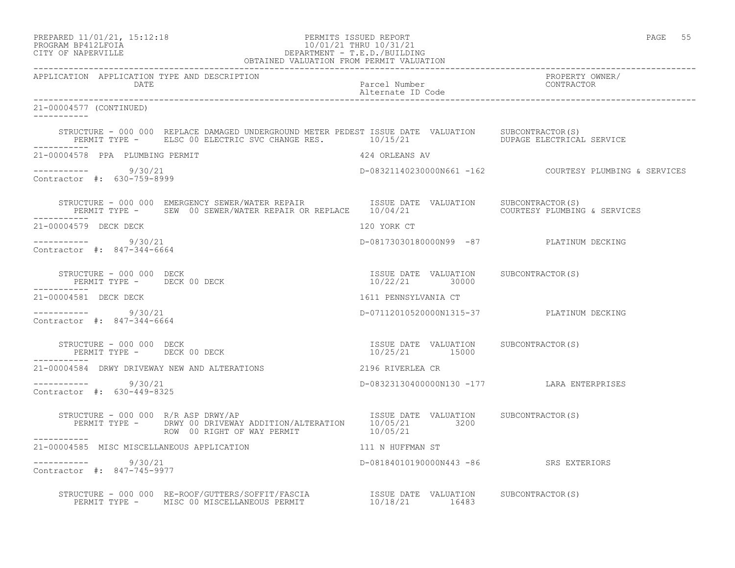21-00004577 (CONTINUED)

```
STRUCTURE - 000 000  REPLACE DAMAGED UNDERGROUND METER PEDEST ISSUE DATE  VALUATION     SUBCONTRACTOR(S)
   PERMIT TYPE -     ELSC 00 ELECTRIC SVC CHANGE RES.        10/15/21                   DUPAGE ELECTRICAL SERVICE
```

21-00004578 PPA PLUMBING PERMIT — 424 ORLEANS AV

```
----------- 9/30/21                                          D-08321140230000N661 -162          COURTESY PLUMBING & SERVICES
Contractor #: 630-759-8999

STRUCTURE - 000 000  EMERGENCY SEWER/WATER REPAIR            ISSUE DATE  VALUATION     SUBCONTRACTOR(S)
   PERMIT TYPE -     SEW  00 SEWER/WATER REPAIR OR REPLACE   10/04/21                  COURTESY PLUMBING & SERVICES
```

21-00004579 DECK DECK — 120 YORK CT

```
----------- 9/30/21                                          D-08173030180000N99  -87           PLATINUM DECKING
Contractor #: 847-344-6664

STRUCTURE - 000 000  DECK                                    ISSUE DATE  VALUATION     SUBCONTRACTOR(S)
   PERMIT TYPE -     DECK 00 DECK                            10/22/21       30000
```

21-00004581 DECK DECK — 1611 PENNSYLVANIA CT

```
----------- 9/30/21                                          D-07112010520000N1315-37           PLATINUM DECKING
Contractor #: 847-344-6664

STRUCTURE - 000 000  DECK                                    ISSUE DATE  VALUATION     SUBCONTRACTOR(S)
   PERMIT TYPE -     DECK 00 DECK                            10/25/21       15000
```

21-00004584 DRWY DRIVEWAY NEW AND ALTERATIONS — 2196 RIVERLEA CR

```
----------- 9/30/21                                          D-08323130400000N130 -177          LARA ENTERPRISES
Contractor #: 630-449-8325

STRUCTURE - 000 000  R/R ASP DRWY/AP                         ISSUE DATE  VALUATION     SUBCONTRACTOR(S)
   PERMIT TYPE -     DRWY 00 DRIVEWAY ADDITION/ALTERATION    10/05/21        3200
                     ROW  00 RIGHT OF WAY PERMIT             10/05/21
```

21-00004585 MISC MISCELLANEOUS APPLICATION — 111 N HUFFMAN ST

```
----------- 9/30/21                                          D-08184010190000N443 -86           SRS EXTERIORS
Contractor #: 847-745-9977

STRUCTURE - 000 000  RE-ROOF/GUTTERS/SOFFIT/FASCIA           ISSUE DATE  VALUATION     SUBCONTRACTOR(S)
   PERMIT TYPE -     MISC 00 MISCELLANEOUS PERMIT            10/18/21       16483
```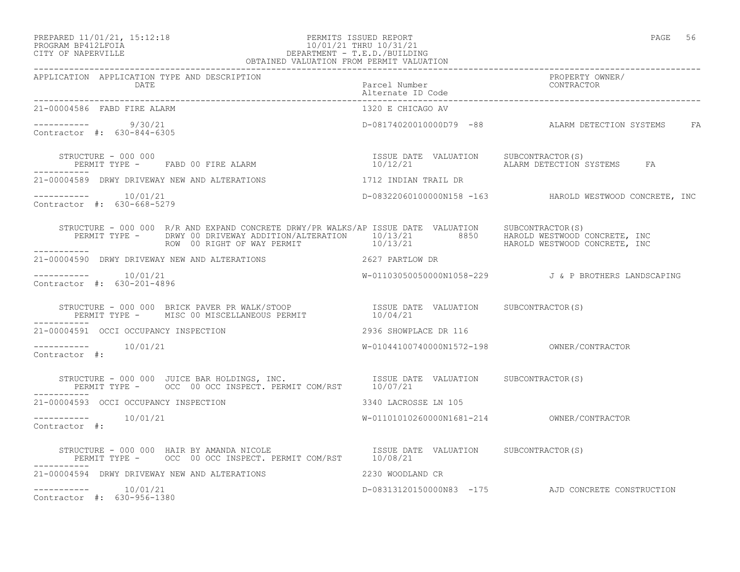PREPARED 11/01/21, 15:12:18 — PERMITS ISSUED REPORT
PROGRAM BP412LFOIA — 10/01/21 THRU 10/31/21
CITY OF NAPERVILLE — DEPARTMENT - T.E.D./BUILDING
OBTAINED VALUATION FROM PERMIT VALUATION

| APPLICATION | APPLICATION TYPE AND DESCRIPTION / DATE | Parcel Number / Alternate ID Code | PROPERTY OWNER/ CONTRACTOR |
|---|---|---|---|

**21-00004586 FABD FIRE ALARM** — 1320 E CHICAGO AV

----------- 9/30/21 — D-08174020010000D79 -88 — ALARM DETECTION SYSTEMS FA
Contractor #: 630-844-6305

STRUCTURE - 000 000
PERMIT TYPE - FABD 00 FIRE ALARM — ISSUE DATE 10/12/21 — VALUATION — SUBCONTRACTOR(S): ALARM DETECTION SYSTEMS FA

**21-00004589 DRWY DRIVEWAY NEW AND ALTERATIONS** — 1712 INDIAN TRAIL DR

----------- 10/01/21 — D-08322060100000N158 -163 — HAROLD WESTWOOD CONCRETE, INC
Contractor #: 630-668-5279

STRUCTURE - 000 000 R/R AND EXPAND CONCRETE DRWY/PR WALKS/AP

| PERMIT TYPE | ISSUE DATE | VALUATION | SUBCONTRACTOR(S) |
|---|---|---|---|
| DRWY 00 DRIVEWAY ADDITION/ALTERATION | 10/13/21 | 8850 | HAROLD WESTWOOD CONCRETE, INC |
| ROW 00 RIGHT OF WAY PERMIT | 10/13/21 | | HAROLD WESTWOOD CONCRETE, INC |

**21-00004590 DRWY DRIVEWAY NEW AND ALTERATIONS** — 2627 PARTLOW DR

----------- 10/01/21 — W-01103050050000N1058-229 — J & P BROTHERS LANDSCAPING
Contractor #: 630-201-4896

STRUCTURE - 000 000 BRICK PAVER PR WALK/STOOP
PERMIT TYPE - MISC 00 MISCELLANEOUS PERMIT — ISSUE DATE 10/04/21 — VALUATION — SUBCONTRACTOR(S)

**21-00004591 OCCI OCCUPANCY INSPECTION** — 2936 SHOWPLACE DR 116

----------- 10/01/21 — W-01044100740000N1572-198 — OWNER/CONTRACTOR
Contractor #:

STRUCTURE - 000 000 JUICE BAR HOLDINGS, INC.
PERMIT TYPE - OCC 00 OCC INSPECT. PERMIT COM/RST — ISSUE DATE 10/07/21 — VALUATION — SUBCONTRACTOR(S)

**21-00004593 OCCI OCCUPANCY INSPECTION** — 3340 LACROSSE LN 105

----------- 10/01/21 — W-01101010260000N1681-214 — OWNER/CONTRACTOR
Contractor #:

STRUCTURE - 000 000 HAIR BY AMANDA NICOLE
PERMIT TYPE - OCC 00 OCC INSPECT. PERMIT COM/RST — ISSUE DATE 10/08/21 — VALUATION — SUBCONTRACTOR(S)

**21-00004594 DRWY DRIVEWAY NEW AND ALTERATIONS** — 2230 WOODLAND CR

----------- 10/01/21 — D-08313120150000N83 -175 — AJD CONCRETE CONSTRUCTION
Contractor #: 630-956-1380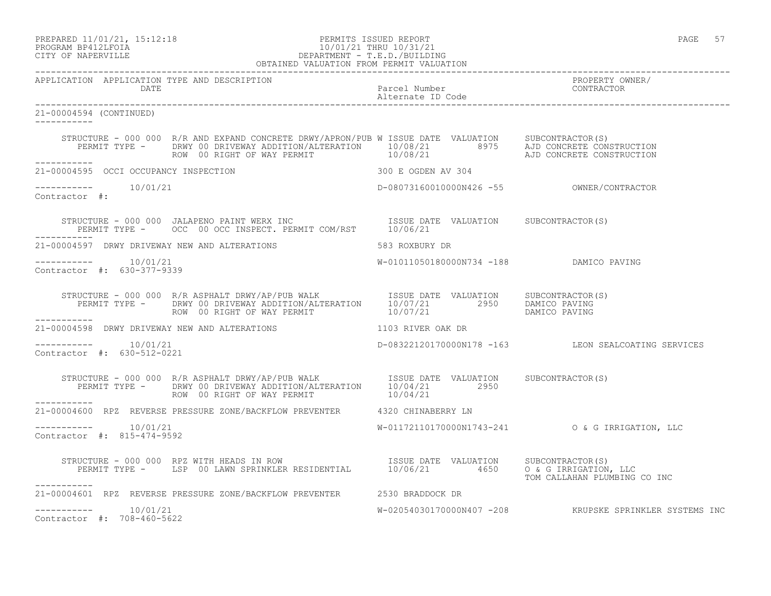PREPARED 11/01/21, 15:12:18 PERMITS ISSUED REPORT
PROGRAM BP412LFOIA 10/01/21 THRU 10/31/21
CITY OF NAPERVILLE DEPARTMENT - T.E.D./BUILDING
OBTAINED VALUATION FROM PERMIT VALUATION

| APPLICATION | APPLICATION TYPE AND DESCRIPTION DATE | Parcel Number / Alternate ID Code | PROPERTY OWNER/ CONTRACTOR |
|---|---|---|---|

**21-00004594 (CONTINUED)**

STRUCTURE - 000 000 R/R AND EXPAND CONCRETE DRWY/APRON/PUB W

| PERMIT TYPE | ISSUE DATE | VALUATION | SUBCONTRACTOR(S) |
|---|---|---|---|
| DRWY 00 DRIVEWAY ADDITION/ALTERATION | 10/08/21 | 8975 | AJD CONCRETE CONSTRUCTION |
| ROW 00 RIGHT OF WAY PERMIT | 10/08/21 | | AJD CONCRETE CONSTRUCTION |

---

**21-00004595** OCCI OCCUPANCY INSPECTION — 300 E OGDEN AV 304

10/01/21 — D-08073160010000N426 -55 — OWNER/CONTRACTOR

Contractor #:

STRUCTURE - 000 000 JALAPENO PAINT WERX INC

| PERMIT TYPE | ISSUE DATE | VALUATION | SUBCONTRACTOR(S) |
|---|---|---|---|
| OCC 00 OCC INSPECT. PERMIT COM/RST | 10/06/21 | | |

---

**21-00004597** DRWY DRIVEWAY NEW AND ALTERATIONS — 583 ROXBURY DR

10/01/21 — W-01011050180000N734 -188 — DAMICO PAVING

Contractor #: 630-377-9339

STRUCTURE - 000 000 R/R ASPHALT DRWY/AP/PUB WALK

| PERMIT TYPE | ISSUE DATE | VALUATION | SUBCONTRACTOR(S) |
|---|---|---|---|
| DRWY 00 DRIVEWAY ADDITION/ALTERATION | 10/07/21 | 2950 | DAMICO PAVING |
| ROW 00 RIGHT OF WAY PERMIT | 10/07/21 | | DAMICO PAVING |

---

**21-00004598** DRWY DRIVEWAY NEW AND ALTERATIONS — 1103 RIVER OAK DR

10/01/21 — D-08322120170000N178 -163 — LEON SEALCOATING SERVICES

Contractor #: 630-512-0221

STRUCTURE - 000 000 R/R ASPHALT DRWY/AP/PUB WALK

| PERMIT TYPE | ISSUE DATE | VALUATION | SUBCONTRACTOR(S) |
|---|---|---|---|
| DRWY 00 DRIVEWAY ADDITION/ALTERATION | 10/04/21 | 2950 | |
| ROW 00 RIGHT OF WAY PERMIT | 10/04/21 | | |

---

**21-00004600** RPZ REVERSE PRESSURE ZONE/BACKFLOW PREVENTER — 4320 CHINABERRY LN

10/01/21 — W-01172110170000N1743-241 — O & G IRRIGATION, LLC

Contractor #: 815-474-9592

STRUCTURE - 000 000 RPZ WITH HEADS IN ROW

| PERMIT TYPE | ISSUE DATE | VALUATION | SUBCONTRACTOR(S) |
|---|---|---|---|
| LSP 00 LAWN SPRINKLER RESIDENTIAL | 10/06/21 | 4650 | O & G IRRIGATION, LLC |
| | | | TOM CALLAHAN PLUMBING CO INC |

---

**21-00004601** RPZ REVERSE PRESSURE ZONE/BACKFLOW PREVENTER — 2530 BRADDOCK DR

10/01/21 — W-02054030170000N407 -208 — KRUPSKE SPRINKLER SYSTEMS INC

Contractor #: 708-460-5622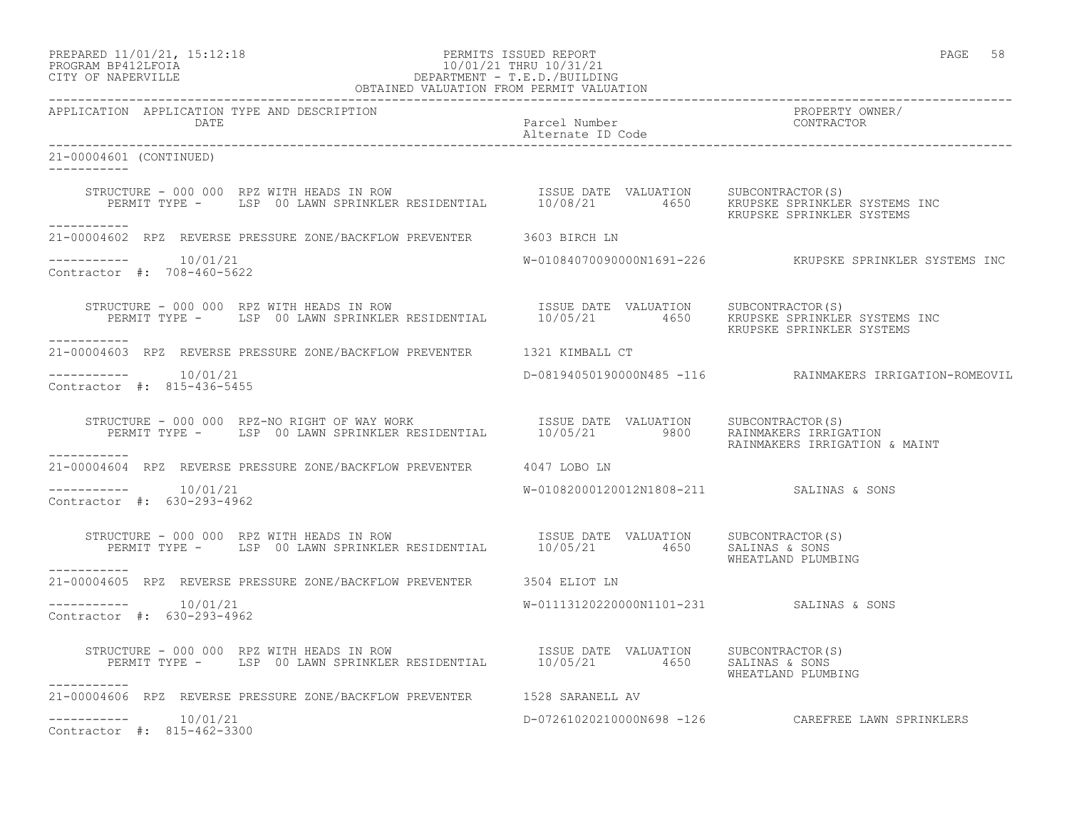APPLICATION APPLICATION TYPE AND DESCRIPTION DATE | Parcel Number / Alternate ID Code | PROPERTY OWNER/ CONTRACTOR

21-00004601 (CONTINUED)

```
    STRUCTURE - 000 000  RPZ WITH HEADS IN ROW                     ISSUE DATE  VALUATION     SUBCONTRACTOR(S)
       PERMIT TYPE -     LSP  00 LAWN SPRINKLER RESIDENTIAL       10/08/21          4650     KRUPSKE SPRINKLER SYSTEMS INC
                                                                                             KRUPSKE SPRINKLER SYSTEMS
-----------
21-00004602  RPZ  REVERSE PRESSURE ZONE/BACKFLOW PREVENTER       3603 BIRCH LN

-----------       10/01/21                                        W-01084070090000N1691-226          KRUPSKE SPRINKLER SYSTEMS INC
Contractor #:  708-460-5622

    STRUCTURE - 000 000  RPZ WITH HEADS IN ROW                     ISSUE DATE  VALUATION     SUBCONTRACTOR(S)
       PERMIT TYPE -     LSP  00 LAWN SPRINKLER RESIDENTIAL       10/05/21          4650     KRUPSKE SPRINKLER SYSTEMS INC
                                                                                             KRUPSKE SPRINKLER SYSTEMS
-----------
21-00004603  RPZ  REVERSE PRESSURE ZONE/BACKFLOW PREVENTER       1321 KIMBALL CT

-----------       10/01/21                                        D-08194050190000N485 -116          RAINMAKERS IRRIGATION-ROMEOVIL
Contractor #:  815-436-5455

    STRUCTURE - 000 000  RPZ-NO RIGHT OF WAY WORK                  ISSUE DATE  VALUATION     SUBCONTRACTOR(S)
       PERMIT TYPE -     LSP  00 LAWN SPRINKLER RESIDENTIAL       10/05/21          9800     RAINMAKERS IRRIGATION
                                                                                             RAINMAKERS IRRIGATION & MAINT
-----------
21-00004604  RPZ  REVERSE PRESSURE ZONE/BACKFLOW PREVENTER       4047 LOBO LN

-----------       10/01/21                                        W-01082000120012N1808-211          SALINAS & SONS
Contractor #:  630-293-4962

    STRUCTURE - 000 000  RPZ WITH HEADS IN ROW                     ISSUE DATE  VALUATION     SUBCONTRACTOR(S)
       PERMIT TYPE -     LSP  00 LAWN SPRINKLER RESIDENTIAL       10/05/21          4650     SALINAS & SONS
                                                                                             WHEATLAND PLUMBING
-----------
21-00004605  RPZ  REVERSE PRESSURE ZONE/BACKFLOW PREVENTER       3504 ELIOT LN

-----------       10/01/21                                        W-01113120220000N1101-231          SALINAS & SONS
Contractor #:  630-293-4962

    STRUCTURE - 000 000  RPZ WITH HEADS IN ROW                     ISSUE DATE  VALUATION     SUBCONTRACTOR(S)
       PERMIT TYPE -     LSP  00 LAWN SPRINKLER RESIDENTIAL       10/05/21          4650     SALINAS & SONS
                                                                                             WHEATLAND PLUMBING
-----------
21-00004606  RPZ  REVERSE PRESSURE ZONE/BACKFLOW PREVENTER       1528 SARANELL AV

-----------       10/01/21                                        D-07261020210000N698 -126          CAREFREE LAWN SPRINKLERS
Contractor #:  815-462-3300
```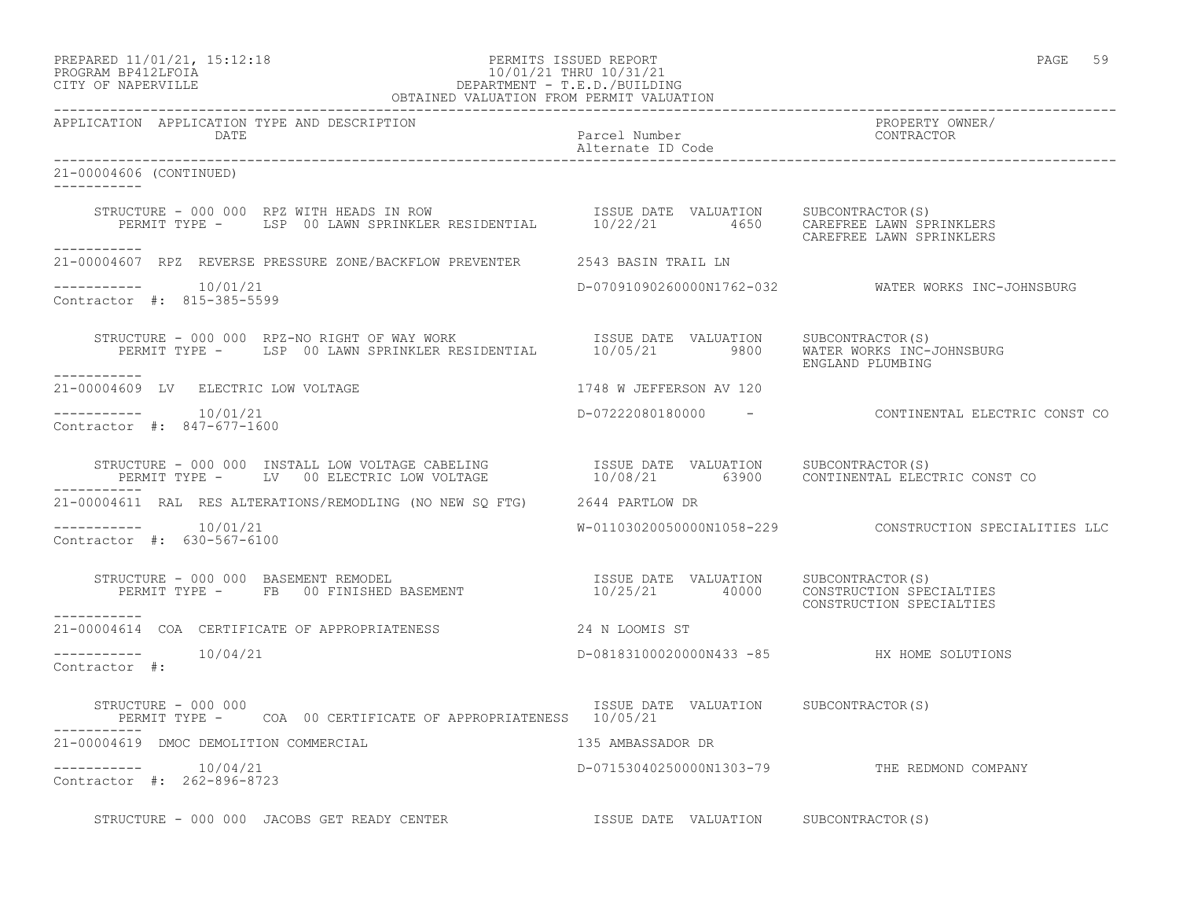PREPARED 11/01/21, 15:12:18 — PERMITS ISSUED REPORT
PROGRAM BP412LFOIA — 10/01/21 THRU 10/31/21
CITY OF NAPERVILLE — DEPARTMENT - T.E.D./BUILDING
OBTAINED VALUATION FROM PERMIT VALUATION

| APPLICATION | APPLICATION TYPE AND DESCRIPTION / DATE | Parcel Number / Alternate ID Code | PROPERTY OWNER/ CONTRACTOR |
|---|---|---|---|

**21-00004606 (CONTINUED)**

STRUCTURE - 000 000 RPZ WITH HEADS IN ROW
PERMIT TYPE - LSP 00 LAWN SPRINKLER RESIDENTIAL

| ISSUE DATE | VALUATION | SUBCONTRACTOR(S) |
|---|---|---|
| 10/22/21 | 4650 | CAREFREE LAWN SPRINKLERS<br>CAREFREE LAWN SPRINKLERS |

---

**21-00004607** RPZ REVERSE PRESSURE ZONE/BACKFLOW PREVENTER — 2543 BASIN TRAIL LN

10/01/21 — D-07091090260000N1762-032 — WATER WORKS INC-JOHNSBURG

Contractor #: 815-385-5599

STRUCTURE - 000 000 RPZ-NO RIGHT OF WAY WORK
PERMIT TYPE - LSP 00 LAWN SPRINKLER RESIDENTIAL

| ISSUE DATE | VALUATION | SUBCONTRACTOR(S) |
|---|---|---|
| 10/05/21 | 9800 | WATER WORKS INC-JOHNSBURG<br>ENGLAND PLUMBING |

---

**21-00004609** LV ELECTRIC LOW VOLTAGE — 1748 W JEFFERSON AV 120

10/01/21 — D-07222080180000 - — CONTINENTAL ELECTRIC CONST CO

Contractor #: 847-677-1600

STRUCTURE - 000 000 INSTALL LOW VOLTAGE CABELING
PERMIT TYPE - LV 00 ELECTRIC LOW VOLTAGE

| ISSUE DATE | VALUATION | SUBCONTRACTOR(S) |
|---|---|---|
| 10/08/21 | 63900 | CONTINENTAL ELECTRIC CONST CO |

---

**21-00004611** RAL RES ALTERATIONS/REMODLING (NO NEW SQ FTG) — 2644 PARTLOW DR

10/01/21 — W-01103020050000N1058-229 — CONSTRUCTION SPECIALITIES LLC

Contractor #: 630-567-6100

STRUCTURE - 000 000 BASEMENT REMODEL
PERMIT TYPE - FB 00 FINISHED BASEMENT

| ISSUE DATE | VALUATION | SUBCONTRACTOR(S) |
|---|---|---|
| 10/25/21 | 40000 | CONSTRUCTION SPECIALTIES<br>CONSTRUCTION SPECIALTIES |

---

**21-00004614** COA CERTIFICATE OF APPROPRIATENESS — 24 N LOOMIS ST

10/04/21 — D-08183100020000N433 -85 — HX HOME SOLUTIONS

Contractor #:

STRUCTURE - 000 000
PERMIT TYPE - COA 00 CERTIFICATE OF APPROPRIATENESS

| ISSUE DATE | VALUATION | SUBCONTRACTOR(S) |
|---|---|---|
| 10/05/21 | | |

---

**21-00004619** DMOC DEMOLITION COMMERCIAL — 135 AMBASSADOR DR

10/04/21 — D-07153040250000N1303-79 — THE REDMOND COMPANY

Contractor #: 262-896-8723

STRUCTURE - 000 000 JACOBS GET READY CENTER

| ISSUE DATE | VALUATION | SUBCONTRACTOR(S) |
|---|---|---|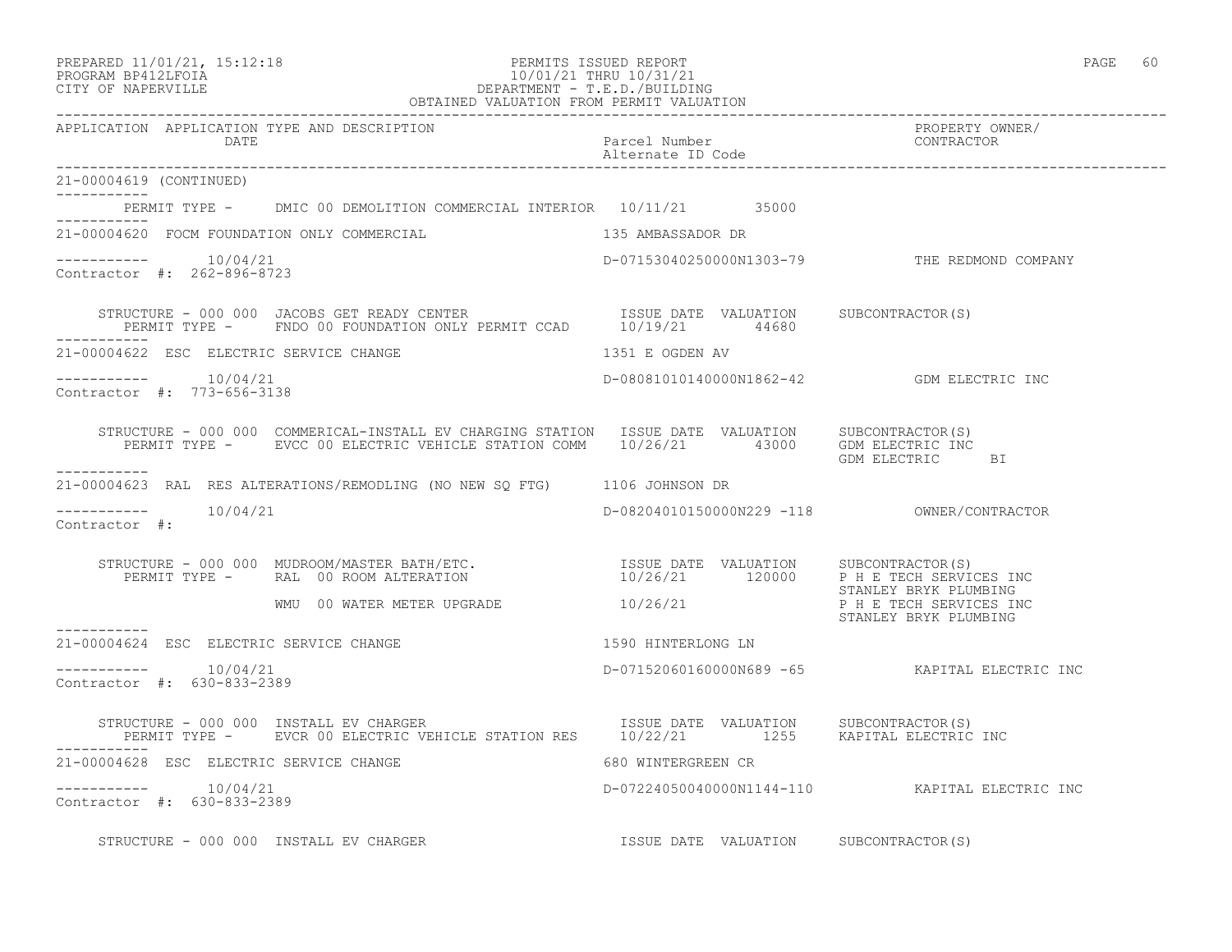PREPARED 11/01/21, 15:12:18 — PERMITS ISSUED REPORT
PROGRAM BP412LFOIA — 10/01/21 THRU 10/31/21
CITY OF NAPERVILLE — DEPARTMENT - T.E.D./BUILDING
OBTAINED VALUATION FROM PERMIT VALUATION

| APPLICATION | APPLICATION TYPE AND DESCRIPTION / DATE | Parcel Number / Alternate ID Code | PROPERTY OWNER/ CONTRACTOR |
|---|---|---|---|

21-00004619 (CONTINUED)

PERMIT TYPE - DMIC 00 DEMOLITION COMMERCIAL INTERIOR 10/11/21 35000

---

**21-00004620 FOCM FOUNDATION ONLY COMMERCIAL** — 135 AMBASSADOR DR

10/04/21 — D-07153040250000N1303-79 — THE REDMOND COMPANY

Contractor #: 262-896-8723

| STRUCTURE - 000 000 JACOBS GET READY CENTER | ISSUE DATE | VALUATION | SUBCONTRACTOR(S) |
|---|---|---|---|
| PERMIT TYPE - FNDO 00 FOUNDATION ONLY PERMIT CCAD | 10/19/21 | 44680 | |

---

**21-00004622 ESC ELECTRIC SERVICE CHANGE** — 1351 E OGDEN AV

10/04/21 — D-08081010140000N1862-42 — GDM ELECTRIC INC

Contractor #: 773-656-3138

| STRUCTURE - 000 000 COMMERICAL-INSTALL EV CHARGING STATION | ISSUE DATE | VALUATION | SUBCONTRACTOR(S) |
|---|---|---|---|
| PERMIT TYPE - EVCC 00 ELECTRIC VEHICLE STATION COMM | 10/26/21 | 43000 | GDM ELECTRIC INC<br>GDM ELECTRIC BI |

---

**21-00004623 RAL RES ALTERATIONS/REMODLING (NO NEW SQ FTG)** — 1106 JOHNSON DR

10/04/21 — D-08204010150000N229 -118 — OWNER/CONTRACTOR

Contractor #:

| STRUCTURE - 000 000 MUDROOM/MASTER BATH/ETC. | ISSUE DATE | VALUATION | SUBCONTRACTOR(S) |
|---|---|---|---|
| PERMIT TYPE - RAL 00 ROOM ALTERATION | 10/26/21 | 120000 | P H E TECH SERVICES INC<br>STANLEY BRYK PLUMBING |
| WMU 00 WATER METER UPGRADE | 10/26/21 | | P H E TECH SERVICES INC<br>STANLEY BRYK PLUMBING |

---

**21-00004624 ESC ELECTRIC SERVICE CHANGE** — 1590 HINTERLONG LN

10/04/21 — D-07152060160000N689 -65 — KAPITAL ELECTRIC INC

Contractor #: 630-833-2389

| STRUCTURE - 000 000 INSTALL EV CHARGER | ISSUE DATE | VALUATION | SUBCONTRACTOR(S) |
|---|---|---|---|
| PERMIT TYPE - EVCR 00 ELECTRIC VEHICLE STATION RES | 10/22/21 | 1255 | KAPITAL ELECTRIC INC |

---

**21-00004628 ESC ELECTRIC SERVICE CHANGE** — 680 WINTERGREEN CR

10/04/21 — D-07224050040000N1144-110 — KAPITAL ELECTRIC INC

Contractor #: 630-833-2389

| STRUCTURE - 000 000 INSTALL EV CHARGER | ISSUE DATE | VALUATION | SUBCONTRACTOR(S) |
|---|---|---|---|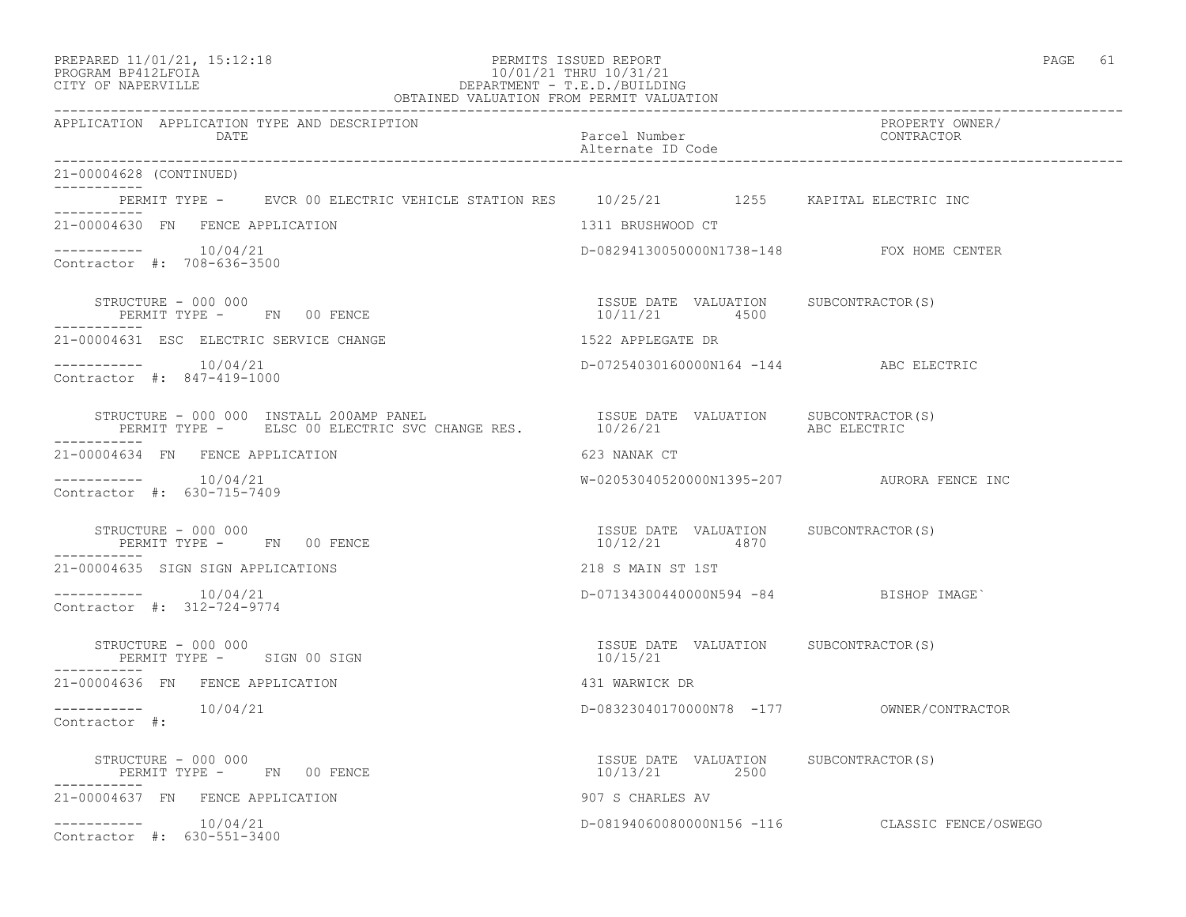PREPARED 11/01/21, 15:12:18
PROGRAM BP412LFOIA
CITY OF NAPERVILLE

PERMITS ISSUED REPORT
10/01/21 THRU 10/31/21
DEPARTMENT - T.E.D./BUILDING
OBTAINED VALUATION FROM PERMIT VALUATION

| APPLICATION | APPLICATION TYPE AND DESCRIPTION / DATE | Parcel Number / Alternate ID Code | PROPERTY OWNER/ CONTRACTOR |
|---|---|---|---|

21-00004628 (CONTINUED)

PERMIT TYPE - EVCR 00 ELECTRIC VEHICLE STATION RES 10/25/21 1255 KAPITAL ELECTRIC INC

21-00004630 FN FENCE APPLICATION — 1311 BRUSHWOOD CT

----------- 10/04/21 — D-08294130050000N1738-148 — FOX HOME CENTER
Contractor #: 708-636-3500

STRUCTURE - 000 000 — ISSUE DATE VALUATION SUBCONTRACTOR(S)
PERMIT TYPE - FN 00 FENCE — 10/11/21 4500

21-00004631 ESC ELECTRIC SERVICE CHANGE — 1522 APPLEGATE DR

----------- 10/04/21 — D-07254030160000N164 -144 — ABC ELECTRIC
Contractor #: 847-419-1000

STRUCTURE - 000 000 INSTALL 200AMP PANEL — ISSUE DATE VALUATION SUBCONTRACTOR(S)
PERMIT TYPE - ELSC 00 ELECTRIC SVC CHANGE RES. — 10/26/21 — ABC ELECTRIC

21-00004634 FN FENCE APPLICATION — 623 NANAK CT

----------- 10/04/21 — W-02053040520000N1395-207 — AURORA FENCE INC
Contractor #: 630-715-7409

STRUCTURE - 000 000 — ISSUE DATE VALUATION SUBCONTRACTOR(S)
PERMIT TYPE - FN 00 FENCE — 10/12/21 4870

21-00004635 SIGN SIGN APPLICATIONS — 218 S MAIN ST 1ST

----------- 10/04/21 — D-07134300440000N594 -84 — BISHOP IMAGE`
Contractor #: 312-724-9774

STRUCTURE - 000 000 — ISSUE DATE VALUATION SUBCONTRACTOR(S)
PERMIT TYPE - SIGN 00 SIGN — 10/15/21

21-00004636 FN FENCE APPLICATION — 431 WARWICK DR

----------- 10/04/21 — D-08323040170000N78 -177 — OWNER/CONTRACTOR
Contractor #:

STRUCTURE - 000 000 — ISSUE DATE VALUATION SUBCONTRACTOR(S)
PERMIT TYPE - FN 00 FENCE — 10/13/21 2500

21-00004637 FN FENCE APPLICATION — 907 S CHARLES AV

----------- 10/04/21 — D-08194060080000N156 -116 — CLASSIC FENCE/OSWEGO
Contractor #: 630-551-3400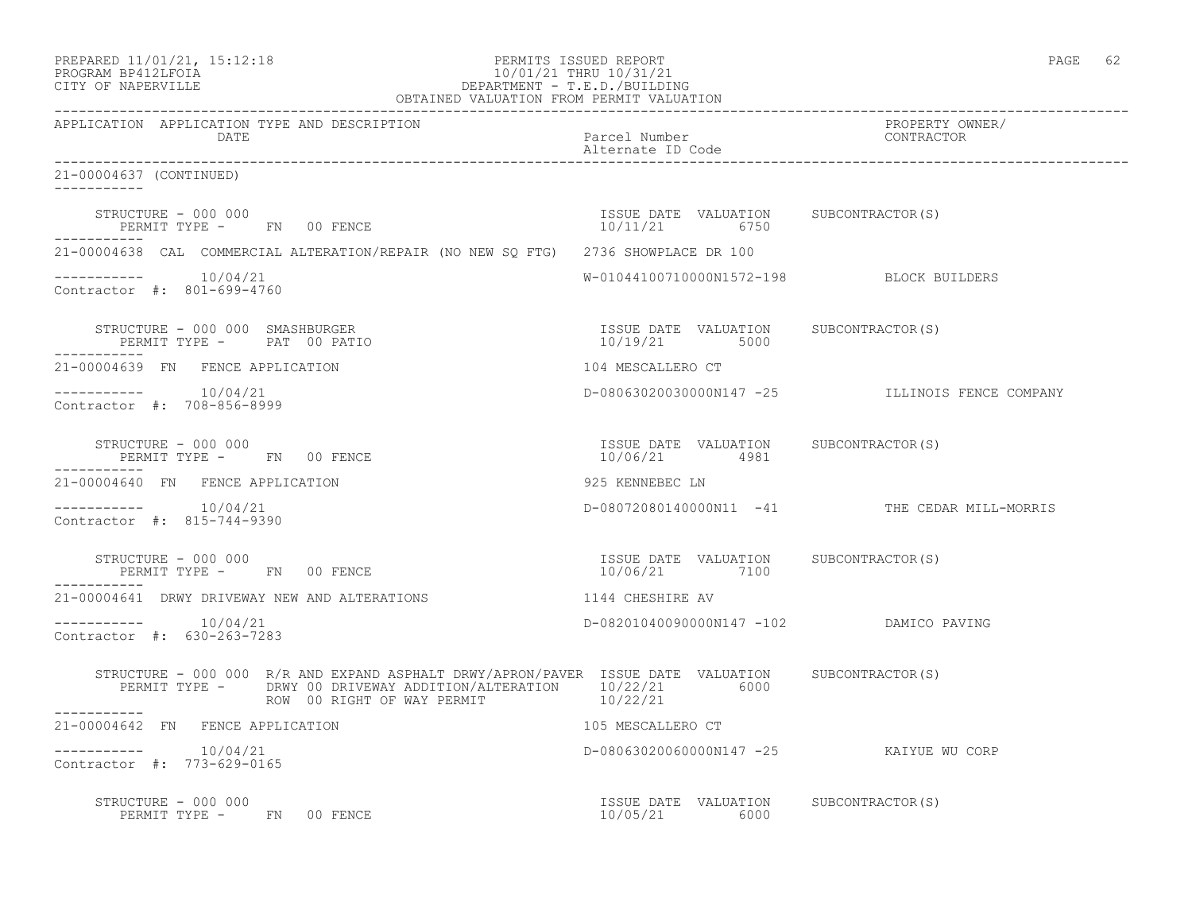PREPARED 11/01/21, 15:12:18
PROGRAM BP412LFOIA
CITY OF NAPERVILLE

PERMITS ISSUED REPORT
10/01/21 THRU 10/31/21
DEPARTMENT - T.E.D./BUILDING
OBTAINED VALUATION FROM PERMIT VALUATION

| APPLICATION | APPLICATION TYPE AND DESCRIPTION / DATE | Parcel Number / Alternate ID Code | PROPERTY OWNER/ CONTRACTOR |
|---|---|---|---|

**21-00004637 (CONTINUED)**

STRUCTURE - 000 000
PERMIT TYPE - FN 00 FENCE — ISSUE DATE 10/11/21, VALUATION 6750, SUBCONTRACTOR(S)

---

**21-00004638** CAL COMMERCIAL ALTERATION/REPAIR (NO NEW SQ FTG) — 2736 SHOWPLACE DR 100

10/04/21 — W-01044100710000N1572-198 — BLOCK BUILDERS
Contractor #: 801-699-4760

STRUCTURE - 000 000 SMASHBURGER
PERMIT TYPE - PAT 00 PATIO — ISSUE DATE 10/19/21, VALUATION 5000, SUBCONTRACTOR(S)

---

**21-00004639** FN FENCE APPLICATION — 104 MESCALLERO CT

10/04/21 — D-08063020030000N147 -25 — ILLINOIS FENCE COMPANY
Contractor #: 708-856-8999

STRUCTURE - 000 000
PERMIT TYPE - FN 00 FENCE — ISSUE DATE 10/06/21, VALUATION 4981, SUBCONTRACTOR(S)

---

**21-00004640** FN FENCE APPLICATION — 925 KENNEBEC LN

10/04/21 — D-08072080140000N11 -41 — THE CEDAR MILL-MORRIS
Contractor #: 815-744-9390

STRUCTURE - 000 000
PERMIT TYPE - FN 00 FENCE — ISSUE DATE 10/06/21, VALUATION 7100, SUBCONTRACTOR(S)

---

**21-00004641** DRWY DRIVEWAY NEW AND ALTERATIONS — 1144 CHESHIRE AV

10/04/21 — D-08201040090000N147 -102 — DAMICO PAVING
Contractor #: 630-263-7283

STRUCTURE - 000 000 R/R AND EXPAND ASPHALT DRWY/APRON/PAVER
PERMIT TYPE - DRWY 00 DRIVEWAY ADDITION/ALTERATION — ISSUE DATE 10/22/21, VALUATION 6000, SUBCONTRACTOR(S)
ROW 00 RIGHT OF WAY PERMIT — ISSUE DATE 10/22/21

---

**21-00004642** FN FENCE APPLICATION — 105 MESCALLERO CT

10/04/21 — D-08063020060000N147 -25 — KAIYUE WU CORP
Contractor #: 773-629-0165

STRUCTURE - 000 000
PERMIT TYPE - FN 00 FENCE — ISSUE DATE 10/05/21, VALUATION 6000, SUBCONTRACTOR(S)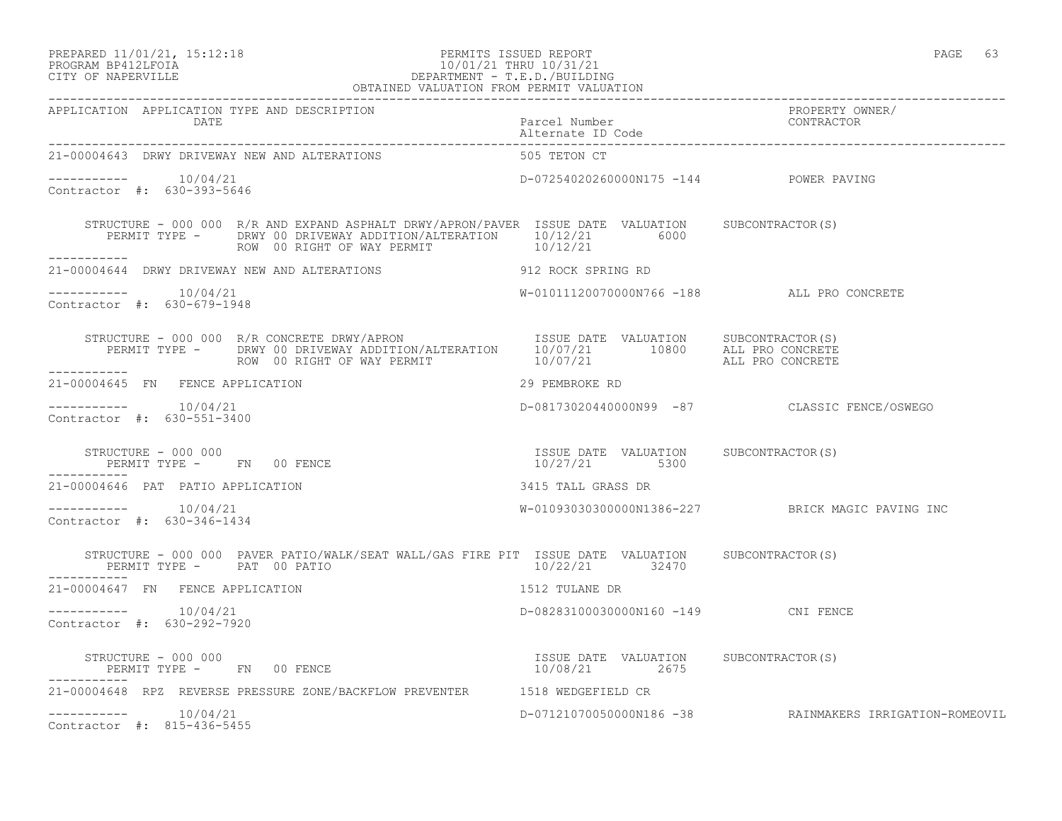PREPARED 11/01/21, 15:12:18 PERMITS ISSUED REPORT
PROGRAM BP412LFOIA 10/01/21 THRU 10/31/21
CITY OF NAPERVILLE DEPARTMENT - T.E.D./BUILDING
OBTAINED VALUATION FROM PERMIT VALUATION

| APPLICATION | APPLICATION TYPE AND DESCRIPTION / DATE | Parcel Number / Alternate ID Code | PROPERTY OWNER/ CONTRACTOR |
|---|---|---|---|

21-00004643 DRWY DRIVEWAY NEW AND ALTERATIONS — 505 TETON CT
----------- 10/04/21 — D-07254020260000N175 -144 — POWER PAVING
Contractor #: 630-393-5646

STRUCTURE - 000 000 R/R AND EXPAND ASPHALT DRWY/APRON/PAVER

| PERMIT TYPE | ISSUE DATE | VALUATION | SUBCONTRACTOR(S) |
|---|---|---|---|
| DRWY 00 DRIVEWAY ADDITION/ALTERATION | 10/12/21 | 6000 | |
| ROW 00 RIGHT OF WAY PERMIT | 10/12/21 | | |

21-00004644 DRWY DRIVEWAY NEW AND ALTERATIONS — 912 ROCK SPRING RD
----------- 10/04/21 — W-01011120070000N766 -188 — ALL PRO CONCRETE
Contractor #: 630-679-1948

STRUCTURE - 000 000 R/R CONCRETE DRWY/APRON

| PERMIT TYPE | ISSUE DATE | VALUATION | SUBCONTRACTOR(S) |
|---|---|---|---|
| DRWY 00 DRIVEWAY ADDITION/ALTERATION | 10/07/21 | 10800 | ALL PRO CONCRETE |
| ROW 00 RIGHT OF WAY PERMIT | 10/07/21 | | ALL PRO CONCRETE |

21-00004645 FN FENCE APPLICATION — 29 PEMBROKE RD
----------- 10/04/21 — D-08173020440000N99 -87 — CLASSIC FENCE/OSWEGO
Contractor #: 630-551-3400

STRUCTURE - 000 000

| PERMIT TYPE | ISSUE DATE | VALUATION | SUBCONTRACTOR(S) |
|---|---|---|---|
| FN 00 FENCE | 10/27/21 | 5300 | |

21-00004646 PAT PATIO APPLICATION — 3415 TALL GRASS DR
----------- 10/04/21 — W-01093030300000N1386-227 — BRICK MAGIC PAVING INC
Contractor #: 630-346-1434

STRUCTURE - 000 000 PAVER PATIO/WALK/SEAT WALL/GAS FIRE PIT

| PERMIT TYPE | ISSUE DATE | VALUATION | SUBCONTRACTOR(S) |
|---|---|---|---|
| PAT 00 PATIO | 10/22/21 | 32470 | |

21-00004647 FN FENCE APPLICATION — 1512 TULANE DR
----------- 10/04/21 — D-08283100030000N160 -149 — CNI FENCE
Contractor #: 630-292-7920

STRUCTURE - 000 000

| PERMIT TYPE | ISSUE DATE | VALUATION | SUBCONTRACTOR(S) |
|---|---|---|---|
| FN 00 FENCE | 10/08/21 | 2675 | |

21-00004648 RPZ REVERSE PRESSURE ZONE/BACKFLOW PREVENTER — 1518 WEDGEFIELD CR
----------- 10/04/21 — D-07121070050000N186 -38 — RAINMAKERS IRRIGATION-ROMEOVIL
Contractor #: 815-436-5455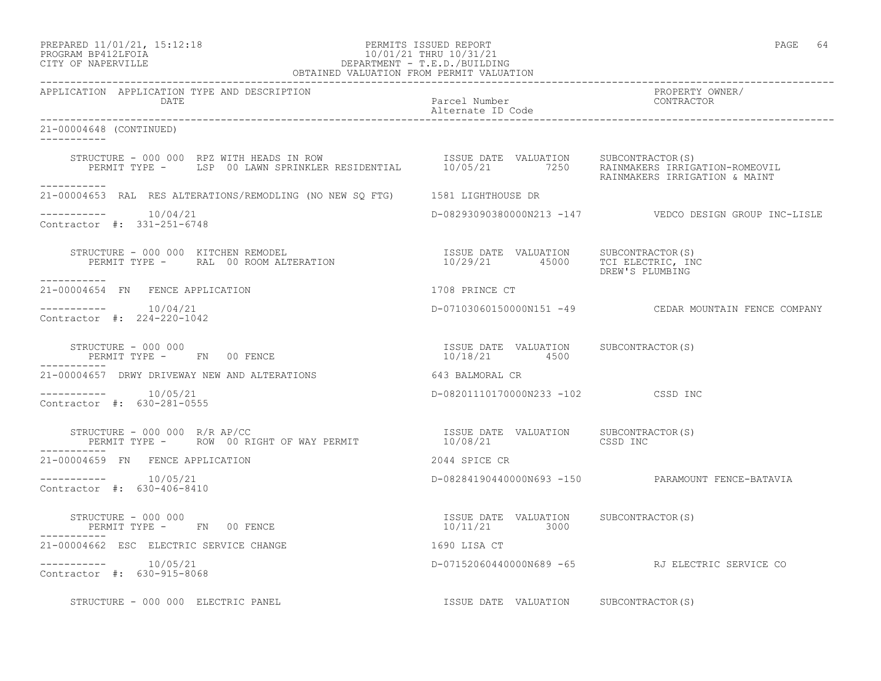| APPLICATION | APPLICATION TYPE AND DESCRIPTION / DATE | Parcel Number / Alternate ID Code | PROPERTY OWNER/ CONTRACTOR |
|---|---|---|---|

21-00004648 (CONTINUED)

STRUCTURE - 000 000 RPZ WITH HEADS IN ROW
PERMIT TYPE - LSP 00 LAWN SPRINKLER RESIDENTIAL
ISSUE DATE 10/05/21 VALUATION 7250
SUBCONTRACTOR(S): RAINMAKERS IRRIGATION-ROMEOVIL, RAINMAKERS IRRIGATION & MAINT

---

21-00004653 RAL RES ALTERATIONS/REMODLING (NO NEW SQ FTG) — 1581 LIGHTHOUSE DR
10/04/21 — D-08293090380000N213 -147 — VEDCO DESIGN GROUP INC-LISLE
Contractor #: 331-251-6748

STRUCTURE - 000 000 KITCHEN REMODEL
PERMIT TYPE - RAL 00 ROOM ALTERATION
ISSUE DATE 10/29/21 VALUATION 45000
SUBCONTRACTOR(S): TCI ELECTRIC, INC, DREW'S PLUMBING

---

21-00004654 FN FENCE APPLICATION — 1708 PRINCE CT
10/04/21 — D-07103060150000N151 -49 — CEDAR MOUNTAIN FENCE COMPANY
Contractor #: 224-220-1042

STRUCTURE - 000 000
PERMIT TYPE - FN 00 FENCE
ISSUE DATE 10/18/21 VALUATION 4500
SUBCONTRACTOR(S)

---

21-00004657 DRWY DRIVEWAY NEW AND ALTERATIONS — 643 BALMORAL CR
10/05/21 — D-08201110170000N233 -102 — CSSD INC
Contractor #: 630-281-0555

STRUCTURE - 000 000 R/R AP/CC
PERMIT TYPE - ROW 00 RIGHT OF WAY PERMIT
ISSUE DATE 10/08/21 VALUATION
SUBCONTRACTOR(S): CSSD INC

---

21-00004659 FN FENCE APPLICATION — 2044 SPICE CR
10/05/21 — D-08284190440000N693 -150 — PARAMOUNT FENCE-BATAVIA
Contractor #: 630-406-8410

STRUCTURE - 000 000
PERMIT TYPE - FN 00 FENCE
ISSUE DATE 10/11/21 VALUATION 3000
SUBCONTRACTOR(S)

---

21-00004662 ESC ELECTRIC SERVICE CHANGE — 1690 LISA CT
10/05/21 — D-07152060440000N689 -65 — RJ ELECTRIC SERVICE CO
Contractor #: 630-915-8068

STRUCTURE - 000 000 ELECTRIC PANEL
ISSUE DATE VALUATION SUBCONTRACTOR(S)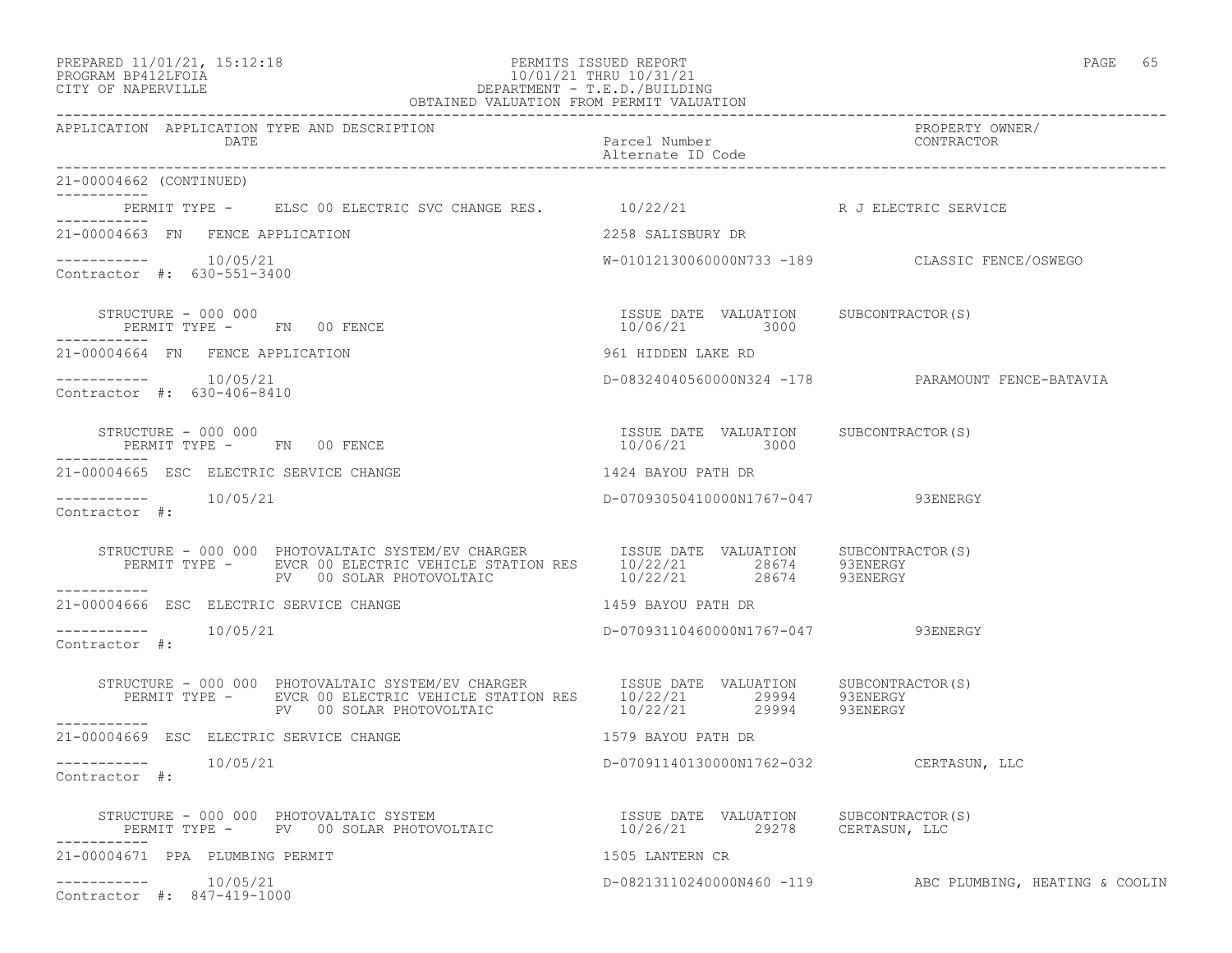PREPARED 11/01/21, 15:12:18
PROGRAM BP412LFOIA
CITY OF NAPERVILLE

PERMITS ISSUED REPORT
10/01/21 THRU 10/31/21
DEPARTMENT - T.E.D./BUILDING
OBTAINED VALUATION FROM PERMIT VALUATION

| APPLICATION | APPLICATION TYPE AND DESCRIPTION / DATE | Parcel Number / Alternate ID Code | PROPERTY OWNER/ CONTRACTOR |
|---|---|---|---|

**21-00004662 (CONTINUED)**

PERMIT TYPE - ELSC 00 ELECTRIC SVC CHANGE RES. 10/22/21 R J ELECTRIC SERVICE

---

**21-00004663 FN FENCE APPLICATION** — 2258 SALISBURY DR

10/05/21 — W-01012130060000N733 -189 — CLASSIC FENCE/OSWEGO

Contractor #: 630-551-3400

| STRUCTURE - 000 000 | ISSUE DATE | VALUATION | SUBCONTRACTOR(S) |
|---|---|---|---|
| PERMIT TYPE - FN 00 FENCE | 10/06/21 | 3000 | |

---

**21-00004664 FN FENCE APPLICATION** — 961 HIDDEN LAKE RD

10/05/21 — D-08324040560000N324 -178 — PARAMOUNT FENCE-BATAVIA

Contractor #: 630-406-8410

| STRUCTURE - 000 000 | ISSUE DATE | VALUATION | SUBCONTRACTOR(S) |
|---|---|---|---|
| PERMIT TYPE - FN 00 FENCE | 10/06/21 | 3000 | |

---

**21-00004665 ESC ELECTRIC SERVICE CHANGE** — 1424 BAYOU PATH DR

10/05/21 — D-07093050410000N1767-047 — 93ENERGY

Contractor #:

| STRUCTURE - 000 000 PHOTOVOLTAIC SYSTEM/EV CHARGER | ISSUE DATE | VALUATION | SUBCONTRACTOR(S) |
|---|---|---|---|
| PERMIT TYPE - EVCR 00 ELECTRIC VEHICLE STATION RES | 10/22/21 | 28674 | 93ENERGY |
| PV 00 SOLAR PHOTOVOLTAIC | 10/22/21 | 28674 | 93ENERGY |

---

**21-00004666 ESC ELECTRIC SERVICE CHANGE** — 1459 BAYOU PATH DR

10/05/21 — D-07093110460000N1767-047 — 93ENERGY

Contractor #:

| STRUCTURE - 000 000 PHOTOVOLTAIC SYSTEM/EV CHARGER | ISSUE DATE | VALUATION | SUBCONTRACTOR(S) |
|---|---|---|---|
| PERMIT TYPE - EVCR 00 ELECTRIC VEHICLE STATION RES | 10/22/21 | 29994 | 93ENERGY |
| PV 00 SOLAR PHOTOVOLTAIC | 10/22/21 | 29994 | 93ENERGY |

---

**21-00004669 ESC ELECTRIC SERVICE CHANGE** — 1579 BAYOU PATH DR

10/05/21 — D-07091140130000N1762-032 — CERTASUN, LLC

Contractor #:

| STRUCTURE - 000 000 PHOTOVOLTAIC SYSTEM | ISSUE DATE | VALUATION | SUBCONTRACTOR(S) |
|---|---|---|---|
| PERMIT TYPE - PV 00 SOLAR PHOTOVOLTAIC | 10/26/21 | 29278 | CERTASUN, LLC |

---

**21-00004671 PPA PLUMBING PERMIT** — 1505 LANTERN CR

10/05/21 — D-08213110240000N460 -119 — ABC PLUMBING, HEATING & COOLIN

Contractor #: 847-419-1000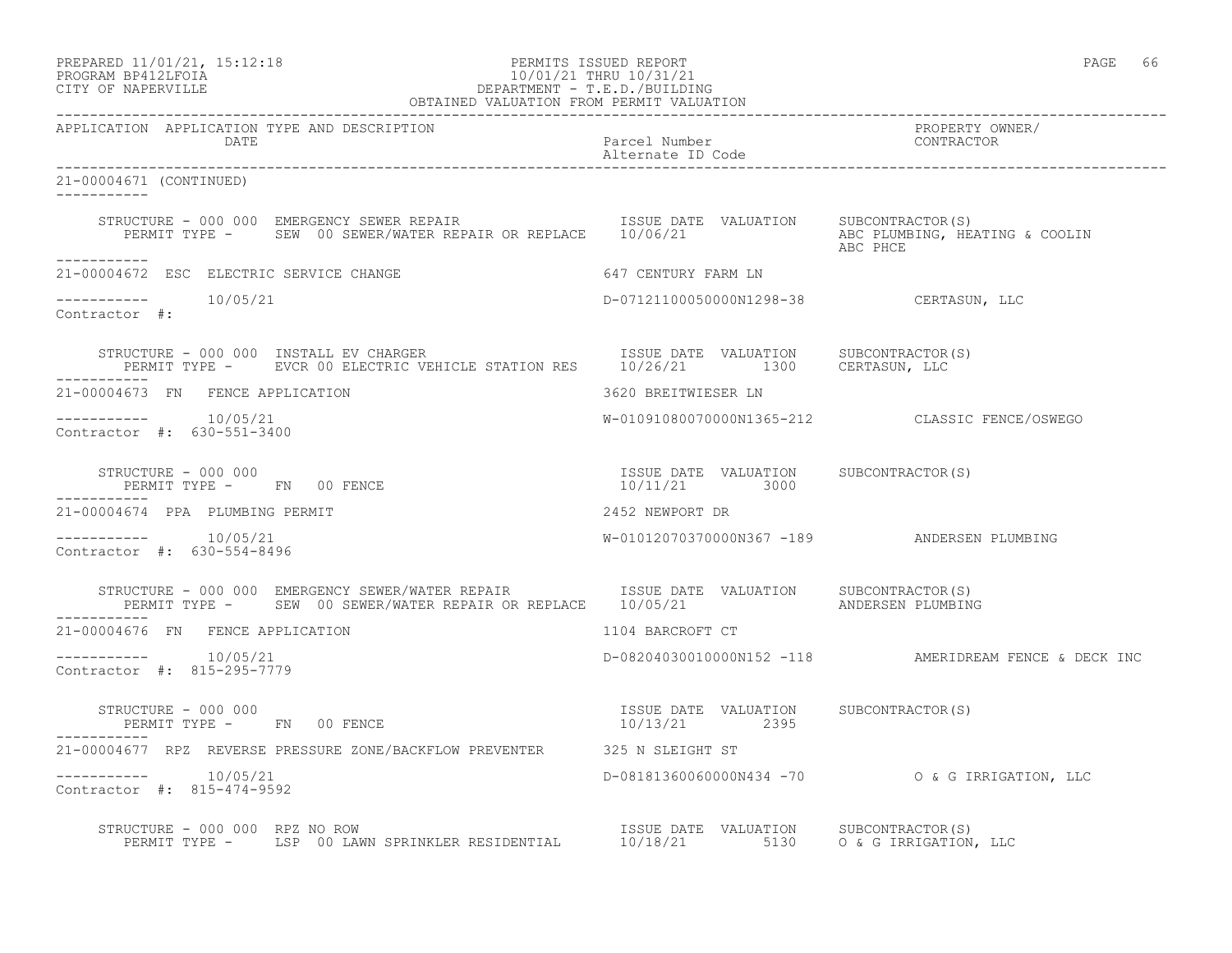PREPARED 11/01/21, 15:12:18
PROGRAM BP412LFOIA
CITY OF NAPERVILLE

PERMITS ISSUED REPORT
10/01/21 THRU 10/31/21
DEPARTMENT - T.E.D./BUILDING
OBTAINED VALUATION FROM PERMIT VALUATION

| APPLICATION | APPLICATION TYPE AND DESCRIPTION / DATE | Parcel Number / Alternate ID Code | PROPERTY OWNER/ CONTRACTOR |
|---|---|---|---|

**21-00004671 (CONTINUED)**

STRUCTURE - 000 000 EMERGENCY SEWER REPAIR — ISSUE DATE 10/06/21 — VALUATION — SUBCONTRACTOR(S): ABC PLUMBING, HEATING & COOLIN, ABC PHCE
PERMIT TYPE - SEW 00 SEWER/WATER REPAIR OR REPLACE

**21-00004672 ESC ELECTRIC SERVICE CHANGE** — 647 CENTURY FARM LN
10/05/21 — D-07121100050000N1298-38 — CERTASUN, LLC
Contractor #:

STRUCTURE - 000 000 INSTALL EV CHARGER — ISSUE DATE 10/26/21 — VALUATION 1300 — SUBCONTRACTOR(S): CERTASUN, LLC
PERMIT TYPE - EVCR 00 ELECTRIC VEHICLE STATION RES

**21-00004673 FN FENCE APPLICATION** — 3620 BREITWIESER LN
10/05/21 — W-01091080070000N1365-212 — CLASSIC FENCE/OSWEGO
Contractor #: 630-551-3400

STRUCTURE - 000 000 — ISSUE DATE 10/11/21 — VALUATION 3000 — SUBCONTRACTOR(S)
PERMIT TYPE - FN 00 FENCE

**21-00004674 PPA PLUMBING PERMIT** — 2452 NEWPORT DR
10/05/21 — W-01012070370000N367 -189 — ANDERSEN PLUMBING
Contractor #: 630-554-8496

STRUCTURE - 000 000 EMERGENCY SEWER/WATER REPAIR — ISSUE DATE 10/05/21 — VALUATION — SUBCONTRACTOR(S): ANDERSEN PLUMBING
PERMIT TYPE - SEW 00 SEWER/WATER REPAIR OR REPLACE

**21-00004676 FN FENCE APPLICATION** — 1104 BARCROFT CT
10/05/21 — D-08204030010000N152 -118 — AMERIDREAM FENCE & DECK INC
Contractor #: 815-295-7779

STRUCTURE - 000 000 — ISSUE DATE 10/13/21 — VALUATION 2395 — SUBCONTRACTOR(S)
PERMIT TYPE - FN 00 FENCE

**21-00004677 RPZ REVERSE PRESSURE ZONE/BACKFLOW PREVENTER** — 325 N SLEIGHT ST
10/05/21 — D-08181360060000N434 -70 — O & G IRRIGATION, LLC
Contractor #: 815-474-9592

STRUCTURE - 000 000 RPZ NO ROW — ISSUE DATE 10/18/21 — VALUATION 5130 — SUBCONTRACTOR(S): O & G IRRIGATION, LLC
PERMIT TYPE - LSP 00 LAWN SPRINKLER RESIDENTIAL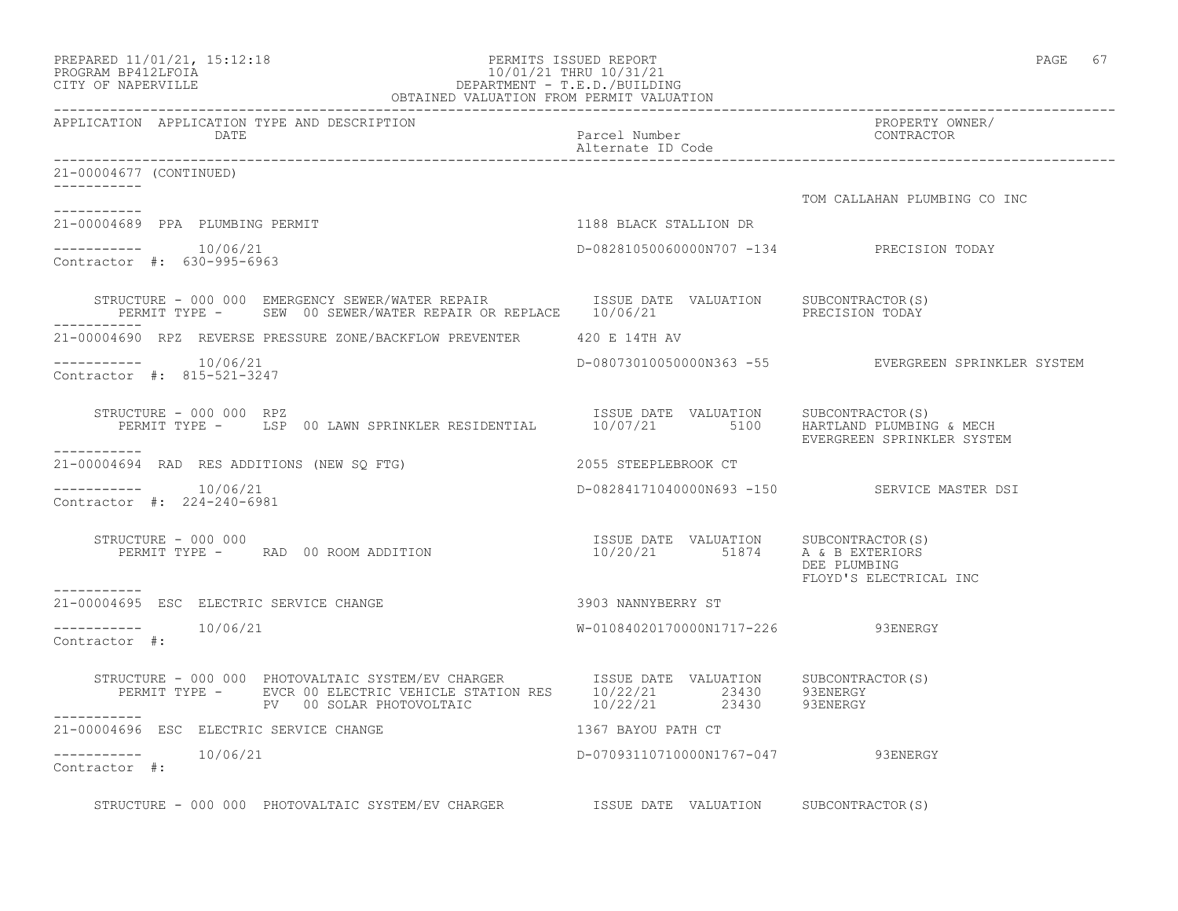PERMITS ISSUED REPORT
10/01/21 THRU 10/31/21
DEPARTMENT - T.E.D./BUILDING
OBTAINED VALUATION FROM PERMIT VALUATION

PREPARED 11/01/21, 15:12:18
PROGRAM BP412LFOIA
CITY OF NAPERVILLE

| APPLICATION | APPLICATION TYPE AND DESCRIPTION / DATE | Parcel Number / Alternate ID Code | PROPERTY OWNER/ CONTRACTOR |
|---|---|---|---|

21-00004677 (CONTINUED)

TOM CALLAHAN PLUMBING CO INC

---

**21-00004689** PPA PLUMBING PERMIT — 1188 BLACK STALLION DR

10/06/21 — D-08281050060000N707 -134 — PRECISION TODAY

Contractor #: 630-995-6963

STRUCTURE - 000 000 EMERGENCY SEWER/WATER REPAIR

| PERMIT TYPE | ISSUE DATE | VALUATION | SUBCONTRACTOR(S) |
|---|---|---|---|
| SEW 00 SEWER/WATER REPAIR OR REPLACE | 10/06/21 | | PRECISION TODAY |

---

**21-00004690** RPZ REVERSE PRESSURE ZONE/BACKFLOW PREVENTER — 420 E 14TH AV

10/06/21 — D-08073010050000N363 -55 — EVERGREEN SPRINKLER SYSTEM

Contractor #: 815-521-3247

STRUCTURE - 000 000 RPZ

| PERMIT TYPE | ISSUE DATE | VALUATION | SUBCONTRACTOR(S) |
|---|---|---|---|
| LSP 00 LAWN SPRINKLER RESIDENTIAL | 10/07/21 | 5100 | HARTLAND PLUMBING & MECH<br>EVERGREEN SPRINKLER SYSTEM |

---

**21-00004694** RAD RES ADDITIONS (NEW SQ FTG) — 2055 STEEPLEBROOK CT

10/06/21 — D-08284171040000N693 -150 — SERVICE MASTER DSI

Contractor #: 224-240-6981

STRUCTURE - 000 000

| PERMIT TYPE | ISSUE DATE | VALUATION | SUBCONTRACTOR(S) |
|---|---|---|---|
| RAD 00 ROOM ADDITION | 10/20/21 | 51874 | A & B EXTERIORS<br>DEE PLUMBING<br>FLOYD'S ELECTRICAL INC |

---

**21-00004695** ESC ELECTRIC SERVICE CHANGE — 3903 NANNYBERRY ST

10/06/21 — W-01084020170000N1717-226 — 93ENERGY

Contractor #:

STRUCTURE - 000 000 PHOTOVALTAIC SYSTEM/EV CHARGER

| PERMIT TYPE | ISSUE DATE | VALUATION | SUBCONTRACTOR(S) |
|---|---|---|---|
| EVCR 00 ELECTRIC VEHICLE STATION RES | 10/22/21 | 23430 | 93ENERGY |
| PV 00 SOLAR PHOTOVOLTAIC | 10/22/21 | 23430 | 93ENERGY |

---

**21-00004696** ESC ELECTRIC SERVICE CHANGE — 1367 BAYOU PATH CT

10/06/21 — D-07093110710000N1767-047 — 93ENERGY

Contractor #:

STRUCTURE - 000 000 PHOTOVALTAIC SYSTEM/EV CHARGER — ISSUE DATE VALUATION SUBCONTRACTOR(S)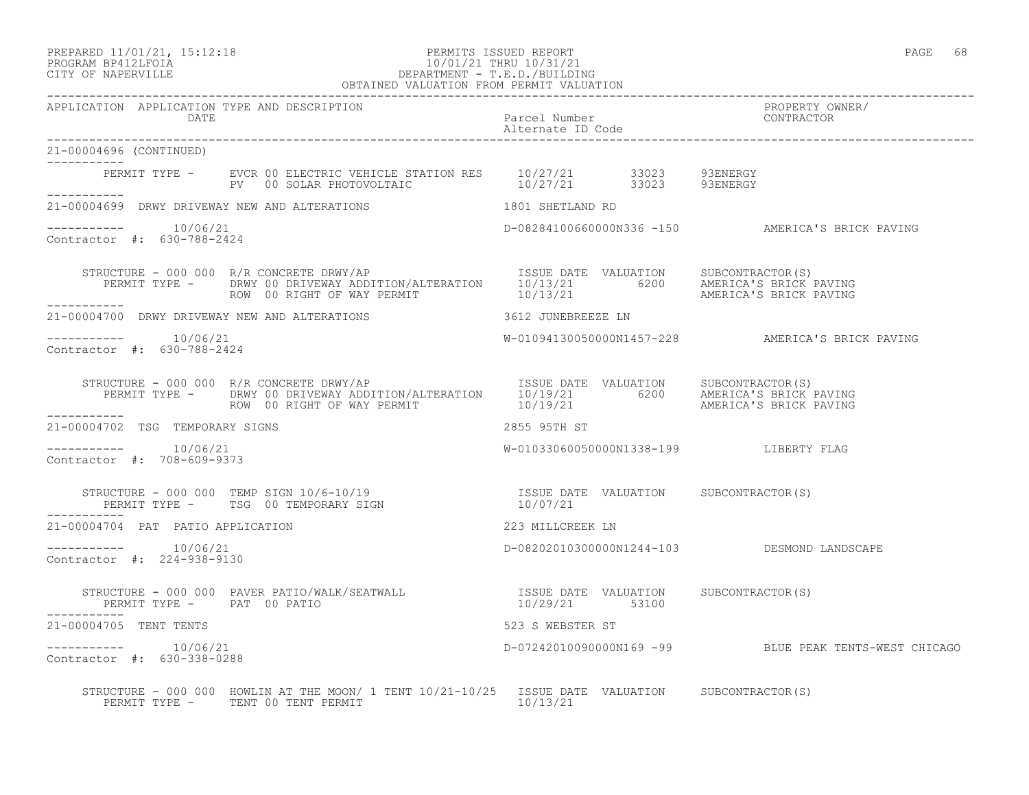PREPARED 11/01/21, 15:12:18 PERMITS ISSUED REPORT
PROGRAM BP412LFOIA 10/01/21 THRU 10/31/21
CITY OF NAPERVILLE DEPARTMENT - T.E.D./BUILDING
OBTAINED VALUATION FROM PERMIT VALUATION

| APPLICATION | APPLICATION TYPE AND DESCRIPTION / DATE | Parcel Number / Alternate ID Code | PROPERTY OWNER/ CONTRACTOR |
|---|---|---|---|

**21-00004696 (CONTINUED)**

PERMIT TYPE - EVCR 00 ELECTRIC VEHICLE STATION RES 10/27/21 33023 93ENERGY
PV 00 SOLAR PHOTOVOLTAIC 10/27/21 33023 93ENERGY

**21-00004699 DRWY DRIVEWAY NEW AND ALTERATIONS** — 1801 SHETLAND RD

10/06/21 — D-08284100660000N336 -150 — AMERICA'S BRICK PAVING
Contractor #: 630-788-2424

| STRUCTURE - 000 000 R/R CONCRETE DRWY/AP | ISSUE DATE | VALUATION | SUBCONTRACTOR(S) |
|---|---|---|---|
| PERMIT TYPE - DRWY 00 DRIVEWAY ADDITION/ALTERATION | 10/13/21 | 6200 | AMERICA'S BRICK PAVING |
| ROW 00 RIGHT OF WAY PERMIT | 10/13/21 | | AMERICA'S BRICK PAVING |

**21-00004700 DRWY DRIVEWAY NEW AND ALTERATIONS** — 3612 JUNEBREEZE LN

10/06/21 — W-01094130050000N1457-228 — AMERICA'S BRICK PAVING
Contractor #: 630-788-2424

| STRUCTURE - 000 000 R/R CONCRETE DRWY/AP | ISSUE DATE | VALUATION | SUBCONTRACTOR(S) |
|---|---|---|---|
| PERMIT TYPE - DRWY 00 DRIVEWAY ADDITION/ALTERATION | 10/19/21 | 6200 | AMERICA'S BRICK PAVING |
| ROW 00 RIGHT OF WAY PERMIT | 10/19/21 | | AMERICA'S BRICK PAVING |

**21-00004702 TSG TEMPORARY SIGNS** — 2855 95TH ST

10/06/21 — W-01033060050000N1338-199 — LIBERTY FLAG
Contractor #: 708-609-9373

| STRUCTURE - 000 000 TEMP SIGN 10/6-10/19 | ISSUE DATE | VALUATION | SUBCONTRACTOR(S) |
|---|---|---|---|
| PERMIT TYPE - TSG 00 TEMPORARY SIGN | 10/07/21 | | |

**21-00004704 PAT PATIO APPLICATION** — 223 MILLCREEK LN

10/06/21 — D-08202010300000N1244-103 — DESMOND LANDSCAPE
Contractor #: 224-938-9130

| STRUCTURE - 000 000 PAVER PATIO/WALK/SEATWALL | ISSUE DATE | VALUATION | SUBCONTRACTOR(S) |
|---|---|---|---|
| PERMIT TYPE - PAT 00 PATIO | 10/29/21 | 53100 | |

**21-00004705 TENT TENTS** — 523 S WEBSTER ST

10/06/21 — D-07242010090000N169 -99 — BLUE PEAK TENTS-WEST CHICAGO
Contractor #: 630-338-0288

| STRUCTURE - 000 000 HOWLIN AT THE MOON/ 1 TENT 10/21-10/25 | ISSUE DATE | VALUATION | SUBCONTRACTOR(S) |
|---|---|---|---|
| PERMIT TYPE - TENT 00 TENT PERMIT | 10/13/21 | | |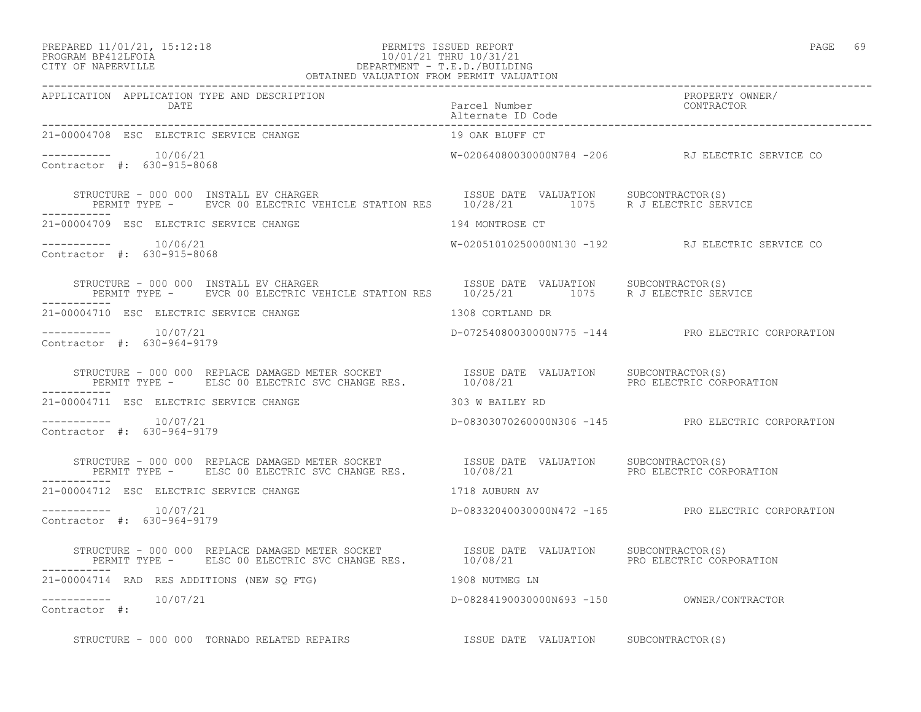PREPARED 11/01/21, 15:12:18
PROGRAM BP412LFOIA
CITY OF NAPERVILLE

PERMITS ISSUED REPORT
10/01/21 THRU 10/31/21
DEPARTMENT - T.E.D./BUILDING
OBTAINED VALUATION FROM PERMIT VALUATION

| APPLICATION | APPLICATION TYPE AND DESCRIPTION / DATE | Parcel Number / Alternate ID Code | PROPERTY OWNER/ CONTRACTOR |
|---|---|---|---|
| 21-00004708 | ESC ELECTRIC SERVICE CHANGE | 19 OAK BLUFF CT | |
| ----------- | 10/06/21 | W-02064080030000N784 -206 | RJ ELECTRIC SERVICE CO |
| Contractor #: 630-915-8068 | | | |

STRUCTURE - 000 000 INSTALL EV CHARGER — ISSUE DATE / VALUATION / SUBCONTRACTOR(S)
PERMIT TYPE - EVCR 00 ELECTRIC VEHICLE STATION RES — 10/28/21 — 1075 — R J ELECTRIC SERVICE

| APPLICATION | APPLICATION TYPE AND DESCRIPTION / DATE | Parcel Number / Alternate ID Code | PROPERTY OWNER/ CONTRACTOR |
|---|---|---|---|
| 21-00004709 | ESC ELECTRIC SERVICE CHANGE | 194 MONTROSE CT | |
| ----------- | 10/06/21 | W-02051010250000N130 -192 | RJ ELECTRIC SERVICE CO |
| Contractor #: 630-915-8068 | | | |

STRUCTURE - 000 000 INSTALL EV CHARGER — ISSUE DATE / VALUATION / SUBCONTRACTOR(S)
PERMIT TYPE - EVCR 00 ELECTRIC VEHICLE STATION RES — 10/25/21 — 1075 — R J ELECTRIC SERVICE

| APPLICATION | APPLICATION TYPE AND DESCRIPTION / DATE | Parcel Number / Alternate ID Code | PROPERTY OWNER/ CONTRACTOR |
|---|---|---|---|
| 21-00004710 | ESC ELECTRIC SERVICE CHANGE | 1308 CORTLAND DR | |
| ----------- | 10/07/21 | D-07254080030000N775 -144 | PRO ELECTRIC CORPORATION |
| Contractor #: 630-964-9179 | | | |

STRUCTURE - 000 000 REPLACE DAMAGED METER SOCKET — ISSUE DATE / VALUATION / SUBCONTRACTOR(S)
PERMIT TYPE - ELSC 00 ELECTRIC SVC CHANGE RES. — 10/08/21 — PRO ELECTRIC CORPORATION

| APPLICATION | APPLICATION TYPE AND DESCRIPTION / DATE | Parcel Number / Alternate ID Code | PROPERTY OWNER/ CONTRACTOR |
|---|---|---|---|
| 21-00004711 | ESC ELECTRIC SERVICE CHANGE | 303 W BAILEY RD | |
| ----------- | 10/07/21 | D-08303070260000N306 -145 | PRO ELECTRIC CORPORATION |
| Contractor #: 630-964-9179 | | | |

STRUCTURE - 000 000 REPLACE DAMAGED METER SOCKET — ISSUE DATE / VALUATION / SUBCONTRACTOR(S)
PERMIT TYPE - ELSC 00 ELECTRIC SVC CHANGE RES. — 10/08/21 — PRO ELECTRIC CORPORATION

| APPLICATION | APPLICATION TYPE AND DESCRIPTION / DATE | Parcel Number / Alternate ID Code | PROPERTY OWNER/ CONTRACTOR |
|---|---|---|---|
| 21-00004712 | ESC ELECTRIC SERVICE CHANGE | 1718 AUBURN AV | |
| ----------- | 10/07/21 | D-08332040030000N472 -165 | PRO ELECTRIC CORPORATION |
| Contractor #: 630-964-9179 | | | |

STRUCTURE - 000 000 REPLACE DAMAGED METER SOCKET — ISSUE DATE / VALUATION / SUBCONTRACTOR(S)
PERMIT TYPE - ELSC 00 ELECTRIC SVC CHANGE RES. — 10/08/21 — PRO ELECTRIC CORPORATION

| APPLICATION | APPLICATION TYPE AND DESCRIPTION / DATE | Parcel Number / Alternate ID Code | PROPERTY OWNER/ CONTRACTOR |
|---|---|---|---|
| 21-00004714 | RAD RES ADDITIONS (NEW SQ FTG) | 1908 NUTMEG LN | |
| ----------- | 10/07/21 | D-08284190030000N693 -150 | OWNER/CONTRACTOR |
| Contractor #: | | | |

STRUCTURE - 000 000 TORNADO RELATED REPAIRS — ISSUE DATE / VALUATION / SUBCONTRACTOR(S)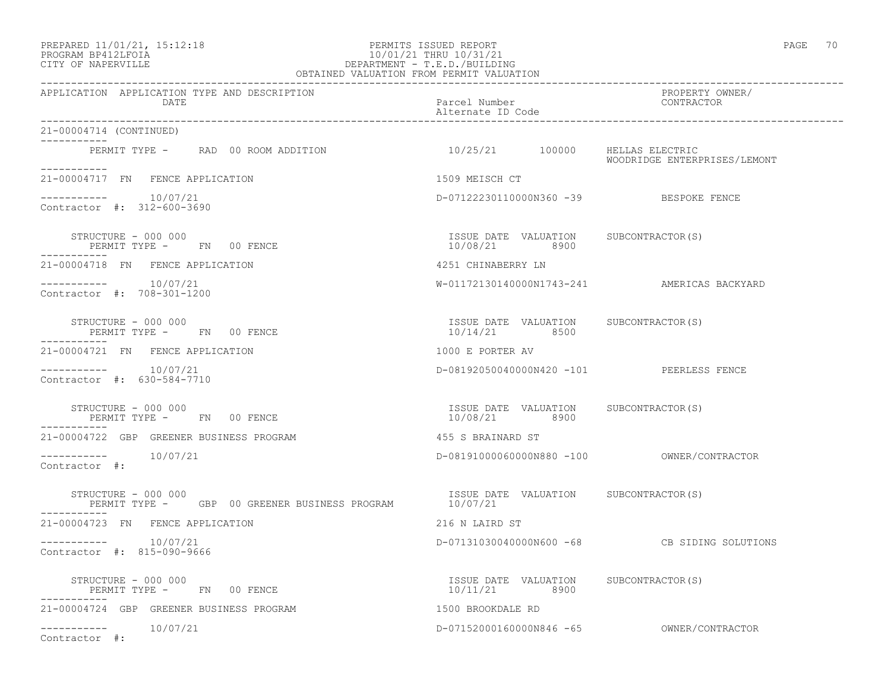PREPARED 11/01/21, 15:12:18
PROGRAM BP412LFOIA
CITY OF NAPERVILLE

PERMITS ISSUED REPORT
10/01/21 THRU 10/31/21
DEPARTMENT - T.E.D./BUILDING
OBTAINED VALUATION FROM PERMIT VALUATION

| APPLICATION | APPLICATION TYPE AND DESCRIPTION / DATE | Parcel Number / Alternate ID Code | PROPERTY OWNER/ CONTRACTOR |
|---|---|---|---|

21-00004714 (CONTINUED)

PERMIT TYPE - RAD 00 ROOM ADDITION — 10/25/21 — 100000 — HELLAS ELECTRIC, WOODRIDGE ENTERPRISES/LEMONT

---

21-00004717 FN FENCE APPLICATION — 1509 MEISCH CT

10/07/21 — D-07122230110000N360 -39 — BESPOKE FENCE

Contractor #: 312-600-3690

| STRUCTURE - 000 000 | ISSUE DATE | VALUATION | SUBCONTRACTOR(S) |
|---|---|---|---|
| PERMIT TYPE - FN 00 FENCE | 10/08/21 | 8900 | |

---

21-00004718 FN FENCE APPLICATION — 4251 CHINABERRY LN

10/07/21 — W-01172130140000N1743-241 — AMERICAS BACKYARD

Contractor #: 708-301-1200

| STRUCTURE - 000 000 | ISSUE DATE | VALUATION | SUBCONTRACTOR(S) |
|---|---|---|---|
| PERMIT TYPE - FN 00 FENCE | 10/14/21 | 8500 | |

---

21-00004721 FN FENCE APPLICATION — 1000 E PORTER AV

10/07/21 — D-08192050040000N420 -101 — PEERLESS FENCE

Contractor #: 630-584-7710

| STRUCTURE - 000 000 | ISSUE DATE | VALUATION | SUBCONTRACTOR(S) |
|---|---|---|---|
| PERMIT TYPE - FN 00 FENCE | 10/08/21 | 8900 | |

---

21-00004722 GBP GREENER BUSINESS PROGRAM — 455 S BRAINARD ST

10/07/21 — D-08191000060000N880 -100 — OWNER/CONTRACTOR

Contractor #:

| STRUCTURE - 000 000 | ISSUE DATE | VALUATION | SUBCONTRACTOR(S) |
|---|---|---|---|
| PERMIT TYPE - GBP 00 GREENER BUSINESS PROGRAM | 10/07/21 | | |

---

21-00004723 FN FENCE APPLICATION — 216 N LAIRD ST

10/07/21 — D-07131030040000N600 -68 — CB SIDING SOLUTIONS

Contractor #: 815-090-9666

| STRUCTURE - 000 000 | ISSUE DATE | VALUATION | SUBCONTRACTOR(S) |
|---|---|---|---|
| PERMIT TYPE - FN 00 FENCE | 10/11/21 | 8900 | |

---

21-00004724 GBP GREENER BUSINESS PROGRAM — 1500 BROOKDALE RD

10/07/21 — D-07152000160000N846 -65 — OWNER/CONTRACTOR

Contractor #: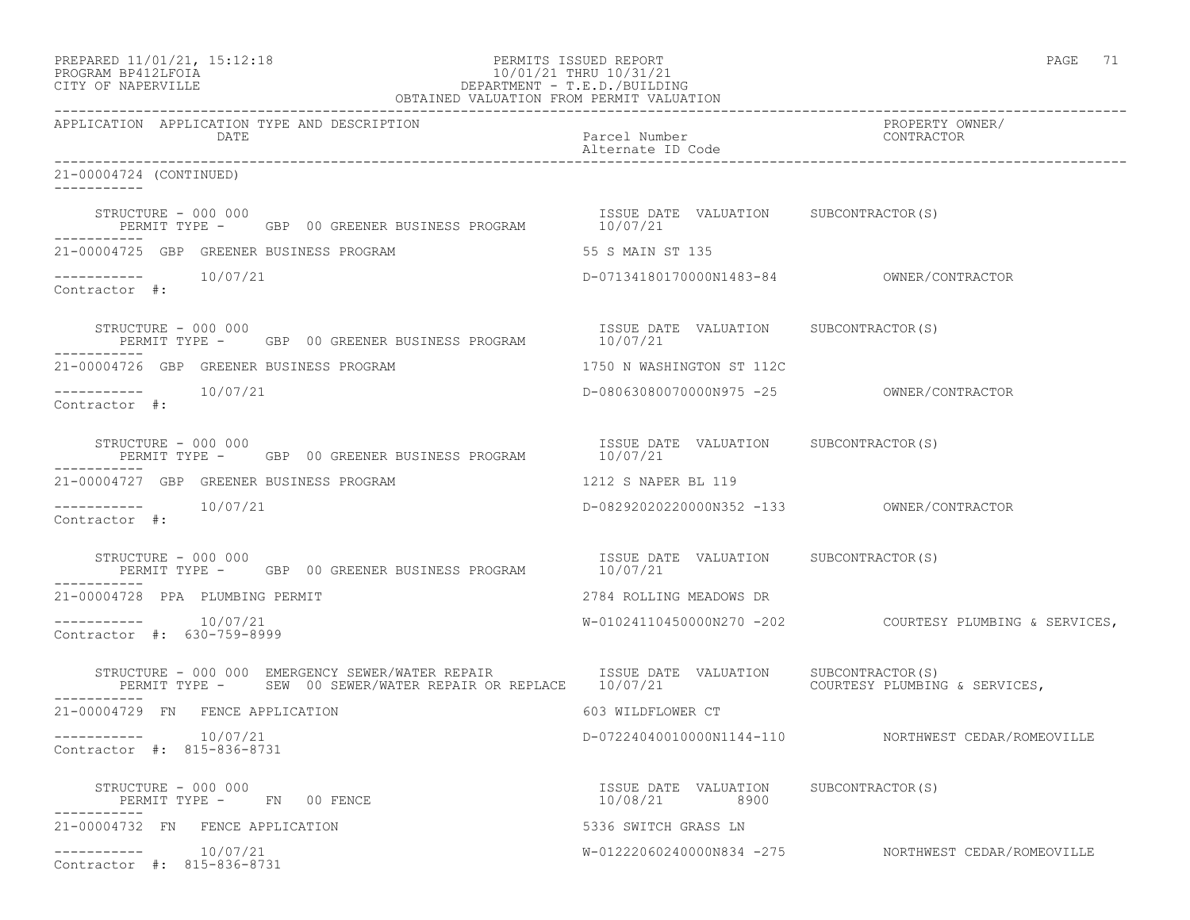PREPARED 11/01/21, 15:12:18
PROGRAM BP412LFOIA
CITY OF NAPERVILLE

PERMITS ISSUED REPORT
10/01/21 THRU 10/31/21
DEPARTMENT - T.E.D./BUILDING
OBTAINED VALUATION FROM PERMIT VALUATION

| APPLICATION | APPLICATION TYPE AND DESCRIPTION / DATE | Parcel Number / Alternate ID Code | PROPERTY OWNER/ CONTRACTOR |
|---|---|---|---|

21-00004724 (CONTINUED)

STRUCTURE - 000 000
PERMIT TYPE - GBP 00 GREENER BUSINESS PROGRAM — ISSUE DATE 10/07/21 — VALUATION — SUBCONTRACTOR(S)

21-00004725 GBP GREENER BUSINESS PROGRAM — 55 S MAIN ST 135
10/07/21 — D-07134180170000N1483-84 — OWNER/CONTRACTOR
Contractor #:

STRUCTURE - 000 000
PERMIT TYPE - GBP 00 GREENER BUSINESS PROGRAM — ISSUE DATE 10/07/21 — VALUATION — SUBCONTRACTOR(S)

21-00004726 GBP GREENER BUSINESS PROGRAM — 1750 N WASHINGTON ST 112C
10/07/21 — D-08063080070000N975 -25 — OWNER/CONTRACTOR
Contractor #:

STRUCTURE - 000 000
PERMIT TYPE - GBP 00 GREENER BUSINESS PROGRAM — ISSUE DATE 10/07/21 — VALUATION — SUBCONTRACTOR(S)

21-00004727 GBP GREENER BUSINESS PROGRAM — 1212 S NAPER BL 119
10/07/21 — D-08292020220000N352 -133 — OWNER/CONTRACTOR
Contractor #:

STRUCTURE - 000 000
PERMIT TYPE - GBP 00 GREENER BUSINESS PROGRAM — ISSUE DATE 10/07/21 — VALUATION — SUBCONTRACTOR(S)

21-00004728 PPA PLUMBING PERMIT — 2784 ROLLING MEADOWS DR
10/07/21 — W-01024110450000N270 -202 — COURTESY PLUMBING & SERVICES,
Contractor #: 630-759-8999

STRUCTURE - 000 000 EMERGENCY SEWER/WATER REPAIR
PERMIT TYPE - SEW 00 SEWER/WATER REPAIR OR REPLACE — ISSUE DATE 10/07/21 — VALUATION — SUBCONTRACTOR(S) COURTESY PLUMBING & SERVICES,

21-00004729 FN FENCE APPLICATION — 603 WILDFLOWER CT
10/07/21 — D-07224040010000N1144-110 — NORTHWEST CEDAR/ROMEOVILLE
Contractor #: 815-836-8731

STRUCTURE - 000 000
PERMIT TYPE - FN 00 FENCE — ISSUE DATE 10/08/21 — VALUATION 8900 — SUBCONTRACTOR(S)

21-00004732 FN FENCE APPLICATION — 5336 SWITCH GRASS LN
10/07/21 — W-01222060240000N834 -275 — NORTHWEST CEDAR/ROMEOVILLE
Contractor #: 815-836-8731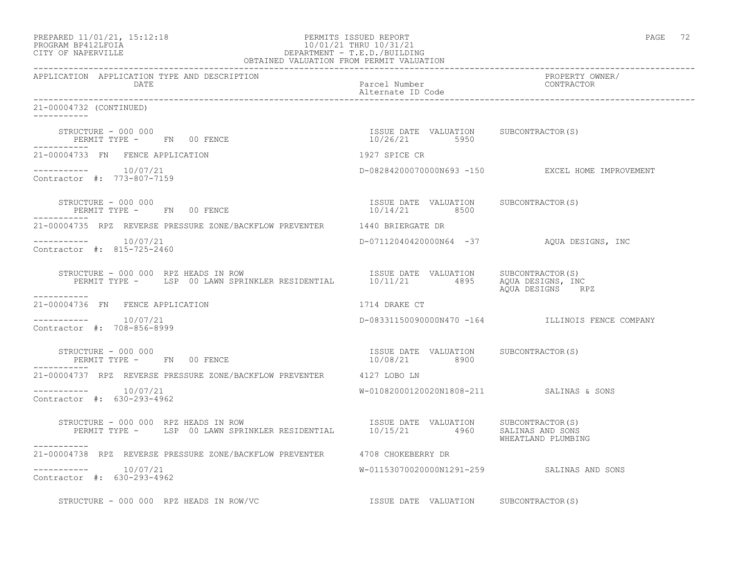| APPLICATION | APPLICATION TYPE AND DESCRIPTION DATE | Parcel Number Alternate ID Code | PROPERTY OWNER/ CONTRACTOR |
|---|---|---|---|

21-00004732 (CONTINUED)

```
    STRUCTURE - 000 000                                                  ISSUE DATE  VALUATION     SUBCONTRACTOR(S)
       PERMIT TYPE -     FN  00 FENCE                                    10/26/21         5950
-----------
21-00004733  FN   FENCE APPLICATION                                      1927 SPICE CR

-----------      10/07/21                                                D-08284200070000N693 -150          EXCEL HOME IMPROVEMENT
Contractor  #:  773-807-7159

    STRUCTURE - 000 000                                                  ISSUE DATE  VALUATION     SUBCONTRACTOR(S)
       PERMIT TYPE -     FN  00 FENCE                                    10/14/21         8500
-----------
21-00004735  RPZ  REVERSE PRESSURE ZONE/BACKFLOW PREVENTER               1440 BRIERGATE DR

-----------      10/07/21                                                D-07112040420000N64  -37           AQUA DESIGNS, INC
Contractor  #:  815-725-2460

    STRUCTURE - 000 000  RPZ HEADS IN ROW                                ISSUE DATE  VALUATION     SUBCONTRACTOR(S)
       PERMIT TYPE -     LSP  00 LAWN SPRINKLER RESIDENTIAL              10/11/21         4895     AQUA DESIGNS, INC
                                                                                                   AQUA DESIGNS    RPZ
-----------
21-00004736  FN   FENCE APPLICATION                                      1714 DRAKE CT

-----------      10/07/21                                                D-08331150090000N470 -164          ILLINOIS FENCE COMPANY
Contractor  #:  708-856-8999

    STRUCTURE - 000 000                                                  ISSUE DATE  VALUATION     SUBCONTRACTOR(S)
       PERMIT TYPE -     FN  00 FENCE                                    10/08/21         8900
-----------
21-00004737  RPZ  REVERSE PRESSURE ZONE/BACKFLOW PREVENTER               4127 LOBO LN

-----------      10/07/21                                                W-01082000120020N1808-211          SALINAS & SONS
Contractor  #:  630-293-4962

    STRUCTURE - 000 000  RPZ HEADS IN ROW                                ISSUE DATE  VALUATION     SUBCONTRACTOR(S)
       PERMIT TYPE -     LSP  00 LAWN SPRINKLER RESIDENTIAL              10/15/21         4960     SALINAS AND SONS
                                                                                                   WHEATLAND PLUMBING
-----------
21-00004738  RPZ  REVERSE PRESSURE ZONE/BACKFLOW PREVENTER               4708 CHOKEBERRY DR

-----------      10/07/21                                                W-01153070020000N1291-259          SALINAS AND SONS
Contractor  #:  630-293-4962

    STRUCTURE - 000 000  RPZ HEADS IN ROW/VC                             ISSUE DATE  VALUATION     SUBCONTRACTOR(S)
```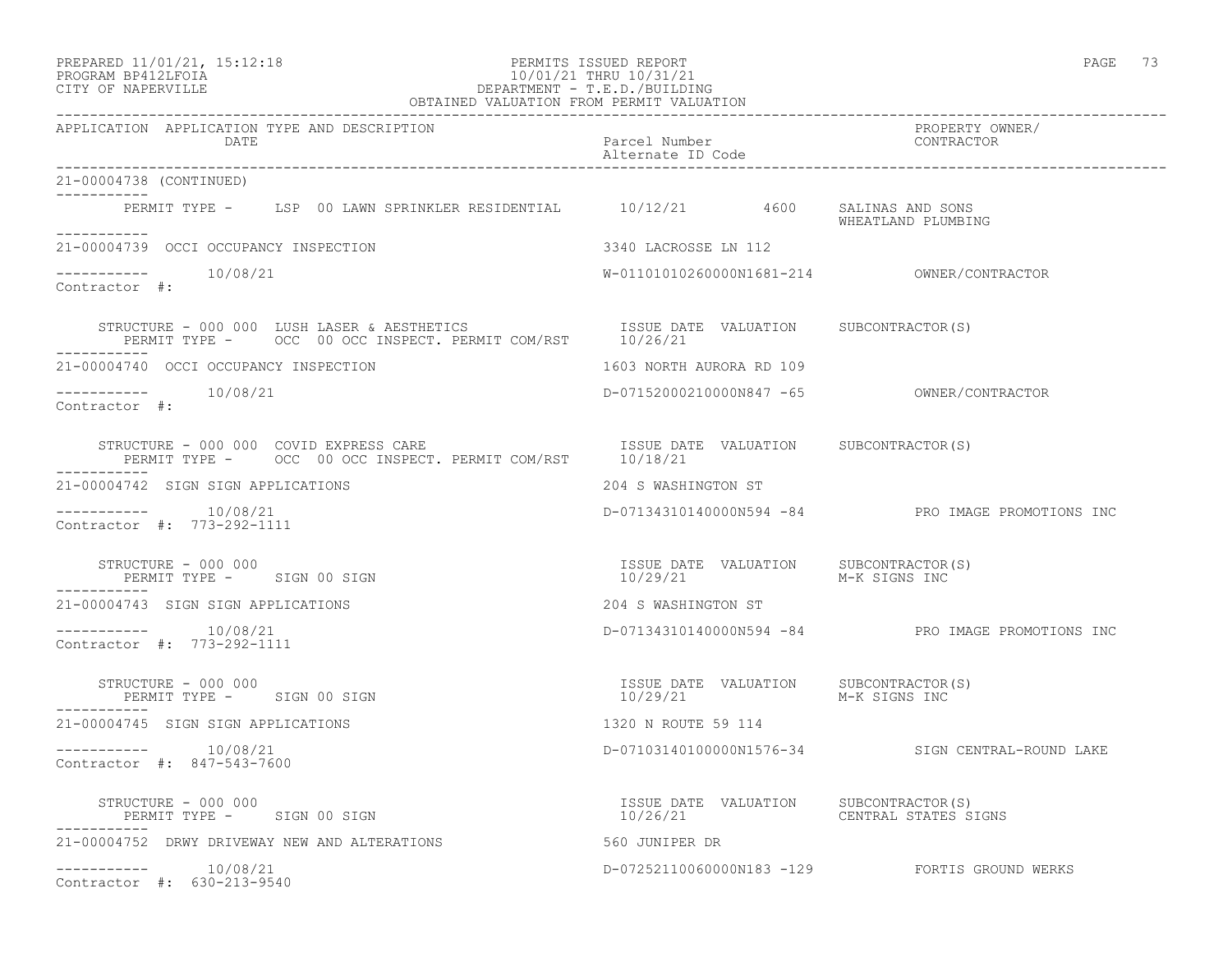PREPARED 11/01/21, 15:12:18
PROGRAM BP412LFOIA
CITY OF NAPERVILLE

PERMITS ISSUED REPORT
10/01/21 THRU 10/31/21
DEPARTMENT - T.E.D./BUILDING
OBTAINED VALUATION FROM PERMIT VALUATION

| APPLICATION | APPLICATION TYPE AND DESCRIPTION / DATE | Parcel Number / Alternate ID Code | PROPERTY OWNER/ CONTRACTOR |
|---|---|---|---|

**21-00004738 (CONTINUED)**

PERMIT TYPE - LSP 00 LAWN SPRINKLER RESIDENTIAL — 10/12/21 — 4600 — SALINAS AND SONS / WHEATLAND PLUMBING

---

**21-00004739 OCCI OCCUPANCY INSPECTION** — 3340 LACROSSE LN 112

10/08/21 — W-01101010260000N1681-214 — OWNER/CONTRACTOR

Contractor #:

STRUCTURE - 000 000 LUSH LASER & AESTHETICS
PERMIT TYPE - OCC 00 OCC INSPECT. PERMIT COM/RST — ISSUE DATE 10/26/21 — VALUATION — SUBCONTRACTOR(S)

---

**21-00004740 OCCI OCCUPANCY INSPECTION** — 1603 NORTH AURORA RD 109

10/08/21 — D-07152000210000N847 -65 — OWNER/CONTRACTOR

Contractor #:

STRUCTURE - 000 000 COVID EXPRESS CARE
PERMIT TYPE - OCC 00 OCC INSPECT. PERMIT COM/RST — ISSUE DATE 10/18/21 — VALUATION — SUBCONTRACTOR(S)

---

**21-00004742 SIGN SIGN APPLICATIONS** — 204 S WASHINGTON ST

10/08/21 — D-07134310140000N594 -84 — PRO IMAGE PROMOTIONS INC

Contractor #: 773-292-1111

STRUCTURE - 000 000
PERMIT TYPE - SIGN 00 SIGN — ISSUE DATE 10/29/21 — VALUATION — SUBCONTRACTOR(S) M-K SIGNS INC

---

**21-00004743 SIGN SIGN APPLICATIONS** — 204 S WASHINGTON ST

10/08/21 — D-07134310140000N594 -84 — PRO IMAGE PROMOTIONS INC

Contractor #: 773-292-1111

STRUCTURE - 000 000
PERMIT TYPE - SIGN 00 SIGN — ISSUE DATE 10/29/21 — VALUATION — SUBCONTRACTOR(S) M-K SIGNS INC

---

**21-00004745 SIGN SIGN APPLICATIONS** — 1320 N ROUTE 59 114

10/08/21 — D-07103140100000N1576-34 — SIGN CENTRAL-ROUND LAKE

Contractor #: 847-543-7600

STRUCTURE - 000 000
PERMIT TYPE - SIGN 00 SIGN — ISSUE DATE 10/26/21 — VALUATION — SUBCONTRACTOR(S) CENTRAL STATES SIGNS

---

**21-00004752 DRWY DRIVEWAY NEW AND ALTERATIONS** — 560 JUNIPER DR

10/08/21 — D-07252110060000N183 -129 — FORTIS GROUND WERKS

Contractor #: 630-213-9540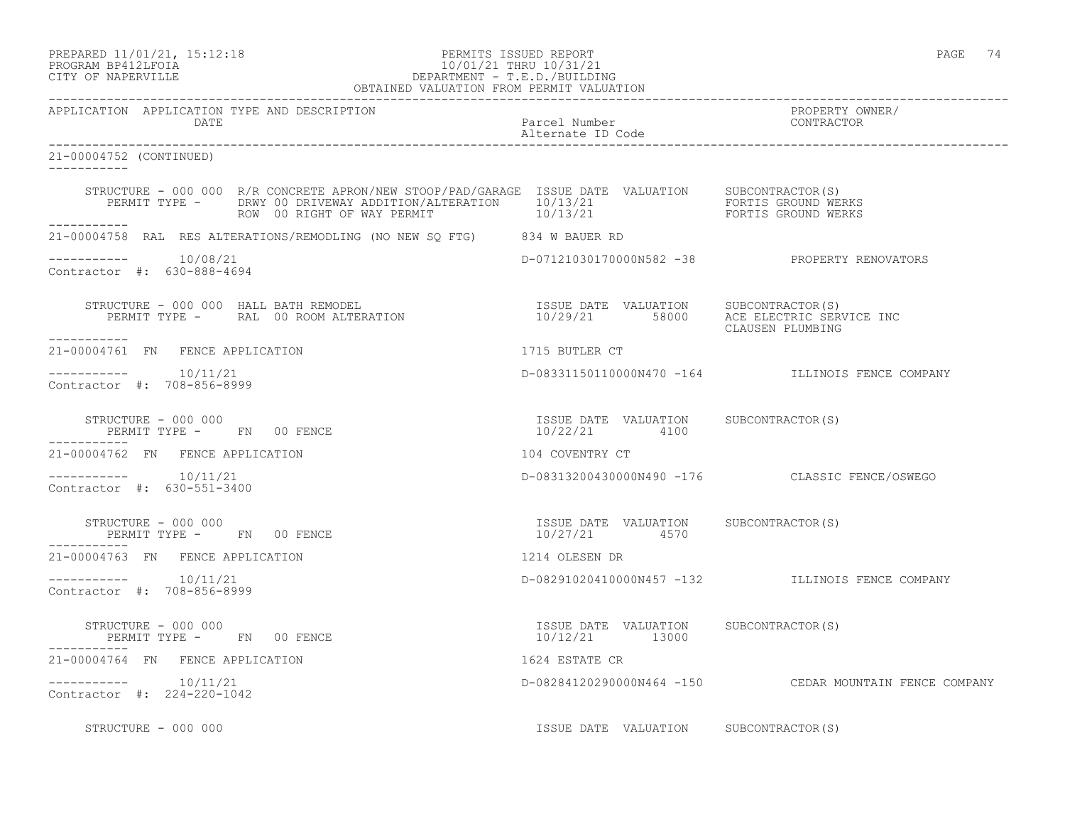PREPARED 11/01/21, 15:12:18 PERMITS ISSUED REPORT
PROGRAM BP412LFOIA 10/01/21 THRU 10/31/21
CITY OF NAPERVILLE DEPARTMENT - T.E.D./BUILDING
OBTAINED VALUATION FROM PERMIT VALUATION

| APPLICATION | APPLICATION TYPE AND DESCRIPTION / DATE | Parcel Number / Alternate ID Code | PROPERTY OWNER/ CONTRACTOR |
|---|---|---|---|

21-00004752 (CONTINUED)

STRUCTURE - 000 000 R/R CONCRETE APRON/NEW STOOP/PAD/GARAGE ISSUE DATE VALUATION SUBCONTRACTOR(S)
PERMIT TYPE - DRWY 00 DRIVEWAY ADDITION/ALTERATION 10/13/21 FORTIS GROUND WERKS
ROW 00 RIGHT OF WAY PERMIT 10/13/21 FORTIS GROUND WERKS

21-00004758 RAL RES ALTERATIONS/REMODLING (NO NEW SQ FTG) 834 W BAUER RD
10/08/21 D-07121030170000N582 -38 PROPERTY RENOVATORS
Contractor #: 630-888-4694

STRUCTURE - 000 000 HALL BATH REMODEL ISSUE DATE VALUATION SUBCONTRACTOR(S)
PERMIT TYPE - RAL 00 ROOM ALTERATION 10/29/21 58000 ACE ELECTRIC SERVICE INC
CLAUSEN PLUMBING

21-00004761 FN FENCE APPLICATION 1715 BUTLER CT
10/11/21 D-08331150110000N470 -164 ILLINOIS FENCE COMPANY
Contractor #: 708-856-8999

STRUCTURE - 000 000 ISSUE DATE VALUATION SUBCONTRACTOR(S)
PERMIT TYPE - FN 00 FENCE 10/22/21 4100

21-00004762 FN FENCE APPLICATION 104 COVENTRY CT
10/11/21 D-08313200430000N490 -176 CLASSIC FENCE/OSWEGO
Contractor #: 630-551-3400

STRUCTURE - 000 000 ISSUE DATE VALUATION SUBCONTRACTOR(S)
PERMIT TYPE - FN 00 FENCE 10/27/21 4570

21-00004763 FN FENCE APPLICATION 1214 OLESEN DR
10/11/21 D-08291020410000N457 -132 ILLINOIS FENCE COMPANY
Contractor #: 708-856-8999

STRUCTURE - 000 000 ISSUE DATE VALUATION SUBCONTRACTOR(S)
PERMIT TYPE - FN 00 FENCE 10/12/21 13000

21-00004764 FN FENCE APPLICATION 1624 ESTATE CR
10/11/21 D-08284120290000N464 -150 CEDAR MOUNTAIN FENCE COMPANY
Contractor #: 224-220-1042

STRUCTURE - 000 000 ISSUE DATE VALUATION SUBCONTRACTOR(S)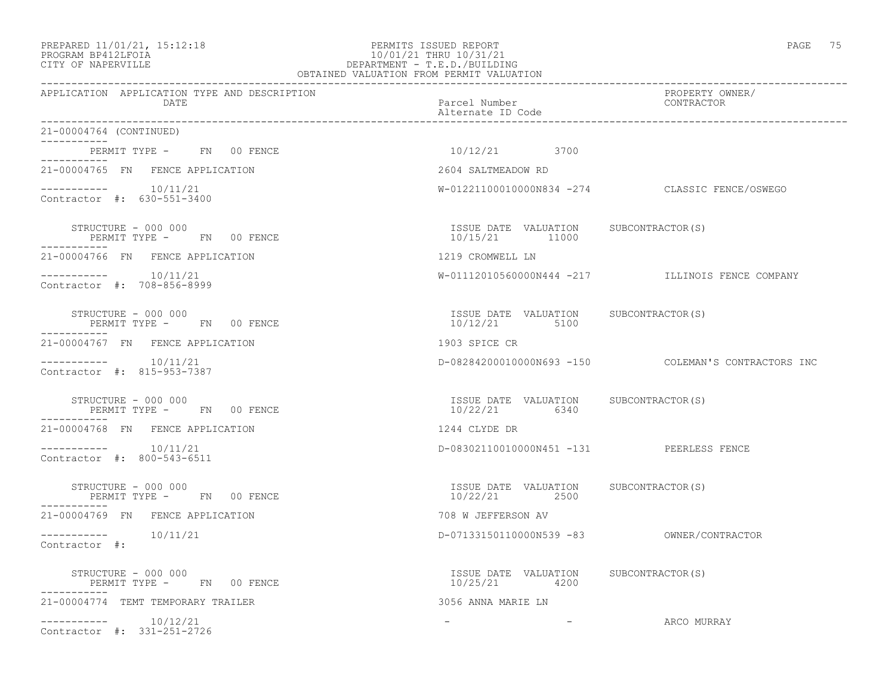PREPARED 11/01/21, 15:12:18
PROGRAM BP412LFOIA
CITY OF NAPERVILLE

PERMITS ISSUED REPORT
10/01/21 THRU 10/31/21
DEPARTMENT - T.E.D./BUILDING
OBTAINED VALUATION FROM PERMIT VALUATION

| APPLICATION | APPLICATION TYPE AND DESCRIPTION / DATE | Parcel Number / Alternate ID Code | PROPERTY OWNER/ CONTRACTOR |
|---|---|---|---|

21-00004764 (CONTINUED)

PERMIT TYPE - FN 00 FENCE — 10/12/21 — 3700

---

**21-00004765 FN FENCE APPLICATION** — 2604 SALTMEADOW RD

10/11/21 — W-01221100010000N834 -274 — CLASSIC FENCE/OSWEGO

Contractor #: 630-551-3400

STRUCTURE - 000 000
PERMIT TYPE - FN 00 FENCE

| ISSUE DATE | VALUATION | SUBCONTRACTOR(S) |
|---|---|---|
| 10/15/21 | 11000 | |

---

**21-00004766 FN FENCE APPLICATION** — 1219 CROMWELL LN

10/11/21 — W-01112010560000N444 -217 — ILLINOIS FENCE COMPANY

Contractor #: 708-856-8999

STRUCTURE - 000 000
PERMIT TYPE - FN 00 FENCE

| ISSUE DATE | VALUATION | SUBCONTRACTOR(S) |
|---|---|---|
| 10/12/21 | 5100 | |

---

**21-00004767 FN FENCE APPLICATION** — 1903 SPICE CR

10/11/21 — D-08284200010000N693 -150 — COLEMAN'S CONTRACTORS INC

Contractor #: 815-953-7387

STRUCTURE - 000 000
PERMIT TYPE - FN 00 FENCE

| ISSUE DATE | VALUATION | SUBCONTRACTOR(S) |
|---|---|---|
| 10/22/21 | 6340 | |

---

**21-00004768 FN FENCE APPLICATION** — 1244 CLYDE DR

10/11/21 — D-08302110010000N451 -131 — PEERLESS FENCE

Contractor #: 800-543-6511

STRUCTURE - 000 000
PERMIT TYPE - FN 00 FENCE

| ISSUE DATE | VALUATION | SUBCONTRACTOR(S) |
|---|---|---|
| 10/22/21 | 2500 | |

---

**21-00004769 FN FENCE APPLICATION** — 708 W JEFFERSON AV

10/11/21 — D-07133150110000N539 -83 — OWNER/CONTRACTOR

Contractor #:

STRUCTURE - 000 000
PERMIT TYPE - FN 00 FENCE

| ISSUE DATE | VALUATION | SUBCONTRACTOR(S) |
|---|---|---|
| 10/25/21 | 4200 | |

---

**21-00004774 TEMT TEMPORARY TRAILER** — 3056 ANNA MARIE LN

10/12/21 — - - — ARCO MURRAY

Contractor #: 331-251-2726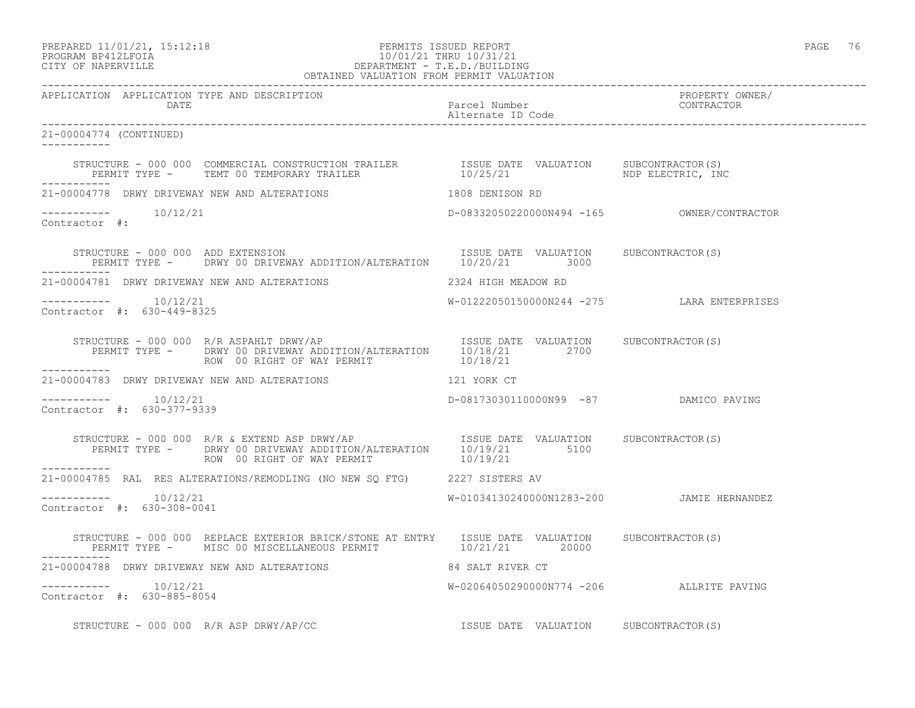PREPARED 11/01/21, 15:12:18 — PERMITS ISSUED REPORT
PROGRAM BP412LFOIA — 10/01/21 THRU 10/31/21
CITY OF NAPERVILLE — DEPARTMENT - T.E.D./BUILDING
OBTAINED VALUATION FROM PERMIT VALUATION

| APPLICATION | APPLICATION TYPE AND DESCRIPTION DATE | Parcel Number / Alternate ID Code | PROPERTY OWNER/ CONTRACTOR |
|---|---|---|---|

21-00004774 (CONTINUED)

STRUCTURE - 000 000 COMMERCIAL CONSTRUCTION TRAILER — ISSUE DATE 10/25/21 — VALUATION — SUBCONTRACTOR(S): NDP ELECTRIC, INC
PERMIT TYPE - TEMT 00 TEMPORARY TRAILER

---

21-00004778 DRWY DRIVEWAY NEW AND ALTERATIONS — 1808 DENISON RD
10/12/21 — D-08332050220000N494 -165 — OWNER/CONTRACTOR
Contractor #:

STRUCTURE - 000 000 ADD EXTENSION — ISSUE DATE 10/20/21 — VALUATION 3000 — SUBCONTRACTOR(S)
PERMIT TYPE - DRWY 00 DRIVEWAY ADDITION/ALTERATION

---

21-00004781 DRWY DRIVEWAY NEW AND ALTERATIONS — 2324 HIGH MEADOW RD
10/12/21 — W-01222050150000N244 -275 — LARA ENTERPRISES
Contractor #: 630-449-8325

STRUCTURE - 000 000 R/R ASPAHLT DRWY/AP — ISSUE DATE — VALUATION — SUBCONTRACTOR(S)
PERMIT TYPE - DRWY 00 DRIVEWAY ADDITION/ALTERATION — 10/18/21 — 2700
ROW 00 RIGHT OF WAY PERMIT — 10/18/21

---

21-00004783 DRWY DRIVEWAY NEW AND ALTERATIONS — 121 YORK CT
10/12/21 — D-08173030110000N99 -87 — DAMICO PAVING
Contractor #: 630-377-9339

STRUCTURE - 000 000 R/R & EXTEND ASP DRWY/AP — ISSUE DATE — VALUATION — SUBCONTRACTOR(S)
PERMIT TYPE - DRWY 00 DRIVEWAY ADDITION/ALTERATION — 10/19/21 — 5100
ROW 00 RIGHT OF WAY PERMIT — 10/19/21

---

21-00004785 RAL RES ALTERATIONS/REMODLING (NO NEW SQ FTG) — 2227 SISTERS AV
10/12/21 — W-01034130240000N1283-200 — JAMIE HERNANDEZ
Contractor #: 630-308-0041

STRUCTURE - 000 000 REPLACE EXTERIOR BRICK/STONE AT ENTRY — ISSUE DATE 10/21/21 — VALUATION 20000 — SUBCONTRACTOR(S)
PERMIT TYPE - MISC 00 MISCELLANEOUS PERMIT

---

21-00004788 DRWY DRIVEWAY NEW AND ALTERATIONS — 84 SALT RIVER CT
10/12/21 — W-02064050290000N774 -206 — ALLRITE PAVING
Contractor #: 630-885-8054

STRUCTURE - 000 000 R/R ASP DRWY/AP/CC — ISSUE DATE — VALUATION — SUBCONTRACTOR(S)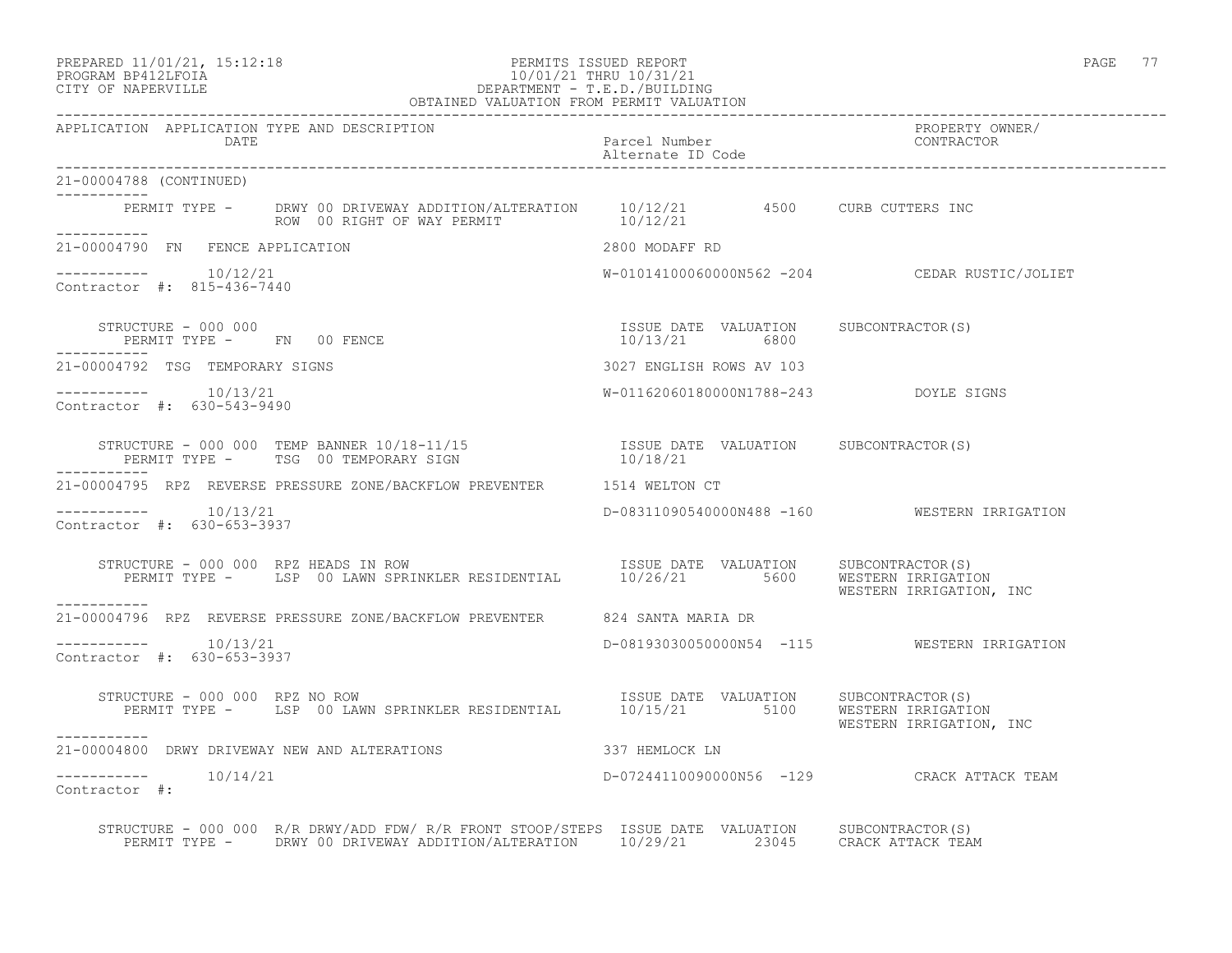PREPARED 11/01/21, 15:12:18
PROGRAM BP412LFOIA
CITY OF NAPERVILLE

PERMITS ISSUED REPORT
10/01/21 THRU 10/31/21
DEPARTMENT - T.E.D./BUILDING
OBTAINED VALUATION FROM PERMIT VALUATION

| APPLICATION | APPLICATION TYPE AND DESCRIPTION / DATE | Parcel Number / Alternate ID Code | PROPERTY OWNER/ CONTRACTOR |
|---|---|---|---|

**21-00004788 (CONTINUED)**

PERMIT TYPE - DRWY 00 DRIVEWAY ADDITION/ALTERATION 10/12/21 4500 CURB CUTTERS INC
ROW 00 RIGHT OF WAY PERMIT 10/12/21

---

**21-00004790 FN FENCE APPLICATION** — 2800 MODAFF RD

10/12/21 — W-01014100060000N562 -204 — CEDAR RUSTIC/JOLIET
Contractor #: 815-436-7440

STRUCTURE - 000 000

| PERMIT TYPE | ISSUE DATE | VALUATION | SUBCONTRACTOR(S) |
|---|---|---|---|
| FN 00 FENCE | 10/13/21 | 6800 | |

---

**21-00004792 TSG TEMPORARY SIGNS** — 3027 ENGLISH ROWS AV 103

10/13/21 — W-01162060180000N1788-243 — DOYLE SIGNS
Contractor #: 630-543-9490

STRUCTURE - 000 000 TEMP BANNER 10/18-11/15

| PERMIT TYPE | ISSUE DATE | VALUATION | SUBCONTRACTOR(S) |
|---|---|---|---|
| TSG 00 TEMPORARY SIGN | 10/18/21 | | |

---

**21-00004795 RPZ REVERSE PRESSURE ZONE/BACKFLOW PREVENTER** — 1514 WELTON CT

10/13/21 — D-08311090540000N488 -160 — WESTERN IRRIGATION
Contractor #: 630-653-3937

STRUCTURE - 000 000 RPZ HEADS IN ROW

| PERMIT TYPE | ISSUE DATE | VALUATION | SUBCONTRACTOR(S) |
|---|---|---|---|
| LSP 00 LAWN SPRINKLER RESIDENTIAL | 10/26/21 | 5600 | WESTERN IRRIGATION<br>WESTERN IRRIGATION, INC |

---

**21-00004796 RPZ REVERSE PRESSURE ZONE/BACKFLOW PREVENTER** — 824 SANTA MARIA DR

10/13/21 — D-08193030050000N54 -115 — WESTERN IRRIGATION
Contractor #: 630-653-3937

STRUCTURE - 000 000 RPZ NO ROW

| PERMIT TYPE | ISSUE DATE | VALUATION | SUBCONTRACTOR(S) |
|---|---|---|---|
| LSP 00 LAWN SPRINKLER RESIDENTIAL | 10/15/21 | 5100 | WESTERN IRRIGATION<br>WESTERN IRRIGATION, INC |

---

**21-00004800 DRWY DRIVEWAY NEW AND ALTERATIONS** — 337 HEMLOCK LN

10/14/21 — D-07244110090000N56 -129 — CRACK ATTACK TEAM
Contractor #:

STRUCTURE - 000 000 R/R DRWY/ADD FDW/ R/R FRONT STOOP/STEPS

| PERMIT TYPE | ISSUE DATE | VALUATION | SUBCONTRACTOR(S) |
|---|---|---|---|
| DRWY 00 DRIVEWAY ADDITION/ALTERATION | 10/29/21 | 23045 | CRACK ATTACK TEAM |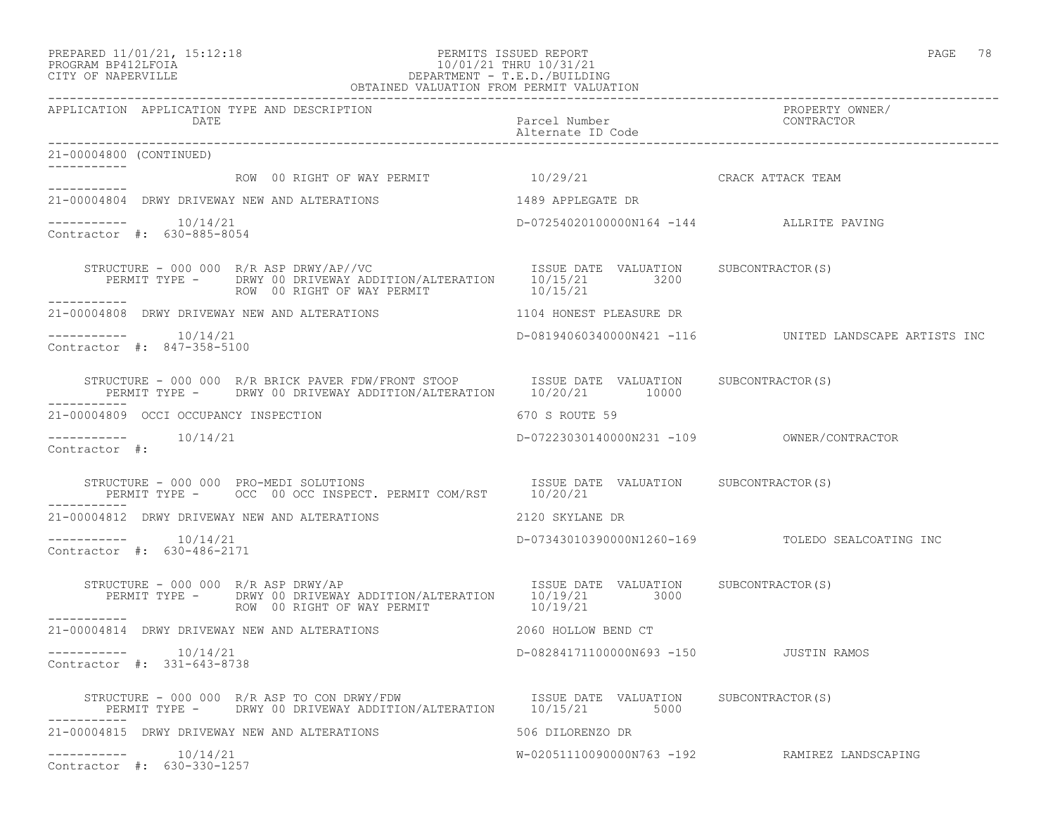PREPARED 11/01/21, 15:12:18 PERMITS ISSUED REPORT
PROGRAM BP412LFOIA 10/01/21 THRU 10/31/21
CITY OF NAPERVILLE DEPARTMENT - T.E.D./BUILDING
OBTAINED VALUATION FROM PERMIT VALUATION

| APPLICATION | APPLICATION TYPE AND DESCRIPTION / DATE | Parcel Number / Alternate ID Code | PROPERTY OWNER/ CONTRACTOR |
|---|---|---|---|

21-00004800 (CONTINUED)

ROW 00 RIGHT OF WAY PERMIT 10/29/21 CRACK ATTACK TEAM

---

21-00004804 DRWY DRIVEWAY NEW AND ALTERATIONS — 1489 APPLEGATE DR

10/14/21 — D-07254020100000N164 -144 — ALLRITE PAVING

Contractor #: 630-885-8054

| STRUCTURE - 000 000 R/R ASP DRWY/AP//VC | ISSUE DATE | VALUATION | SUBCONTRACTOR(S) |
|---|---|---|---|
| PERMIT TYPE - DRWY 00 DRIVEWAY ADDITION/ALTERATION | 10/15/21 | 3200 | |
| ROW 00 RIGHT OF WAY PERMIT | 10/15/21 | | |

---

21-00004808 DRWY DRIVEWAY NEW AND ALTERATIONS — 1104 HONEST PLEASURE DR

10/14/21 — D-08194060340000N421 -116 — UNITED LANDSCAPE ARTISTS INC

Contractor #: 847-358-5100

| STRUCTURE - 000 000 R/R BRICK PAVER FDW/FRONT STOOP | ISSUE DATE | VALUATION | SUBCONTRACTOR(S) |
|---|---|---|---|
| PERMIT TYPE - DRWY 00 DRIVEWAY ADDITION/ALTERATION | 10/20/21 | 10000 | |

---

21-00004809 OCCI OCCUPANCY INSPECTION — 670 S ROUTE 59

10/14/21 — D-07223030140000N231 -109 — OWNER/CONTRACTOR

Contractor #:

| STRUCTURE - 000 000 PRO-MEDI SOLUTIONS | ISSUE DATE | VALUATION | SUBCONTRACTOR(S) |
|---|---|---|---|
| PERMIT TYPE - OCC 00 OCC INSPECT. PERMIT COM/RST | 10/20/21 | | |

---

21-00004812 DRWY DRIVEWAY NEW AND ALTERATIONS — 2120 SKYLANE DR

10/14/21 — D-07343010390000N1260-169 — TOLEDO SEALCOATING INC

Contractor #: 630-486-2171

| STRUCTURE - 000 000 R/R ASP DRWY/AP | ISSUE DATE | VALUATION | SUBCONTRACTOR(S) |
|---|---|---|---|
| PERMIT TYPE - DRWY 00 DRIVEWAY ADDITION/ALTERATION | 10/19/21 | 3000 | |
| ROW 00 RIGHT OF WAY PERMIT | 10/19/21 | | |

---

21-00004814 DRWY DRIVEWAY NEW AND ALTERATIONS — 2060 HOLLOW BEND CT

10/14/21 — D-08284171100000N693 -150 — JUSTIN RAMOS

Contractor #: 331-643-8738

| STRUCTURE - 000 000 R/R ASP TO CON DRWY/FDW | ISSUE DATE | VALUATION | SUBCONTRACTOR(S) |
|---|---|---|---|
| PERMIT TYPE - DRWY 00 DRIVEWAY ADDITION/ALTERATION | 10/15/21 | 5000 | |

---

21-00004815 DRWY DRIVEWAY NEW AND ALTERATIONS — 506 DILORENZO DR

10/14/21 — W-02051110090000N763 -192 — RAMIREZ LANDSCAPING

Contractor #: 630-330-1257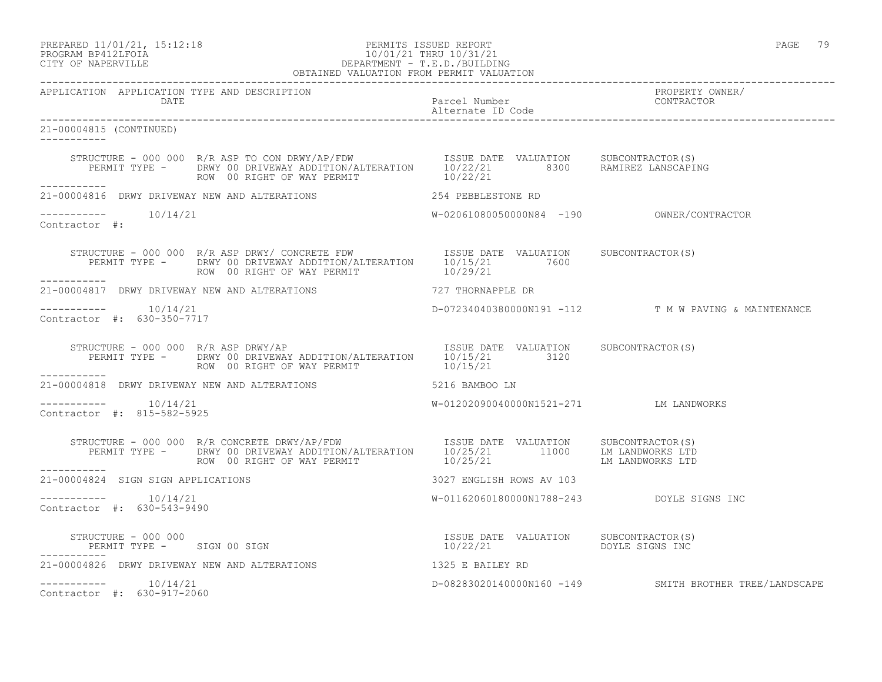PREPARED 11/01/21, 15:12:18 — PERMITS ISSUED REPORT
PROGRAM BP412LFOIA — 10/01/21 THRU 10/31/21
CITY OF NAPERVILLE — DEPARTMENT - T.E.D./BUILDING
OBTAINED VALUATION FROM PERMIT VALUATION

| APPLICATION | APPLICATION TYPE AND DESCRIPTION / DATE | Parcel Number / Alternate ID Code | PROPERTY OWNER/ CONTRACTOR |
|---|---|---|---|

**21-00004815 (CONTINUED)**

STRUCTURE - 000 000 R/R ASP TO CON DRWY/AP/FDW

| PERMIT TYPE | ISSUE DATE | VALUATION | SUBCONTRACTOR(S) |
|---|---|---|---|
| DRWY 00 DRIVEWAY ADDITION/ALTERATION | 10/22/21 | 8300 | RAMIREZ LANSCAPING |
| ROW 00 RIGHT OF WAY PERMIT | 10/22/21 | | |

**21-00004816** DRWY DRIVEWAY NEW AND ALTERATIONS — 254 PEBBLESTONE RD
10/14/21 — W-02061080050000N84 -190 — OWNER/CONTRACTOR
Contractor #:

STRUCTURE - 000 000 R/R ASP DRWY/ CONCRETE FDW

| PERMIT TYPE | ISSUE DATE | VALUATION | SUBCONTRACTOR(S) |
|---|---|---|---|
| DRWY 00 DRIVEWAY ADDITION/ALTERATION | 10/15/21 | 7600 | |
| ROW 00 RIGHT OF WAY PERMIT | 10/29/21 | | |

**21-00004817** DRWY DRIVEWAY NEW AND ALTERATIONS — 727 THORNAPPLE DR
10/14/21 — D-07234040380000N191 -112 — T M W PAVING & MAINTENANCE
Contractor #: 630-350-7717

STRUCTURE - 000 000 R/R ASP DRWY/AP

| PERMIT TYPE | ISSUE DATE | VALUATION | SUBCONTRACTOR(S) |
|---|---|---|---|
| DRWY 00 DRIVEWAY ADDITION/ALTERATION | 10/15/21 | 3120 | |
| ROW 00 RIGHT OF WAY PERMIT | 10/15/21 | | |

**21-00004818** DRWY DRIVEWAY NEW AND ALTERATIONS — 5216 BAMBOO LN
10/14/21 — W-01202090040000N1521-271 — LM LANDWORKS
Contractor #: 815-582-5925

STRUCTURE - 000 000 R/R CONCRETE DRWY/AP/FDW

| PERMIT TYPE | ISSUE DATE | VALUATION | SUBCONTRACTOR(S) |
|---|---|---|---|
| DRWY 00 DRIVEWAY ADDITION/ALTERATION | 10/25/21 | 11000 | LM LANDWORKS LTD |
| ROW 00 RIGHT OF WAY PERMIT | 10/25/21 | | LM LANDWORKS LTD |

**21-00004824** SIGN SIGN APPLICATIONS — 3027 ENGLISH ROWS AV 103
10/14/21 — W-01162060180000N1788-243 — DOYLE SIGNS INC
Contractor #: 630-543-9490

STRUCTURE - 000 000

| PERMIT TYPE | ISSUE DATE | VALUATION | SUBCONTRACTOR(S) |
|---|---|---|---|
| SIGN 00 SIGN | 10/22/21 | | DOYLE SIGNS INC |

**21-00004826** DRWY DRIVEWAY NEW AND ALTERATIONS — 1325 E BAILEY RD
10/14/21 — D-08283020140000N160 -149 — SMITH BROTHER TREE/LANDSCAPE
Contractor #: 630-917-2060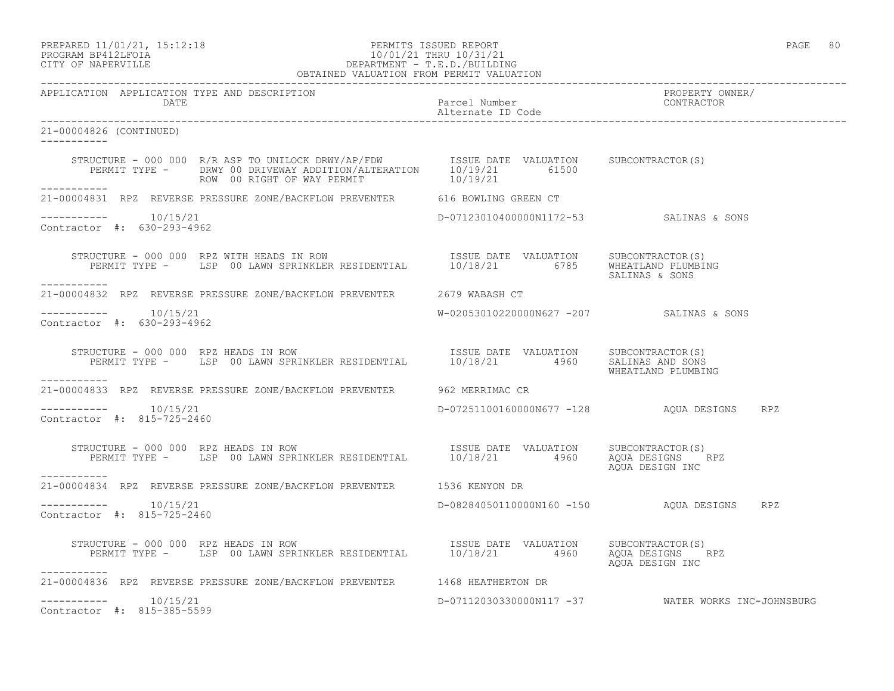APPLICATION APPLICATION TYPE AND DESCRIPTION | Parcel Number / Alternate ID Code | PROPERTY OWNER/ CONTRACTOR

DATE

21-00004826 (CONTINUED)

STRUCTURE - 000 000 R/R ASP TO UNILOCK DRWY/AP/FDW ISSUE DATE VALUATION SUBCONTRACTOR(S)
PERMIT TYPE - DRWY 00 DRIVEWAY ADDITION/ALTERATION 10/19/21 61500
ROW 00 RIGHT OF WAY PERMIT 10/19/21

21-00004831 RPZ REVERSE PRESSURE ZONE/BACKFLOW PREVENTER 616 BOWLING GREEN CT

10/15/21 D-07123010400000N1172-53 SALINAS & SONS
Contractor #: 630-293-4962

STRUCTURE - 000 000 RPZ WITH HEADS IN ROW ISSUE DATE VALUATION SUBCONTRACTOR(S)
PERMIT TYPE - LSP 00 LAWN SPRINKLER RESIDENTIAL 10/18/21 6785 WHEATLAND PLUMBING
SALINAS & SONS

21-00004832 RPZ REVERSE PRESSURE ZONE/BACKFLOW PREVENTER 2679 WABASH CT

10/15/21 W-02053010220000N627 -207 SALINAS & SONS
Contractor #: 630-293-4962

STRUCTURE - 000 000 RPZ HEADS IN ROW ISSUE DATE VALUATION SUBCONTRACTOR(S)
PERMIT TYPE - LSP 00 LAWN SPRINKLER RESIDENTIAL 10/18/21 4960 SALINAS AND SONS
WHEATLAND PLUMBING

21-00004833 RPZ REVERSE PRESSURE ZONE/BACKFLOW PREVENTER 962 MERRIMAC CR

10/15/21 D-07251100160000N677 -128 AQUA DESIGNS RPZ
Contractor #: 815-725-2460

STRUCTURE - 000 000 RPZ HEADS IN ROW ISSUE DATE VALUATION SUBCONTRACTOR(S)
PERMIT TYPE - LSP 00 LAWN SPRINKLER RESIDENTIAL 10/18/21 4960 AQUA DESIGNS RPZ
AQUA DESIGN INC

21-00004834 RPZ REVERSE PRESSURE ZONE/BACKFLOW PREVENTER 1536 KENYON DR

10/15/21 D-08284050110000N160 -150 AQUA DESIGNS RPZ
Contractor #: 815-725-2460

STRUCTURE - 000 000 RPZ HEADS IN ROW ISSUE DATE VALUATION SUBCONTRACTOR(S)
PERMIT TYPE - LSP 00 LAWN SPRINKLER RESIDENTIAL 10/18/21 4960 AQUA DESIGNS RPZ
AQUA DESIGN INC

21-00004836 RPZ REVERSE PRESSURE ZONE/BACKFLOW PREVENTER 1468 HEATHERTON DR

10/15/21 D-07112030330000N117 -37 WATER WORKS INC-JOHNSBURG
Contractor #: 815-385-5599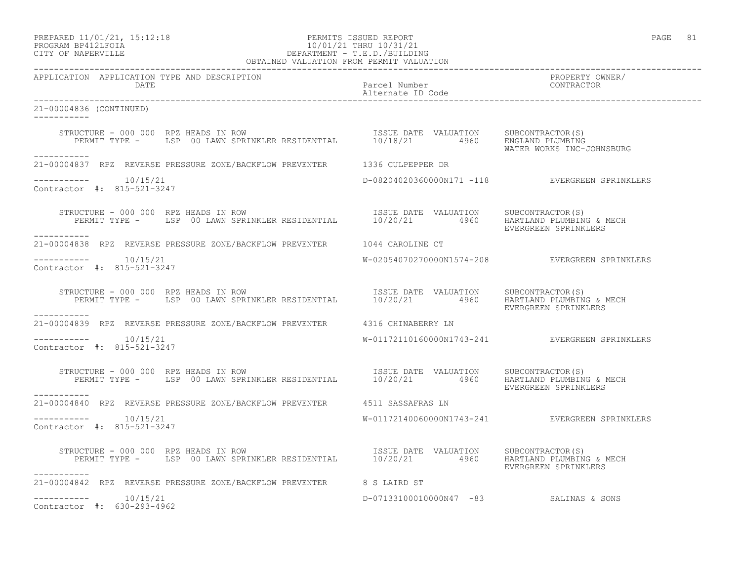APPLICATION APPLICATION TYPE AND DESCRIPTION DATE | Parcel Number Alternate ID Code | PROPERTY OWNER/ CONTRACTOR

21-00004836 (CONTINUED)

STRUCTURE - 000 000 RPZ HEADS IN ROW
PERMIT TYPE - LSP 00 LAWN SPRINKLER RESIDENTIAL

| ISSUE DATE | VALUATION | SUBCONTRACTOR(S) |
|---|---|---|
| 10/18/21 | 4960 | ENGLAND PLUMBING<br>WATER WORKS INC-JOHNSBURG |

21-00004837 RPZ REVERSE PRESSURE ZONE/BACKFLOW PREVENTER 1336 CULPEPPER DR

10/15/21 D-08204020360000N171 -118 EVERGREEN SPRINKLERS
Contractor #: 815-521-3247

STRUCTURE - 000 000 RPZ HEADS IN ROW
PERMIT TYPE - LSP 00 LAWN SPRINKLER RESIDENTIAL

| ISSUE DATE | VALUATION | SUBCONTRACTOR(S) |
|---|---|---|
| 10/20/21 | 4960 | HARTLAND PLUMBING & MECH<br>EVERGREEN SPRINKLERS |

21-00004838 RPZ REVERSE PRESSURE ZONE/BACKFLOW PREVENTER 1044 CAROLINE CT

10/15/21 W-02054070270000N1574-208 EVERGREEN SPRINKLERS
Contractor #: 815-521-3247

STRUCTURE - 000 000 RPZ HEADS IN ROW
PERMIT TYPE - LSP 00 LAWN SPRINKLER RESIDENTIAL

| ISSUE DATE | VALUATION | SUBCONTRACTOR(S) |
|---|---|---|
| 10/20/21 | 4960 | HARTLAND PLUMBING & MECH<br>EVERGREEN SPRINKLERS |

21-00004839 RPZ REVERSE PRESSURE ZONE/BACKFLOW PREVENTER 4316 CHINABERRY LN

10/15/21 W-01172110160000N1743-241 EVERGREEN SPRINKLERS
Contractor #: 815-521-3247

STRUCTURE - 000 000 RPZ HEADS IN ROW
PERMIT TYPE - LSP 00 LAWN SPRINKLER RESIDENTIAL

| ISSUE DATE | VALUATION | SUBCONTRACTOR(S) |
|---|---|---|
| 10/20/21 | 4960 | HARTLAND PLUMBING & MECH<br>EVERGREEN SPRINKLERS |

21-00004840 RPZ REVERSE PRESSURE ZONE/BACKFLOW PREVENTER 4511 SASSAFRAS LN

10/15/21 W-01172140060000N1743-241 EVERGREEN SPRINKLERS
Contractor #: 815-521-3247

STRUCTURE - 000 000 RPZ HEADS IN ROW
PERMIT TYPE - LSP 00 LAWN SPRINKLER RESIDENTIAL

| ISSUE DATE | VALUATION | SUBCONTRACTOR(S) |
|---|---|---|
| 10/20/21 | 4960 | HARTLAND PLUMBING & MECH<br>EVERGREEN SPRINKLERS |

21-00004842 RPZ REVERSE PRESSURE ZONE/BACKFLOW PREVENTER 8 S LAIRD ST

10/15/21 D-07133100010000N47 -83 SALINAS & SONS
Contractor #: 630-293-4962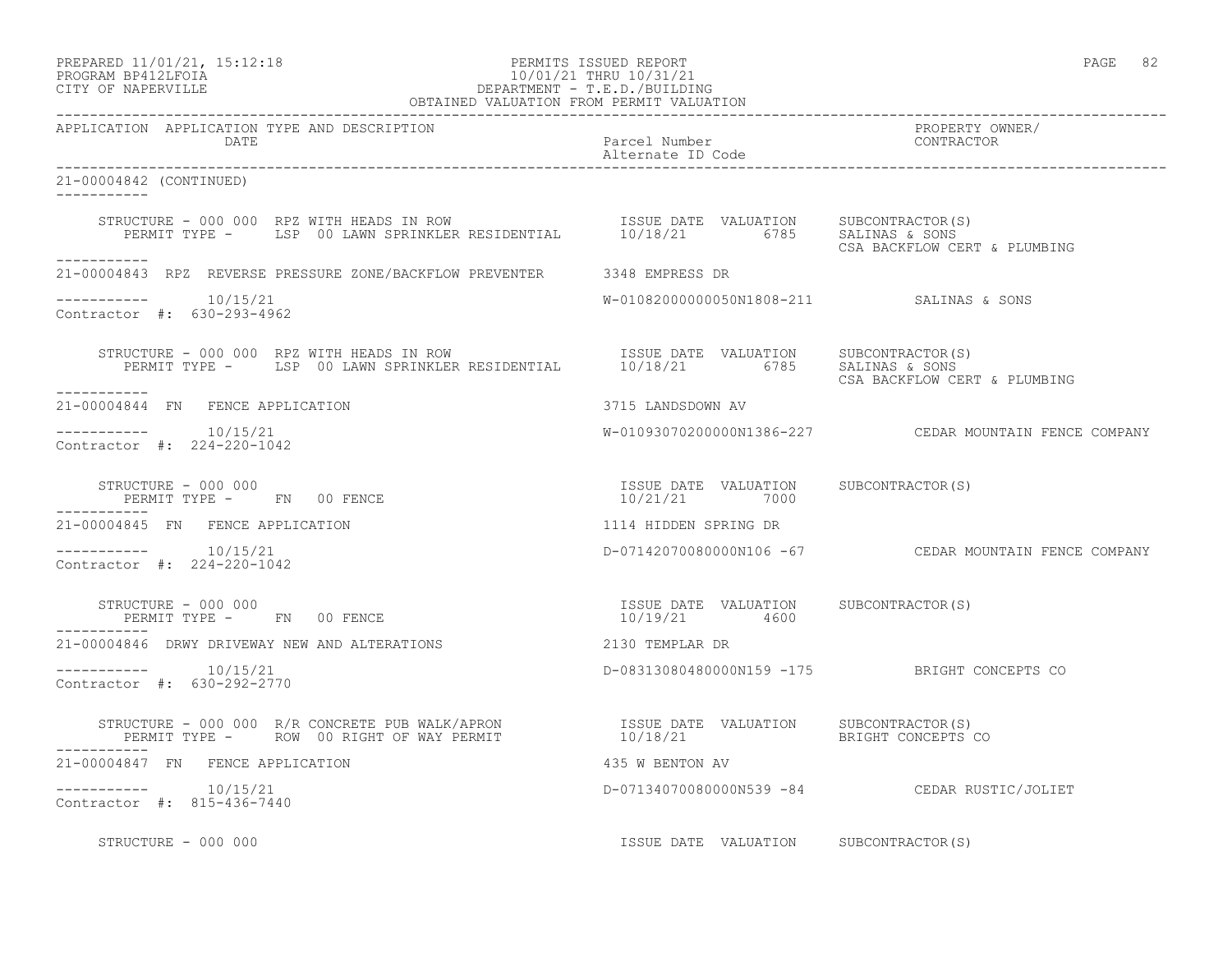APPLICATION APPLICATION TYPE AND DESCRIPTION | Parcel Number / Alternate ID Code | PROPERTY OWNER/ CONTRACTOR
DATE

21-00004842 (CONTINUED)

```
STRUCTURE - 000 000  RPZ WITH HEADS IN ROW                    ISSUE DATE  VALUATION     SUBCONTRACTOR(S)
   PERMIT TYPE -     LSP  00 LAWN SPRINKLER RESIDENTIAL       10/18/21         6785     SALINAS & SONS
                                                                                        CSA BACKFLOW CERT & PLUMBING
```

21-00004843 RPZ REVERSE PRESSURE ZONE/BACKFLOW PREVENTER — 3348 EMPRESS DR

----------- 10/15/21 — W-01082000000050N1808-211 — SALINAS & SONS
Contractor #: 630-293-4962

```
STRUCTURE - 000 000  RPZ WITH HEADS IN ROW                    ISSUE DATE  VALUATION     SUBCONTRACTOR(S)
   PERMIT TYPE -     LSP  00 LAWN SPRINKLER RESIDENTIAL       10/18/21         6785     SALINAS & SONS
                                                                                        CSA BACKFLOW CERT & PLUMBING
```

21-00004844 FN FENCE APPLICATION — 3715 LANDSDOWN AV

----------- 10/15/21 — W-01093070200000N1386-227 — CEDAR MOUNTAIN FENCE COMPANY
Contractor #: 224-220-1042

```
STRUCTURE - 000 000                                           ISSUE DATE  VALUATION     SUBCONTRACTOR(S)
   PERMIT TYPE -     FN   00 FENCE                            10/21/21         7000
```

21-00004845 FN FENCE APPLICATION — 1114 HIDDEN SPRING DR

----------- 10/15/21 — D-07142070080000N106 -67 — CEDAR MOUNTAIN FENCE COMPANY
Contractor #: 224-220-1042

```
STRUCTURE - 000 000                                           ISSUE DATE  VALUATION     SUBCONTRACTOR(S)
   PERMIT TYPE -     FN   00 FENCE                            10/19/21         4600
```

21-00004846 DRWY DRIVEWAY NEW AND ALTERATIONS — 2130 TEMPLAR DR

----------- 10/15/21 — D-08313080480000N159 -175 — BRIGHT CONCEPTS CO
Contractor #: 630-292-2770

```
STRUCTURE - 000 000  R/R CONCRETE PUB WALK/APRON              ISSUE DATE  VALUATION     SUBCONTRACTOR(S)
   PERMIT TYPE -     ROW  00 RIGHT OF WAY PERMIT              10/18/21                  BRIGHT CONCEPTS CO
```

21-00004847 FN FENCE APPLICATION — 435 W BENTON AV

----------- 10/15/21 — D-07134070080000N539 -84 — CEDAR RUSTIC/JOLIET
Contractor #: 815-436-7440

```
STRUCTURE - 000 000                                           ISSUE DATE  VALUATION     SUBCONTRACTOR(S)
```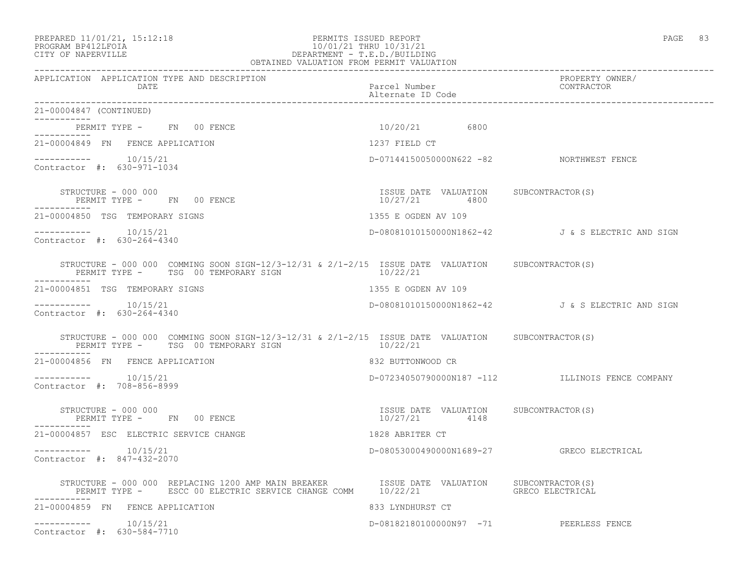PREPARED 11/01/21, 15:12:18 PERMITS ISSUED REPORT
PROGRAM BP412LFOIA 10/01/21 THRU 10/31/21
CITY OF NAPERVILLE DEPARTMENT - T.E.D./BUILDING
OBTAINED VALUATION FROM PERMIT VALUATION

| APPLICATION | APPLICATION TYPE AND DESCRIPTION / DATE | Parcel Number / Alternate ID Code | PROPERTY OWNER/ CONTRACTOR |
|---|---|---|---|

21-00004847 (CONTINUED)

PERMIT TYPE - FN 00 FENCE 10/20/21 6800

---

21-00004849 FN FENCE APPLICATION 1237 FIELD CT

10/15/21 D-07144150050000N622 -82 NORTHWEST FENCE
Contractor #: 630-971-1034

STRUCTURE - 000 000 ISSUE DATE VALUATION SUBCONTRACTOR(S)
PERMIT TYPE - FN 00 FENCE 10/27/21 4800

---

21-00004850 TSG TEMPORARY SIGNS 1355 E OGDEN AV 109

10/15/21 D-08081010150000N1862-42 J & S ELECTRIC AND SIGN
Contractor #: 630-264-4340

STRUCTURE - 000 000 COMMING SOON SIGN-12/3-12/31 & 2/1-2/15 ISSUE DATE VALUATION SUBCONTRACTOR(S)
PERMIT TYPE - TSG 00 TEMPORARY SIGN 10/22/21

---

21-00004851 TSG TEMPORARY SIGNS 1355 E OGDEN AV 109

10/15/21 D-08081010150000N1862-42 J & S ELECTRIC AND SIGN
Contractor #: 630-264-4340

STRUCTURE - 000 000 COMMING SOON SIGN-12/3-12/31 & 2/1-2/15 ISSUE DATE VALUATION SUBCONTRACTOR(S)
PERMIT TYPE - TSG 00 TEMPORARY SIGN 10/22/21

---

21-00004856 FN FENCE APPLICATION 832 BUTTONWOOD CR

10/15/21 D-07234050790000N187 -112 ILLINOIS FENCE COMPANY
Contractor #: 708-856-8999

STRUCTURE - 000 000 ISSUE DATE VALUATION SUBCONTRACTOR(S)
PERMIT TYPE - FN 00 FENCE 10/27/21 4148

---

21-00004857 ESC ELECTRIC SERVICE CHANGE 1828 ABRITER CT

10/15/21 D-08053000490000N1689-27 GRECO ELECTRICAL
Contractor #: 847-432-2070

STRUCTURE - 000 000 REPLACING 1200 AMP MAIN BREAKER ISSUE DATE VALUATION SUBCONTRACTOR(S)
PERMIT TYPE - ESCC 00 ELECTRIC SERVICE CHANGE COMM 10/22/21 GRECO ELECTRICAL

---

21-00004859 FN FENCE APPLICATION 833 LYNDHURST CT

10/15/21 D-08182180100000N97 -71 PEERLESS FENCE
Contractor #: 630-584-7710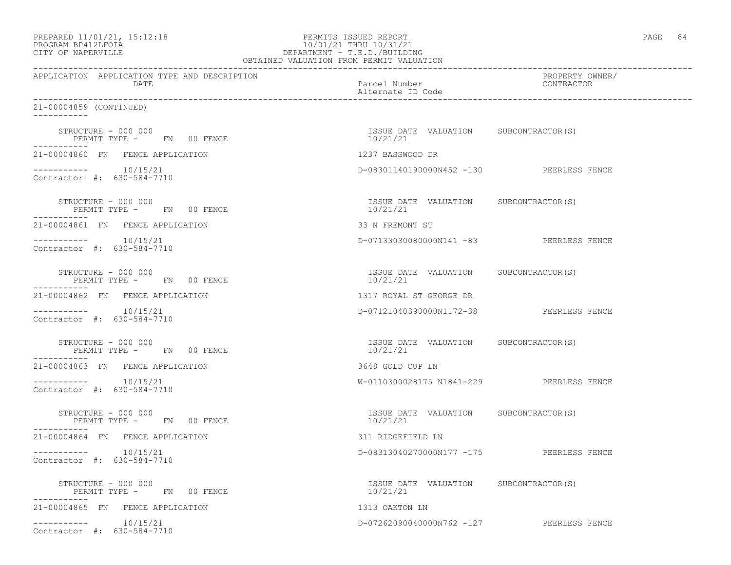PERMITS ISSUED REPORT
10/01/21 THRU 10/31/21
DEPARTMENT - T.E.D./BUILDING
OBTAINED VALUATION FROM PERMIT VALUATION

PREPARED 11/01/21, 15:12:18
PROGRAM BP412LFOIA
CITY OF NAPERVILLE

| APPLICATION | APPLICATION TYPE AND DESCRIPTION DATE | Parcel Number / Alternate ID Code | PROPERTY OWNER/ CONTRACTOR |
|---|---|---|---|

21-00004859 (CONTINUED)

STRUCTURE - 000 000
PERMIT TYPE - FN 00 FENCE
ISSUE DATE 10/21/21 VALUATION SUBCONTRACTOR(S)

21-00004860 FN FENCE APPLICATION — 1237 BASSWOOD DR
10/15/21 — D-08301140190000N452 -130 — PEERLESS FENCE
Contractor #: 630-584-7710

STRUCTURE - 000 000
PERMIT TYPE - FN 00 FENCE
ISSUE DATE 10/21/21 VALUATION SUBCONTRACTOR(S)

21-00004861 FN FENCE APPLICATION — 33 N FREMONT ST
10/15/21 — D-07133030080000N141 -83 — PEERLESS FENCE
Contractor #: 630-584-7710

STRUCTURE - 000 000
PERMIT TYPE - FN 00 FENCE
ISSUE DATE 10/21/21 VALUATION SUBCONTRACTOR(S)

21-00004862 FN FENCE APPLICATION — 1317 ROYAL ST GEORGE DR
10/15/21 — D-07121040390000N1172-38 — PEERLESS FENCE
Contractor #: 630-584-7710

STRUCTURE - 000 000
PERMIT TYPE - FN 00 FENCE
ISSUE DATE 10/21/21 VALUATION SUBCONTRACTOR(S)

21-00004863 FN FENCE APPLICATION — 3648 GOLD CUP LN
10/15/21 — W-0110300028175 N1841-229 — PEERLESS FENCE
Contractor #: 630-584-7710

STRUCTURE - 000 000
PERMIT TYPE - FN 00 FENCE
ISSUE DATE 10/21/21 VALUATION SUBCONTRACTOR(S)

21-00004864 FN FENCE APPLICATION — 311 RIDGEFIELD LN
10/15/21 — D-08313040270000N177 -175 — PEERLESS FENCE
Contractor #: 630-584-7710

STRUCTURE - 000 000
PERMIT TYPE - FN 00 FENCE
ISSUE DATE 10/21/21 VALUATION SUBCONTRACTOR(S)

21-00004865 FN FENCE APPLICATION — 1313 OAKTON LN
10/15/21 — D-07262090040000N762 -127 — PEERLESS FENCE
Contractor #: 630-584-7710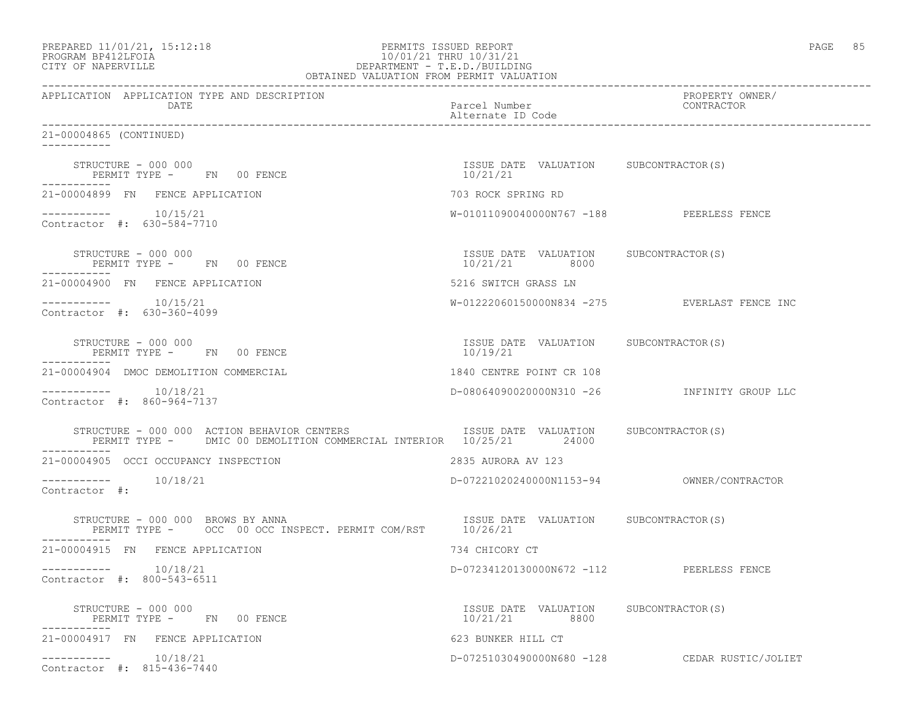PREPARED 11/01/21, 15:12:18
PROGRAM BP412LFOIA
CITY OF NAPERVILLE

PERMITS ISSUED REPORT
10/01/21 THRU 10/31/21
DEPARTMENT - T.E.D./BUILDING
OBTAINED VALUATION FROM PERMIT VALUATION

| APPLICATION | APPLICATION TYPE AND DESCRIPTION / DATE | Parcel Number / Alternate ID Code | PROPERTY OWNER/ CONTRACTOR |
|---|---|---|---|

21-00004865 (CONTINUED)

STRUCTURE - 000 000
PERMIT TYPE - FN 00 FENCE
ISSUE DATE 10/21/21 VALUATION SUBCONTRACTOR(S)

21-00004899 FN FENCE APPLICATION — 703 ROCK SPRING RD
10/15/21 — W-01011090040000N767 -188 — PEERLESS FENCE
Contractor #: 630-584-7710

STRUCTURE - 000 000
PERMIT TYPE - FN 00 FENCE
ISSUE DATE 10/21/21 VALUATION 8000 SUBCONTRACTOR(S)

21-00004900 FN FENCE APPLICATION — 5216 SWITCH GRASS LN
10/15/21 — W-01222060150000N834 -275 — EVERLAST FENCE INC
Contractor #: 630-360-4099

STRUCTURE - 000 000
PERMIT TYPE - FN 00 FENCE
ISSUE DATE 10/19/21 VALUATION SUBCONTRACTOR(S)

21-00004904 DMOC DEMOLITION COMMERCIAL — 1840 CENTRE POINT CR 108
10/18/21 — D-08064090020000N310 -26 — INFINITY GROUP LLC
Contractor #: 860-964-7137

STRUCTURE - 000 000 ACTION BEHAVIOR CENTERS
PERMIT TYPE - DMIC 00 DEMOLITION COMMERCIAL INTERIOR
ISSUE DATE 10/25/21 VALUATION 24000 SUBCONTRACTOR(S)

21-00004905 OCCI OCCUPANCY INSPECTION — 2835 AURORA AV 123
10/18/21 — D-07221020240000N1153-94 — OWNER/CONTRACTOR
Contractor #:

STRUCTURE - 000 000 BROWS BY ANNA
PERMIT TYPE - OCC 00 OCC INSPECT. PERMIT COM/RST
ISSUE DATE 10/26/21 VALUATION SUBCONTRACTOR(S)

21-00004915 FN FENCE APPLICATION — 734 CHICORY CT
10/18/21 — D-07234120130000N672 -112 — PEERLESS FENCE
Contractor #: 800-543-6511

STRUCTURE - 000 000
PERMIT TYPE - FN 00 FENCE
ISSUE DATE 10/21/21 VALUATION 8800 SUBCONTRACTOR(S)

21-00004917 FN FENCE APPLICATION — 623 BUNKER HILL CT
10/18/21 — D-07251030490000N680 -128 — CEDAR RUSTIC/JOLIET
Contractor #: 815-436-7440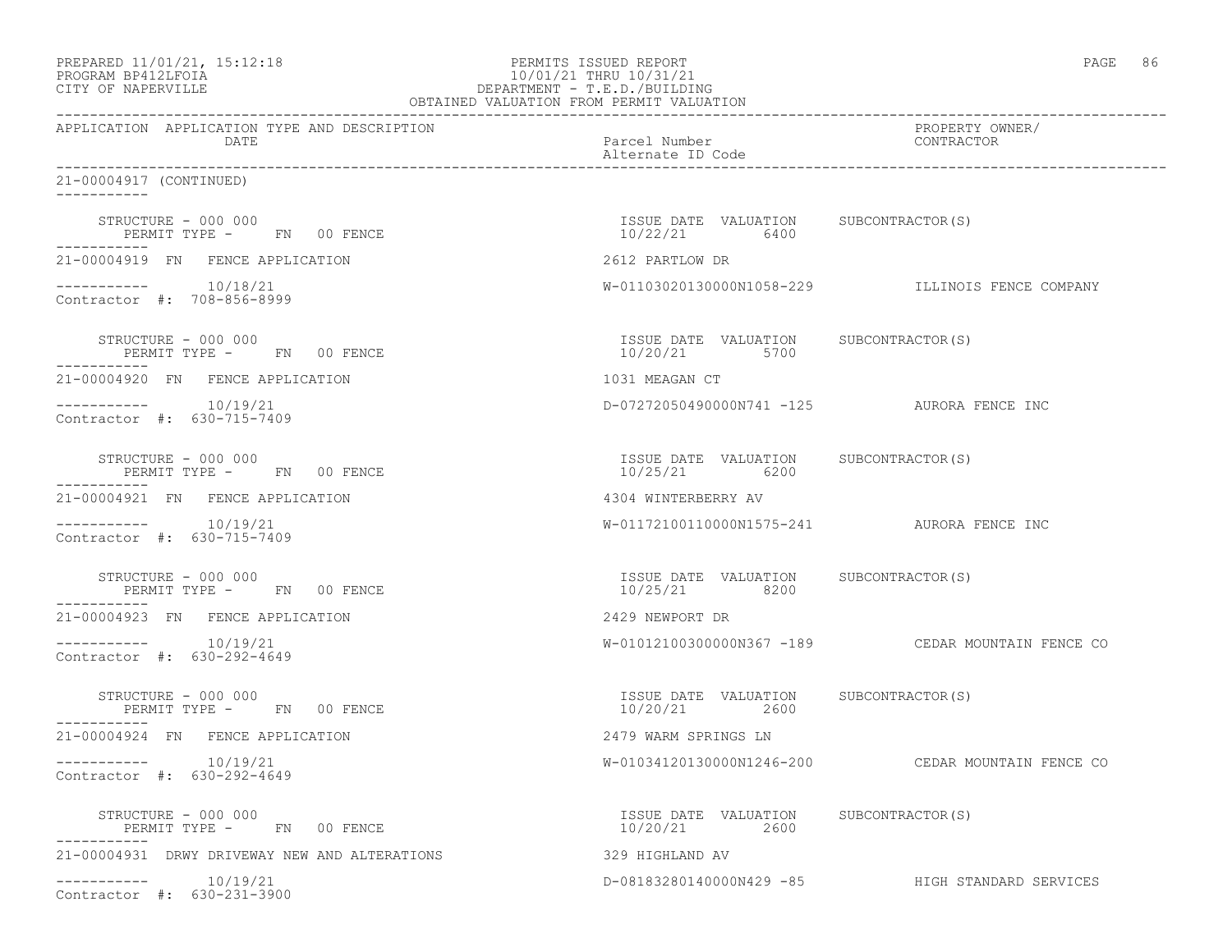PREPARED 11/01/21, 15:12:18
PROGRAM BP412LFOIA
CITY OF NAPERVILLE

PERMITS ISSUED REPORT
10/01/21 THRU 10/31/21
DEPARTMENT - T.E.D./BUILDING
OBTAINED VALUATION FROM PERMIT VALUATION

| APPLICATION | APPLICATION TYPE AND DESCRIPTION DATE | Parcel Number / Alternate ID Code | PROPERTY OWNER/ CONTRACTOR |
|---|---|---|---|

21-00004917 (CONTINUED)

STRUCTURE - 000 000
PERMIT TYPE - FN 00 FENCE
ISSUE DATE 10/22/21 VALUATION 6400 SUBCONTRACTOR(S)

21-00004919 FN FENCE APPLICATION — 2612 PARTLOW DR
10/18/21 — W-01103020130000N1058-229 — ILLINOIS FENCE COMPANY
Contractor #: 708-856-8999

STRUCTURE - 000 000
PERMIT TYPE - FN 00 FENCE
ISSUE DATE 10/20/21 VALUATION 5700 SUBCONTRACTOR(S)

21-00004920 FN FENCE APPLICATION — 1031 MEAGAN CT
10/19/21 — D-07272050490000N741 -125 — AURORA FENCE INC
Contractor #: 630-715-7409

STRUCTURE - 000 000
PERMIT TYPE - FN 00 FENCE
ISSUE DATE 10/25/21 VALUATION 6200 SUBCONTRACTOR(S)

21-00004921 FN FENCE APPLICATION — 4304 WINTERBERRY AV
10/19/21 — W-01172100110000N1575-241 — AURORA FENCE INC
Contractor #: 630-715-7409

STRUCTURE - 000 000
PERMIT TYPE - FN 00 FENCE
ISSUE DATE 10/25/21 VALUATION 8200 SUBCONTRACTOR(S)

21-00004923 FN FENCE APPLICATION — 2429 NEWPORT DR
10/19/21 — W-01012100300000N367 -189 — CEDAR MOUNTAIN FENCE CO
Contractor #: 630-292-4649

STRUCTURE - 000 000
PERMIT TYPE - FN 00 FENCE
ISSUE DATE 10/20/21 VALUATION 2600 SUBCONTRACTOR(S)

21-00004924 FN FENCE APPLICATION — 2479 WARM SPRINGS LN
10/19/21 — W-01034120130000N1246-200 — CEDAR MOUNTAIN FENCE CO
Contractor #: 630-292-4649

STRUCTURE - 000 000
PERMIT TYPE - FN 00 FENCE
ISSUE DATE 10/20/21 VALUATION 2600 SUBCONTRACTOR(S)

21-00004931 DRWY DRIVEWAY NEW AND ALTERATIONS — 329 HIGHLAND AV
10/19/21 — D-08183280140000N429 -85 — HIGH STANDARD SERVICES
Contractor #: 630-231-3900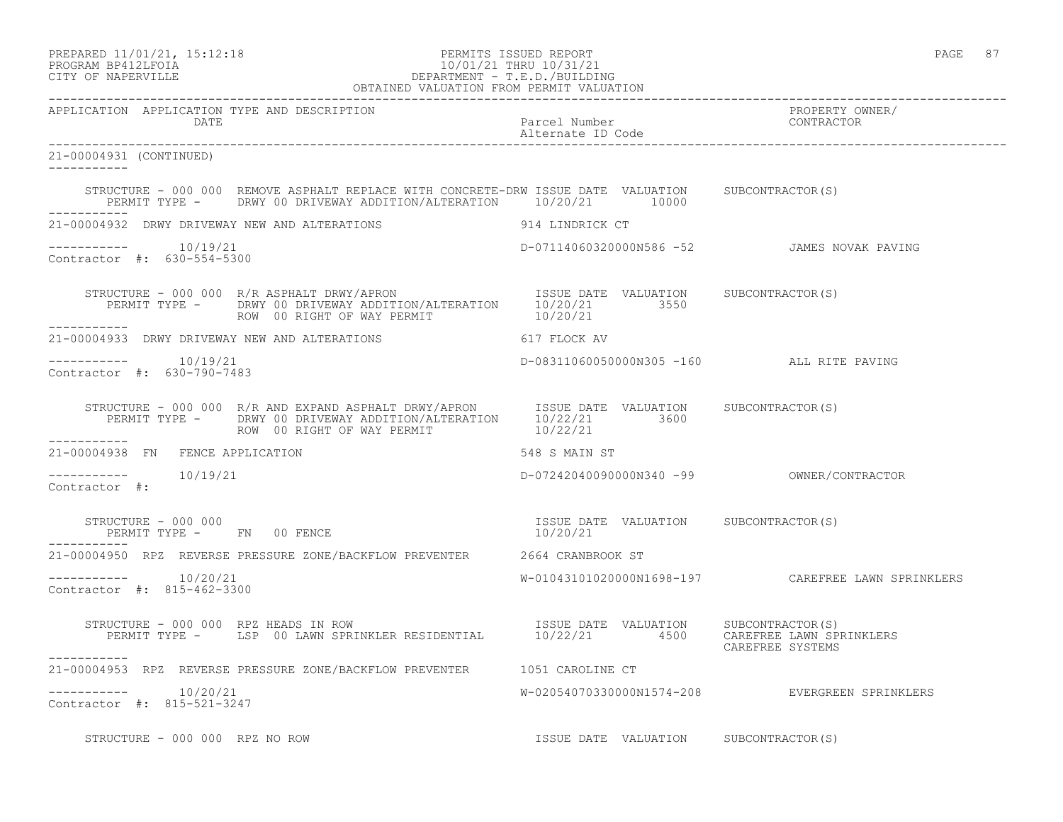APPLICATION APPLICATION TYPE AND DESCRIPTION | Parcel Number / Alternate ID Code | PROPERTY OWNER/ CONTRACTOR

21-00004931 (CONTINUED)

STRUCTURE - 000 000 REMOVE ASPHALT REPLACE WITH CONCRETE-DRW ISSUE DATE VALUATION SUBCONTRACTOR(S)
PERMIT TYPE - DRWY 00 DRIVEWAY ADDITION/ALTERATION 10/20/21 10000

21-00004932 DRWY DRIVEWAY NEW AND ALTERATIONS 914 LINDRICK CT

10/19/21 D-07114060320000N586 -52 JAMES NOVAK PAVING
Contractor #: 630-554-5300

STRUCTURE - 000 000 R/R ASPHALT DRWY/APRON ISSUE DATE VALUATION SUBCONTRACTOR(S)
PERMIT TYPE - DRWY 00 DRIVEWAY ADDITION/ALTERATION 10/20/21 3550
ROW 00 RIGHT OF WAY PERMIT 10/20/21

21-00004933 DRWY DRIVEWAY NEW AND ALTERATIONS 617 FLOCK AV

10/19/21 D-08311060050000N305 -160 ALL RITE PAVING
Contractor #: 630-790-7483

STRUCTURE - 000 000 R/R AND EXPAND ASPHALT DRWY/APRON ISSUE DATE VALUATION SUBCONTRACTOR(S)
PERMIT TYPE - DRWY 00 DRIVEWAY ADDITION/ALTERATION 10/22/21 3600
ROW 00 RIGHT OF WAY PERMIT 10/22/21

21-00004938 FN FENCE APPLICATION 548 S MAIN ST

10/19/21 D-07242040090000N340 -99 OWNER/CONTRACTOR
Contractor #:

STRUCTURE - 000 000 ISSUE DATE VALUATION SUBCONTRACTOR(S)
PERMIT TYPE - FN 00 FENCE 10/20/21

21-00004950 RPZ REVERSE PRESSURE ZONE/BACKFLOW PREVENTER 2664 CRANBROOK ST

10/20/21 W-01043101020000N1698-197 CAREFREE LAWN SPRINKLERS
Contractor #: 815-462-3300

STRUCTURE - 000 000 RPZ HEADS IN ROW ISSUE DATE VALUATION SUBCONTRACTOR(S)
PERMIT TYPE - LSP 00 LAWN SPRINKLER RESIDENTIAL 10/22/21 4500 CAREFREE LAWN SPRINKLERS
CAREFREE SYSTEMS

21-00004953 RPZ REVERSE PRESSURE ZONE/BACKFLOW PREVENTER 1051 CAROLINE CT

10/20/21 W-02054070330000N1574-208 EVERGREEN SPRINKLERS
Contractor #: 815-521-3247

STRUCTURE - 000 000 RPZ NO ROW ISSUE DATE VALUATION SUBCONTRACTOR(S)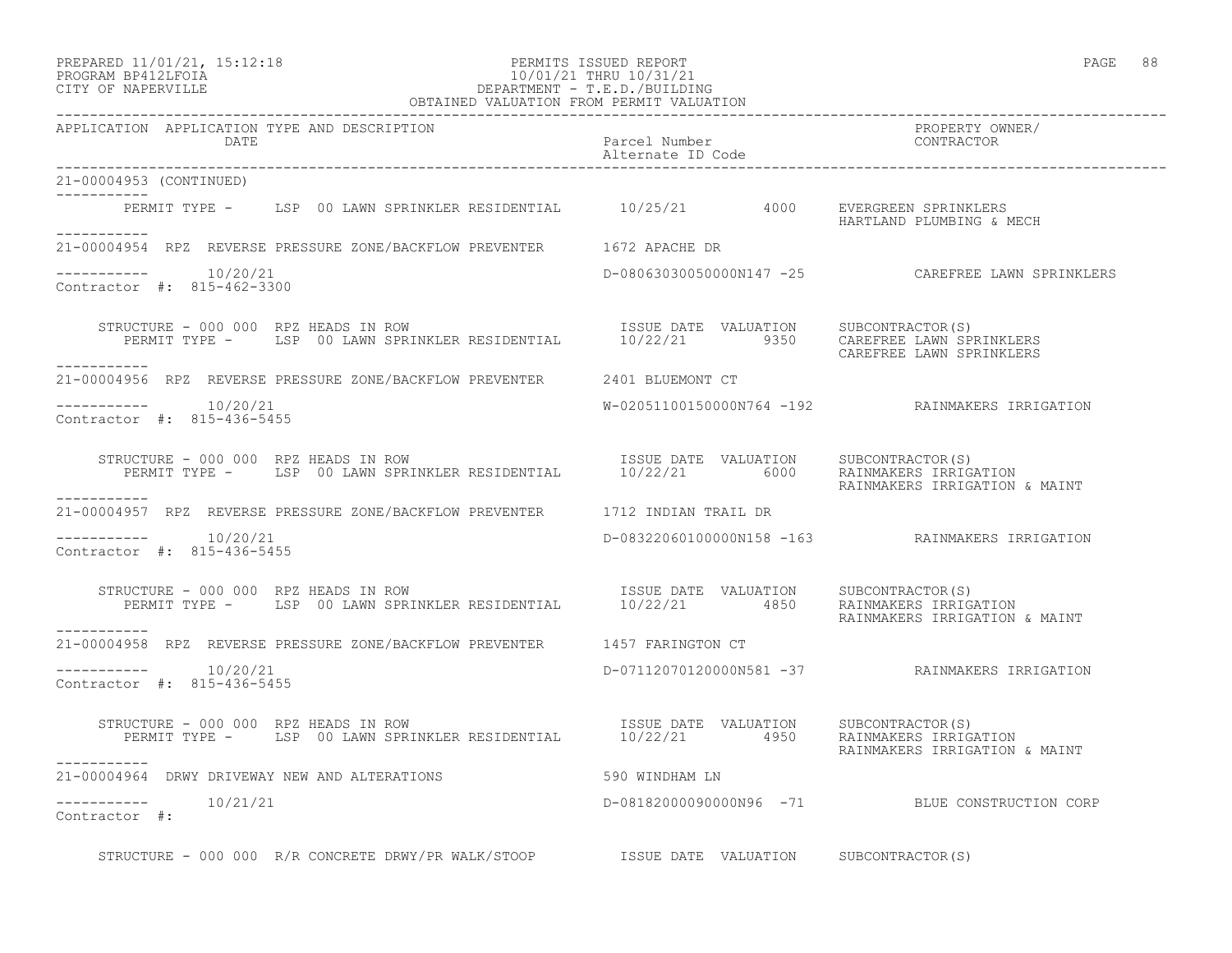PREPARED 11/01/21, 15:12:18 PERMITS ISSUED REPORT
PROGRAM BP412LFOIA 10/01/21 THRU 10/31/21
CITY OF NAPERVILLE DEPARTMENT - T.E.D./BUILDING
OBTAINED VALUATION FROM PERMIT VALUATION

```
APPLICATION  APPLICATION TYPE AND DESCRIPTION                                                              PROPERTY OWNER/
             DATE                                                 Parcel Number                            CONTRACTOR
                                                                  Alternate ID Code

21-00004953 (CONTINUED)
-----------
     PERMIT TYPE -     LSP  00 LAWN SPRINKLER RESIDENTIAL      10/25/21         4000    EVERGREEN SPRINKLERS
                                                                                        HARTLAND PLUMBING & MECH
-----------
21-00004954  RPZ  REVERSE PRESSURE ZONE/BACKFLOW PREVENTER      1672 APACHE DR

-----------       10/20/21                                     D-08063030050000N147 -25          CAREFREE LAWN SPRINKLERS
Contractor #:  815-462-3300

     STRUCTURE - 000 000  RPZ HEADS IN ROW                     ISSUE DATE  VALUATION    SUBCONTRACTOR(S)
     PERMIT TYPE -     LSP  00 LAWN SPRINKLER RESIDENTIAL      10/22/21         9350    CAREFREE LAWN SPRINKLERS
                                                                                        CAREFREE LAWN SPRINKLERS
-----------
21-00004956  RPZ  REVERSE PRESSURE ZONE/BACKFLOW PREVENTER      2401 BLUEMONT CT

-----------       10/20/21                                     W-02051100150000N764 -192         RAINMAKERS IRRIGATION
Contractor #:  815-436-5455

     STRUCTURE - 000 000  RPZ HEADS IN ROW                     ISSUE DATE  VALUATION    SUBCONTRACTOR(S)
     PERMIT TYPE -     LSP  00 LAWN SPRINKLER RESIDENTIAL      10/22/21         6000    RAINMAKERS IRRIGATION
                                                                                        RAINMAKERS IRRIGATION & MAINT
-----------
21-00004957  RPZ  REVERSE PRESSURE ZONE/BACKFLOW PREVENTER      1712 INDIAN TRAIL DR

-----------       10/20/21                                     D-08322060100000N158 -163         RAINMAKERS IRRIGATION
Contractor #:  815-436-5455

     STRUCTURE - 000 000  RPZ HEADS IN ROW                     ISSUE DATE  VALUATION    SUBCONTRACTOR(S)
     PERMIT TYPE -     LSP  00 LAWN SPRINKLER RESIDENTIAL      10/22/21         4850    RAINMAKERS IRRIGATION
                                                                                        RAINMAKERS IRRIGATION & MAINT
-----------
21-00004958  RPZ  REVERSE PRESSURE ZONE/BACKFLOW PREVENTER      1457 FARINGTON CT

-----------       10/20/21                                     D-07112070120000N581 -37          RAINMAKERS IRRIGATION
Contractor #:  815-436-5455

     STRUCTURE - 000 000  RPZ HEADS IN ROW                     ISSUE DATE  VALUATION    SUBCONTRACTOR(S)
     PERMIT TYPE -     LSP  00 LAWN SPRINKLER RESIDENTIAL      10/22/21         4950    RAINMAKERS IRRIGATION
                                                                                        RAINMAKERS IRRIGATION & MAINT
-----------
21-00004964  DRWY DRIVEWAY NEW AND ALTERATIONS                  590 WINDHAM LN

-----------       10/21/21                                     D-08182000090000N96  -71          BLUE CONSTRUCTION CORP
Contractor #:

     STRUCTURE - 000 000  R/R CONCRETE DRWY/PR WALK/STOOP      ISSUE DATE  VALUATION    SUBCONTRACTOR(S)
```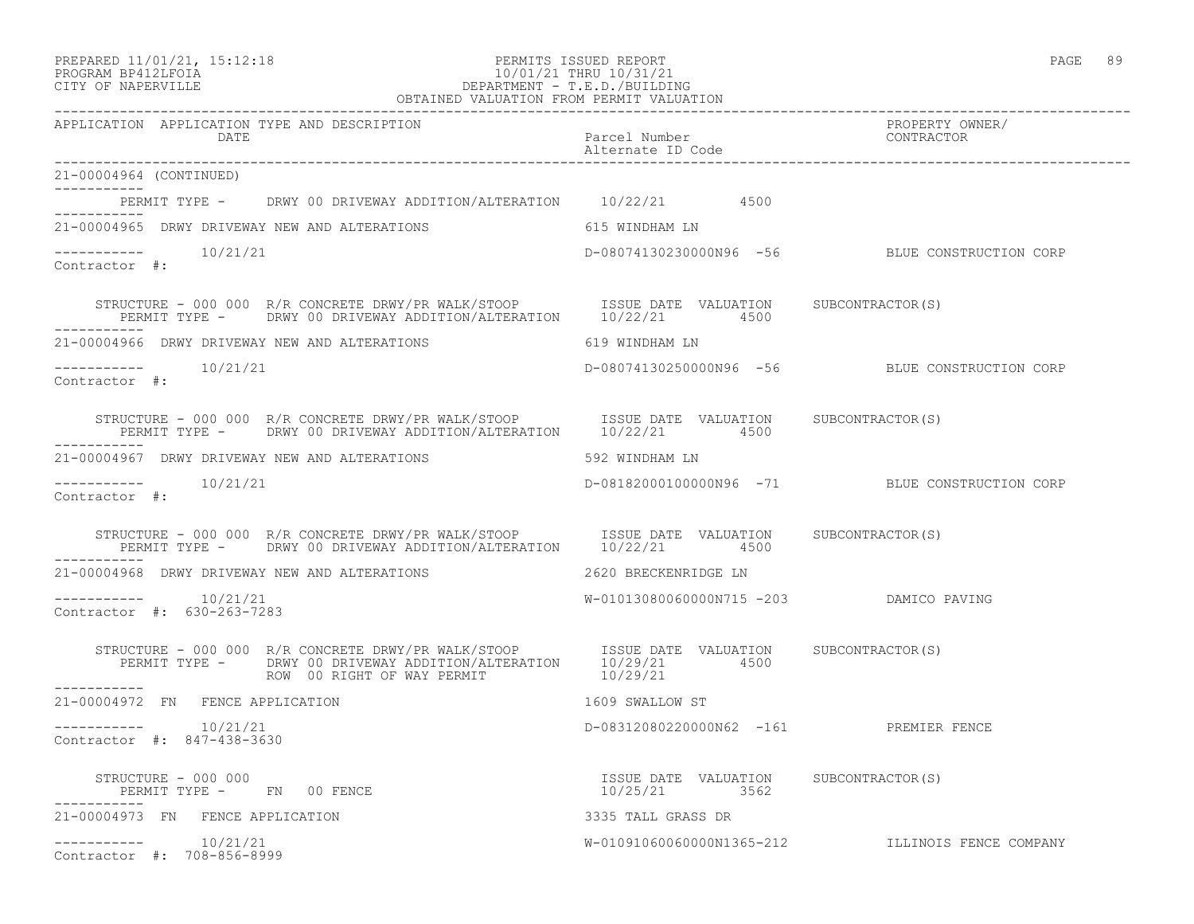APPLICATION APPLICATION TYPE AND DESCRIPTION DATE | Parcel Number / Alternate ID Code | PROPERTY OWNER/ CONTRACTOR

21-00004964 (CONTINUED)

PERMIT TYPE - DRWY 00 DRIVEWAY ADDITION/ALTERATION 10/22/21 4500

---

21-00004965 DRWY DRIVEWAY NEW AND ALTERATIONS — 615 WINDHAM LN

10/21/21 — D-08074130230000N96 -56 — BLUE CONSTRUCTION CORP

Contractor #:

| STRUCTURE - 000 000 R/R CONCRETE DRWY/PR WALK/STOOP | ISSUE DATE | VALUATION | SUBCONTRACTOR(S) |
|---|---|---|---|
| PERMIT TYPE - DRWY 00 DRIVEWAY ADDITION/ALTERATION | 10/22/21 | 4500 | |

---

21-00004966 DRWY DRIVEWAY NEW AND ALTERATIONS — 619 WINDHAM LN

10/21/21 — D-08074130250000N96 -56 — BLUE CONSTRUCTION CORP

Contractor #:

| STRUCTURE - 000 000 R/R CONCRETE DRWY/PR WALK/STOOP | ISSUE DATE | VALUATION | SUBCONTRACTOR(S) |
|---|---|---|---|
| PERMIT TYPE - DRWY 00 DRIVEWAY ADDITION/ALTERATION | 10/22/21 | 4500 | |

---

21-00004967 DRWY DRIVEWAY NEW AND ALTERATIONS — 592 WINDHAM LN

10/21/21 — D-08182000100000N96 -71 — BLUE CONSTRUCTION CORP

Contractor #:

| STRUCTURE - 000 000 R/R CONCRETE DRWY/PR WALK/STOOP | ISSUE DATE | VALUATION | SUBCONTRACTOR(S) |
|---|---|---|---|
| PERMIT TYPE - DRWY 00 DRIVEWAY ADDITION/ALTERATION | 10/22/21 | 4500 | |

---

21-00004968 DRWY DRIVEWAY NEW AND ALTERATIONS — 2620 BRECKENRIDGE LN

10/21/21 — W-01013080060000N715 -203 — DAMICO PAVING

Contractor #: 630-263-7283

| STRUCTURE - 000 000 R/R CONCRETE DRWY/PR WALK/STOOP | ISSUE DATE | VALUATION | SUBCONTRACTOR(S) |
|---|---|---|---|
| PERMIT TYPE - DRWY 00 DRIVEWAY ADDITION/ALTERATION | 10/29/21 | 4500 | |
| ROW 00 RIGHT OF WAY PERMIT | 10/29/21 | | |

---

21-00004972 FN FENCE APPLICATION — 1609 SWALLOW ST

10/21/21 — D-08312080220000N62 -161 — PREMIER FENCE

Contractor #: 847-438-3630

| STRUCTURE - 000 000 | ISSUE DATE | VALUATION | SUBCONTRACTOR(S) |
|---|---|---|---|
| PERMIT TYPE - FN 00 FENCE | 10/25/21 | 3562 | |

---

21-00004973 FN FENCE APPLICATION — 3335 TALL GRASS DR

10/21/21 — W-01091060060000N1365-212 — ILLINOIS FENCE COMPANY

Contractor #: 708-856-8999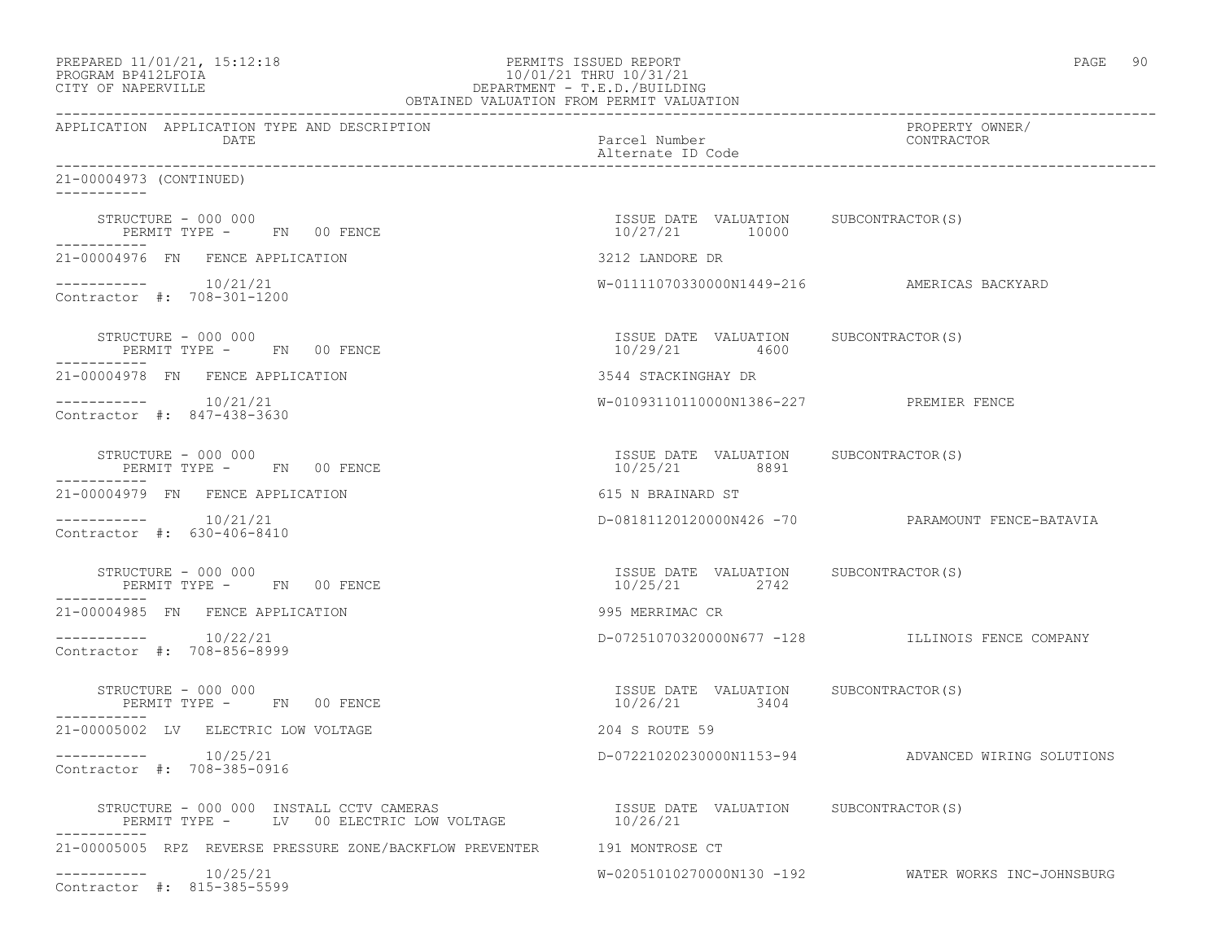PREPARED 11/01/21, 15:12:18
PROGRAM BP412LFOIA
CITY OF NAPERVILLE

PERMITS ISSUED REPORT
10/01/21 THRU 10/31/21
DEPARTMENT - T.E.D./BUILDING
OBTAINED VALUATION FROM PERMIT VALUATION

| APPLICATION | APPLICATION TYPE AND DESCRIPTION / DATE | Parcel Number / Alternate ID Code | PROPERTY OWNER/ CONTRACTOR |
|---|---|---|---|

21-00004973 (CONTINUED)

STRUCTURE - 000 000
PERMIT TYPE - FN 00 FENCE
ISSUE DATE 10/27/21 VALUATION 10000 SUBCONTRACTOR(S)

21-00004976 FN FENCE APPLICATION — 3212 LANDORE DR
10/21/21 — W-01111070330000N1449-216 — AMERICAS BACKYARD
Contractor #: 708-301-1200

STRUCTURE - 000 000
PERMIT TYPE - FN 00 FENCE
ISSUE DATE 10/29/21 VALUATION 4600 SUBCONTRACTOR(S)

21-00004978 FN FENCE APPLICATION — 3544 STACKINGHAY DR
10/21/21 — W-01093110110000N1386-227 — PREMIER FENCE
Contractor #: 847-438-3630

STRUCTURE - 000 000
PERMIT TYPE - FN 00 FENCE
ISSUE DATE 10/25/21 VALUATION 8891 SUBCONTRACTOR(S)

21-00004979 FN FENCE APPLICATION — 615 N BRAINARD ST
10/21/21 — D-08181120120000N426 -70 — PARAMOUNT FENCE-BATAVIA
Contractor #: 630-406-8410

STRUCTURE - 000 000
PERMIT TYPE - FN 00 FENCE
ISSUE DATE 10/25/21 VALUATION 2742 SUBCONTRACTOR(S)

21-00004985 FN FENCE APPLICATION — 995 MERRIMAC CR
10/22/21 — D-07251070320000N677 -128 — ILLINOIS FENCE COMPANY
Contractor #: 708-856-8999

STRUCTURE - 000 000
PERMIT TYPE - FN 00 FENCE
ISSUE DATE 10/26/21 VALUATION 3404 SUBCONTRACTOR(S)

21-00005002 LV ELECTRIC LOW VOLTAGE — 204 S ROUTE 59
10/25/21 — D-07221020230000N1153-94 — ADVANCED WIRING SOLUTIONS
Contractor #: 708-385-0916

STRUCTURE - 000 000 INSTALL CCTV CAMERAS
PERMIT TYPE - LV 00 ELECTRIC LOW VOLTAGE
ISSUE DATE 10/26/21 VALUATION SUBCONTRACTOR(S)

21-00005005 RPZ REVERSE PRESSURE ZONE/BACKFLOW PREVENTER — 191 MONTROSE CT
10/25/21 — W-02051010270000N130 -192 — WATER WORKS INC-JOHNSBURG
Contractor #: 815-385-5599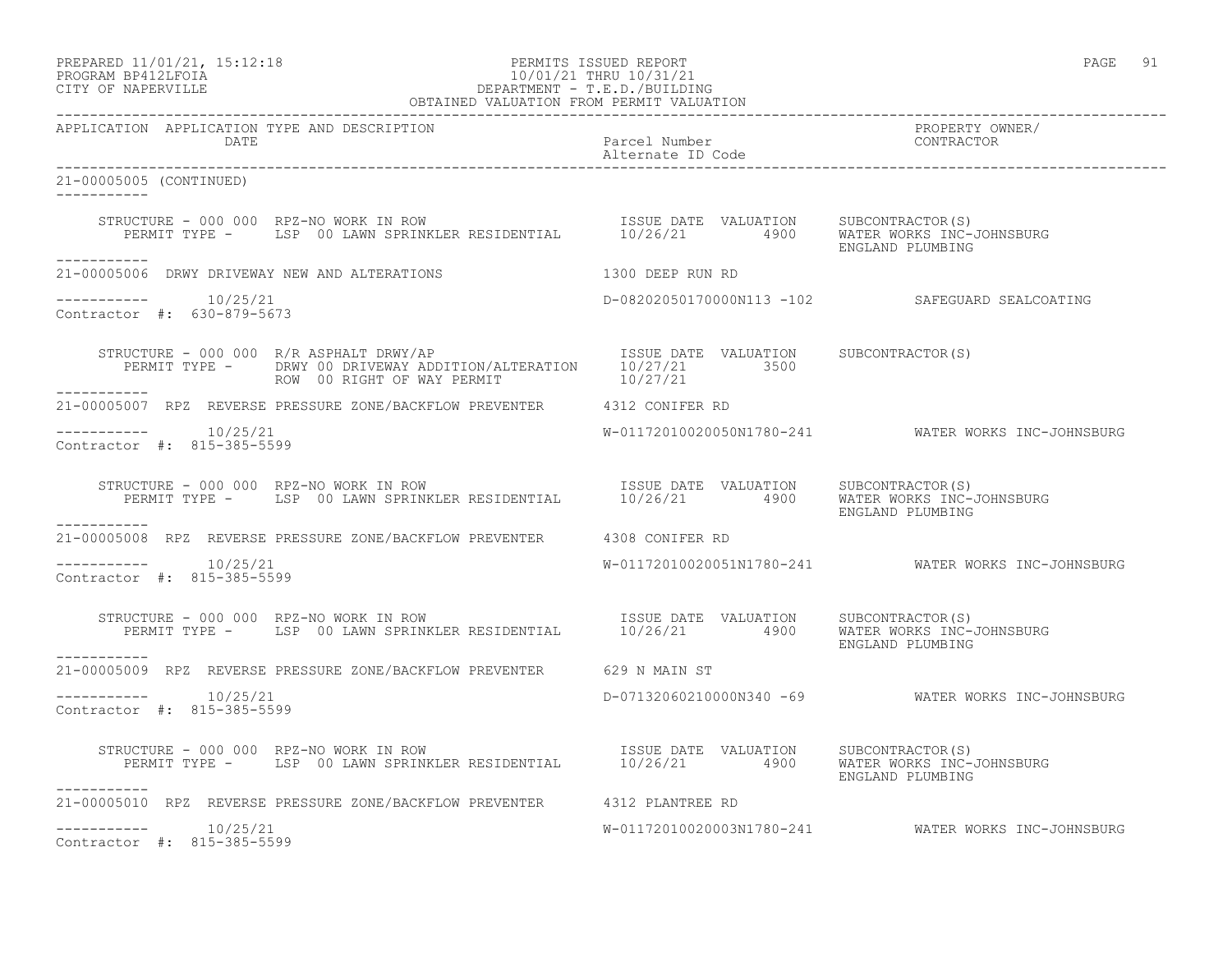APPLICATION APPLICATION TYPE AND DESCRIPTION | DATE | Parcel Number / Alternate ID Code | PROPERTY OWNER/ CONTRACTOR

21-00005005 (CONTINUED)

```
    STRUCTURE - 000 000  RPZ-NO WORK IN ROW                          ISSUE DATE  VALUATION     SUBCONTRACTOR(S)
       PERMIT TYPE -      LSP  00 LAWN SPRINKLER RESIDENTIAL      10/26/21        4900      WATER WORKS INC-JOHNSBURG
                                                                                            ENGLAND PLUMBING
-----------
21-00005006  DRWY DRIVEWAY NEW AND ALTERATIONS                   1300 DEEP RUN RD

-----------      10/25/21                                      D-08202050170000N113 -102          SAFEGUARD SEALCOATING
Contractor #:  630-879-5673

    STRUCTURE - 000 000  R/R ASPHALT DRWY/AP                         ISSUE DATE  VALUATION     SUBCONTRACTOR(S)
       PERMIT TYPE -      DRWY 00 DRIVEWAY ADDITION/ALTERATION    10/27/21        3500
                          ROW  00 RIGHT OF WAY PERMIT              10/27/21
-----------
21-00005007  RPZ  REVERSE PRESSURE ZONE/BACKFLOW PREVENTER       4312 CONIFER RD

-----------      10/25/21                                      W-01172010020050N1780-241          WATER WORKS INC-JOHNSBURG
Contractor #:  815-385-5599

    STRUCTURE - 000 000  RPZ-NO WORK IN ROW                          ISSUE DATE  VALUATION     SUBCONTRACTOR(S)
       PERMIT TYPE -      LSP  00 LAWN SPRINKLER RESIDENTIAL      10/26/21        4900      WATER WORKS INC-JOHNSBURG
                                                                                            ENGLAND PLUMBING
-----------
21-00005008  RPZ  REVERSE PRESSURE ZONE/BACKFLOW PREVENTER       4308 CONIFER RD

-----------      10/25/21                                      W-01172010020051N1780-241          WATER WORKS INC-JOHNSBURG
Contractor #:  815-385-5599

    STRUCTURE - 000 000  RPZ-NO WORK IN ROW                          ISSUE DATE  VALUATION     SUBCONTRACTOR(S)
       PERMIT TYPE -      LSP  00 LAWN SPRINKLER RESIDENTIAL      10/26/21        4900      WATER WORKS INC-JOHNSBURG
                                                                                            ENGLAND PLUMBING
-----------
21-00005009  RPZ  REVERSE PRESSURE ZONE/BACKFLOW PREVENTER       629 N MAIN ST

-----------      10/25/21                                      D-07132060210000N340 -69           WATER WORKS INC-JOHNSBURG
Contractor #:  815-385-5599

    STRUCTURE - 000 000  RPZ-NO WORK IN ROW                          ISSUE DATE  VALUATION     SUBCONTRACTOR(S)
       PERMIT TYPE -      LSP  00 LAWN SPRINKLER RESIDENTIAL      10/26/21        4900      WATER WORKS INC-JOHNSBURG
                                                                                            ENGLAND PLUMBING
-----------
21-00005010  RPZ  REVERSE PRESSURE ZONE/BACKFLOW PREVENTER       4312 PLANTREE RD

-----------      10/25/21                                      W-01172010020003N1780-241          WATER WORKS INC-JOHNSBURG
Contractor #:  815-385-5599
```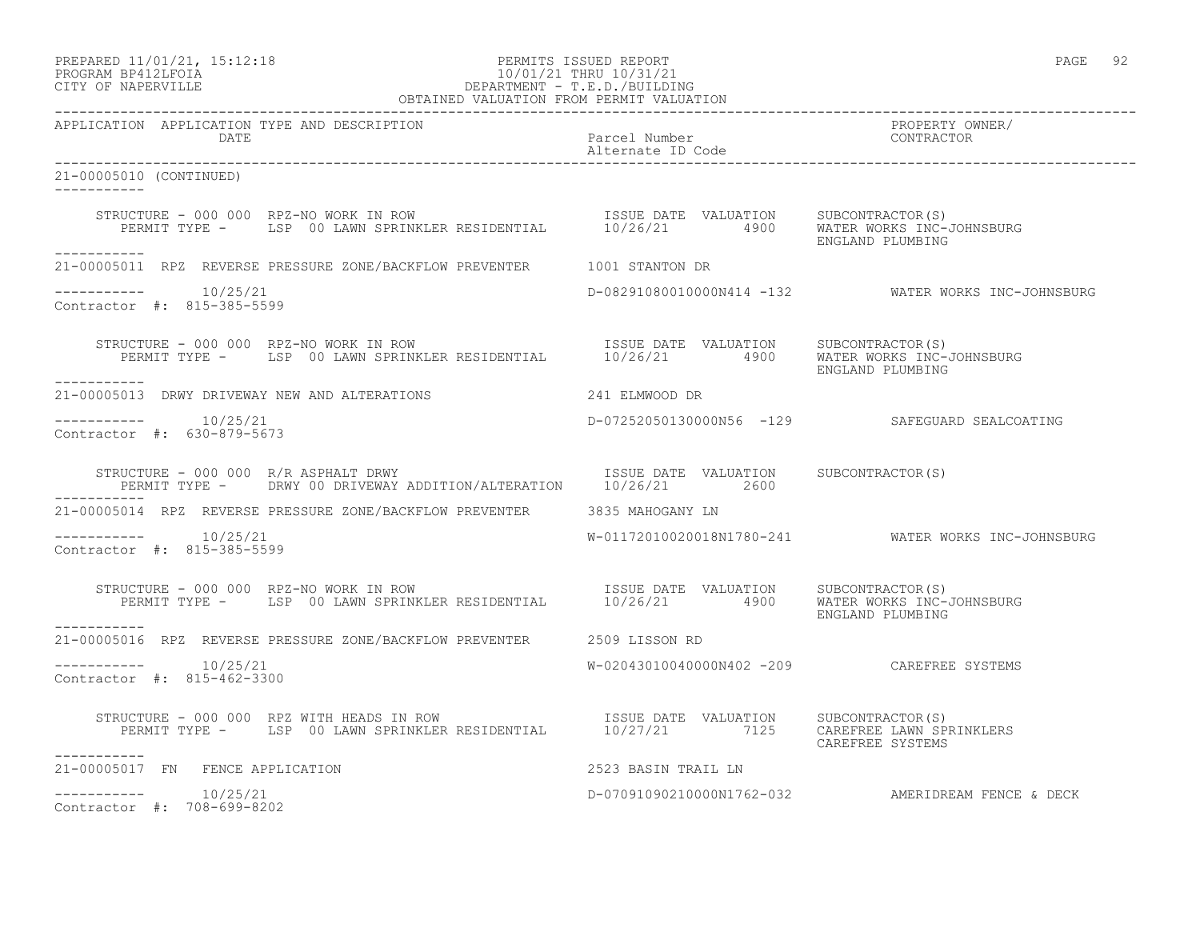APPLICATION APPLICATION TYPE AND DESCRIPTION DATE | Parcel Number / Alternate ID Code | PROPERTY OWNER/ CONTRACTOR

21-00005010 (CONTINUED)

```
    STRUCTURE - 000 000  RPZ-NO WORK IN ROW                          ISSUE DATE  VALUATION     SUBCONTRACTOR(S)
       PERMIT TYPE -     LSP  00 LAWN SPRINKLER RESIDENTIAL          10/26/21         4900     WATER WORKS INC-JOHNSBURG
                                                                                               ENGLAND PLUMBING
-----------
21-00005011  RPZ  REVERSE PRESSURE ZONE/BACKFLOW PREVENTER        1001 STANTON DR

-----------       10/25/21                                        D-08291080010000N414 -132          WATER WORKS INC-JOHNSBURG
Contractor #:  815-385-5599

    STRUCTURE - 000 000  RPZ-NO WORK IN ROW                          ISSUE DATE  VALUATION     SUBCONTRACTOR(S)
       PERMIT TYPE -     LSP  00 LAWN SPRINKLER RESIDENTIAL          10/26/21         4900     WATER WORKS INC-JOHNSBURG
                                                                                               ENGLAND PLUMBING
-----------
21-00005013  DRWY DRIVEWAY NEW AND ALTERATIONS                    241 ELMWOOD DR

-----------       10/25/21                                        D-07252050130000N56  -129          SAFEGUARD SEALCOATING
Contractor #:  630-879-5673

    STRUCTURE - 000 000  R/R ASPHALT DRWY                            ISSUE DATE  VALUATION     SUBCONTRACTOR(S)
       PERMIT TYPE -     DRWY 00 DRIVEWAY ADDITION/ALTERATION        10/26/21         2600
-----------
21-00005014  RPZ  REVERSE PRESSURE ZONE/BACKFLOW PREVENTER        3835 MAHOGANY LN

-----------       10/25/21                                        W-01172010020018N1780-241          WATER WORKS INC-JOHNSBURG
Contractor #:  815-385-5599

    STRUCTURE - 000 000  RPZ-NO WORK IN ROW                          ISSUE DATE  VALUATION     SUBCONTRACTOR(S)
       PERMIT TYPE -     LSP  00 LAWN SPRINKLER RESIDENTIAL          10/26/21         4900     WATER WORKS INC-JOHNSBURG
                                                                                               ENGLAND PLUMBING
-----------
21-00005016  RPZ  REVERSE PRESSURE ZONE/BACKFLOW PREVENTER        2509 LISSON RD

-----------       10/25/21                                        W-02043010040000N402 -209          CAREFREE SYSTEMS
Contractor #:  815-462-3300

    STRUCTURE - 000 000  RPZ WITH HEADS IN ROW                       ISSUE DATE  VALUATION     SUBCONTRACTOR(S)
       PERMIT TYPE -     LSP  00 LAWN SPRINKLER RESIDENTIAL          10/27/21         7125     CAREFREE LAWN SPRINKLERS
                                                                                               CAREFREE SYSTEMS
-----------
21-00005017  FN   FENCE APPLICATION                               2523 BASIN TRAIL LN

-----------       10/25/21                                        D-07091090210000N1762-032          AMERIDREAM FENCE & DECK
Contractor #:  708-699-8202
```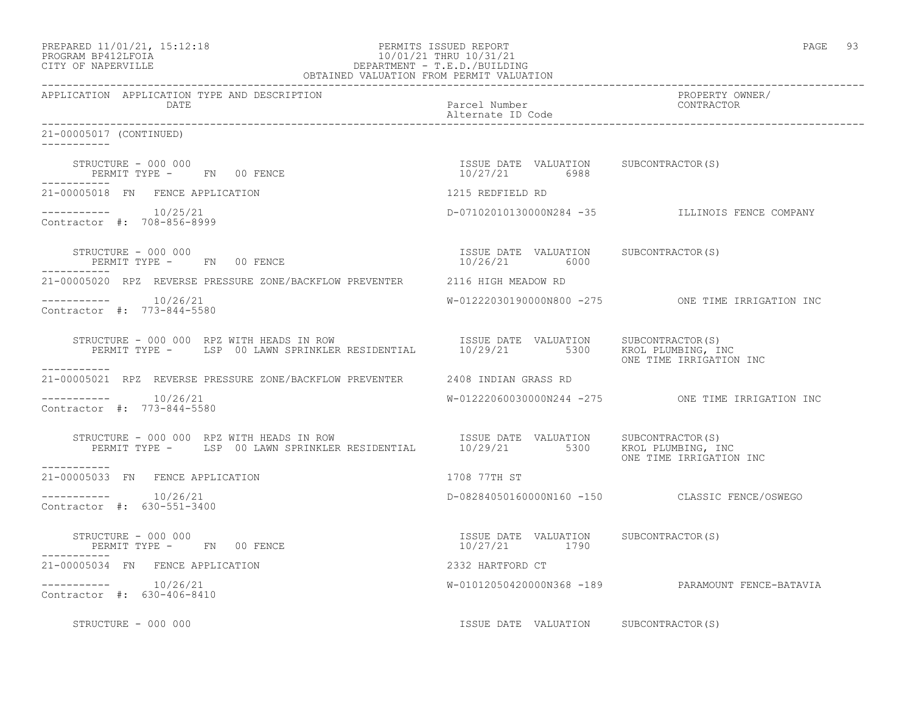PREPARED 11/01/21, 15:12:18 PERMITS ISSUED REPORT
PROGRAM BP412LFOIA 10/01/21 THRU 10/31/21
CITY OF NAPERVILLE DEPARTMENT - T.E.D./BUILDING
OBTAINED VALUATION FROM PERMIT VALUATION

| APPLICATION APPLICATION TYPE AND DESCRIPTION DATE | Parcel Number Alternate ID Code | PROPERTY OWNER/ CONTRACTOR |
|---|---|---|

21-00005017 (CONTINUED)

STRUCTURE - 000 000 | ISSUE DATE VALUATION SUBCONTRACTOR(S)
PERMIT TYPE - FN 00 FENCE | 10/27/21 6988

21-00005018 FN FENCE APPLICATION | 1215 REDFIELD RD
----------- 10/25/21 | D-07102010130000N284 -35 | ILLINOIS FENCE COMPANY
Contractor #: 708-856-8999

STRUCTURE - 000 000 | ISSUE DATE VALUATION SUBCONTRACTOR(S)
PERMIT TYPE - FN 00 FENCE | 10/26/21 6000

21-00005020 RPZ REVERSE PRESSURE ZONE/BACKFLOW PREVENTER | 2116 HIGH MEADOW RD
----------- 10/26/21 | W-01222030190000N800 -275 | ONE TIME IRRIGATION INC
Contractor #: 773-844-5580

STRUCTURE - 000 000 RPZ WITH HEADS IN ROW | ISSUE DATE VALUATION SUBCONTRACTOR(S)
PERMIT TYPE - LSP 00 LAWN SPRINKLER RESIDENTIAL | 10/29/21 5300 | KROL PLUMBING, INC
ONE TIME IRRIGATION INC

21-00005021 RPZ REVERSE PRESSURE ZONE/BACKFLOW PREVENTER | 2408 INDIAN GRASS RD
----------- 10/26/21 | W-01222060030000N244 -275 | ONE TIME IRRIGATION INC
Contractor #: 773-844-5580

STRUCTURE - 000 000 RPZ WITH HEADS IN ROW | ISSUE DATE VALUATION SUBCONTRACTOR(S)
PERMIT TYPE - LSP 00 LAWN SPRINKLER RESIDENTIAL | 10/29/21 5300 | KROL PLUMBING, INC
ONE TIME IRRIGATION INC

21-00005033 FN FENCE APPLICATION | 1708 77TH ST
----------- 10/26/21 | D-08284050160000N160 -150 | CLASSIC FENCE/OSWEGO
Contractor #: 630-551-3400

STRUCTURE - 000 000 | ISSUE DATE VALUATION SUBCONTRACTOR(S)
PERMIT TYPE - FN 00 FENCE | 10/27/21 1790

21-00005034 FN FENCE APPLICATION | 2332 HARTFORD CT
----------- 10/26/21 | W-01012050420000N368 -189 | PARAMOUNT FENCE-BATAVIA
Contractor #: 630-406-8410

STRUCTURE - 000 000 | ISSUE DATE VALUATION SUBCONTRACTOR(S)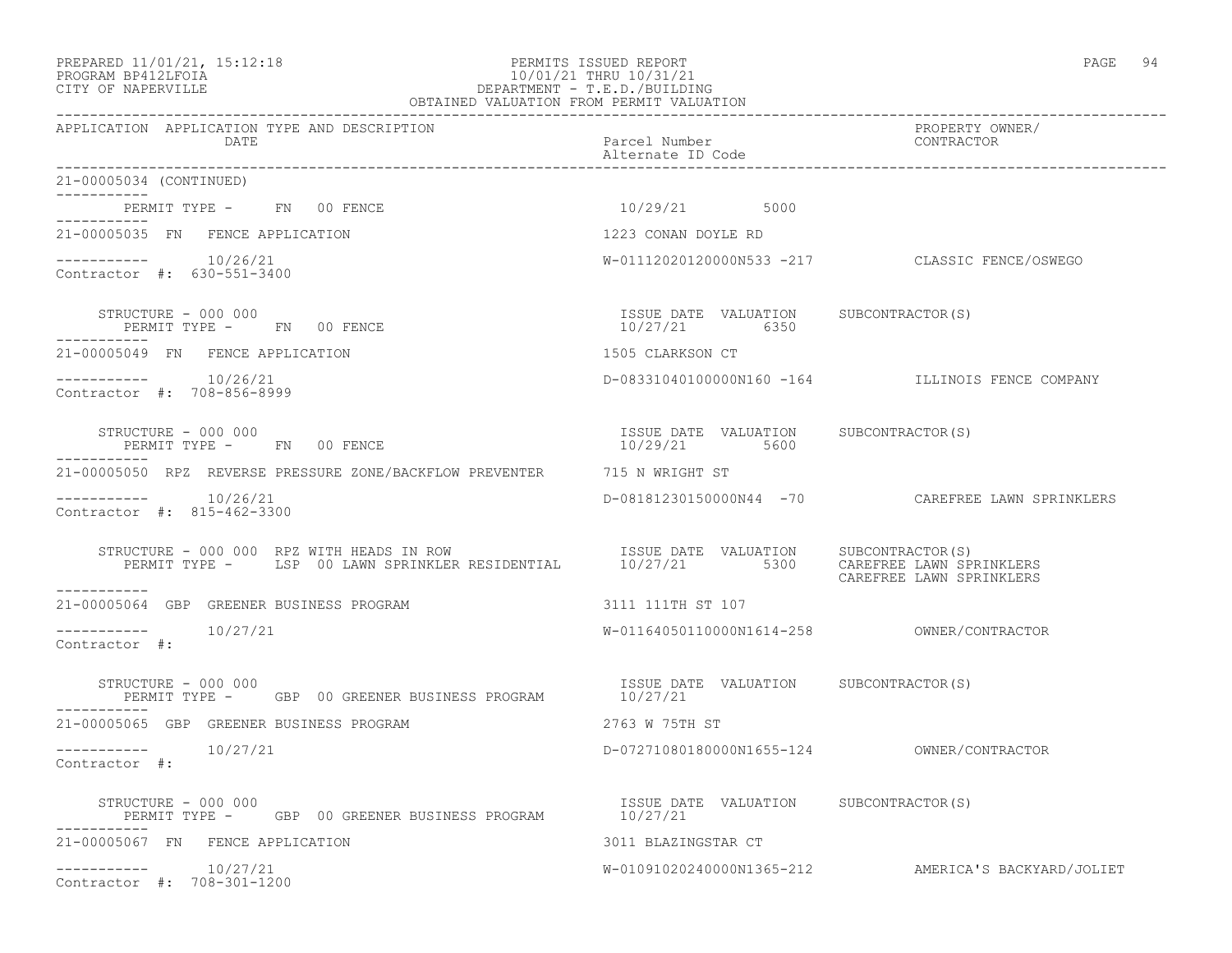PREPARED 11/01/21, 15:12:18
PROGRAM BP412LFOIA
CITY OF NAPERVILLE

PERMITS ISSUED REPORT
10/01/21 THRU 10/31/21
DEPARTMENT - T.E.D./BUILDING
OBTAINED VALUATION FROM PERMIT VALUATION

| APPLICATION | APPLICATION TYPE AND DESCRIPTION / DATE | Parcel Number / Alternate ID Code | PROPERTY OWNER/ CONTRACTOR |
|---|---|---|---|

21-00005034 (CONTINUED)

PERMIT TYPE - FN 00 FENCE — 10/29/21 — 5000

---

21-00005035 FN FENCE APPLICATION — 1223 CONAN DOYLE RD

10/26/21 — W-01112020120000N533 -217 — CLASSIC FENCE/OSWEGO

Contractor #: 630-551-3400

STRUCTURE - 000 000 — ISSUE DATE VALUATION SUBCONTRACTOR(S)
PERMIT TYPE - FN 00 FENCE — 10/27/21 — 6350

---

21-00005049 FN FENCE APPLICATION — 1505 CLARKSON CT

10/26/21 — D-08331040100000N160 -164 — ILLINOIS FENCE COMPANY

Contractor #: 708-856-8999

STRUCTURE - 000 000 — ISSUE DATE VALUATION SUBCONTRACTOR(S)
PERMIT TYPE - FN 00 FENCE — 10/29/21 — 5600

---

21-00005050 RPZ REVERSE PRESSURE ZONE/BACKFLOW PREVENTER — 715 N WRIGHT ST

10/26/21 — D-08181230150000N44 -70 — CAREFREE LAWN SPRINKLERS

Contractor #: 815-462-3300

STRUCTURE - 000 000 RPZ WITH HEADS IN ROW — ISSUE DATE VALUATION SUBCONTRACTOR(S)
PERMIT TYPE - LSP 00 LAWN SPRINKLER RESIDENTIAL — 10/27/21 — 5300 — CAREFREE LAWN SPRINKLERS
CAREFREE LAWN SPRINKLERS

---

21-00005064 GBP GREENER BUSINESS PROGRAM — 3111 111TH ST 107

10/27/21 — W-01164050110000N1614-258 — OWNER/CONTRACTOR

Contractor #:

STRUCTURE - 000 000 — ISSUE DATE VALUATION SUBCONTRACTOR(S)
PERMIT TYPE - GBP 00 GREENER BUSINESS PROGRAM — 10/27/21

---

21-00005065 GBP GREENER BUSINESS PROGRAM — 2763 W 75TH ST

10/27/21 — D-07271080180000N1655-124 — OWNER/CONTRACTOR

Contractor #:

STRUCTURE - 000 000 — ISSUE DATE VALUATION SUBCONTRACTOR(S)
PERMIT TYPE - GBP 00 GREENER BUSINESS PROGRAM — 10/27/21

---

21-00005067 FN FENCE APPLICATION — 3011 BLAZINGSTAR CT

10/27/21 — W-01091020240000N1365-212 — AMERICA'S BACKYARD/JOLIET

Contractor #: 708-301-1200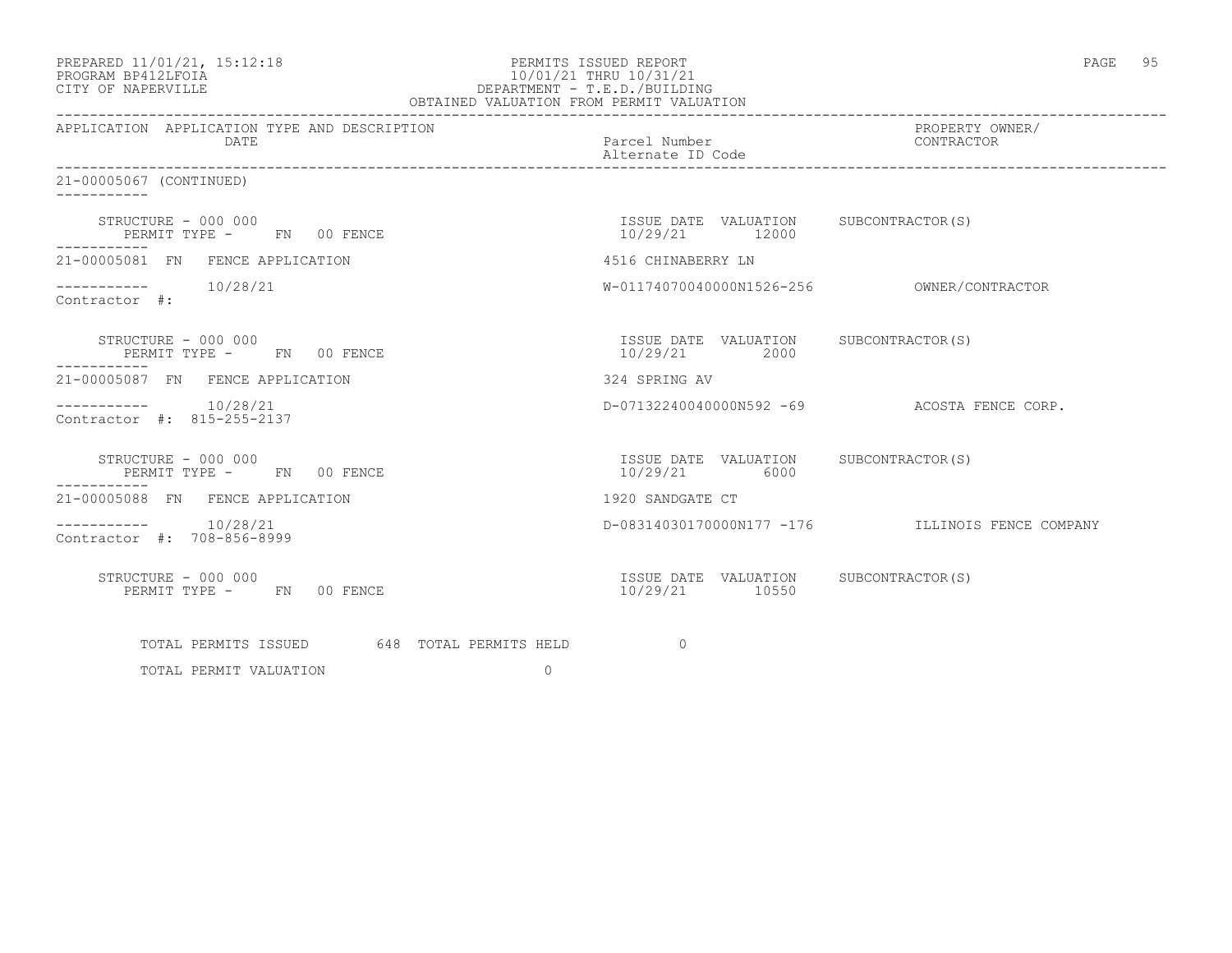PREPARED 11/01/21, 15:12:18
PROGRAM BP412LFOIA
CITY OF NAPERVILLE

PERMITS ISSUED REPORT
10/01/21 THRU 10/31/21
DEPARTMENT - T.E.D./BUILDING
OBTAINED VALUATION FROM PERMIT VALUATION

| APPLICATION | APPLICATION TYPE AND DESCRIPTION DATE | Parcel Number Alternate ID Code | PROPERTY OWNER/ CONTRACTOR |
|---|---|---|---|

21-00005067 (CONTINUED)

STRUCTURE - 000 000
PERMIT TYPE - FN 00 FENCE
ISSUE DATE 10/29/21 VALUATION 12000 SUBCONTRACTOR(S)

21-00005081 FN FENCE APPLICATION — 4516 CHINABERRY LN
10/28/21 — W-01174070040000N1526-256 — OWNER/CONTRACTOR
Contractor #:

STRUCTURE - 000 000
PERMIT TYPE - FN 00 FENCE
ISSUE DATE 10/29/21 VALUATION 2000 SUBCONTRACTOR(S)

21-00005087 FN FENCE APPLICATION — 324 SPRING AV
10/28/21 — D-07132240040000N592 -69 — ACOSTA FENCE CORP.
Contractor #: 815-255-2137

STRUCTURE - 000 000
PERMIT TYPE - FN 00 FENCE
ISSUE DATE 10/29/21 VALUATION 6000 SUBCONTRACTOR(S)

21-00005088 FN FENCE APPLICATION — 1920 SANDGATE CT
10/28/21 — D-08314030170000N177 -176 — ILLINOIS FENCE COMPANY
Contractor #: 708-856-8999

STRUCTURE - 000 000
PERMIT TYPE - FN 00 FENCE
ISSUE DATE 10/29/21 VALUATION 10550 SUBCONTRACTOR(S)

TOTAL PERMITS ISSUED 648 TOTAL PERMITS HELD 0

TOTAL PERMIT VALUATION 0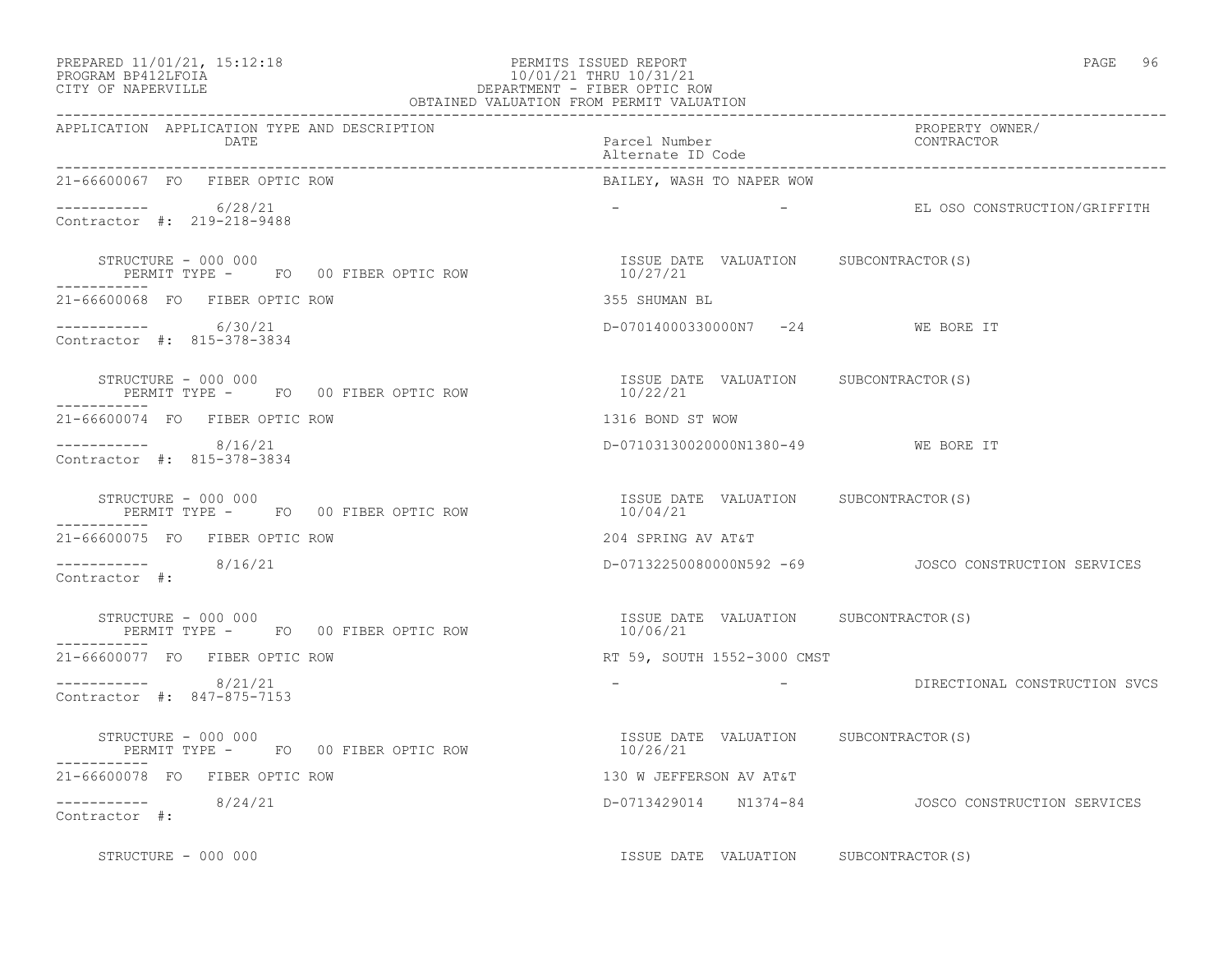PREPARED 11/01/21, 15:12:18
PROGRAM BP412LFOIA
CITY OF NAPERVILLE

PERMITS ISSUED REPORT
10/01/21 THRU 10/31/21
DEPARTMENT - FIBER OPTIC ROW
OBTAINED VALUATION FROM PERMIT VALUATION

| APPLICATION | APPLICATION TYPE AND DESCRIPTION DATE | Parcel Number / Alternate ID Code | PROPERTY OWNER/ CONTRACTOR |
|---|---|---|---|
| 21-66600067 | FO FIBER OPTIC ROW | BAILEY, WASH TO NAPER WOW | |
| ----------- | 6/28/21 | - - | EL OSO CONSTRUCTION/GRIFFITH |
| Contractor #: 219-218-9488 | | | |
| STRUCTURE - 000 000 | PERMIT TYPE - FO 00 FIBER OPTIC ROW | ISSUE DATE 10/27/21 VALUATION | SUBCONTRACTOR(S) |
| 21-66600068 | FO FIBER OPTIC ROW | 355 SHUMAN BL | |
| ----------- | 6/30/21 | D-07014000330000N7 -24 | WE BORE IT |
| Contractor #: 815-378-3834 | | | |
| STRUCTURE - 000 000 | PERMIT TYPE - FO 00 FIBER OPTIC ROW | ISSUE DATE 10/22/21 VALUATION | SUBCONTRACTOR(S) |
| 21-66600074 | FO FIBER OPTIC ROW | 1316 BOND ST WOW | |
| ----------- | 8/16/21 | D-07103130020000N1380-49 | WE BORE IT |
| Contractor #: 815-378-3834 | | | |
| STRUCTURE - 000 000 | PERMIT TYPE - FO 00 FIBER OPTIC ROW | ISSUE DATE 10/04/21 VALUATION | SUBCONTRACTOR(S) |
| 21-66600075 | FO FIBER OPTIC ROW | 204 SPRING AV AT&T | |
| ----------- | 8/16/21 | D-07132250080000N592 -69 | JOSCO CONSTRUCTION SERVICES |
| Contractor #: | | | |
| STRUCTURE - 000 000 | PERMIT TYPE - FO 00 FIBER OPTIC ROW | ISSUE DATE 10/06/21 VALUATION | SUBCONTRACTOR(S) |
| 21-66600077 | FO FIBER OPTIC ROW | RT 59, SOUTH 1552-3000 CMST | |
| ----------- | 8/21/21 | - - | DIRECTIONAL CONSTRUCTION SVCS |
| Contractor #: 847-875-7153 | | | |
| STRUCTURE - 000 000 | PERMIT TYPE - FO 00 FIBER OPTIC ROW | ISSUE DATE 10/26/21 VALUATION | SUBCONTRACTOR(S) |
| 21-66600078 | FO FIBER OPTIC ROW | 130 W JEFFERSON AV AT&T | |
| ----------- | 8/24/21 | D-0713429014 N1374-84 | JOSCO CONSTRUCTION SERVICES |
| Contractor #: | | | |
| STRUCTURE - 000 000 | | ISSUE DATE VALUATION | SUBCONTRACTOR(S) |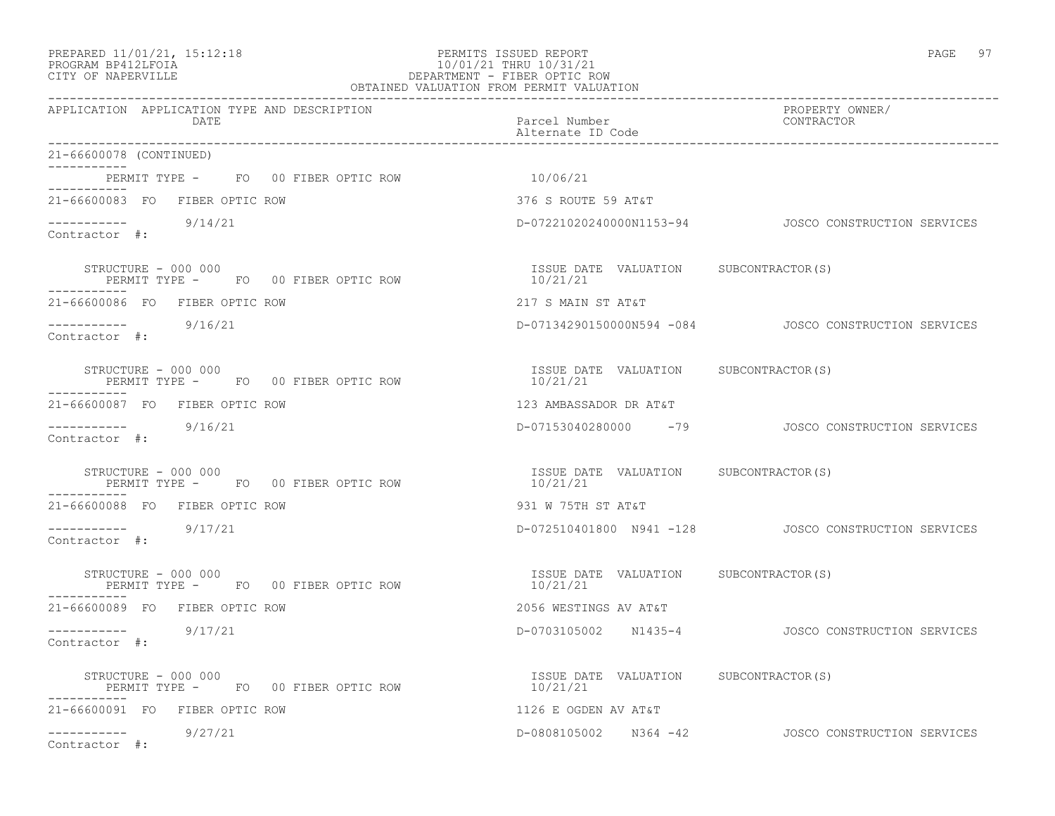PREPARED 11/01/21, 15:12:18
PROGRAM BP412LFOIA
CITY OF NAPERVILLE

PERMITS ISSUED REPORT
10/01/21 THRU 10/31/21
DEPARTMENT - FIBER OPTIC ROW
OBTAINED VALUATION FROM PERMIT VALUATION

| APPLICATION | APPLICATION TYPE AND DESCRIPTION / DATE | Parcel Number / Alternate ID Code | PROPERTY OWNER/ CONTRACTOR |
|---|---|---|---|
| 21-66600078 (CONTINUED) | | | |
| | PERMIT TYPE - FO 00 FIBER OPTIC ROW | 10/06/21 | |
| 21-66600083 | FO FIBER OPTIC ROW | 376 S ROUTE 59 AT&T | |
| | 9/14/21 | D-07221020240000N1153-94 | JOSCO CONSTRUCTION SERVICES |
| Contractor #: | | | |
| | STRUCTURE - 000 000 | ISSUE DATE VALUATION | SUBCONTRACTOR(S) |
| | PERMIT TYPE - FO 00 FIBER OPTIC ROW | 10/21/21 | |
| 21-66600086 | FO FIBER OPTIC ROW | 217 S MAIN ST AT&T | |
| | 9/16/21 | D-07134290150000N594 -084 | JOSCO CONSTRUCTION SERVICES |
| Contractor #: | | | |
| | STRUCTURE - 000 000 | ISSUE DATE VALUATION | SUBCONTRACTOR(S) |
| | PERMIT TYPE - FO 00 FIBER OPTIC ROW | 10/21/21 | |
| 21-66600087 | FO FIBER OPTIC ROW | 123 AMBASSADOR DR AT&T | |
| | 9/16/21 | D-07153040280000 -79 | JOSCO CONSTRUCTION SERVICES |
| Contractor #: | | | |
| | STRUCTURE - 000 000 | ISSUE DATE VALUATION | SUBCONTRACTOR(S) |
| | PERMIT TYPE - FO 00 FIBER OPTIC ROW | 10/21/21 | |
| 21-66600088 | FO FIBER OPTIC ROW | 931 W 75TH ST AT&T | |
| | 9/17/21 | D-072510401800 N941 -128 | JOSCO CONSTRUCTION SERVICES |
| Contractor #: | | | |
| | STRUCTURE - 000 000 | ISSUE DATE VALUATION | SUBCONTRACTOR(S) |
| | PERMIT TYPE - FO 00 FIBER OPTIC ROW | 10/21/21 | |
| 21-66600089 | FO FIBER OPTIC ROW | 2056 WESTINGS AV AT&T | |
| | 9/17/21 | D-0703105002 N1435-4 | JOSCO CONSTRUCTION SERVICES |
| Contractor #: | | | |
| | STRUCTURE - 000 000 | ISSUE DATE VALUATION | SUBCONTRACTOR(S) |
| | PERMIT TYPE - FO 00 FIBER OPTIC ROW | 10/21/21 | |
| 21-66600091 | FO FIBER OPTIC ROW | 1126 E OGDEN AV AT&T | |
| | 9/27/21 | D-0808105002 N364 -42 | JOSCO CONSTRUCTION SERVICES |
| Contractor #: | | | |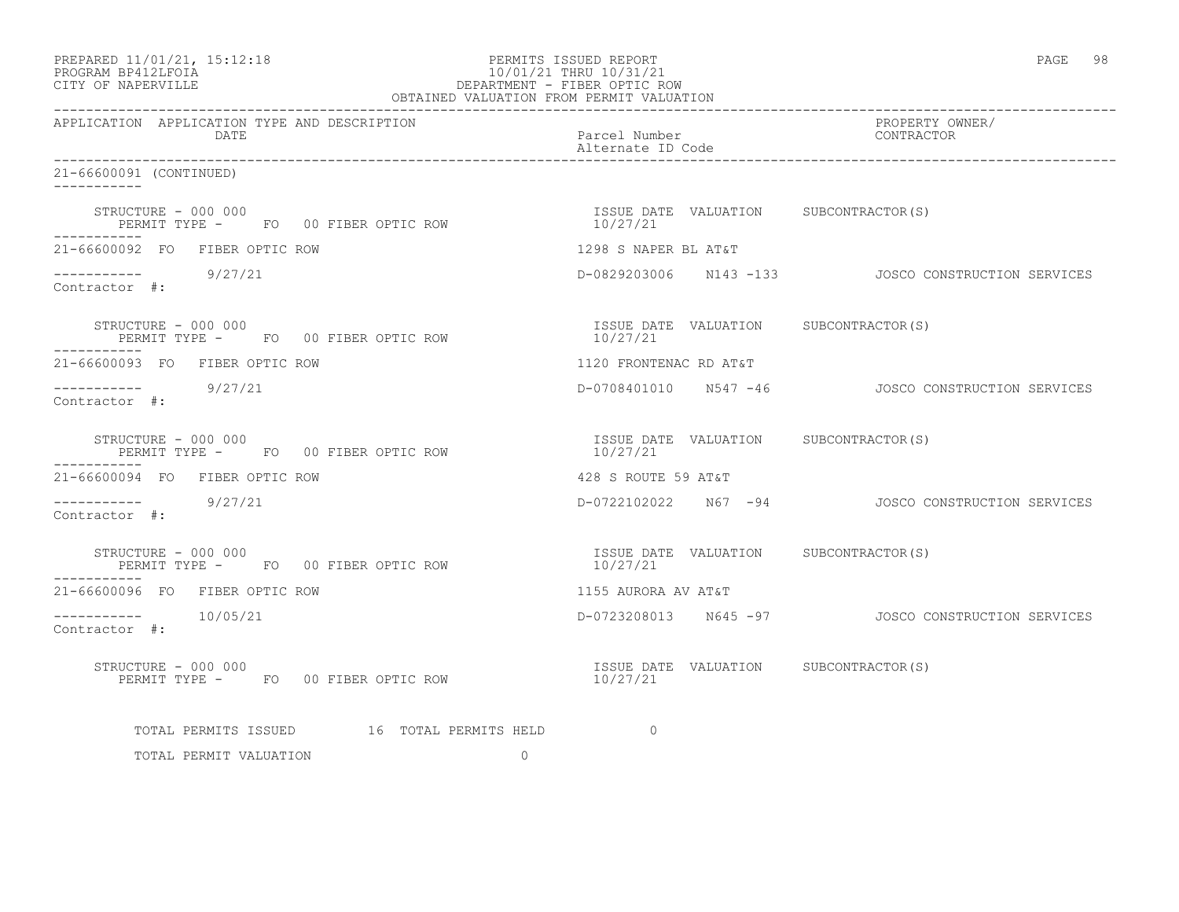PREPARED 11/01/21, 15:12:18
PROGRAM BP412LFOIA
CITY OF NAPERVILLE

PERMITS ISSUED REPORT
10/01/21 THRU 10/31/21
DEPARTMENT - FIBER OPTIC ROW
OBTAINED VALUATION FROM PERMIT VALUATION

| APPLICATION | APPLICATION TYPE AND DESCRIPTION / DATE | Parcel Number / Alternate ID Code | PROPERTY OWNER/ CONTRACTOR |
|---|---|---|---|

21-66600091 (CONTINUED)

STRUCTURE - 000 000
PERMIT TYPE - FO 00 FIBER OPTIC ROW
ISSUE DATE 10/27/21 VALUATION SUBCONTRACTOR(S)

21-66600092 FO FIBER OPTIC ROW — 1298 S NAPER BL AT&T
9/27/21 — D-0829203006 N143 -133 — JOSCO CONSTRUCTION SERVICES
Contractor #:

STRUCTURE - 000 000
PERMIT TYPE - FO 00 FIBER OPTIC ROW
ISSUE DATE 10/27/21 VALUATION SUBCONTRACTOR(S)

21-66600093 FO FIBER OPTIC ROW — 1120 FRONTENAC RD AT&T
9/27/21 — D-0708401010 N547 -46 — JOSCO CONSTRUCTION SERVICES
Contractor #:

STRUCTURE - 000 000
PERMIT TYPE - FO 00 FIBER OPTIC ROW
ISSUE DATE 10/27/21 VALUATION SUBCONTRACTOR(S)

21-66600094 FO FIBER OPTIC ROW — 428 S ROUTE 59 AT&T
9/27/21 — D-0722102022 N67 -94 — JOSCO CONSTRUCTION SERVICES
Contractor #:

STRUCTURE - 000 000
PERMIT TYPE - FO 00 FIBER OPTIC ROW
ISSUE DATE 10/27/21 VALUATION SUBCONTRACTOR(S)

21-66600096 FO FIBER OPTIC ROW — 1155 AURORA AV AT&T
10/05/21 — D-0723208013 N645 -97 — JOSCO CONSTRUCTION SERVICES
Contractor #:

STRUCTURE - 000 000
PERMIT TYPE - FO 00 FIBER OPTIC ROW
ISSUE DATE 10/27/21 VALUATION SUBCONTRACTOR(S)

TOTAL PERMITS ISSUED 16 TOTAL PERMITS HELD 0

TOTAL PERMIT VALUATION 0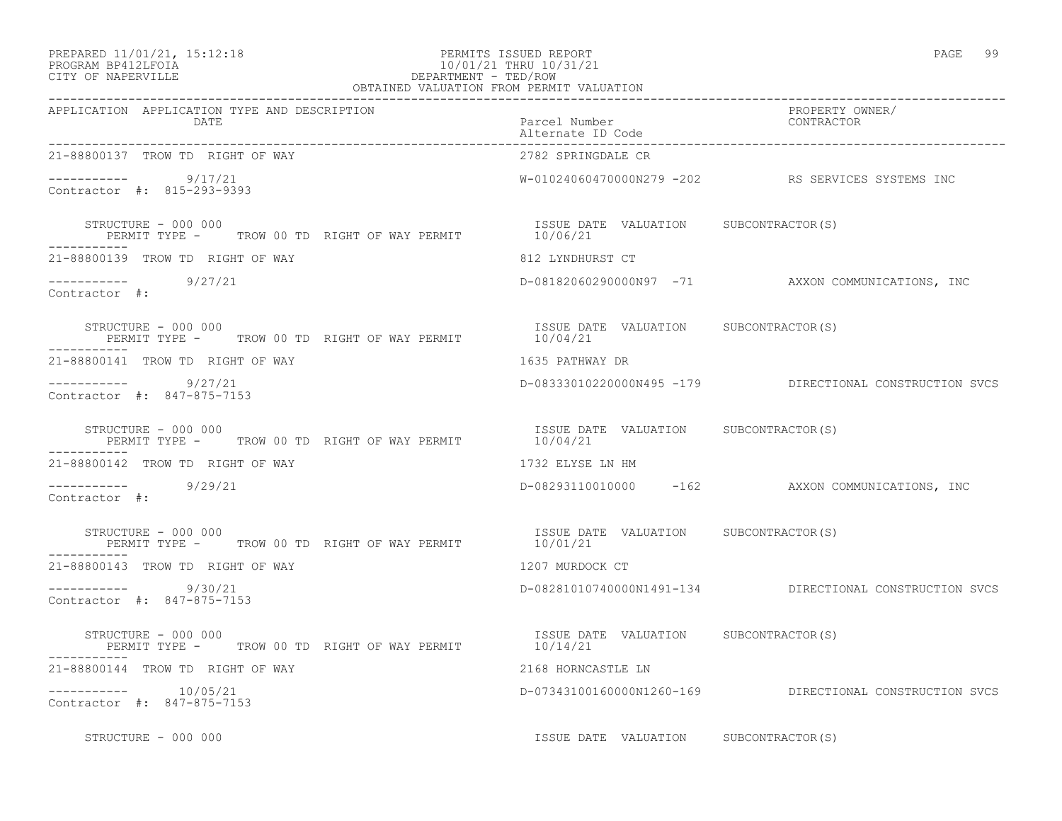PREPARED 11/01/21, 15:12:18 PERMITS ISSUED REPORT
PROGRAM BP412LFOIA 10/01/21 THRU 10/31/21
CITY OF NAPERVILLE DEPARTMENT - TED/ROW
OBTAINED VALUATION FROM PERMIT VALUATION

| APPLICATION | APPLICATION TYPE AND DESCRIPTION / DATE | Parcel Number / Alternate ID Code | PROPERTY OWNER/ CONTRACTOR |
|---|---|---|---|
| 21-88800137 | TROW TD RIGHT OF WAY | 2782 SPRINGDALE CR | |
| ----------- | 9/17/21 | W-01024060470000N279 -202 | RS SERVICES SYSTEMS INC |
| Contractor #: 815-293-9393 | | | |
| STRUCTURE - 000 000 | PERMIT TYPE - TROW 00 TD RIGHT OF WAY PERMIT | ISSUE DATE 10/06/21 VALUATION | SUBCONTRACTOR(S) |
| 21-88800139 | TROW TD RIGHT OF WAY | 812 LYNDHURST CT | |
| ----------- | 9/27/21 | D-08182060290000N97 -71 | AXXON COMMUNICATIONS, INC |
| Contractor #: | | | |
| STRUCTURE - 000 000 | PERMIT TYPE - TROW 00 TD RIGHT OF WAY PERMIT | ISSUE DATE 10/04/21 VALUATION | SUBCONTRACTOR(S) |
| 21-88800141 | TROW TD RIGHT OF WAY | 1635 PATHWAY DR | |
| ----------- | 9/27/21 | D-08333010220000N495 -179 | DIRECTIONAL CONSTRUCTION SVCS |
| Contractor #: 847-875-7153 | | | |
| STRUCTURE - 000 000 | PERMIT TYPE - TROW 00 TD RIGHT OF WAY PERMIT | ISSUE DATE 10/04/21 VALUATION | SUBCONTRACTOR(S) |
| 21-88800142 | TROW TD RIGHT OF WAY | 1732 ELYSE LN HM | |
| ----------- | 9/29/21 | D-08293110010000 -162 | AXXON COMMUNICATIONS, INC |
| Contractor #: | | | |
| STRUCTURE - 000 000 | PERMIT TYPE - TROW 00 TD RIGHT OF WAY PERMIT | ISSUE DATE 10/01/21 VALUATION | SUBCONTRACTOR(S) |
| 21-88800143 | TROW TD RIGHT OF WAY | 1207 MURDOCK CT | |
| ----------- | 9/30/21 | D-08281010740000N1491-134 | DIRECTIONAL CONSTRUCTION SVCS |
| Contractor #: 847-875-7153 | | | |
| STRUCTURE - 000 000 | PERMIT TYPE - TROW 00 TD RIGHT OF WAY PERMIT | ISSUE DATE 10/14/21 VALUATION | SUBCONTRACTOR(S) |
| 21-88800144 | TROW TD RIGHT OF WAY | 2168 HORNCASTLE LN | |
| ----------- | 10/05/21 | D-07343100160000N1260-169 | DIRECTIONAL CONSTRUCTION SVCS |
| Contractor #: 847-875-7153 | | | |
| STRUCTURE - 000 000 | | ISSUE DATE VALUATION | SUBCONTRACTOR(S) |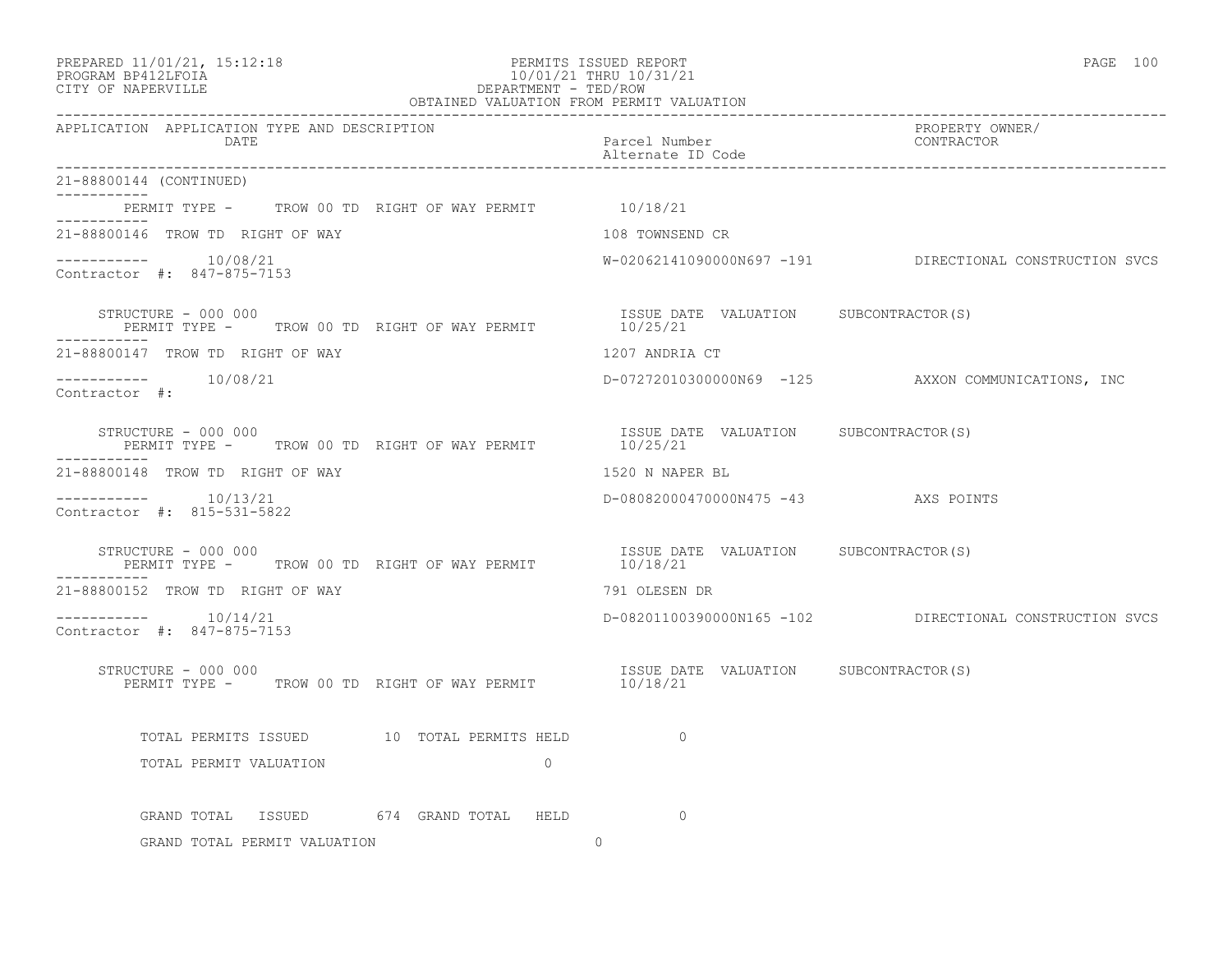PREPARED 11/01/21, 15:12:18
PROGRAM BP412LFOIA
CITY OF NAPERVILLE

PERMITS ISSUED REPORT
10/01/21 THRU 10/31/21
DEPARTMENT - TED/ROW
OBTAINED VALUATION FROM PERMIT VALUATION

| APPLICATION | APPLICATION TYPE AND DESCRIPTION / DATE | Parcel Number / Alternate ID Code | PROPERTY OWNER/ CONTRACTOR |
|---|---|---|---|
| 21-88800144 (CONTINUED) | | | |
| | PERMIT TYPE - TROW 00 TD RIGHT OF WAY PERMIT | 10/18/21 | |
| 21-88800146 | TROW TD RIGHT OF WAY | 108 TOWNSEND CR | |
| | 10/08/21 | W-02062141090000N697 -191 | DIRECTIONAL CONSTRUCTION SVCS |
| Contractor #: 847-875-7153 | | | |
| | STRUCTURE - 000 000 / PERMIT TYPE - TROW 00 TD RIGHT OF WAY PERMIT | ISSUE DATE VALUATION 10/25/21 | SUBCONTRACTOR(S) |
| 21-88800147 | TROW TD RIGHT OF WAY | 1207 ANDRIA CT | |
| | 10/08/21 | D-07272010300000N69 -125 | AXXON COMMUNICATIONS, INC |
| Contractor #: | | | |
| | STRUCTURE - 000 000 / PERMIT TYPE - TROW 00 TD RIGHT OF WAY PERMIT | ISSUE DATE VALUATION 10/25/21 | SUBCONTRACTOR(S) |
| 21-88800148 | TROW TD RIGHT OF WAY | 1520 N NAPER BL | |
| | 10/13/21 | D-08082000470000N475 -43 | AXS POINTS |
| Contractor #: 815-531-5822 | | | |
| | STRUCTURE - 000 000 / PERMIT TYPE - TROW 00 TD RIGHT OF WAY PERMIT | ISSUE DATE VALUATION 10/18/21 | SUBCONTRACTOR(S) |
| 21-88800152 | TROW TD RIGHT OF WAY | 791 OLESEN DR | |
| | 10/14/21 | D-08201100390000N165 -102 | DIRECTIONAL CONSTRUCTION SVCS |
| Contractor #: 847-875-7153 | | | |
| | STRUCTURE - 000 000 / PERMIT TYPE - TROW 00 TD RIGHT OF WAY PERMIT | ISSUE DATE VALUATION 10/18/21 | SUBCONTRACTOR(S) |

TOTAL PERMITS ISSUED 10 TOTAL PERMITS HELD 0

TOTAL PERMIT VALUATION 0

GRAND TOTAL ISSUED 674 GRAND TOTAL HELD 0

GRAND TOTAL PERMIT VALUATION 0